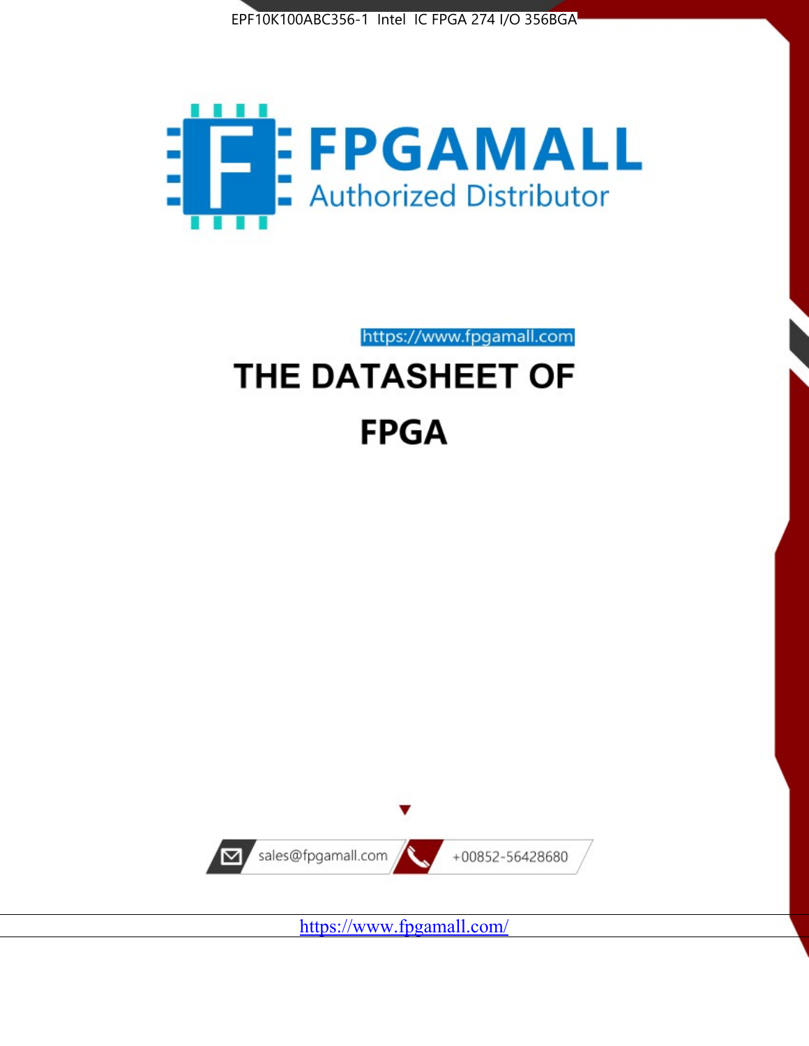EPF10K100ABC356-1 Intel IC FPGA 274 I/O 356BGA

**FPGAMALL**

Authorized Distributor

https://www.fpgamall.com

# THE DATASHEET OF

# FPGA

sales@fpgamall.com

+00852-56428680

https://www.fpgamall.com/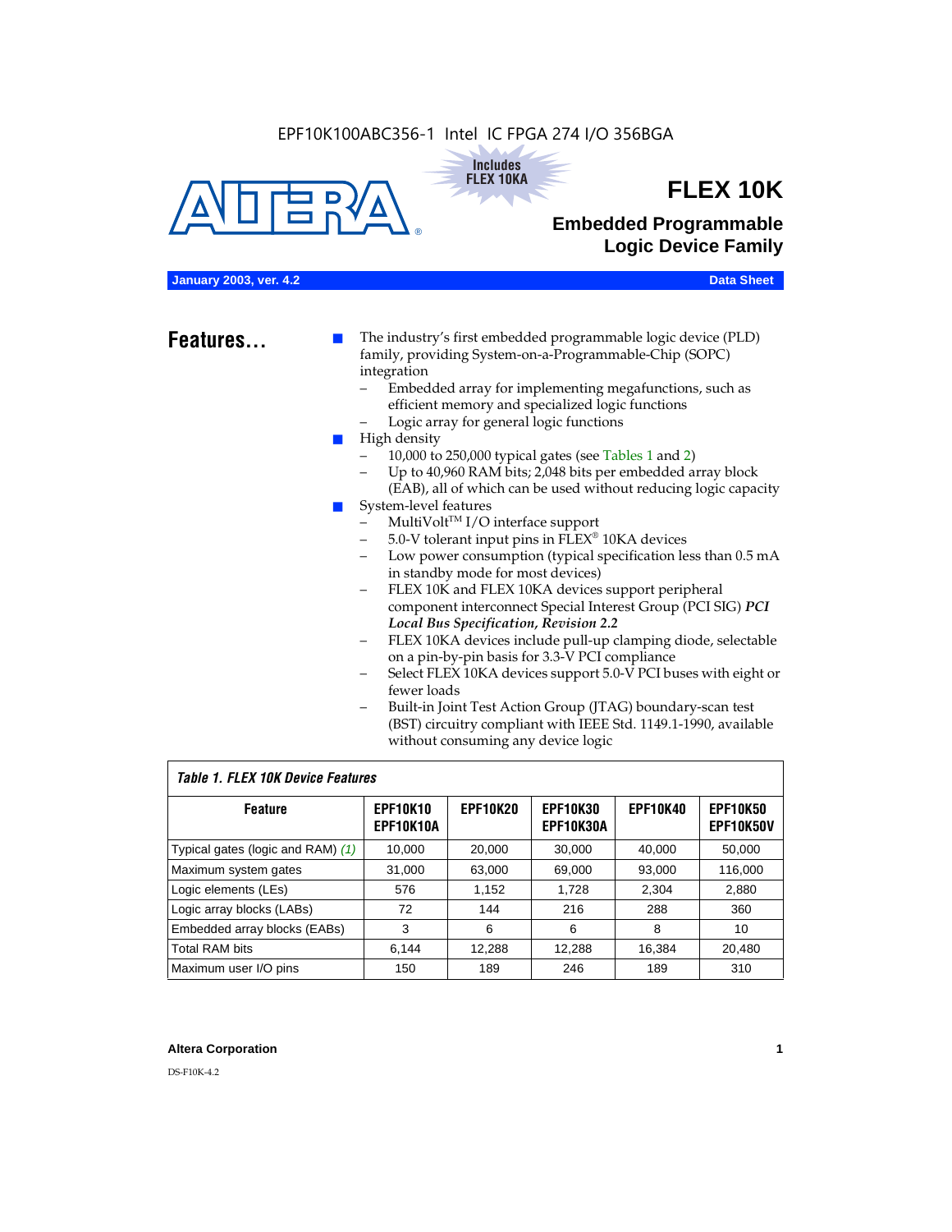EPF10K100ABC356-1 Intel IC FPGA 274 I/O 356BGA

Includes FLEX 10KA

# FLEX 10K

## Embedded Programmable Logic Device Family

**January 2003, ver. 4.2** **Data Sheet**

## Features...

- The industry's first embedded programmable logic device (PLD) family, providing System-on-a-Programmable-Chip (SOPC) integration
  - Embedded array for implementing megafunctions, such as efficient memory and specialized logic functions
  - Logic array for general logic functions
- High density
  - 10,000 to 250,000 typical gates (see Tables 1 and 2)
  - Up to 40,960 RAM bits; 2,048 bits per embedded array block (EAB), all of which can be used without reducing logic capacity
- System-level features
  - MultiVolt™ I/O interface support
  - 5.0-V tolerant input pins in FLEX® 10KA devices
  - Low power consumption (typical specification less than 0.5 mA in standby mode for most devices)
  - FLEX 10K and FLEX 10KA devices support peripheral component interconnect Special Interest Group (PCI SIG) ***PCI Local Bus Specification, Revision 2.2***
  - FLEX 10KA devices include pull-up clamping diode, selectable on a pin-by-pin basis for 3.3-V PCI compliance
  - Select FLEX 10KA devices support 5.0-V PCI buses with eight or fewer loads
  - Built-in Joint Test Action Group (JTAG) boundary-scan test (BST) circuitry compliant with IEEE Std. 1149.1-1990, available without consuming any device logic

*Table 1. FLEX 10K Device Features*

| Feature | EPF10K10 EPF10K10A | EPF10K20 | EPF10K30 EPF10K30A | EPF10K40 | EPF10K50 EPF10K50V |
|---|---|---|---|---|---|
| Typical gates (logic and RAM) *(1)* | 10,000 | 20,000 | 30,000 | 40,000 | 50,000 |
| Maximum system gates | 31,000 | 63,000 | 69,000 | 93,000 | 116,000 |
| Logic elements (LEs) | 576 | 1,152 | 1,728 | 2,304 | 2,880 |
| Logic array blocks (LABs) | 72 | 144 | 216 | 288 | 360 |
| Embedded array blocks (EABs) | 3 | 6 | 6 | 8 | 10 |
| Total RAM bits | 6,144 | 12,288 | 12,288 | 16,384 | 20,480 |
| Maximum user I/O pins | 150 | 189 | 246 | 189 | 310 |

**Altera Corporation**

DS-F10K-4.2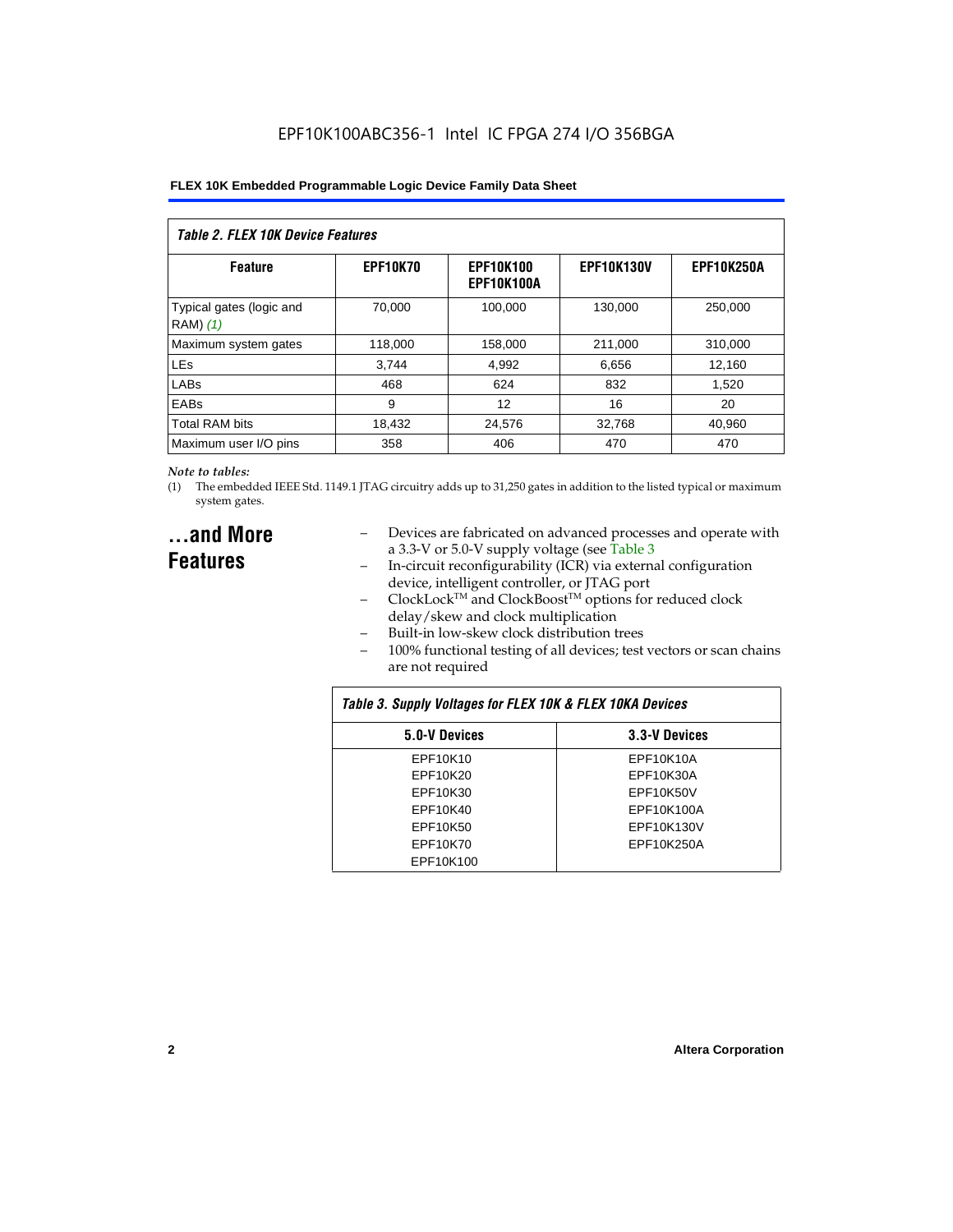*Table 2. FLEX 10K Device Features*

| Feature | EPF10K70 | EPF10K100<br>EPF10K100A | EPF10K130V | EPF10K250A |
|---|---|---|---|---|
| Typical gates (logic and RAM) *(1)* | 70,000 | 100,000 | 130,000 | 250,000 |
| Maximum system gates | 118,000 | 158,000 | 211,000 | 310,000 |
| LEs | 3,744 | 4,992 | 6,656 | 12,160 |
| LABs | 468 | 624 | 832 | 1,520 |
| EABs | 9 | 12 | 16 | 20 |
| Total RAM bits | 18,432 | 24,576 | 32,768 | 40,960 |
| Maximum user I/O pins | 358 | 406 | 470 | 470 |

*Note to tables:*

(1) The embedded IEEE Std. 1149.1 JTAG circuitry adds up to 31,250 gates in addition to the listed typical or maximum system gates.

## ...and More Features

- Devices are fabricated on advanced processes and operate with a 3.3-V or 5.0-V supply voltage (see Table 3
- In-circuit reconfigurability (ICR) via external configuration device, intelligent controller, or JTAG port
- ClockLock™ and ClockBoost™ options for reduced clock delay/skew and clock multiplication
- Built-in low-skew clock distribution trees
- 100% functional testing of all devices; test vectors or scan chains are not required

*Table 3. Supply Voltages for FLEX 10K & FLEX 10KA Devices*

| 5.0-V Devices | 3.3-V Devices |
|---|---|
| EPF10K10 | EPF10K10A |
| EPF10K20 | EPF10K30A |
| EPF10K30 | EPF10K50V |
| EPF10K40 | EPF10K100A |
| EPF10K50 | EPF10K130V |
| EPF10K70 | EPF10K250A |
| EPF10K100 | |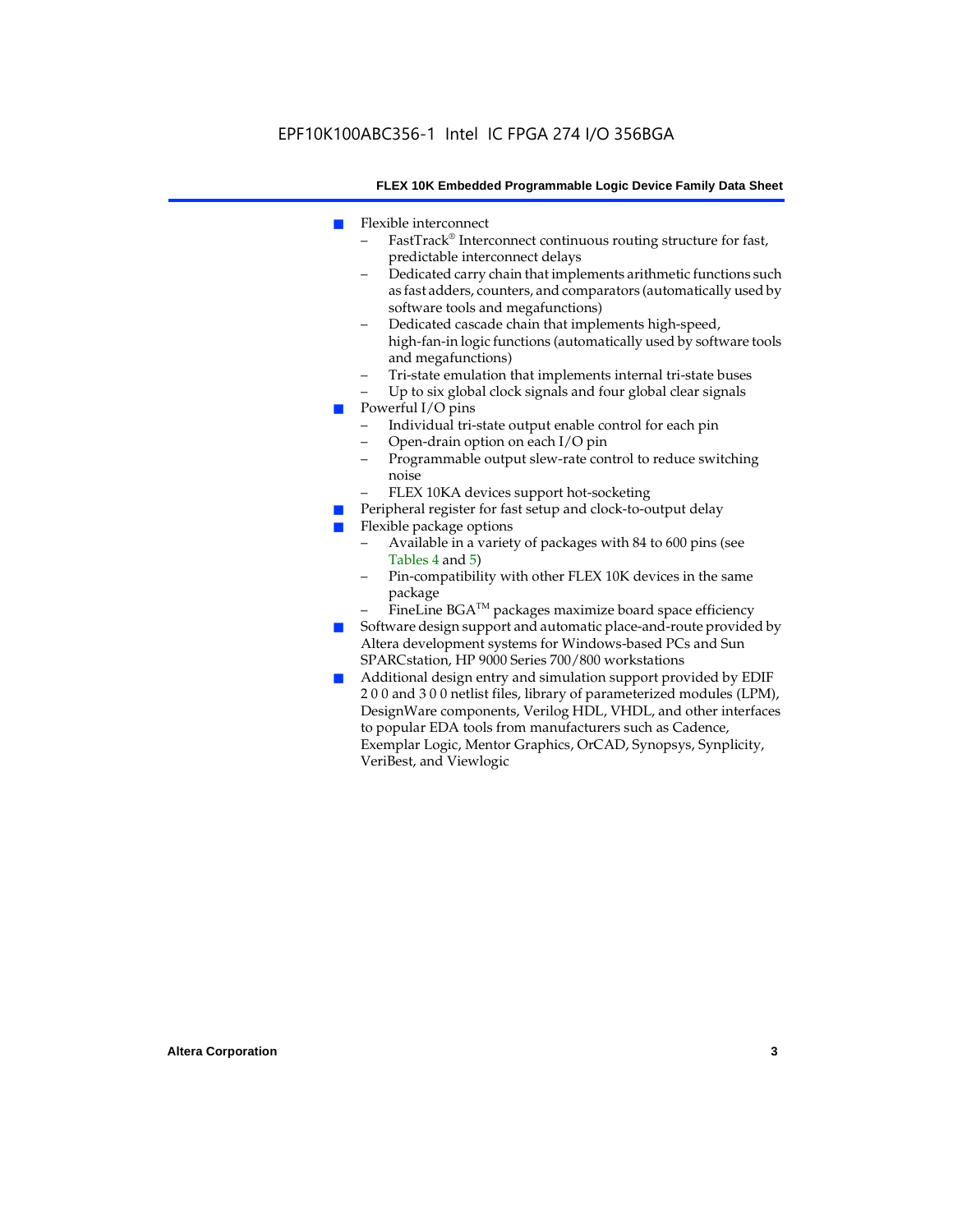- Flexible interconnect
  - FastTrack® Interconnect continuous routing structure for fast, predictable interconnect delays
  - Dedicated carry chain that implements arithmetic functions such as fast adders, counters, and comparators (automatically used by software tools and megafunctions)
  - Dedicated cascade chain that implements high-speed, high-fan-in logic functions (automatically used by software tools and megafunctions)
  - Tri-state emulation that implements internal tri-state buses
  - Up to six global clock signals and four global clear signals
- Powerful I/O pins
  - Individual tri-state output enable control for each pin
  - Open-drain option on each I/O pin
  - Programmable output slew-rate control to reduce switching noise
  - FLEX 10KA devices support hot-socketing
- Peripheral register for fast setup and clock-to-output delay
- Flexible package options
  - Available in a variety of packages with 84 to 600 pins (see Tables 4 and 5)
  - Pin-compatibility with other FLEX 10K devices in the same package
  - FineLine BGA™ packages maximize board space efficiency
- Software design support and automatic place-and-route provided by Altera development systems for Windows-based PCs and Sun SPARCstation, HP 9000 Series 700/800 workstations
- Additional design entry and simulation support provided by EDIF 2 0 0 and 3 0 0 netlist files, library of parameterized modules (LPM), DesignWare components, Verilog HDL, VHDL, and other interfaces to popular EDA tools from manufacturers such as Cadence, Exemplar Logic, Mentor Graphics, OrCAD, Synopsys, Synplicity, VeriBest, and Viewlogic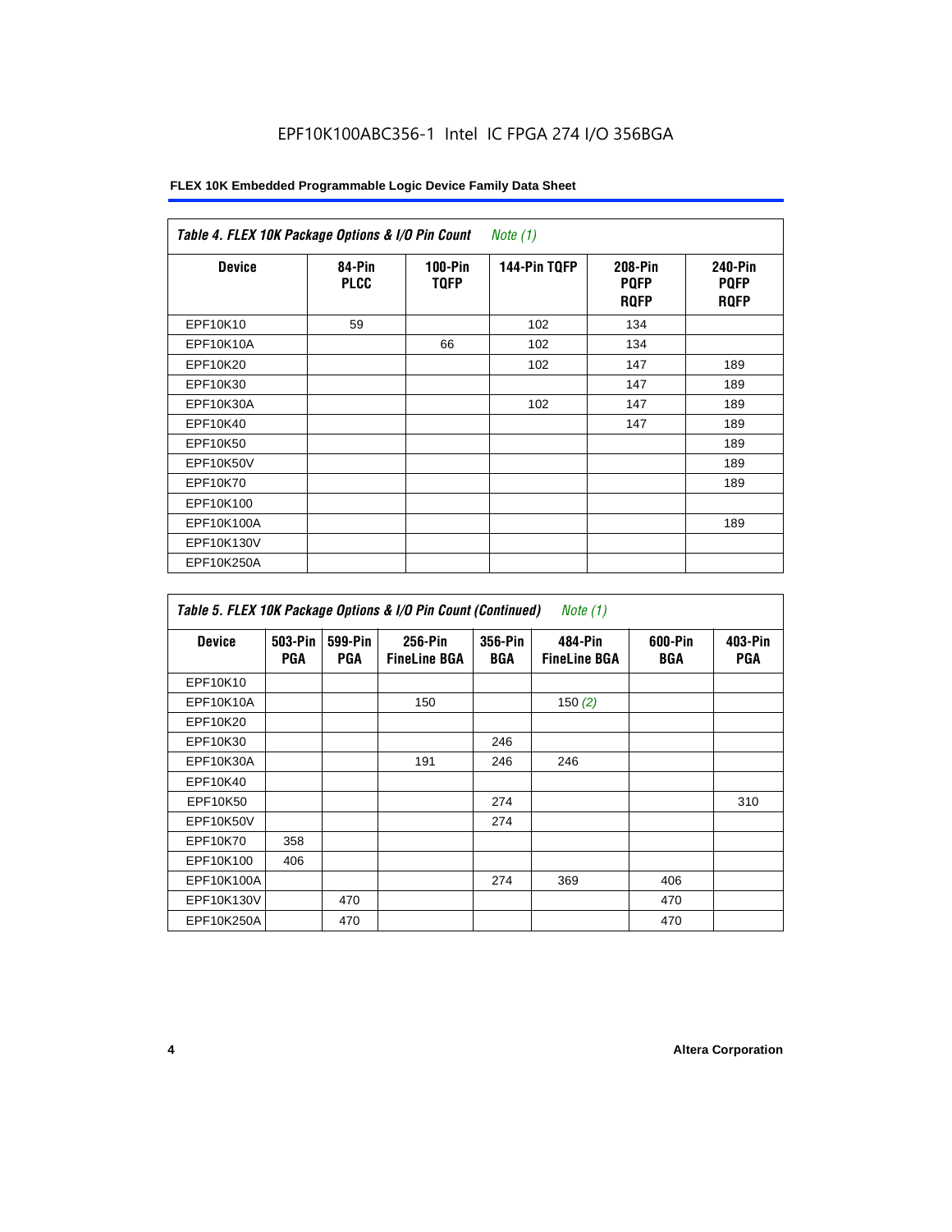EPF10K100ABC356-1 Intel IC FPGA 274 I/O 356BGA

**Table 4. FLEX 10K Package Options & I/O Pin Count** *Note (1)*

| Device | 84-Pin PLCC | 100-Pin TQFP | 144-Pin TQFP | 208-Pin PQFP RQFP | 240-Pin PQFP RQFP |
|---|---|---|---|---|---|
| EPF10K10 | 59 | | 102 | 134 | |
| EPF10K10A | | 66 | 102 | 134 | |
| EPF10K20 | | | 102 | 147 | 189 |
| EPF10K30 | | | | 147 | 189 |
| EPF10K30A | | | 102 | 147 | 189 |
| EPF10K40 | | | | 147 | 189 |
| EPF10K50 | | | | | 189 |
| EPF10K50V | | | | | 189 |
| EPF10K70 | | | | | 189 |
| EPF10K100 | | | | | |
| EPF10K100A | | | | | 189 |
| EPF10K130V | | | | | |
| EPF10K250A | | | | | |

**Table 5. FLEX 10K Package Options & I/O Pin Count (Continued)** *Note (1)*

| Device | 503-Pin PGA | 599-Pin PGA | 256-Pin FineLine BGA | 356-Pin BGA | 484-Pin FineLine BGA | 600-Pin BGA | 403-Pin PGA |
|---|---|---|---|---|---|---|---|
| EPF10K10 | | | | | | | |
| EPF10K10A | | | 150 | | 150 *(2)* | | |
| EPF10K20 | | | | | | | |
| EPF10K30 | | | | 246 | | | |
| EPF10K30A | | | 191 | 246 | 246 | | |
| EPF10K40 | | | | | | | |
| EPF10K50 | | | | 274 | | | 310 |
| EPF10K50V | | | | 274 | | | |
| EPF10K70 | 358 | | | | | | |
| EPF10K100 | 406 | | | | | | |
| EPF10K100A | | | | 274 | 369 | 406 | |
| EPF10K130V | | 470 | | | | 470 | |
| EPF10K250A | | 470 | | | | 470 | |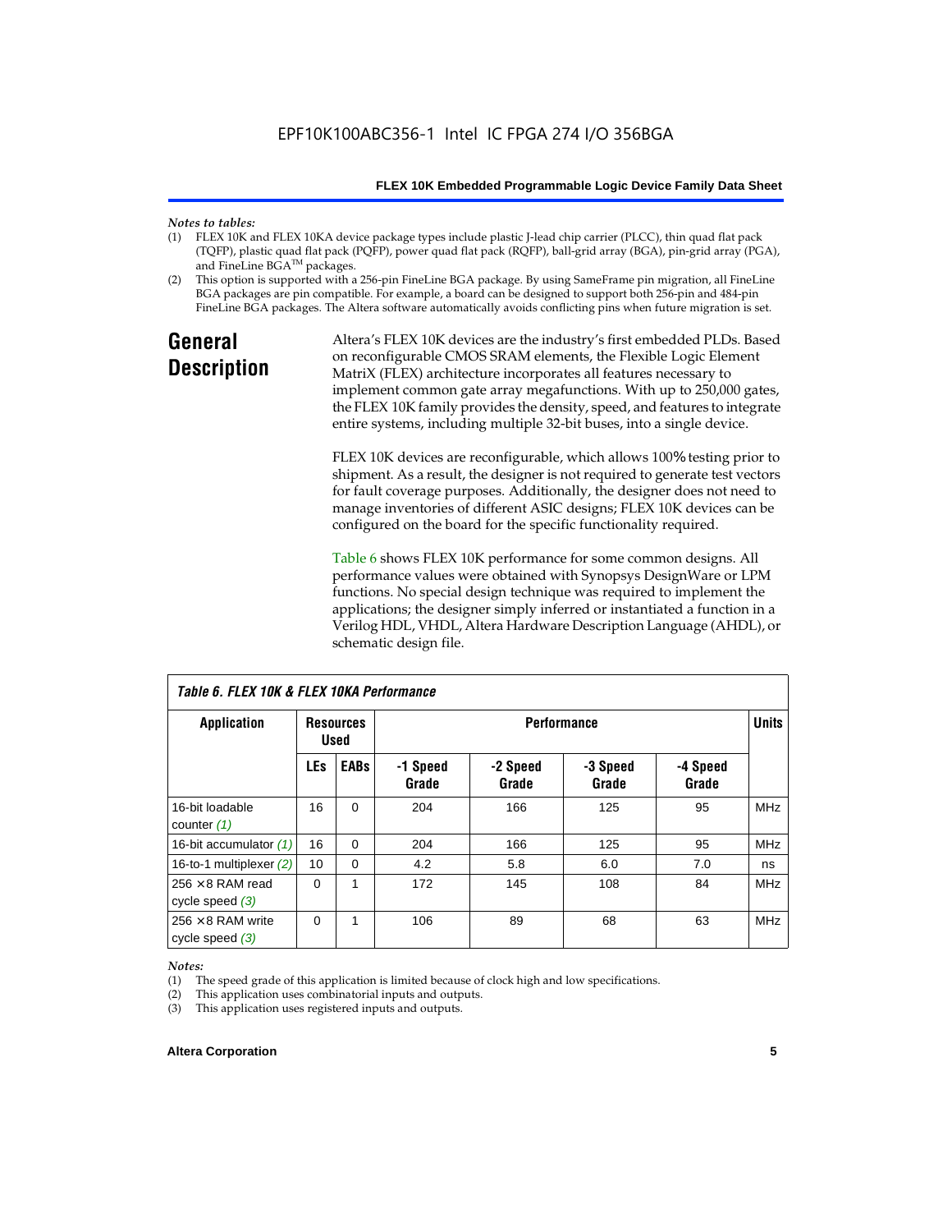*Notes to tables:*

(1) FLEX 10K and FLEX 10KA device package types include plastic J-lead chip carrier (PLCC), thin quad flat pack (TQFP), plastic quad flat pack (PQFP), power quad flat pack (RQFP), ball-grid array (BGA), pin-grid array (PGA), and FineLine BGA™ packages.

(2) This option is supported with a 256-pin FineLine BGA package. By using SameFrame pin migration, all FineLine BGA packages are pin compatible. For example, a board can be designed to support both 256-pin and 484-pin FineLine BGA packages. The Altera software automatically avoids conflicting pins when future migration is set.

## General Description

Altera's FLEX 10K devices are the industry's first embedded PLDs. Based on reconfigurable CMOS SRAM elements, the Flexible Logic Element MatriX (FLEX) architecture incorporates all features necessary to implement common gate array megafunctions. With up to 250,000 gates, the FLEX 10K family provides the density, speed, and features to integrate entire systems, including multiple 32-bit buses, into a single device.

FLEX 10K devices are reconfigurable, which allows 100% testing prior to shipment. As a result, the designer is not required to generate test vectors for fault coverage purposes. Additionally, the designer does not need to manage inventories of different ASIC designs; FLEX 10K devices can be configured on the board for the specific functionality required.

Table 6 shows FLEX 10K performance for some common designs. All performance values were obtained with Synopsys DesignWare or LPM functions. No special design technique was required to implement the applications; the designer simply inferred or instantiated a function in a Verilog HDL, VHDL, Altera Hardware Description Language (AHDL), or schematic design file.

*Table 6. FLEX 10K & FLEX 10KA Performance*

| Application | Resources Used | | Performance | | | | Units |
|---|---|---|---|---|---|---|---|
| | LEs | EABs | -1 Speed Grade | -2 Speed Grade | -3 Speed Grade | -4 Speed Grade | |
| 16-bit loadable counter *(1)* | 16 | 0 | 204 | 166 | 125 | 95 | MHz |
| 16-bit accumulator *(1)* | 16 | 0 | 204 | 166 | 125 | 95 | MHz |
| 16-to-1 multiplexer *(2)* | 10 | 0 | 4.2 | 5.8 | 6.0 | 7.0 | ns |
| 256 × 8 RAM read cycle speed *(3)* | 0 | 1 | 172 | 145 | 108 | 84 | MHz |
| 256 × 8 RAM write cycle speed *(3)* | 0 | 1 | 106 | 89 | 68 | 63 | MHz |

*Notes:*

(1) The speed grade of this application is limited because of clock high and low specifications.

(2) This application uses combinatorial inputs and outputs.

(3) This application uses registered inputs and outputs.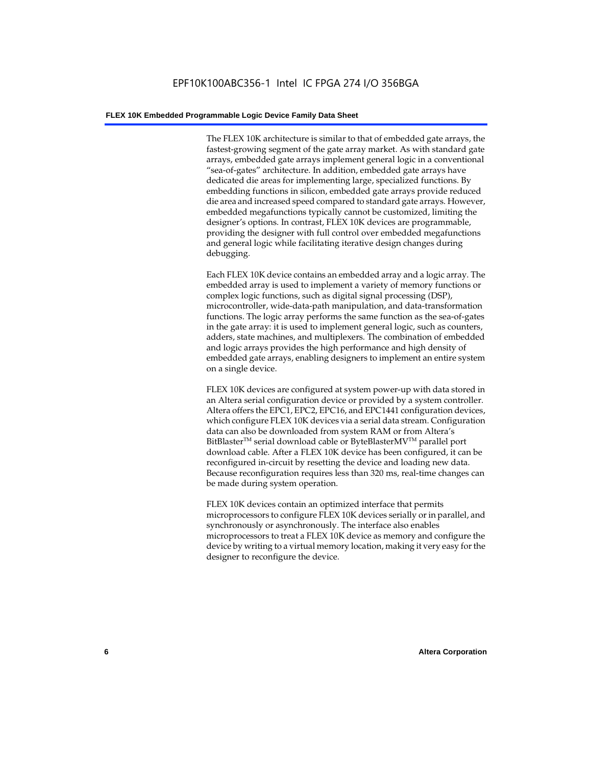The FLEX 10K architecture is similar to that of embedded gate arrays, the fastest-growing segment of the gate array market. As with standard gate arrays, embedded gate arrays implement general logic in a conventional "sea-of-gates" architecture. In addition, embedded gate arrays have dedicated die areas for implementing large, specialized functions. By embedding functions in silicon, embedded gate arrays provide reduced die area and increased speed compared to standard gate arrays. However, embedded megafunctions typically cannot be customized, limiting the designer's options. In contrast, FLEX 10K devices are programmable, providing the designer with full control over embedded megafunctions and general logic while facilitating iterative design changes during debugging.

Each FLEX 10K device contains an embedded array and a logic array. The embedded array is used to implement a variety of memory functions or complex logic functions, such as digital signal processing (DSP), microcontroller, wide-data-path manipulation, and data-transformation functions. The logic array performs the same function as the sea-of-gates in the gate array: it is used to implement general logic, such as counters, adders, state machines, and multiplexers. The combination of embedded and logic arrays provides the high performance and high density of embedded gate arrays, enabling designers to implement an entire system on a single device.

FLEX 10K devices are configured at system power-up with data stored in an Altera serial configuration device or provided by a system controller. Altera offers the EPC1, EPC2, EPC16, and EPC1441 configuration devices, which configure FLEX 10K devices via a serial data stream. Configuration data can also be downloaded from system RAM or from Altera's BitBlaster™ serial download cable or ByteBlasterMV™ parallel port download cable. After a FLEX 10K device has been configured, it can be reconfigured in-circuit by resetting the device and loading new data. Because reconfiguration requires less than 320 ms, real-time changes can be made during system operation.

FLEX 10K devices contain an optimized interface that permits microprocessors to configure FLEX 10K devices serially or in parallel, and synchronously or asynchronously. The interface also enables microprocessors to treat a FLEX 10K device as memory and configure the device by writing to a virtual memory location, making it very easy for the designer to reconfigure the device.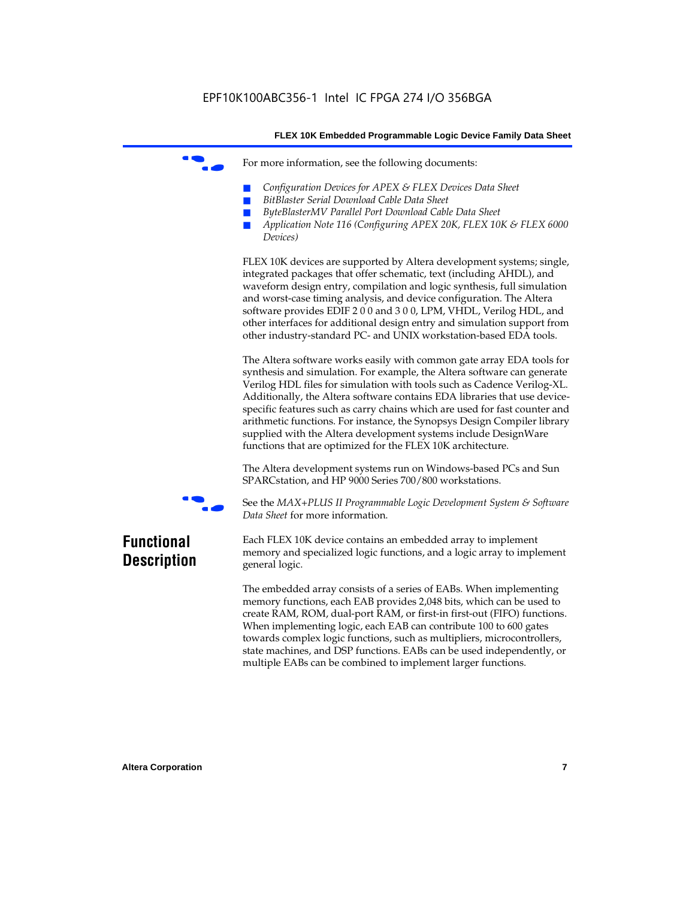For more information, see the following documents:

- *Configuration Devices for APEX & FLEX Devices Data Sheet*
- *BitBlaster Serial Download Cable Data Sheet*
- *ByteBlasterMV Parallel Port Download Cable Data Sheet*
- *Application Note 116 (Configuring APEX 20K, FLEX 10K & FLEX 6000 Devices)*

FLEX 10K devices are supported by Altera development systems; single, integrated packages that offer schematic, text (including AHDL), and waveform design entry, compilation and logic synthesis, full simulation and worst-case timing analysis, and device configuration. The Altera software provides EDIF 2 0 0 and 3 0 0, LPM, VHDL, Verilog HDL, and other interfaces for additional design entry and simulation support from other industry-standard PC- and UNIX workstation-based EDA tools.

The Altera software works easily with common gate array EDA tools for synthesis and simulation. For example, the Altera software can generate Verilog HDL files for simulation with tools such as Cadence Verilog-XL. Additionally, the Altera software contains EDA libraries that use device-specific features such as carry chains which are used for fast counter and arithmetic functions. For instance, the Synopsys Design Compiler library supplied with the Altera development systems include DesignWare functions that are optimized for the FLEX 10K architecture.

The Altera development systems run on Windows-based PCs and Sun SPARCstation, and HP 9000 Series 700/800 workstations.

See the *MAX+PLUS II Programmable Logic Development System & Software Data Sheet* for more information.

## Functional Description

Each FLEX 10K device contains an embedded array to implement memory and specialized logic functions, and a logic array to implement general logic.

The embedded array consists of a series of EABs. When implementing memory functions, each EAB provides 2,048 bits, which can be used to create RAM, ROM, dual-port RAM, or first-in first-out (FIFO) functions. When implementing logic, each EAB can contribute 100 to 600 gates towards complex logic functions, such as multipliers, microcontrollers, state machines, and DSP functions. EABs can be used independently, or multiple EABs can be combined to implement larger functions.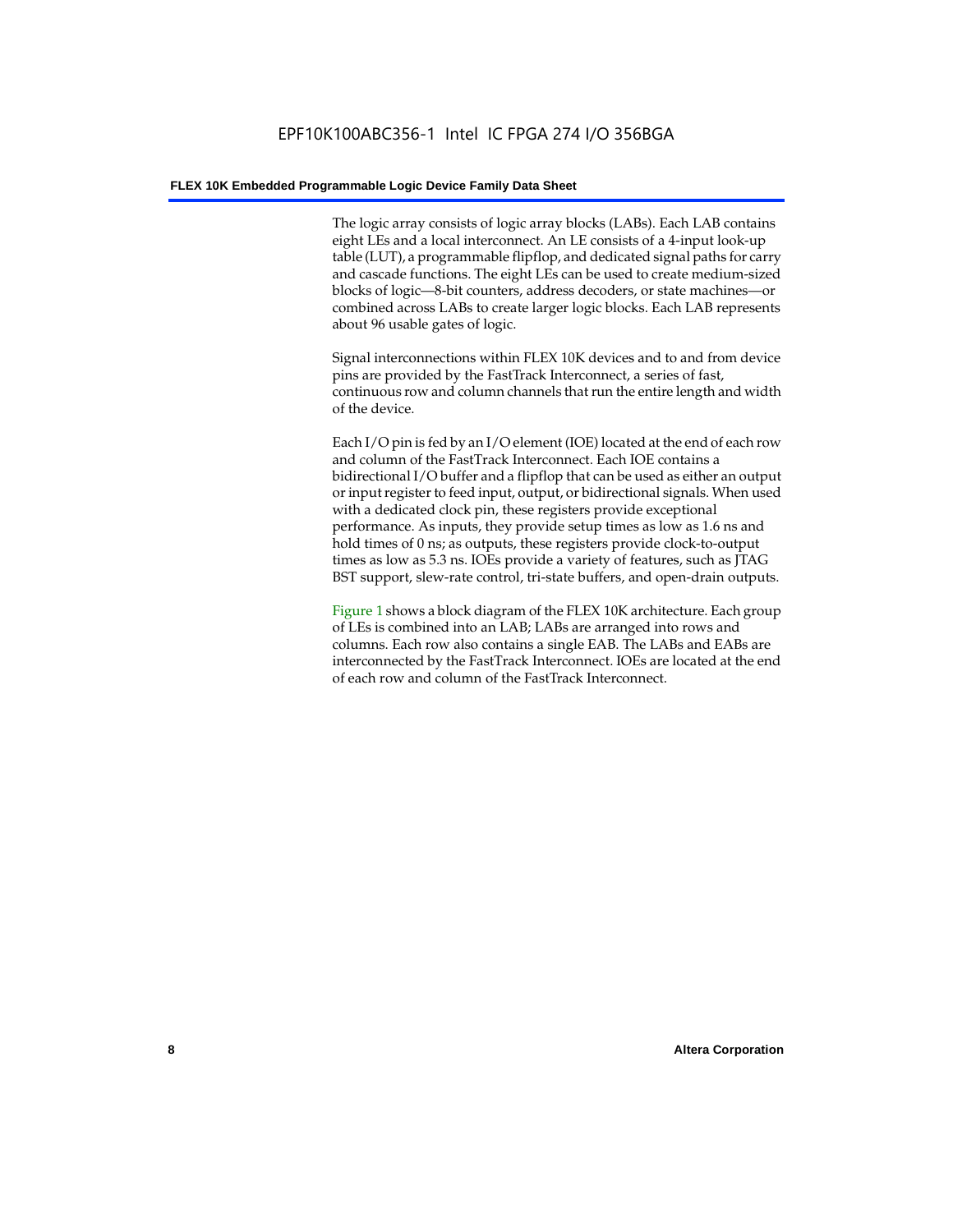The logic array consists of logic array blocks (LABs). Each LAB contains eight LEs and a local interconnect. An LE consists of a 4-input look-up table (LUT), a programmable flipflop, and dedicated signal paths for carry and cascade functions. The eight LEs can be used to create medium-sized blocks of logic—8-bit counters, address decoders, or state machines—or combined across LABs to create larger logic blocks. Each LAB represents about 96 usable gates of logic.

Signal interconnections within FLEX 10K devices and to and from device pins are provided by the FastTrack Interconnect, a series of fast, continuous row and column channels that run the entire length and width of the device.

Each I/O pin is fed by an I/O element (IOE) located at the end of each row and column of the FastTrack Interconnect. Each IOE contains a bidirectional I/O buffer and a flipflop that can be used as either an output or input register to feed input, output, or bidirectional signals. When used with a dedicated clock pin, these registers provide exceptional performance. As inputs, they provide setup times as low as 1.6 ns and hold times of 0 ns; as outputs, these registers provide clock-to-output times as low as 5.3 ns. IOEs provide a variety of features, such as JTAG BST support, slew-rate control, tri-state buffers, and open-drain outputs.

Figure 1 shows a block diagram of the FLEX 10K architecture. Each group of LEs is combined into an LAB; LABs are arranged into rows and columns. Each row also contains a single EAB. The LABs and EABs are interconnected by the FastTrack Interconnect. IOEs are located at the end of each row and column of the FastTrack Interconnect.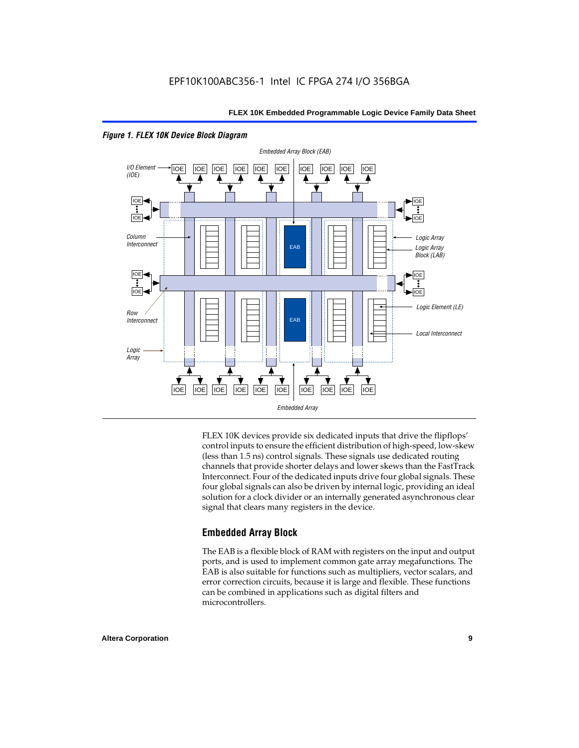*Figure 1. FLEX 10K Device Block Diagram*

FLEX 10K devices provide six dedicated inputs that drive the flipflops' control inputs to ensure the efficient distribution of high-speed, low-skew (less than 1.5 ns) control signals. These signals use dedicated routing channels that provide shorter delays and lower skews than the FastTrack Interconnect. Four of the dedicated inputs drive four global signals. These four global signals can also be driven by internal logic, providing an ideal solution for a clock divider or an internally generated asynchronous clear signal that clears many registers in the device.

## Embedded Array Block

The EAB is a flexible block of RAM with registers on the input and output ports, and is used to implement common gate array megafunctions. The EAB is also suitable for functions such as multipliers, vector scalars, and error correction circuits, because it is large and flexible. These functions can be combined in applications such as digital filters and microcontrollers.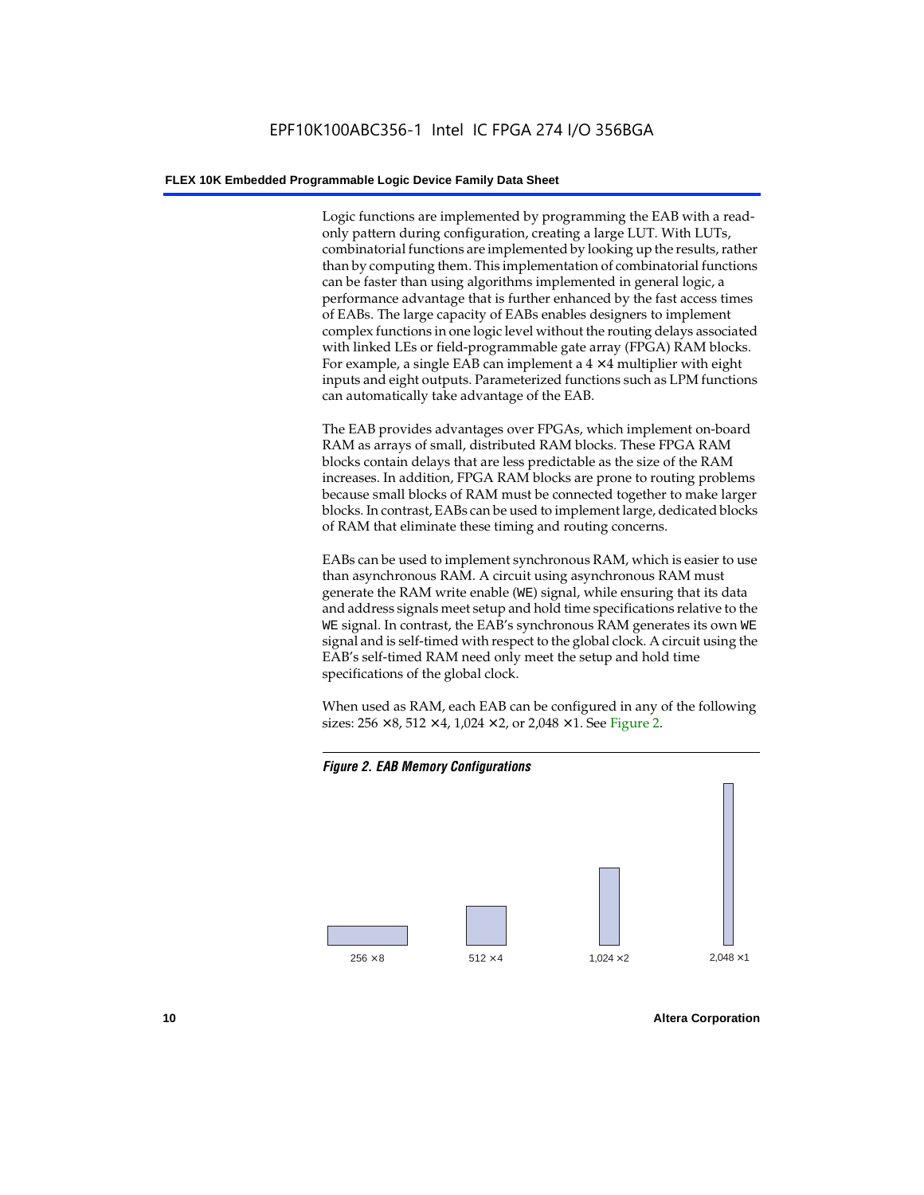Logic functions are implemented by programming the EAB with a read-only pattern during configuration, creating a large LUT. With LUTs, combinatorial functions are implemented by looking up the results, rather than by computing them. This implementation of combinatorial functions can be faster than using algorithms implemented in general logic, a performance advantage that is further enhanced by the fast access times of EABs. The large capacity of EABs enables designers to implement complex functions in one logic level without the routing delays associated with linked LEs or field-programmable gate array (FPGA) RAM blocks. For example, a single EAB can implement a 4 × 4 multiplier with eight inputs and eight outputs. Parameterized functions such as LPM functions can automatically take advantage of the EAB.

The EAB provides advantages over FPGAs, which implement on-board RAM as arrays of small, distributed RAM blocks. These FPGA RAM blocks contain delays that are less predictable as the size of the RAM increases. In addition, FPGA RAM blocks are prone to routing problems because small blocks of RAM must be connected together to make larger blocks. In contrast, EABs can be used to implement large, dedicated blocks of RAM that eliminate these timing and routing concerns.

EABs can be used to implement synchronous RAM, which is easier to use than asynchronous RAM. A circuit using asynchronous RAM must generate the RAM write enable (`WE`) signal, while ensuring that its data and address signals meet setup and hold time specifications relative to the `WE` signal. In contrast, the EAB's synchronous RAM generates its own `WE` signal and is self-timed with respect to the global clock. A circuit using the EAB's self-timed RAM need only meet the setup and hold time specifications of the global clock.

When used as RAM, each EAB can be configured in any of the following sizes: 256 × 8, 512 × 4, 1,024 × 2, or 2,048 × 1. See Figure 2.

***Figure 2. EAB Memory Configurations***

256 × 8    512 × 4    1,024 × 2    2,048 × 1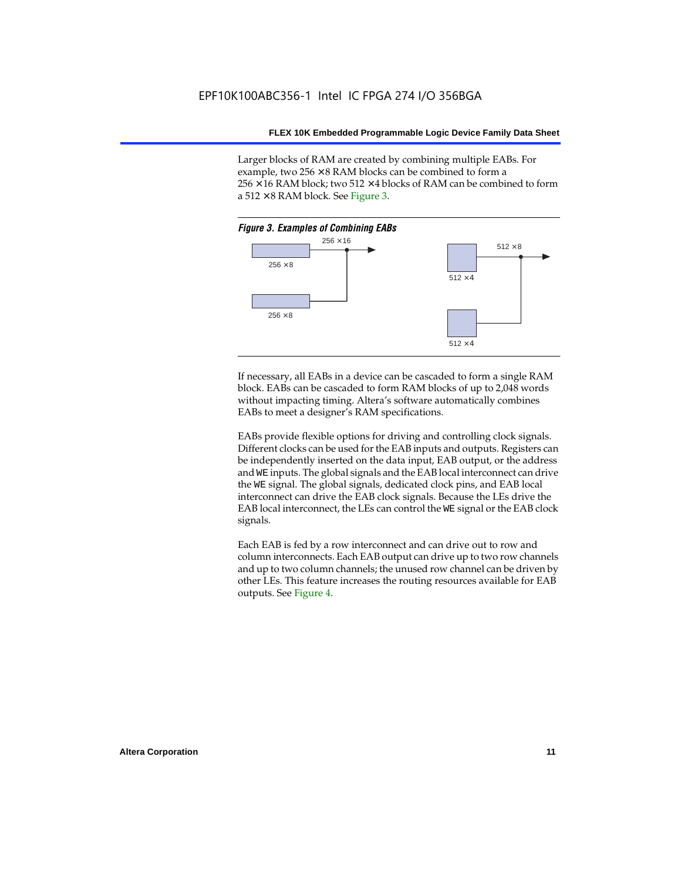Larger blocks of RAM are created by combining multiple EABs. For example, two 256 × 8 RAM blocks can be combined to form a 256 × 16 RAM block; two 512 × 4 blocks of RAM can be combined to form a 512 × 8 RAM block. See Figure 3.

*Figure 3. Examples of Combining EABs*

256 × 16

256 × 8

256 × 8

512 × 8

512 × 4

512 × 4

If necessary, all EABs in a device can be cascaded to form a single RAM block. EABs can be cascaded to form RAM blocks of up to 2,048 words without impacting timing. Altera's software automatically combines EABs to meet a designer's RAM specifications.

EABs provide flexible options for driving and controlling clock signals. Different clocks can be used for the EAB inputs and outputs. Registers can be independently inserted on the data input, EAB output, or the address and `WE` inputs. The global signals and the EAB local interconnect can drive the `WE` signal. The global signals, dedicated clock pins, and EAB local interconnect can drive the EAB clock signals. Because the LEs drive the EAB local interconnect, the LEs can control the `WE` signal or the EAB clock signals.

Each EAB is fed by a row interconnect and can drive out to row and column interconnects. Each EAB output can drive up to two row channels and up to two column channels; the unused row channel can be driven by other LEs. This feature increases the routing resources available for EAB outputs. See Figure 4.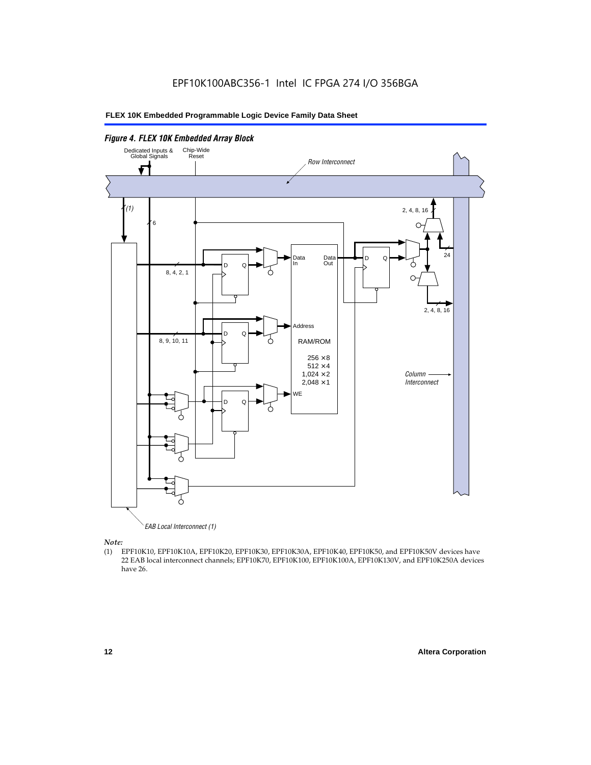*Figure 4. FLEX 10K Embedded Array Block*

Dedicated Inputs & Global Signals

Chip-Wide Reset

Row Interconnect

(1)

6

2, 4, 8, 16

24

Data In

Data Out

D Q

8, 4, 2, 1

2, 4, 8, 16

Address

D Q

8, 9, 10, 11

RAM/ROM

256 × 8
512 × 4
1,024 × 2
2,048 × 1

Column Interconnect

WE

D Q

EAB Local Interconnect (1)

*Note:*

(1) EPF10K10, EPF10K10A, EPF10K20, EPF10K30, EPF10K30A, EPF10K40, EPF10K50, and EPF10K50V devices have 22 EAB local interconnect channels; EPF10K70, EPF10K100, EPF10K100A, EPF10K130V, and EPF10K250A devices have 26.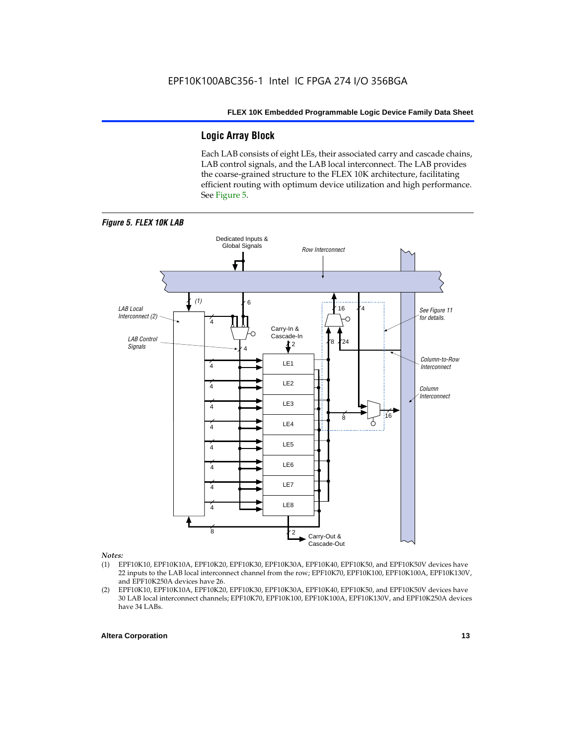## Logic Array Block

Each LAB consists of eight LEs, their associated carry and cascade chains, LAB control signals, and the LAB local interconnect. The LAB provides the coarse-grained structure to the FLEX 10K architecture, facilitating efficient routing with optimum device utilization and high performance. See Figure 5.

*Figure 5. FLEX 10K LAB*

*Notes:*

(1) EPF10K10, EPF10K10A, EPF10K20, EPF10K30, EPF10K30A, EPF10K40, EPF10K50, and EPF10K50V devices have 22 inputs to the LAB local interconnect channel from the row; EPF10K70, EPF10K100, EPF10K100A, EPF10K130V, and EPF10K250A devices have 26.

(2) EPF10K10, EPF10K10A, EPF10K20, EPF10K30, EPF10K30A, EPF10K40, EPF10K50, and EPF10K50V devices have 30 LAB local interconnect channels; EPF10K70, EPF10K100, EPF10K100A, EPF10K130V, and EPF10K250A devices have 34 LABs.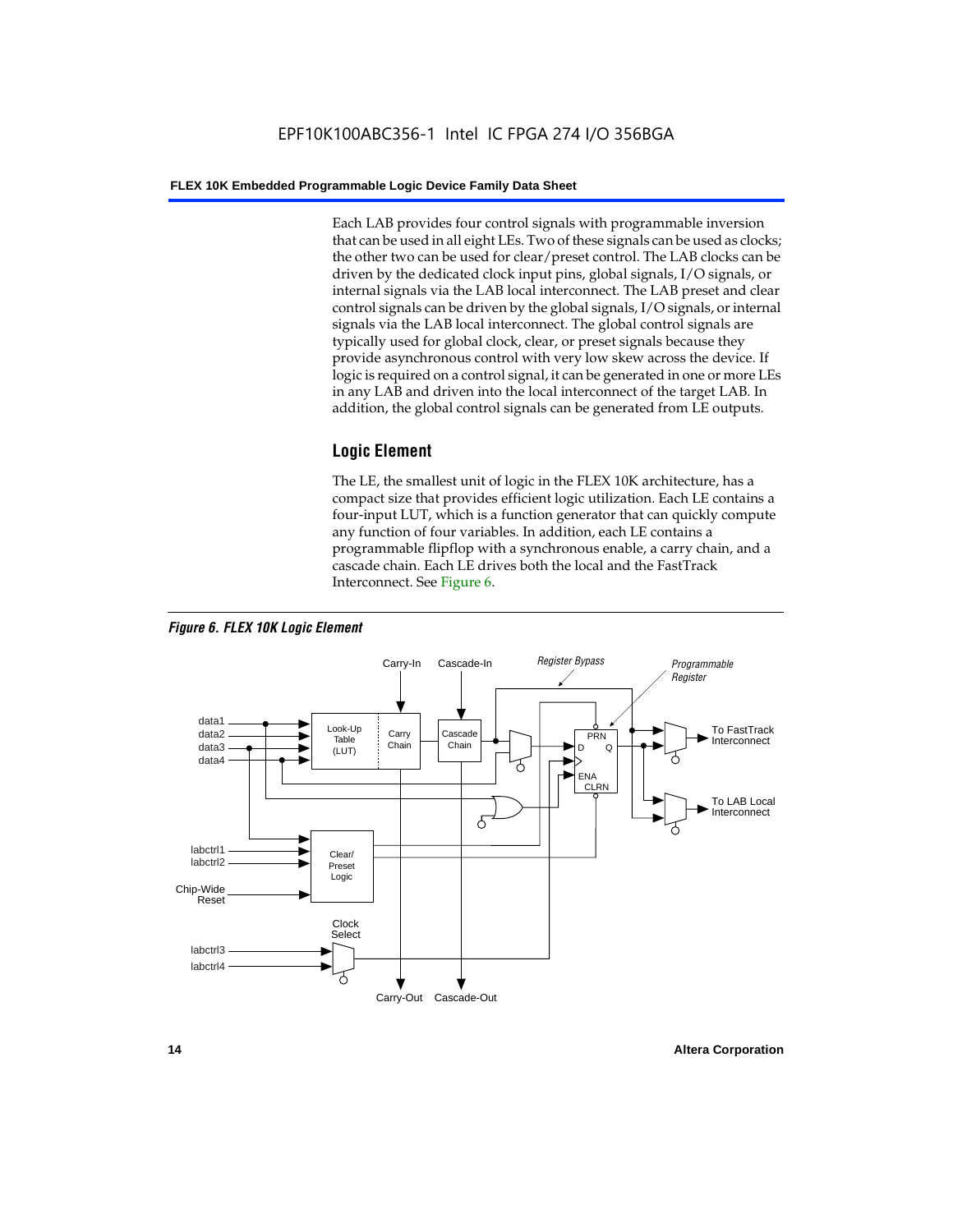Each LAB provides four control signals with programmable inversion that can be used in all eight LEs. Two of these signals can be used as clocks; the other two can be used for clear/preset control. The LAB clocks can be driven by the dedicated clock input pins, global signals, I/O signals, or internal signals via the LAB local interconnect. The LAB preset and clear control signals can be driven by the global signals, I/O signals, or internal signals via the LAB local interconnect. The global control signals are typically used for global clock, clear, or preset signals because they provide asynchronous control with very low skew across the device. If logic is required on a control signal, it can be generated in one or more LEs in any LAB and driven into the local interconnect of the target LAB. In addition, the global control signals can be generated from LE outputs.

## Logic Element

The LE, the smallest unit of logic in the FLEX 10K architecture, has a compact size that provides efficient logic utilization. Each LE contains a four-input LUT, which is a function generator that can quickly compute any function of four variables. In addition, each LE contains a programmable flipflop with a synchronous enable, a carry chain, and a cascade chain. Each LE drives both the local and the FastTrack Interconnect. See Figure 6.

***Figure 6. FLEX 10K Logic Element***

Carry-In Cascade-In Register Bypass Programmable Register

data1 data2 data3 data4

Look-Up Table (LUT) Carry Chain Cascade Chain

PRN D Q ENA CLRN

To FastTrack Interconnect

To LAB Local Interconnect

labctrl1 labctrl2 Chip-Wide Reset

Clear/ Preset Logic

Clock Select

labctrl3 labctrl4

Carry-Out Cascade-Out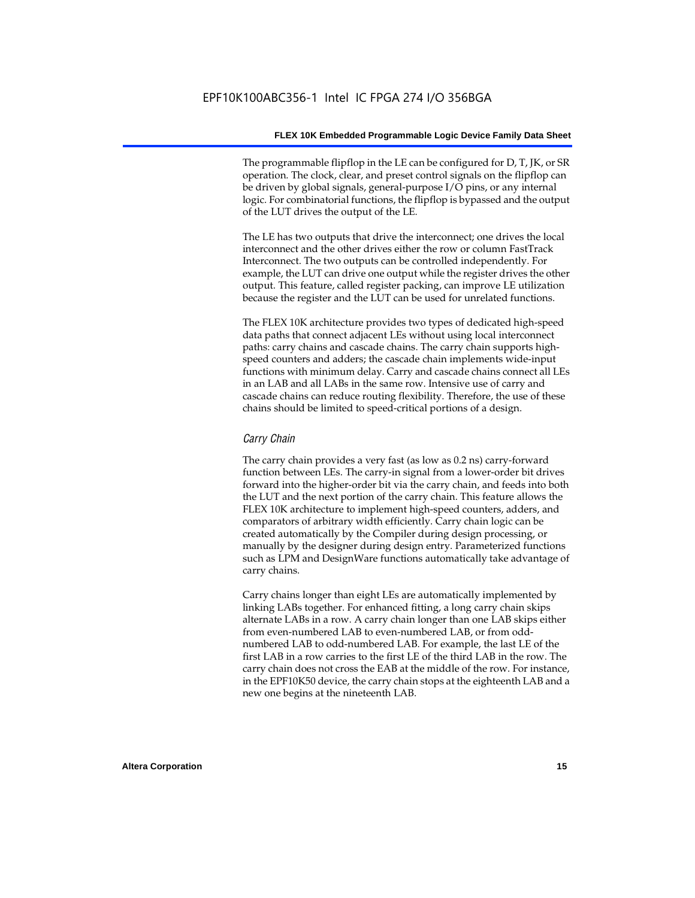The programmable flipflop in the LE can be configured for D, T, JK, or SR operation. The clock, clear, and preset control signals on the flipflop can be driven by global signals, general-purpose I/O pins, or any internal logic. For combinatorial functions, the flipflop is bypassed and the output of the LUT drives the output of the LE.

The LE has two outputs that drive the interconnect; one drives the local interconnect and the other drives either the row or column FastTrack Interconnect. The two outputs can be controlled independently. For example, the LUT can drive one output while the register drives the other output. This feature, called register packing, can improve LE utilization because the register and the LUT can be used for unrelated functions.

The FLEX 10K architecture provides two types of dedicated high-speed data paths that connect adjacent LEs without using local interconnect paths: carry chains and cascade chains. The carry chain supports high-speed counters and adders; the cascade chain implements wide-input functions with minimum delay. Carry and cascade chains connect all LEs in an LAB and all LABs in the same row. Intensive use of carry and cascade chains can reduce routing flexibility. Therefore, the use of these chains should be limited to speed-critical portions of a design.

### *Carry Chain*

The carry chain provides a very fast (as low as 0.2 ns) carry-forward function between LEs. The carry-in signal from a lower-order bit drives forward into the higher-order bit via the carry chain, and feeds into both the LUT and the next portion of the carry chain. This feature allows the FLEX 10K architecture to implement high-speed counters, adders, and comparators of arbitrary width efficiently. Carry chain logic can be created automatically by the Compiler during design processing, or manually by the designer during design entry. Parameterized functions such as LPM and DesignWare functions automatically take advantage of carry chains.

Carry chains longer than eight LEs are automatically implemented by linking LABs together. For enhanced fitting, a long carry chain skips alternate LABs in a row. A carry chain longer than one LAB skips either from even-numbered LAB to even-numbered LAB, or from odd-numbered LAB to odd-numbered LAB. For example, the last LE of the first LAB in a row carries to the first LE of the third LAB in the row. The carry chain does not cross the EAB at the middle of the row. For instance, in the EPF10K50 device, the carry chain stops at the eighteenth LAB and a new one begins at the nineteenth LAB.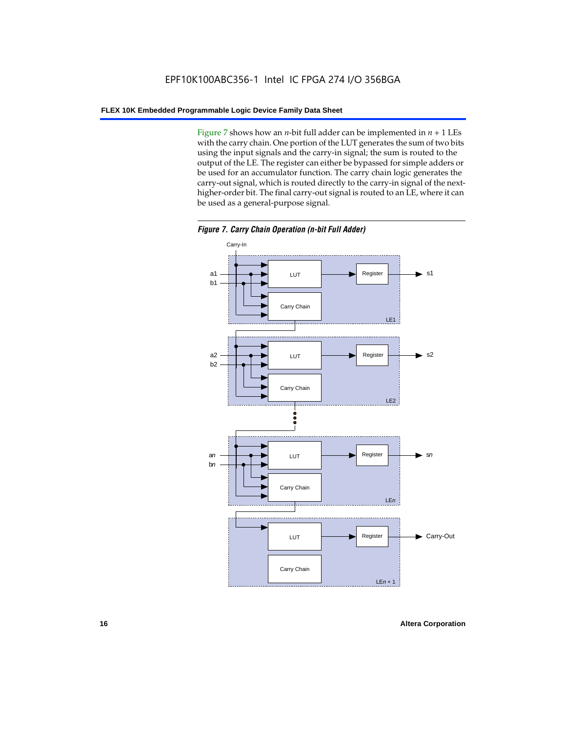Figure 7 shows how an $n$-bit full adder can be implemented in $n + 1$ LEs with the carry chain. One portion of the LUT generates the sum of two bits using the input signals and the carry-in signal; the sum is routed to the output of the LE. The register can either be bypassed for simple adders or be used for an accumulator function. The carry chain logic generates the carry-out signal, which is routed directly to the carry-in signal of the next-higher-order bit. The final carry-out signal is routed to an LE, where it can be used as a general-purpose signal.

***Figure 7. Carry Chain Operation (n-bit Full Adder)***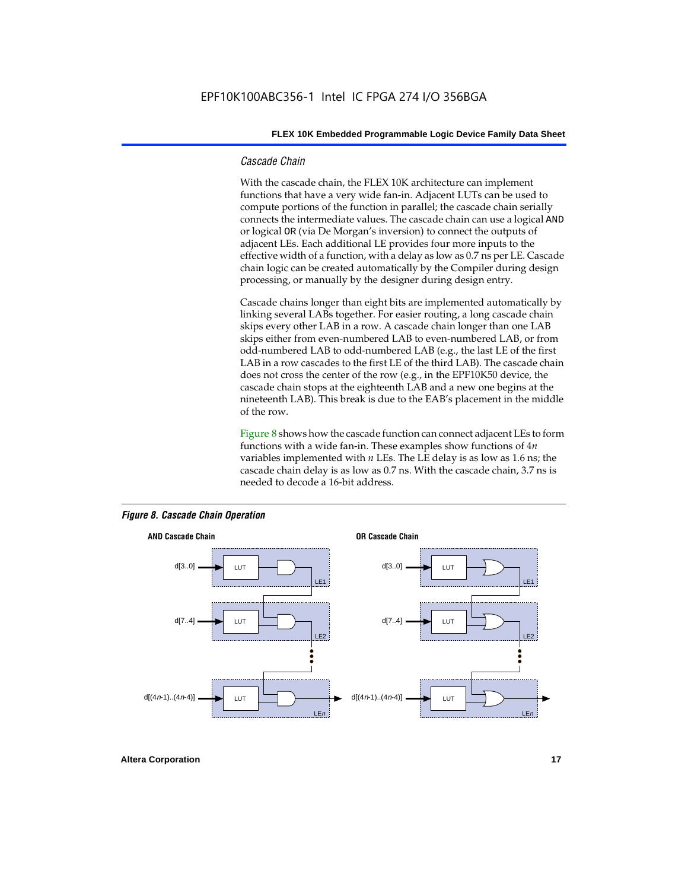### *Cascade Chain*

With the cascade chain, the FLEX 10K architecture can implement functions that have a very wide fan-in. Adjacent LUTs can be used to compute portions of the function in parallel; the cascade chain serially connects the intermediate values. The cascade chain can use a logical `AND` or logical `OR` (via De Morgan's inversion) to connect the outputs of adjacent LEs. Each additional LE provides four more inputs to the effective width of a function, with a delay as low as 0.7 ns per LE. Cascade chain logic can be created automatically by the Compiler during design processing, or manually by the designer during design entry.

Cascade chains longer than eight bits are implemented automatically by linking several LABs together. For easier routing, a long cascade chain skips every other LAB in a row. A cascade chain longer than one LAB skips either from even-numbered LAB to even-numbered LAB, or from odd-numbered LAB to odd-numbered LAB (e.g., the last LE of the first LAB in a row cascades to the first LE of the third LAB). The cascade chain does not cross the center of the row (e.g., in the EPF10K50 device, the cascade chain stops at the eighteenth LAB and a new one begins at the nineteenth LAB). This break is due to the EAB's placement in the middle of the row.

Figure 8 shows how the cascade function can connect adjacent LEs to form functions with a wide fan-in. These examples show functions of $4n$ variables implemented with $n$ LEs. The LE delay is as low as 1.6 ns; the cascade chain delay is as low as 0.7 ns. With the cascade chain, 3.7 ns is needed to decode a 16-bit address.

***Figure 8. Cascade Chain Operation***

**AND Cascade Chain**

d[3..0] → LUT → LE1
d[7..4] → LUT → LE2
d[(4n-1)..(4n-4)] → LUT → LEn

**OR Cascade Chain**

d[3..0] → LUT → LE1
d[7..4] → LUT → LE2
d[(4n-1)..(4n-4)] → LUT → LEn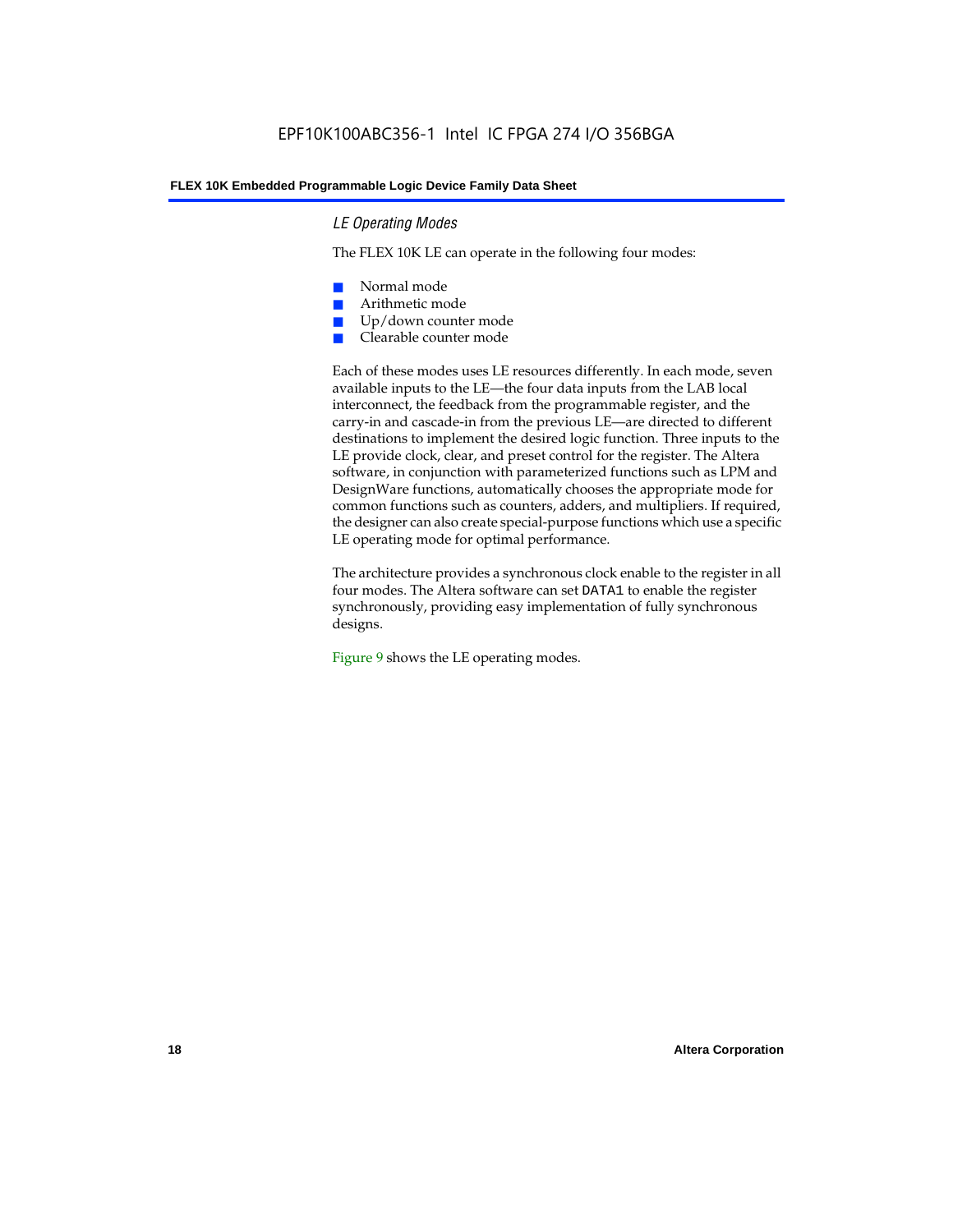### *LE Operating Modes*

The FLEX 10K LE can operate in the following four modes:

- Normal mode
- Arithmetic mode
- Up/down counter mode
- Clearable counter mode

Each of these modes uses LE resources differently. In each mode, seven available inputs to the LE—the four data inputs from the LAB local interconnect, the feedback from the programmable register, and the carry-in and cascade-in from the previous LE—are directed to different destinations to implement the desired logic function. Three inputs to the LE provide clock, clear, and preset control for the register. The Altera software, in conjunction with parameterized functions such as LPM and DesignWare functions, automatically chooses the appropriate mode for common functions such as counters, adders, and multipliers. If required, the designer can also create special-purpose functions which use a specific LE operating mode for optimal performance.

The architecture provides a synchronous clock enable to the register in all four modes. The Altera software can set `DATA1` to enable the register synchronously, providing easy implementation of fully synchronous designs.

Figure 9 shows the LE operating modes.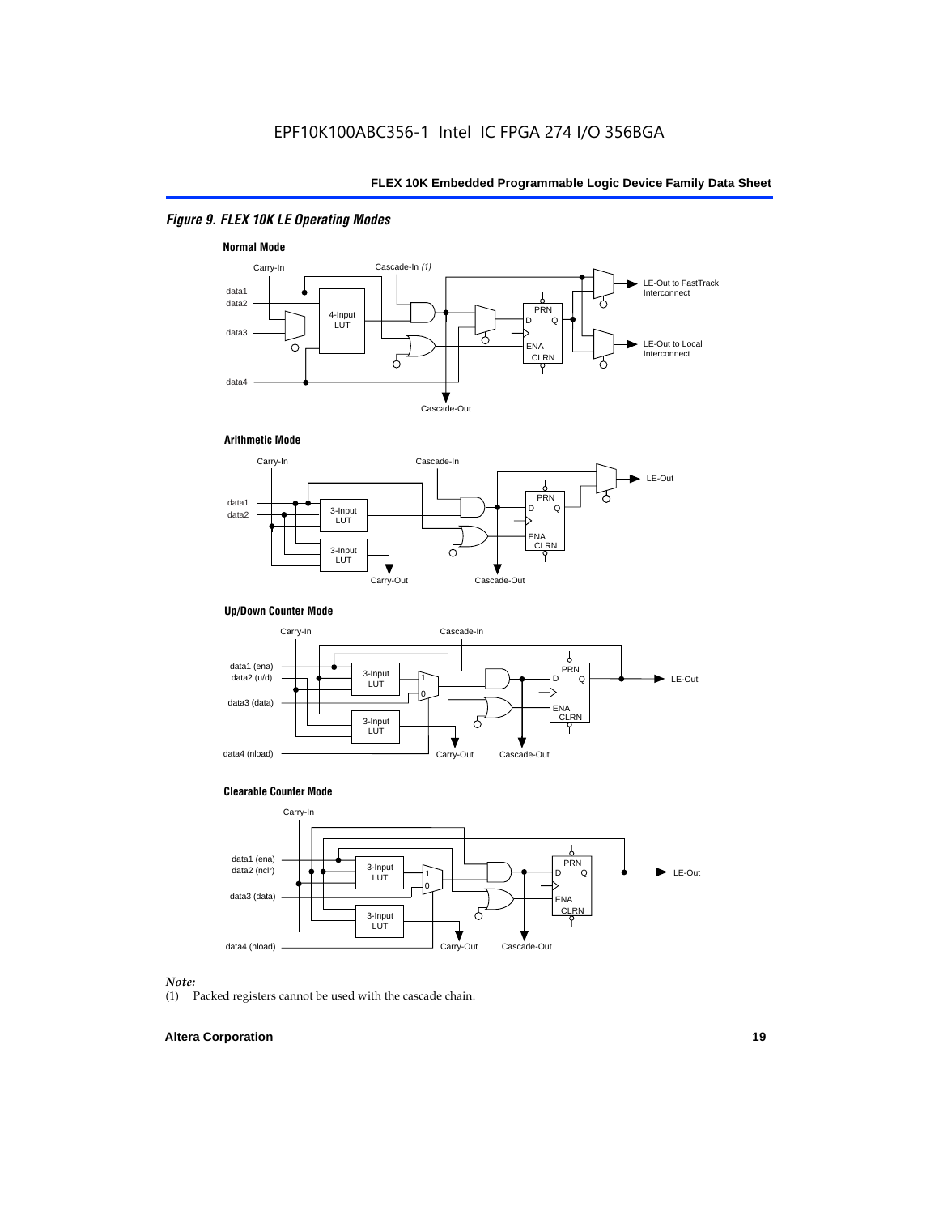*Figure 9. FLEX 10K LE Operating Modes*

**Normal Mode**

Carry-In

Cascade-In *(1)*

data1
data2

4-Input LUT

data3

data4

PRN
D Q

ENA
CLRN

LE-Out to FastTrack Interconnect

LE-Out to Local Interconnect

Cascade-Out

**Arithmetic Mode**

Carry-In

Cascade-In

data1
data2

3-Input LUT

3-Input LUT

PRN
D Q

ENA
CLRN

LE-Out

Carry-Out

Cascade-Out

**Up/Down Counter Mode**

Carry-In

Cascade-In

data1 (ena)
data2 (u/d)

data3 (data)

data4 (nload)

3-Input LUT

3-Input LUT

1
0

PRN
D Q

ENA
CLRN

LE-Out

Carry-Out

Cascade-Out

**Clearable Counter Mode**

Carry-In

data1 (ena)
data2 (nclr)

data3 (data)

data4 (nload)

3-Input LUT

3-Input LUT

1
0

PRN
D Q

ENA
CLRN

LE-Out

Carry-Out

Cascade-Out

*Note:*

(1) Packed registers cannot be used with the cascade chain.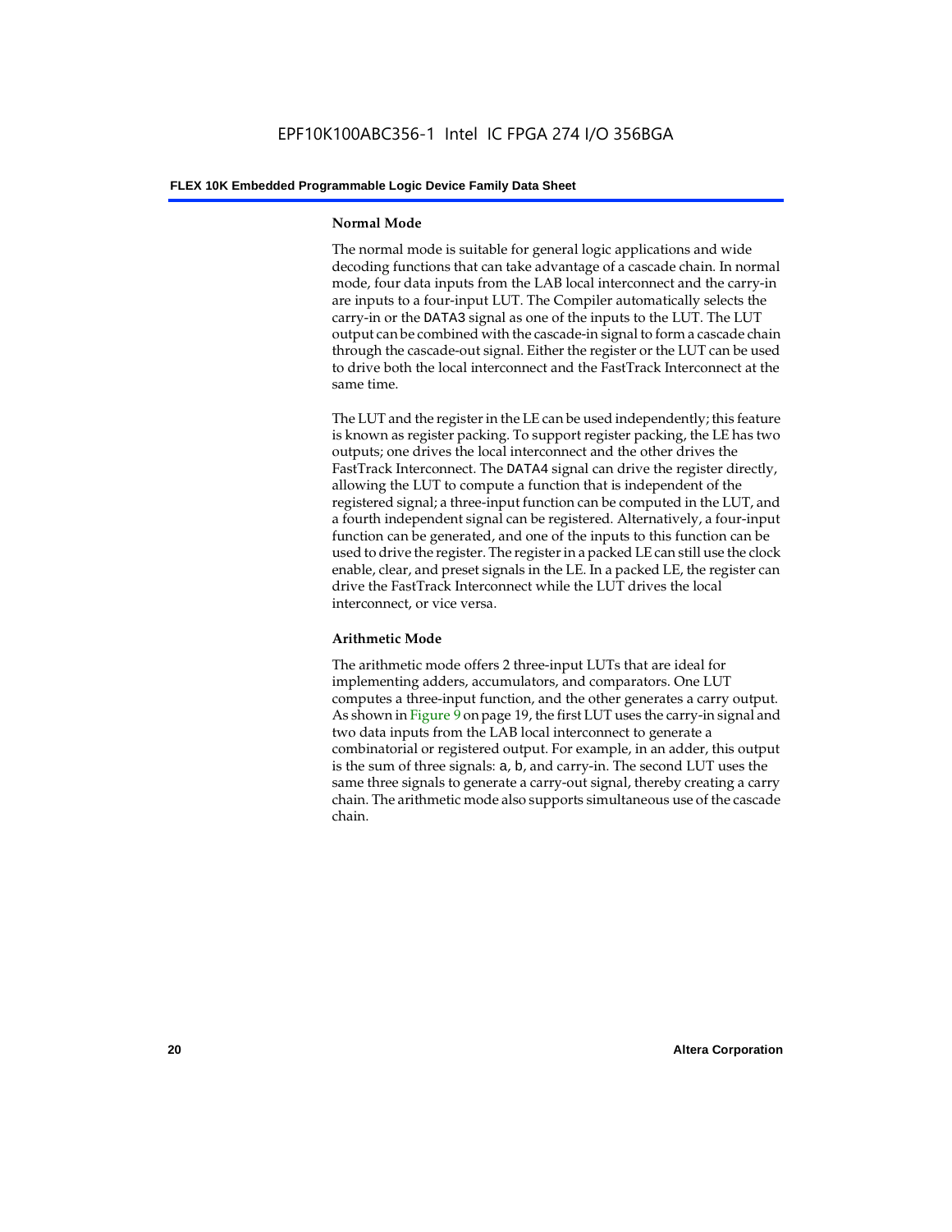### Normal Mode

The normal mode is suitable for general logic applications and wide decoding functions that can take advantage of a cascade chain. In normal mode, four data inputs from the LAB local interconnect and the carry-in are inputs to a four-input LUT. The Compiler automatically selects the carry-in or the DATA3 signal as one of the inputs to the LUT. The LUT output can be combined with the cascade-in signal to form a cascade chain through the cascade-out signal. Either the register or the LUT can be used to drive both the local interconnect and the FastTrack Interconnect at the same time.

The LUT and the register in the LE can be used independently; this feature is known as register packing. To support register packing, the LE has two outputs; one drives the local interconnect and the other drives the FastTrack Interconnect. The DATA4 signal can drive the register directly, allowing the LUT to compute a function that is independent of the registered signal; a three-input function can be computed in the LUT, and a fourth independent signal can be registered. Alternatively, a four-input function can be generated, and one of the inputs to this function can be used to drive the register. The register in a packed LE can still use the clock enable, clear, and preset signals in the LE. In a packed LE, the register can drive the FastTrack Interconnect while the LUT drives the local interconnect, or vice versa.

### Arithmetic Mode

The arithmetic mode offers 2 three-input LUTs that are ideal for implementing adders, accumulators, and comparators. One LUT computes a three-input function, and the other generates a carry output. As shown in Figure 9 on page 19, the first LUT uses the carry-in signal and two data inputs from the LAB local interconnect to generate a combinatorial or registered output. For example, in an adder, this output is the sum of three signals: a, b, and carry-in. The second LUT uses the same three signals to generate a carry-out signal, thereby creating a carry chain. The arithmetic mode also supports simultaneous use of the cascade chain.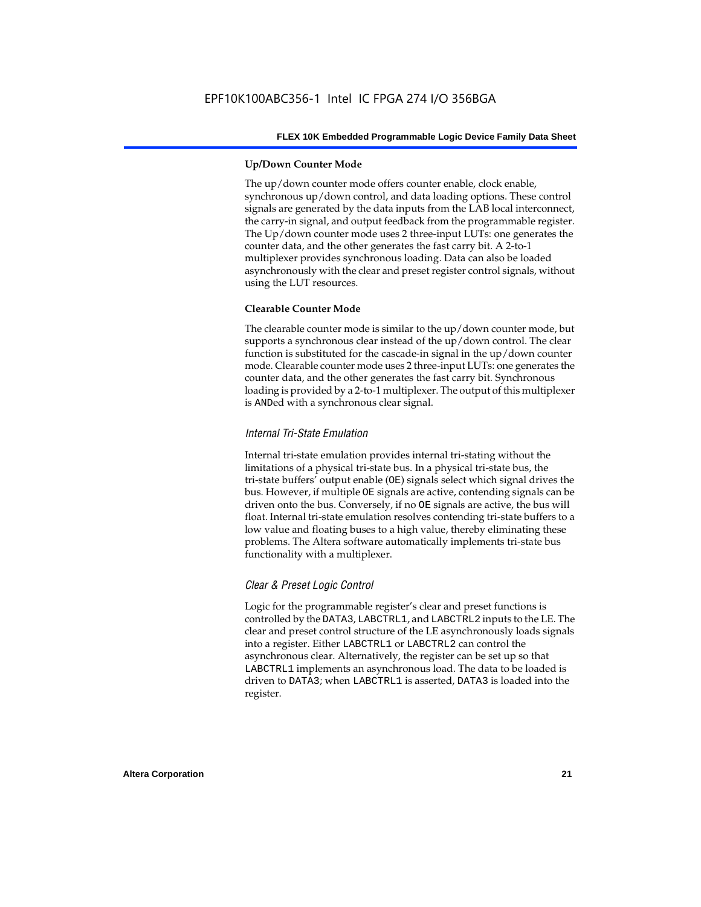#### Up/Down Counter Mode

The up/down counter mode offers counter enable, clock enable, synchronous up/down control, and data loading options. These control signals are generated by the data inputs from the LAB local interconnect, the carry-in signal, and output feedback from the programmable register. The Up/down counter mode uses 2 three-input LUTs: one generates the counter data, and the other generates the fast carry bit. A 2-to-1 multiplexer provides synchronous loading. Data can also be loaded asynchronously with the clear and preset register control signals, without using the LUT resources.

#### Clearable Counter Mode

The clearable counter mode is similar to the up/down counter mode, but supports a synchronous clear instead of the up/down control. The clear function is substituted for the cascade-in signal in the up/down counter mode. Clearable counter mode uses 2 three-input LUTs: one generates the counter data, and the other generates the fast carry bit. Synchronous loading is provided by a 2-to-1 multiplexer. The output of this multiplexer is ANDed with a synchronous clear signal.

### *Internal Tri-State Emulation*

Internal tri-state emulation provides internal tri-stating without the limitations of a physical tri-state bus. In a physical tri-state bus, the tri-state buffers' output enable (OE) signals select which signal drives the bus. However, if multiple OE signals are active, contending signals can be driven onto the bus. Conversely, if no OE signals are active, the bus will float. Internal tri-state emulation resolves contending tri-state buffers to a low value and floating buses to a high value, thereby eliminating these problems. The Altera software automatically implements tri-state bus functionality with a multiplexer.

### *Clear & Preset Logic Control*

Logic for the programmable register's clear and preset functions is controlled by the DATA3, LABCTRL1, and LABCTRL2 inputs to the LE. The clear and preset control structure of the LE asynchronously loads signals into a register. Either LABCTRL1 or LABCTRL2 can control the asynchronous clear. Alternatively, the register can be set up so that LABCTRL1 implements an asynchronous load. The data to be loaded is driven to DATA3; when LABCTRL1 is asserted, DATA3 is loaded into the register.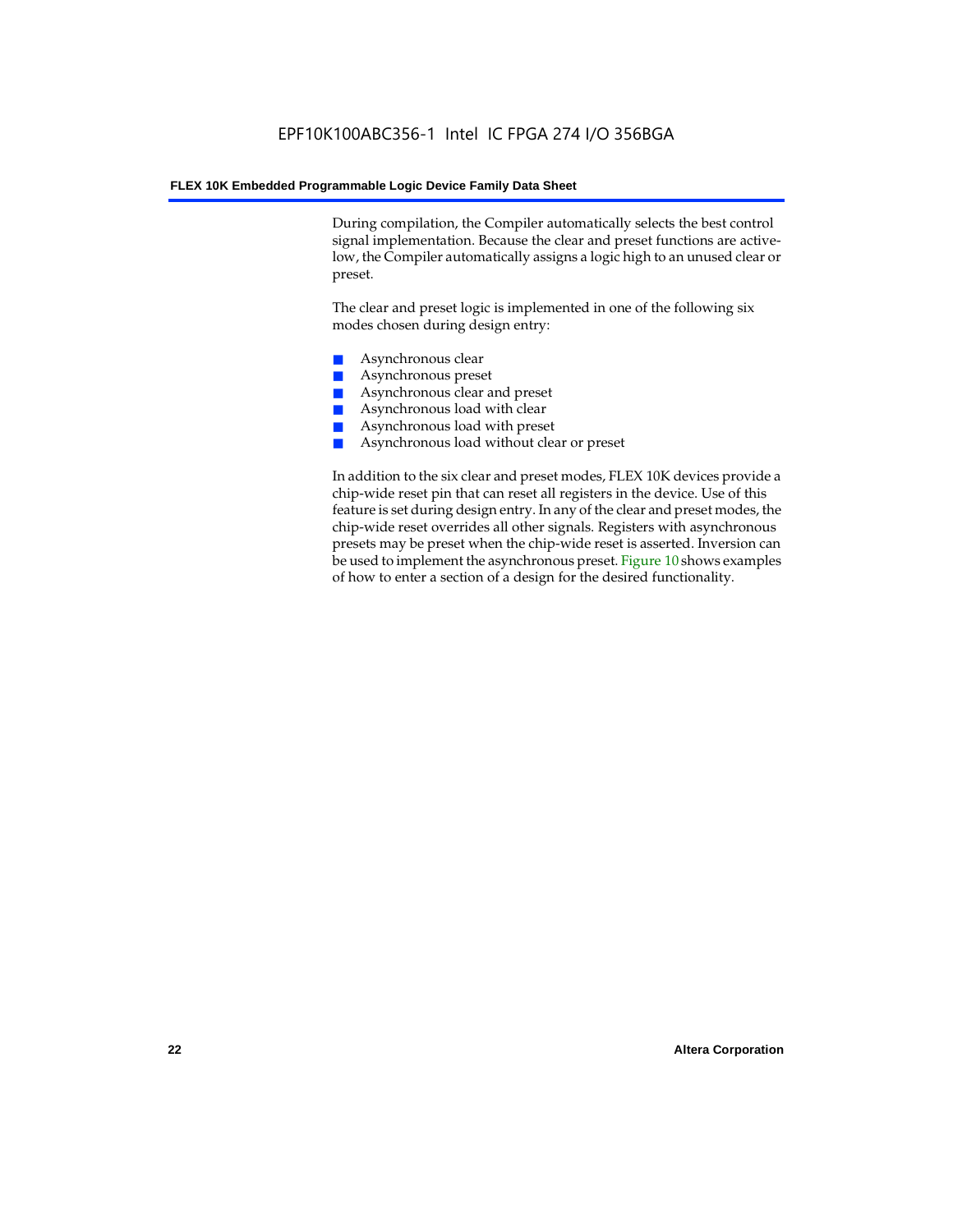During compilation, the Compiler automatically selects the best control signal implementation. Because the clear and preset functions are active-low, the Compiler automatically assigns a logic high to an unused clear or preset.

The clear and preset logic is implemented in one of the following six modes chosen during design entry:

- Asynchronous clear
- Asynchronous preset
- Asynchronous clear and preset
- Asynchronous load with clear
- Asynchronous load with preset
- Asynchronous load without clear or preset

In addition to the six clear and preset modes, FLEX 10K devices provide a chip-wide reset pin that can reset all registers in the device. Use of this feature is set during design entry. In any of the clear and preset modes, the chip-wide reset overrides all other signals. Registers with asynchronous presets may be preset when the chip-wide reset is asserted. Inversion can be used to implement the asynchronous preset. Figure 10 shows examples of how to enter a section of a design for the desired functionality.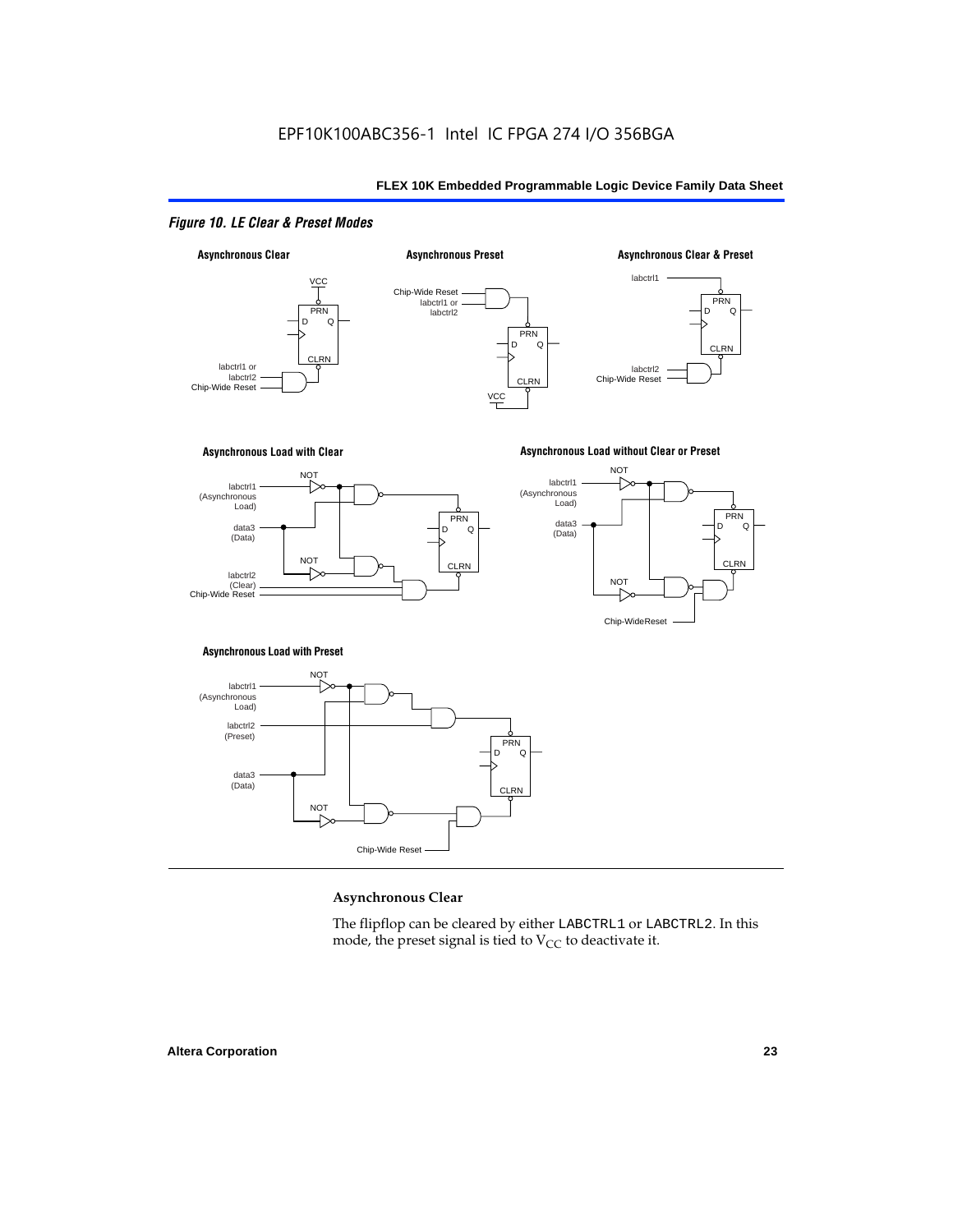*Figure 10. LE Clear & Preset Modes*

### Asynchronous Clear

The flipflop can be cleared by either LABCTRL1 or LABCTRL2. In this mode, the preset signal is tied to $V_{CC}$ to deactivate it.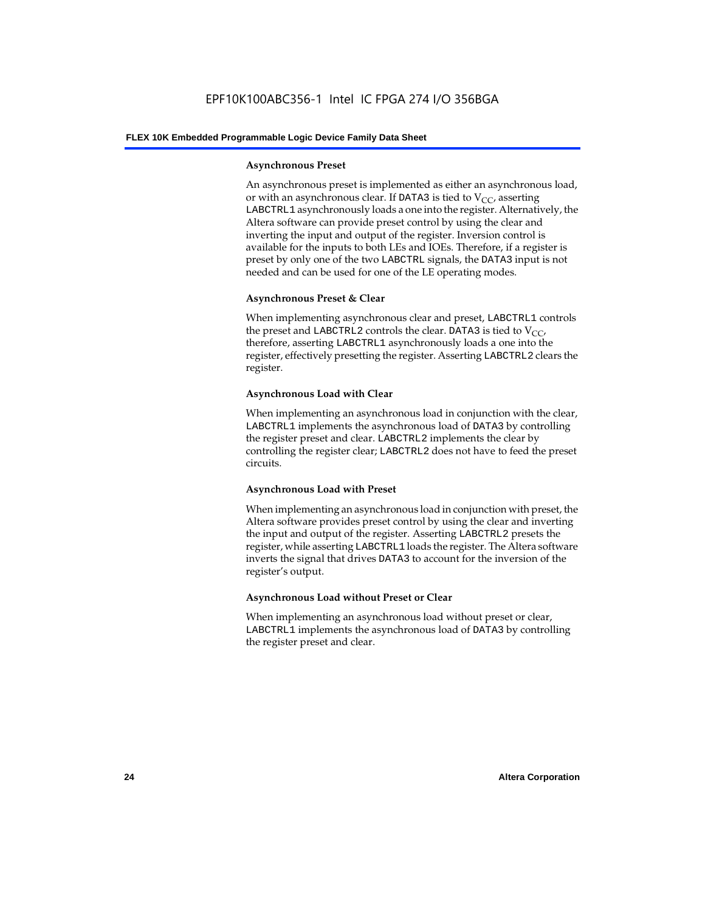#### Asynchronous Preset

An asynchronous preset is implemented as either an asynchronous load, or with an asynchronous clear. If DATA3 is tied to $V_{CC}$, asserting LABCTRL1 asynchronously loads a one into the register. Alternatively, the Altera software can provide preset control by using the clear and inverting the input and output of the register. Inversion control is available for the inputs to both LEs and IOEs. Therefore, if a register is preset by only one of the two LABCTRL signals, the DATA3 input is not needed and can be used for one of the LE operating modes.

#### Asynchronous Preset & Clear

When implementing asynchronous clear and preset, LABCTRL1 controls the preset and LABCTRL2 controls the clear. DATA3 is tied to $V_{CC}$, therefore, asserting LABCTRL1 asynchronously loads a one into the register, effectively presetting the register. Asserting LABCTRL2 clears the register.

#### Asynchronous Load with Clear

When implementing an asynchronous load in conjunction with the clear, LABCTRL1 implements the asynchronous load of DATA3 by controlling the register preset and clear. LABCTRL2 implements the clear by controlling the register clear; LABCTRL2 does not have to feed the preset circuits.

#### Asynchronous Load with Preset

When implementing an asynchronous load in conjunction with preset, the Altera software provides preset control by using the clear and inverting the input and output of the register. Asserting LABCTRL2 presets the register, while asserting LABCTRL1 loads the register. The Altera software inverts the signal that drives DATA3 to account for the inversion of the register's output.

#### Asynchronous Load without Preset or Clear

When implementing an asynchronous load without preset or clear, LABCTRL1 implements the asynchronous load of DATA3 by controlling the register preset and clear.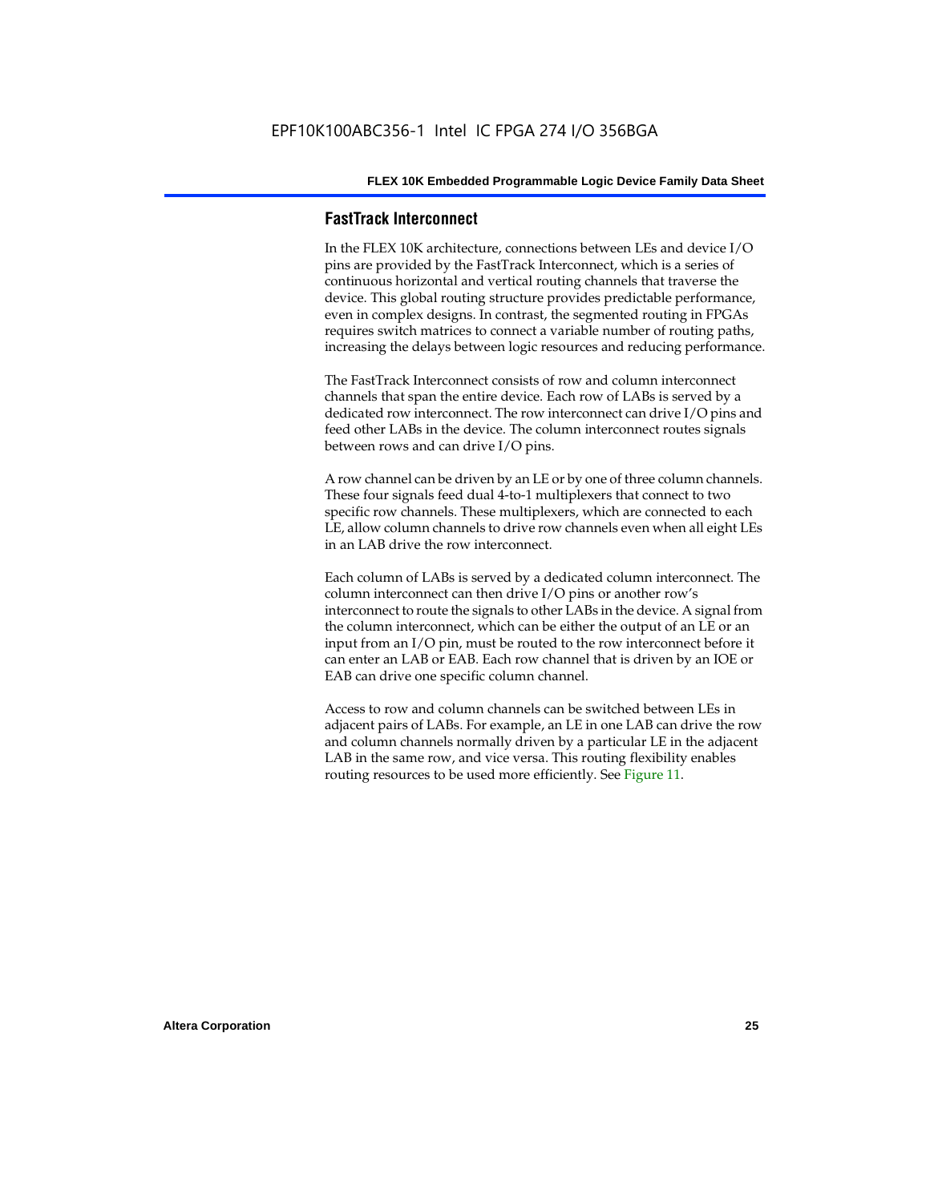## FastTrack Interconnect

In the FLEX 10K architecture, connections between LEs and device I/O pins are provided by the FastTrack Interconnect, which is a series of continuous horizontal and vertical routing channels that traverse the device. This global routing structure provides predictable performance, even in complex designs. In contrast, the segmented routing in FPGAs requires switch matrices to connect a variable number of routing paths, increasing the delays between logic resources and reducing performance.

The FastTrack Interconnect consists of row and column interconnect channels that span the entire device. Each row of LABs is served by a dedicated row interconnect. The row interconnect can drive I/O pins and feed other LABs in the device. The column interconnect routes signals between rows and can drive I/O pins.

A row channel can be driven by an LE or by one of three column channels. These four signals feed dual 4-to-1 multiplexers that connect to two specific row channels. These multiplexers, which are connected to each LE, allow column channels to drive row channels even when all eight LEs in an LAB drive the row interconnect.

Each column of LABs is served by a dedicated column interconnect. The column interconnect can then drive I/O pins or another row's interconnect to route the signals to other LABs in the device. A signal from the column interconnect, which can be either the output of an LE or an input from an I/O pin, must be routed to the row interconnect before it can enter an LAB or EAB. Each row channel that is driven by an IOE or EAB can drive one specific column channel.

Access to row and column channels can be switched between LEs in adjacent pairs of LABs. For example, an LE in one LAB can drive the row and column channels normally driven by a particular LE in the adjacent LAB in the same row, and vice versa. This routing flexibility enables routing resources to be used more efficiently. See Figure 11.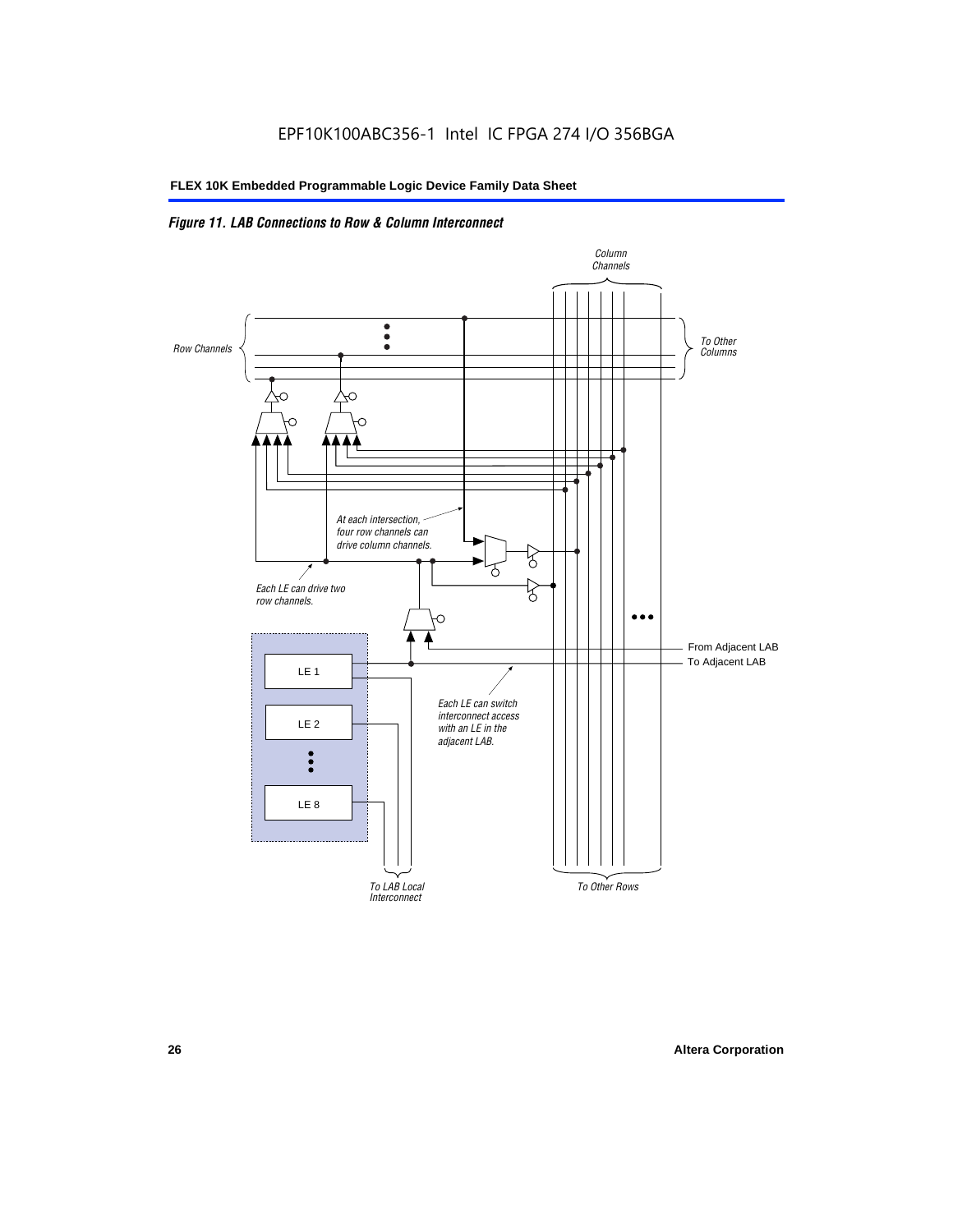*Figure 11. LAB Connections to Row & Column Interconnect*

Column Channels

Row Channels

To Other Columns

At each intersection, four row channels can drive column channels.

Each LE can drive two row channels.

LE 1

LE 2

LE 8

From Adjacent LAB

To Adjacent LAB

Each LE can switch interconnect access with an LE in the adjacent LAB.

To LAB Local Interconnect

To Other Rows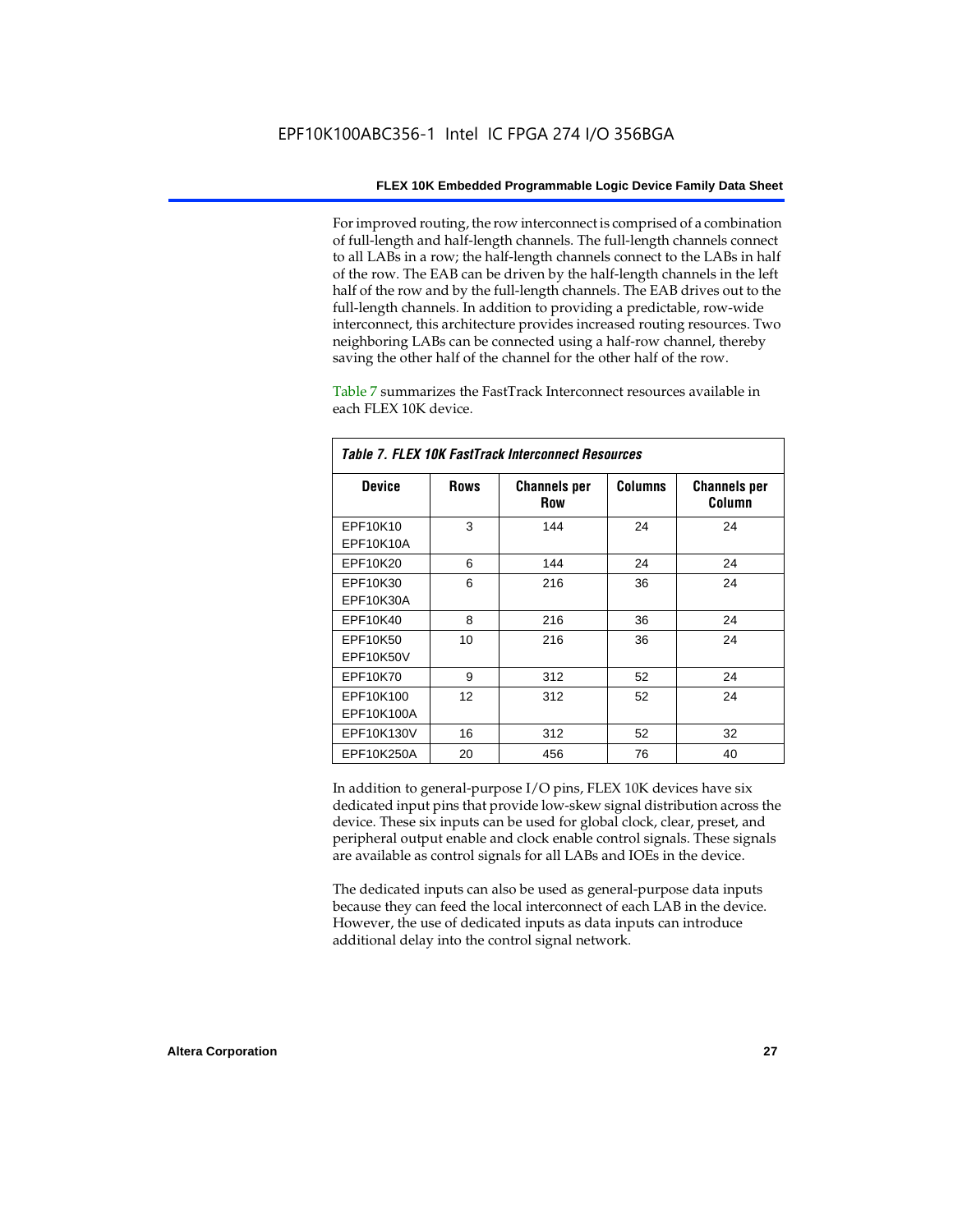For improved routing, the row interconnect is comprised of a combination of full-length and half-length channels. The full-length channels connect to all LABs in a row; the half-length channels connect to the LABs in half of the row. The EAB can be driven by the half-length channels in the left half of the row and by the full-length channels. The EAB drives out to the full-length channels. In addition to providing a predictable, row-wide interconnect, this architecture provides increased routing resources. Two neighboring LABs can be connected using a half-row channel, thereby saving the other half of the channel for the other half of the row.

Table 7 summarizes the FastTrack Interconnect resources available in each FLEX 10K device.

*Table 7. FLEX 10K FastTrack Interconnect Resources*

| Device | Rows | Channels per Row | Columns | Channels per Column |
|---|---|---|---|---|
| EPF10K10<br>EPF10K10A | 3 | 144 | 24 | 24 |
| EPF10K20 | 6 | 144 | 24 | 24 |
| EPF10K30<br>EPF10K30A | 6 | 216 | 36 | 24 |
| EPF10K40 | 8 | 216 | 36 | 24 |
| EPF10K50<br>EPF10K50V | 10 | 216 | 36 | 24 |
| EPF10K70 | 9 | 312 | 52 | 24 |
| EPF10K100<br>EPF10K100A | 12 | 312 | 52 | 24 |
| EPF10K130V | 16 | 312 | 52 | 32 |
| EPF10K250A | 20 | 456 | 76 | 40 |

In addition to general-purpose I/O pins, FLEX 10K devices have six dedicated input pins that provide low-skew signal distribution across the device. These six inputs can be used for global clock, clear, preset, and peripheral output enable and clock enable control signals. These signals are available as control signals for all LABs and IOEs in the device.

The dedicated inputs can also be used as general-purpose data inputs because they can feed the local interconnect of each LAB in the device. However, the use of dedicated inputs as data inputs can introduce additional delay into the control signal network.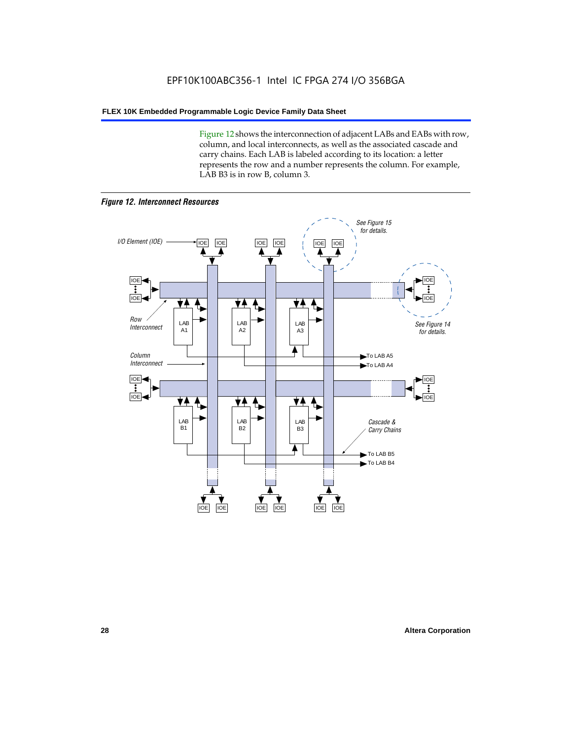Figure 12 shows the interconnection of adjacent LABs and EABs with row, column, and local interconnects, as well as the associated cascade and carry chains. Each LAB is labeled according to its location: a letter represents the row and a number represents the column. For example, LAB B3 is in row B, column 3.

*Figure 12. Interconnect Resources*

I/O Element (IOE)

See Figure 15 for details.

See Figure 14 for details.

Row Interconnect

Column Interconnect

Cascade & Carry Chains

LAB A1 LAB A2 LAB A3

LAB B1 LAB B2 LAB B3

To LAB A5
To LAB A4
To LAB B5
To LAB B4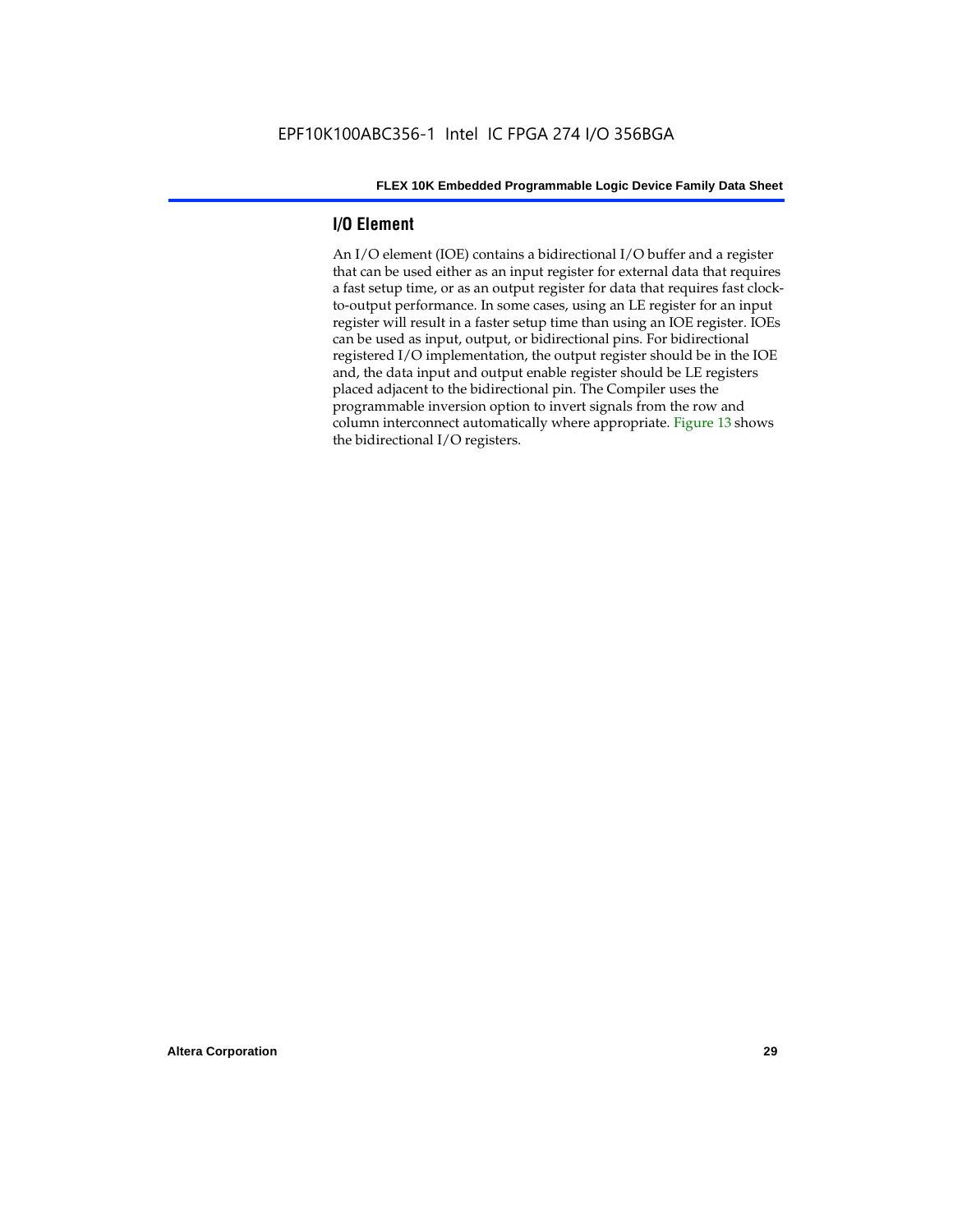## I/O Element

An I/O element (IOE) contains a bidirectional I/O buffer and a register that can be used either as an input register for external data that requires a fast setup time, or as an output register for data that requires fast clock-to-output performance. In some cases, using an LE register for an input register will result in a faster setup time than using an IOE register. IOEs can be used as input, output, or bidirectional pins. For bidirectional registered I/O implementation, the output register should be in the IOE and, the data input and output enable register should be LE registers placed adjacent to the bidirectional pin. The Compiler uses the programmable inversion option to invert signals from the row and column interconnect automatically where appropriate. Figure 13 shows the bidirectional I/O registers.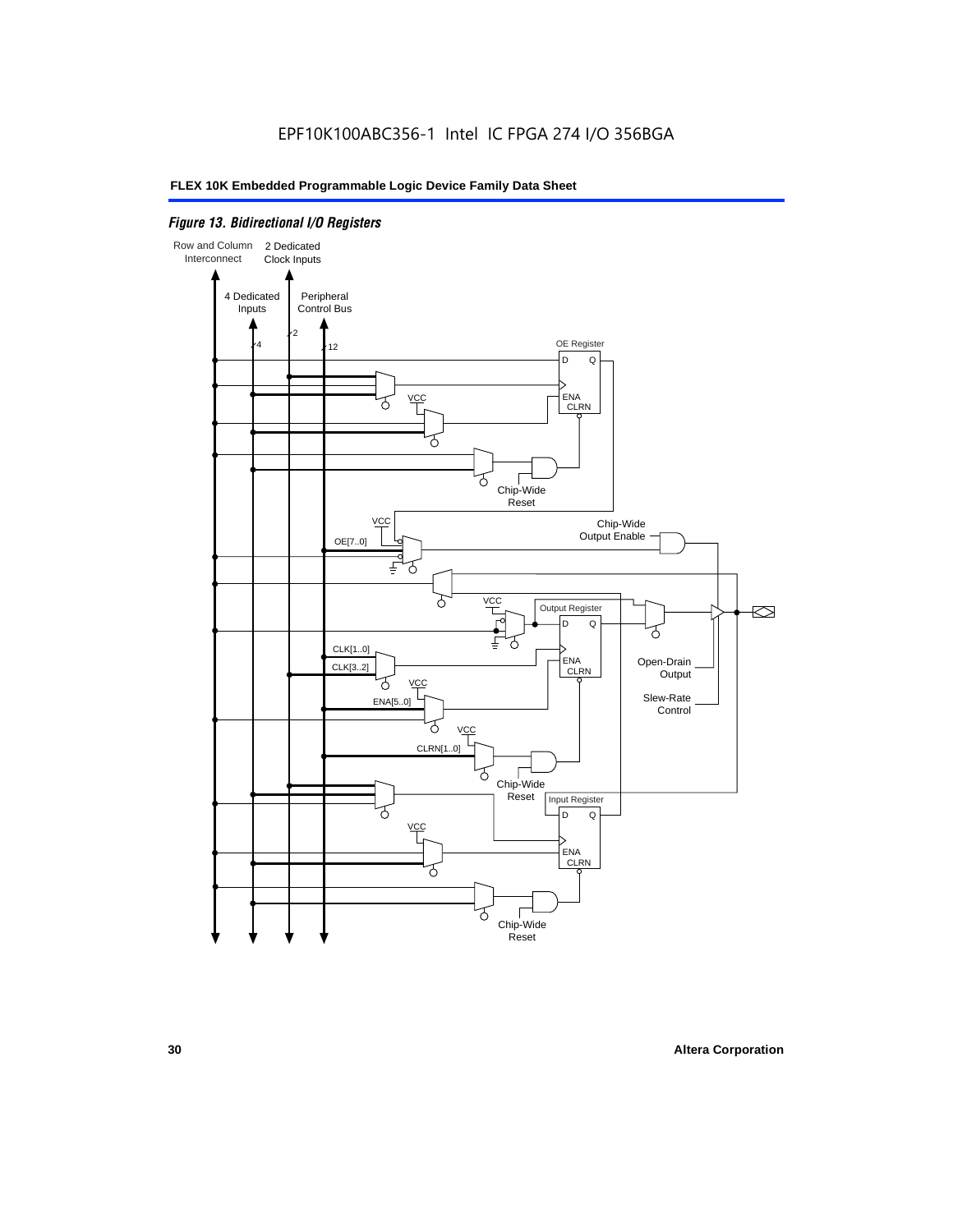EPF10K100ABC356-1 Intel IC FPGA 274 I/O 356BGA

*Figure 13. Bidirectional I/O Registers*

Row and Column Interconnect

2 Dedicated Clock Inputs

4 Dedicated Inputs

Peripheral Control Bus

4

2

12

OE Register

D Q

ENA CLRN

VCC

Chip-Wide Reset

VCC

Chip-Wide Output Enable

OE[7..0]

VCC

Output Register

D Q

CLK[1..0]

CLK[3..2]

ENA CLRN

Open-Drain Output

VCC

ENA[5..0]

Slew-Rate Control

VCC

CLRN[1..0]

Chip-Wide Reset

Input Register

D Q

VCC

ENA CLRN

Chip-Wide Reset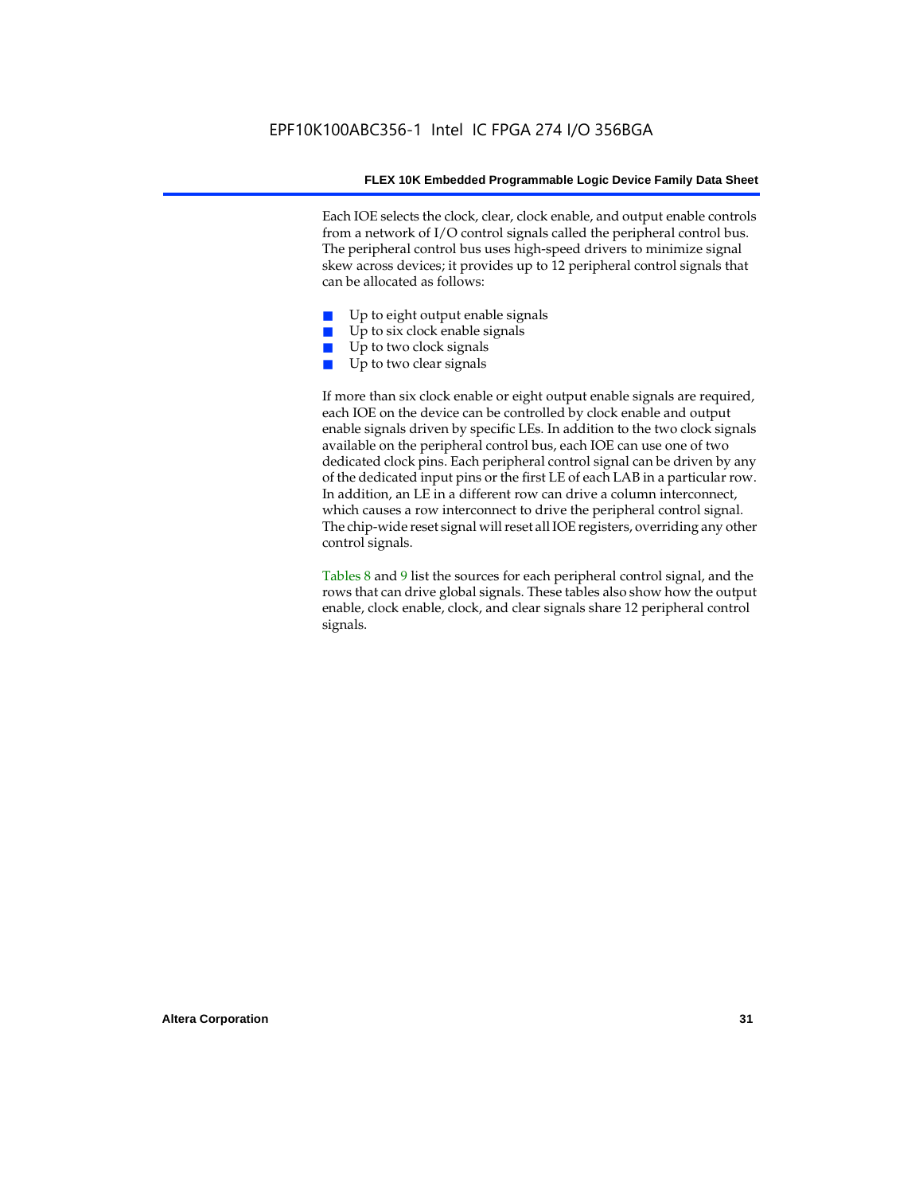Each IOE selects the clock, clear, clock enable, and output enable controls from a network of I/O control signals called the peripheral control bus. The peripheral control bus uses high-speed drivers to minimize signal skew across devices; it provides up to 12 peripheral control signals that can be allocated as follows:

- Up to eight output enable signals
- Up to six clock enable signals
- Up to two clock signals
- Up to two clear signals

If more than six clock enable or eight output enable signals are required, each IOE on the device can be controlled by clock enable and output enable signals driven by specific LEs. In addition to the two clock signals available on the peripheral control bus, each IOE can use one of two dedicated clock pins. Each peripheral control signal can be driven by any of the dedicated input pins or the first LE of each LAB in a particular row. In addition, an LE in a different row can drive a column interconnect, which causes a row interconnect to drive the peripheral control signal. The chip-wide reset signal will reset all IOE registers, overriding any other control signals.

Tables 8 and 9 list the sources for each peripheral control signal, and the rows that can drive global signals. These tables also show how the output enable, clock enable, clock, and clear signals share 12 peripheral control signals.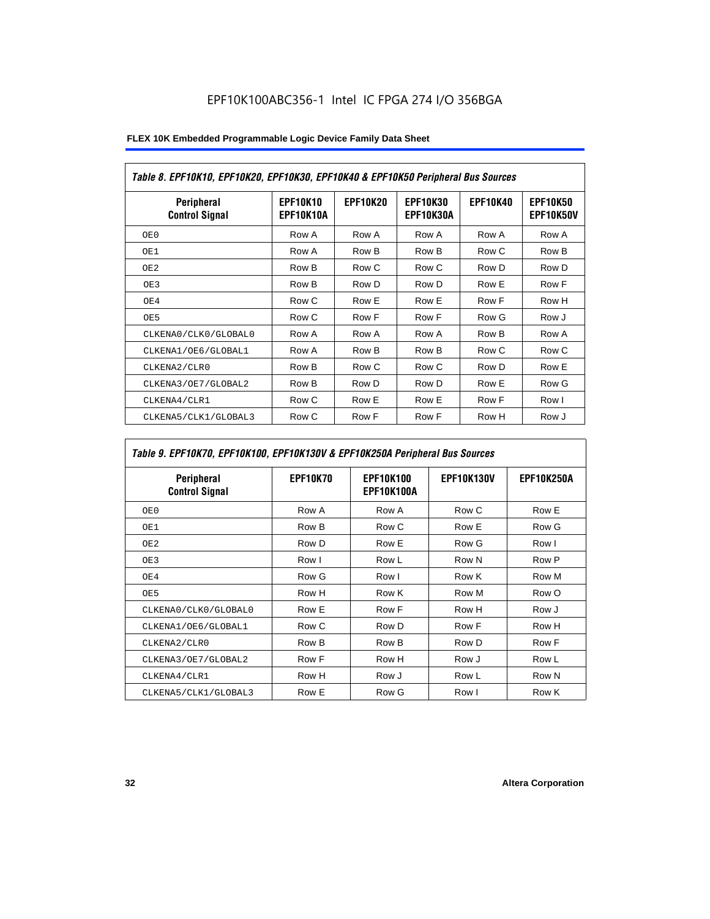*Table 8. EPF10K10, EPF10K20, EPF10K30, EPF10K40 & EPF10K50 Peripheral Bus Sources*

| Peripheral Control Signal | EPF10K10 EPF10K10A | EPF10K20 | EPF10K30 EPF10K30A | EPF10K40 | EPF10K50 EPF10K50V |
|---|---|---|---|---|---|
| OE0 | Row A | Row A | Row A | Row A | Row A |
| OE1 | Row A | Row B | Row B | Row C | Row B |
| OE2 | Row B | Row C | Row C | Row D | Row D |
| OE3 | Row B | Row D | Row D | Row E | Row F |
| OE4 | Row C | Row E | Row E | Row F | Row H |
| OE5 | Row C | Row F | Row F | Row G | Row J |
| CLKENA0/CLK0/GLOBAL0 | Row A | Row A | Row A | Row B | Row A |
| CLKENA1/OE6/GLOBAL1 | Row A | Row B | Row B | Row C | Row C |
| CLKENA2/CLR0 | Row B | Row C | Row C | Row D | Row E |
| CLKENA3/OE7/GLOBAL2 | Row B | Row D | Row D | Row E | Row G |
| CLKENA4/CLR1 | Row C | Row E | Row E | Row F | Row I |
| CLKENA5/CLK1/GLOBAL3 | Row C | Row F | Row F | Row H | Row J |

*Table 9. EPF10K70, EPF10K100, EPF10K130V & EPF10K250A Peripheral Bus Sources*

| Peripheral Control Signal | EPF10K70 | EPF10K100 EPF10K100A | EPF10K130V | EPF10K250A |
|---|---|---|---|---|
| OE0 | Row A | Row A | Row C | Row E |
| OE1 | Row B | Row C | Row E | Row G |
| OE2 | Row D | Row E | Row G | Row I |
| OE3 | Row I | Row L | Row N | Row P |
| OE4 | Row G | Row I | Row K | Row M |
| OE5 | Row H | Row K | Row M | Row O |
| CLKENA0/CLK0/GLOBAL0 | Row E | Row F | Row H | Row J |
| CLKENA1/OE6/GLOBAL1 | Row C | Row D | Row F | Row H |
| CLKENA2/CLR0 | Row B | Row B | Row D | Row F |
| CLKENA3/OE7/GLOBAL2 | Row F | Row H | Row J | Row L |
| CLKENA4/CLR1 | Row H | Row J | Row L | Row N |
| CLKENA5/CLK1/GLOBAL3 | Row E | Row G | Row I | Row K |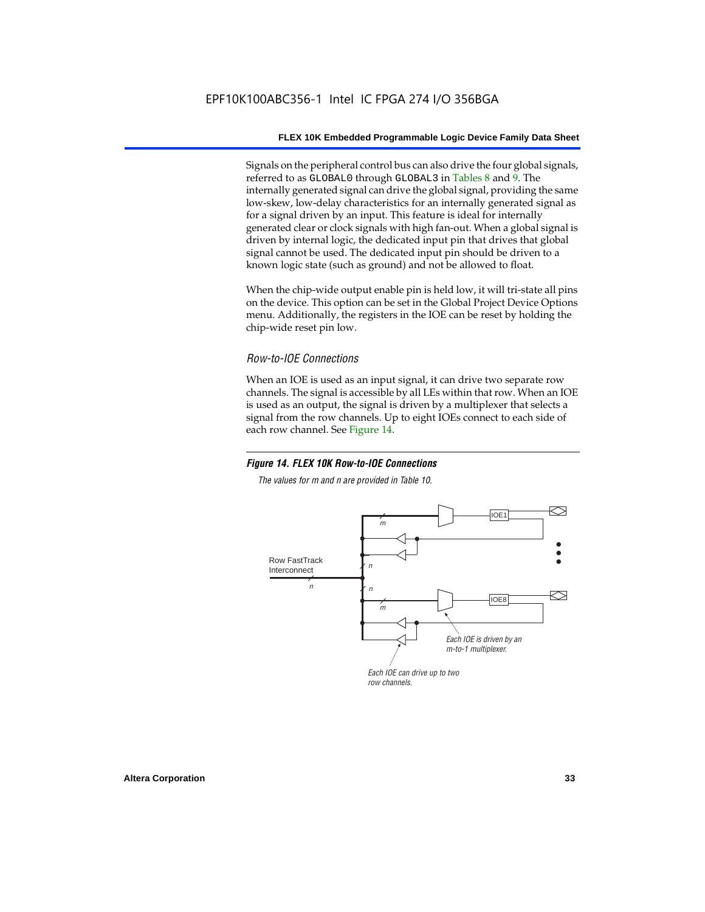Signals on the peripheral control bus can also drive the four global signals, referred to as GLOBAL0 through GLOBAL3 in Tables 8 and 9. The internally generated signal can drive the global signal, providing the same low-skew, low-delay characteristics for an internally generated signal as for a signal driven by an input. This feature is ideal for internally generated clear or clock signals with high fan-out. When a global signal is driven by internal logic, the dedicated input pin that drives that global signal cannot be used. The dedicated input pin should be driven to a known logic state (such as ground) and not be allowed to float.

When the chip-wide output enable pin is held low, it will tri-state all pins on the device. This option can be set in the Global Project Device Options menu. Additionally, the registers in the IOE can be reset by holding the chip-wide reset pin low.

### *Row-to-IOE Connections*

When an IOE is used as an input signal, it can drive two separate row channels. The signal is accessible by all LEs within that row. When an IOE is used as an output, the signal is driven by a multiplexer that selects a signal from the row channels. Up to eight IOEs connect to each side of each row channel. See Figure 14.

***Figure 14. FLEX 10K Row-to-IOE Connections***

*The values for m and n are provided in Table 10.*

Row FastTrack Interconnect

*n*

*m*

IOE1

IOE8

*Each IOE is driven by an m-to-1 multiplexer.*

*Each IOE can drive up to two row channels.*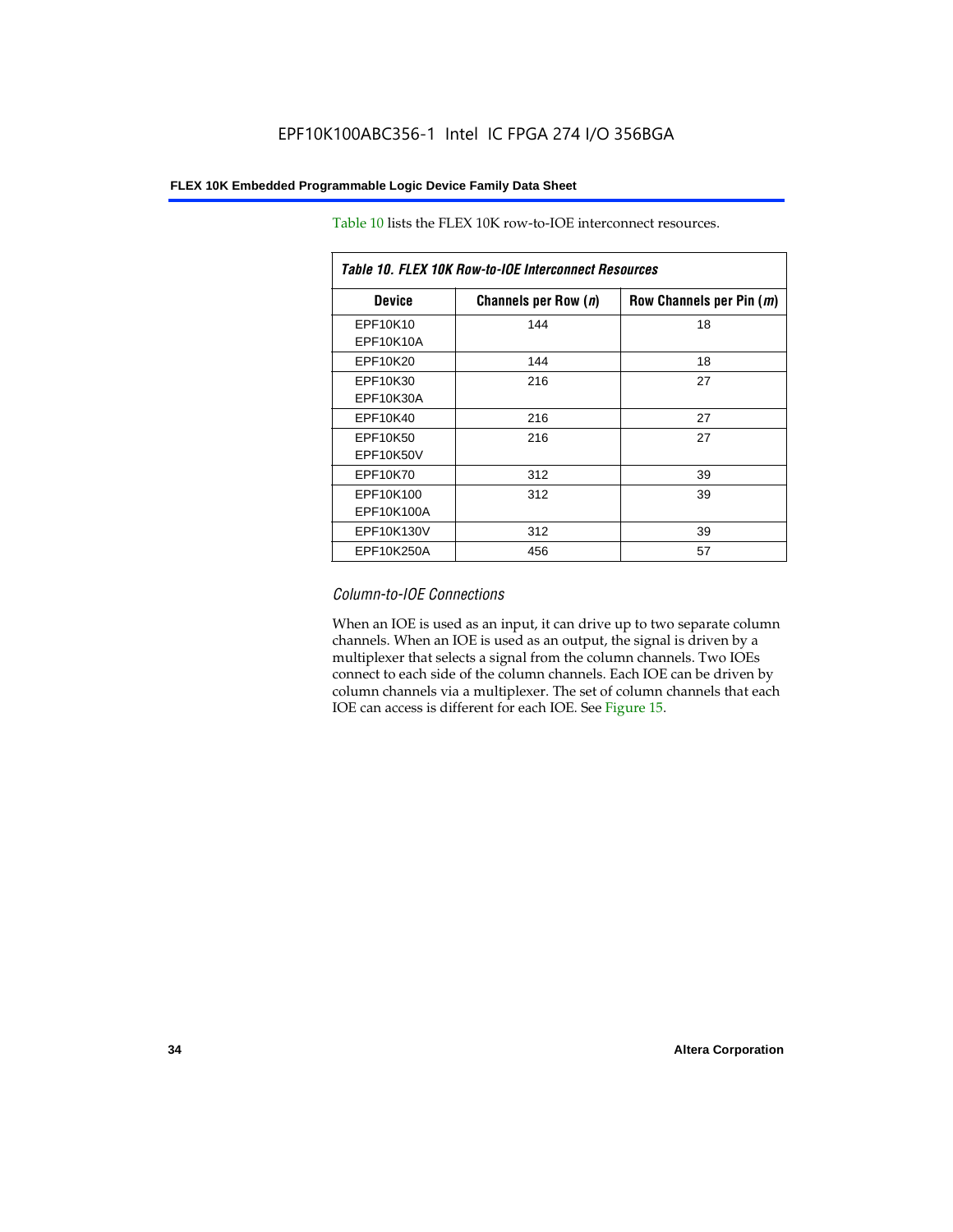Table 10 lists the FLEX 10K row-to-IOE interconnect resources.

*Table 10. FLEX 10K Row-to-IOE Interconnect Resources*

| Device | Channels per Row (*n*) | Row Channels per Pin (*m*) |
|---|---|---|
| EPF10K10<br>EPF10K10A | 144 | 18 |
| EPF10K20 | 144 | 18 |
| EPF10K30<br>EPF10K30A | 216 | 27 |
| EPF10K40 | 216 | 27 |
| EPF10K50<br>EPF10K50V | 216 | 27 |
| EPF10K70 | 312 | 39 |
| EPF10K100<br>EPF10K100A | 312 | 39 |
| EPF10K130V | 312 | 39 |
| EPF10K250A | 456 | 57 |

### *Column-to-IOE Connections*

When an IOE is used as an input, it can drive up to two separate column channels. When an IOE is used as an output, the signal is driven by a multiplexer that selects a signal from the column channels. Two IOEs connect to each side of the column channels. Each IOE can be driven by column channels via a multiplexer. The set of column channels that each IOE can access is different for each IOE. See Figure 15.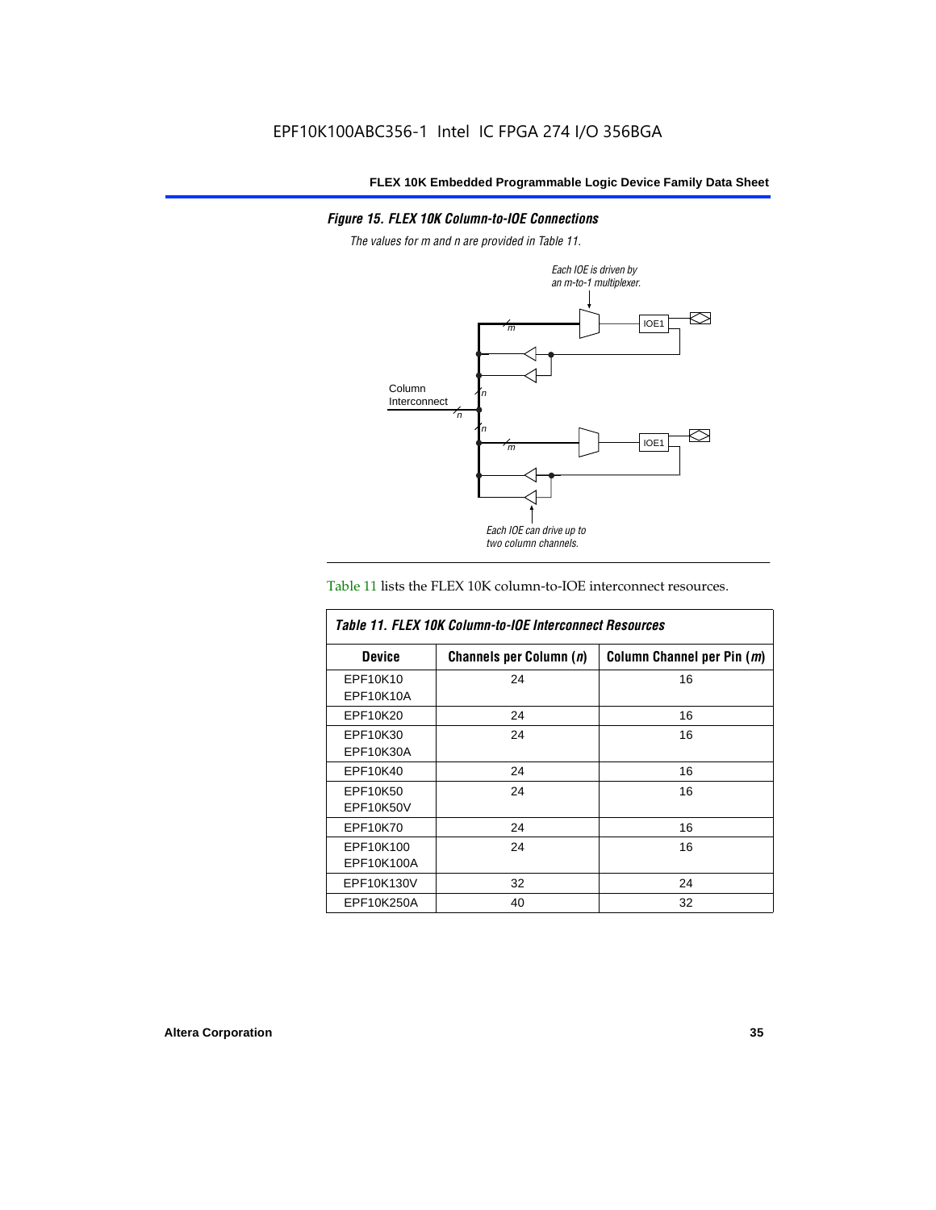*Figure 15. FLEX 10K Column-to-IOE Connections*

*The values for m and n are provided in Table 11.*

Table 11 lists the FLEX 10K column-to-IOE interconnect resources.

| *Table 11. FLEX 10K Column-to-IOE Interconnect Resources* | | |
|---|---|---|
| **Device** | **Channels per Column (*n*)** | **Column Channel per Pin (*m*)** |
| EPF10K10<br>EPF10K10A | 24 | 16 |
| EPF10K20 | 24 | 16 |
| EPF10K30<br>EPF10K30A | 24 | 16 |
| EPF10K40 | 24 | 16 |
| EPF10K50<br>EPF10K50V | 24 | 16 |
| EPF10K70 | 24 | 16 |
| EPF10K100<br>EPF10K100A | 24 | 16 |
| EPF10K130V | 32 | 24 |
| EPF10K250A | 40 | 32 |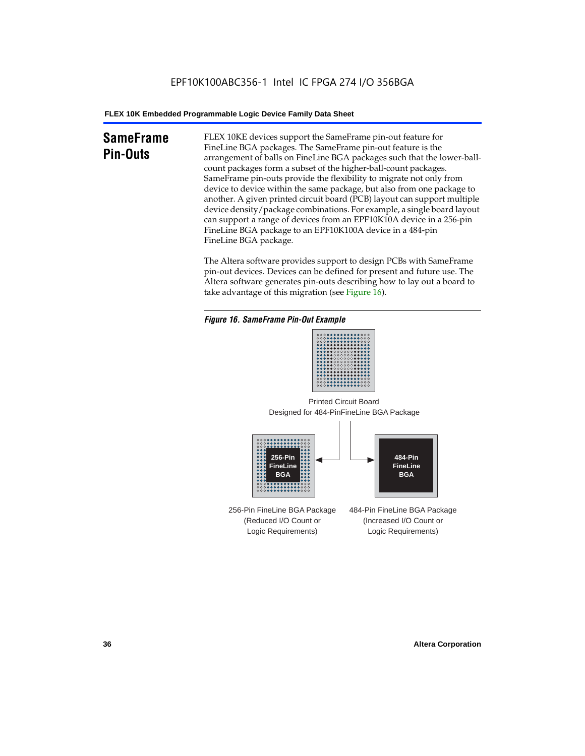## SameFrame Pin-Outs

FLEX 10KE devices support the SameFrame pin-out feature for FineLine BGA packages. The SameFrame pin-out feature is the arrangement of balls on FineLine BGA packages such that the lower-ball-count packages form a subset of the higher-ball-count packages. SameFrame pin-outs provide the flexibility to migrate not only from device to device within the same package, but also from one package to another. A given printed circuit board (PCB) layout can support multiple device density/package combinations. For example, a single board layout can support a range of devices from an EPF10K10A device in a 256-pin FineLine BGA package to an EPF10K100A device in a 484-pin FineLine BGA package.

The Altera software provides support to design PCBs with SameFrame pin-out devices. Devices can be defined for present and future use. The Altera software generates pin-outs describing how to lay out a board to take advantage of this migration (see Figure 16).

*Figure 16. SameFrame Pin-Out Example*

Printed Circuit Board
Designed for 484-PinFineLine BGA Package

256-Pin FineLine BGA

484-Pin FineLine BGA

256-Pin FineLine BGA Package
(Reduced I/O Count or
Logic Requirements)

484-Pin FineLine BGA Package
(Increased I/O Count or
Logic Requirements)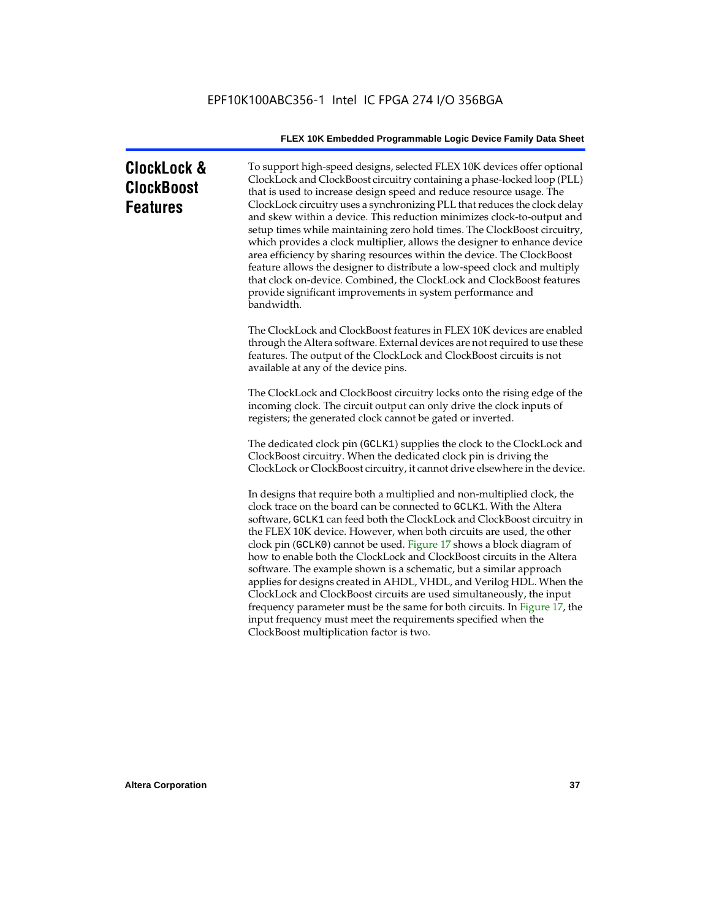# ClockLock & ClockBoost Features

To support high-speed designs, selected FLEX 10K devices offer optional ClockLock and ClockBoost circuitry containing a phase-locked loop (PLL) that is used to increase design speed and reduce resource usage. The ClockLock circuitry uses a synchronizing PLL that reduces the clock delay and skew within a device. This reduction minimizes clock-to-output and setup times while maintaining zero hold times. The ClockBoost circuitry, which provides a clock multiplier, allows the designer to enhance device area efficiency by sharing resources within the device. The ClockBoost feature allows the designer to distribute a low-speed clock and multiply that clock on-device. Combined, the ClockLock and ClockBoost features provide significant improvements in system performance and bandwidth.

The ClockLock and ClockBoost features in FLEX 10K devices are enabled through the Altera software. External devices are not required to use these features. The output of the ClockLock and ClockBoost circuits is not available at any of the device pins.

The ClockLock and ClockBoost circuitry locks onto the rising edge of the incoming clock. The circuit output can only drive the clock inputs of registers; the generated clock cannot be gated or inverted.

The dedicated clock pin (`GCLK1`) supplies the clock to the ClockLock and ClockBoost circuitry. When the dedicated clock pin is driving the ClockLock or ClockBoost circuitry, it cannot drive elsewhere in the device.

In designs that require both a multiplied and non-multiplied clock, the clock trace on the board can be connected to `GCLK1`. With the Altera software, `GCLK1` can feed both the ClockLock and ClockBoost circuitry in the FLEX 10K device. However, when both circuits are used, the other clock pin (`GCLK0`) cannot be used. Figure 17 shows a block diagram of how to enable both the ClockLock and ClockBoost circuits in the Altera software. The example shown is a schematic, but a similar approach applies for designs created in AHDL, VHDL, and Verilog HDL. When the ClockLock and ClockBoost circuits are used simultaneously, the input frequency parameter must be the same for both circuits. In Figure 17, the input frequency must meet the requirements specified when the ClockBoost multiplication factor is two.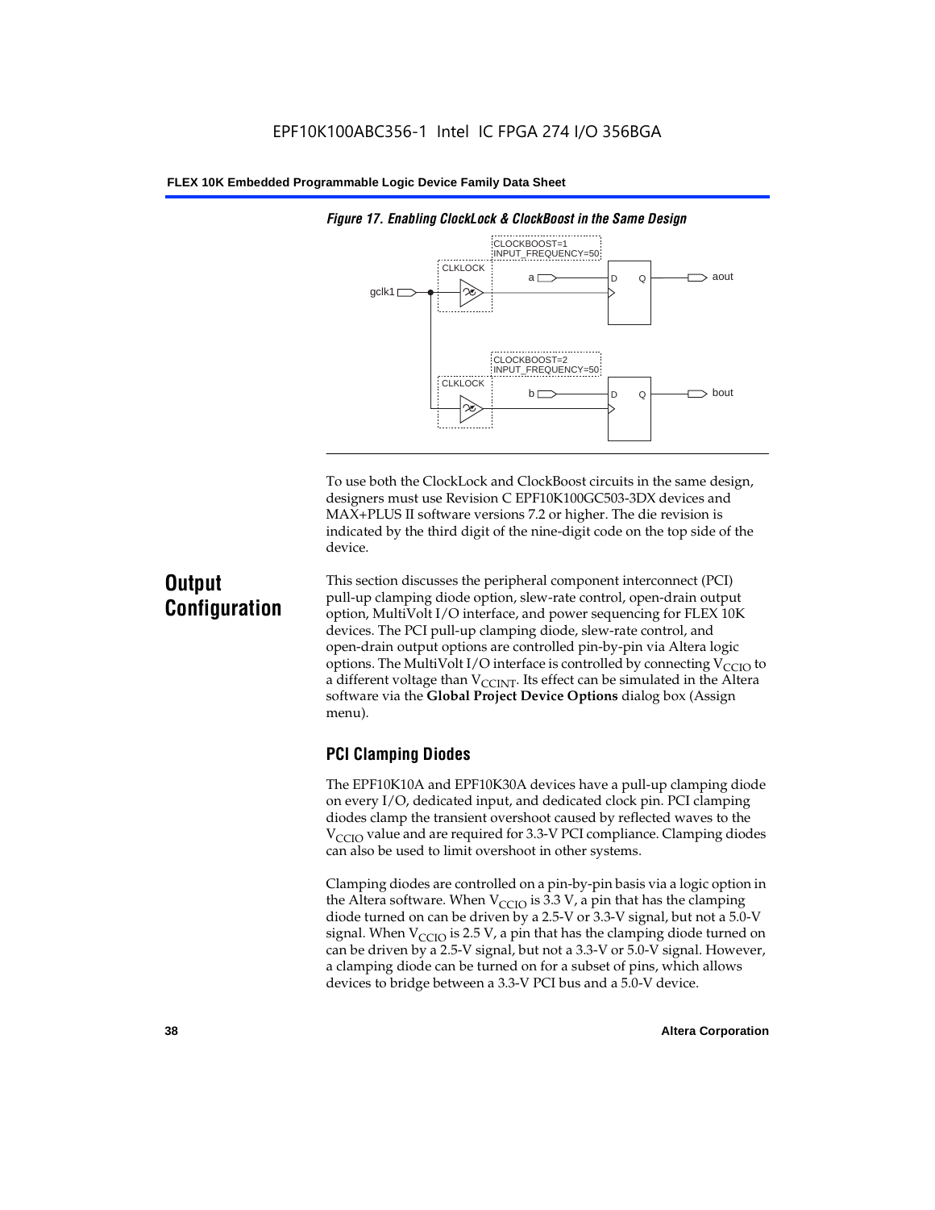*Figure 17. Enabling ClockLock & ClockBoost in the Same Design*

To use both the ClockLock and ClockBoost circuits in the same design, designers must use Revision C EPF10K100GC503-3DX devices and MAX+PLUS II software versions 7.2 or higher. The die revision is indicated by the third digit of the nine-digit code on the top side of the device.

## Output Configuration

This section discusses the peripheral component interconnect (PCI) pull-up clamping diode option, slew-rate control, open-drain output option, MultiVolt I/O interface, and power sequencing for FLEX 10K devices. The PCI pull-up clamping diode, slew-rate control, and open-drain output options are controlled pin-by-pin via Altera logic options. The MultiVolt I/O interface is controlled by connecting $V_{CCIO}$ to a different voltage than $V_{CCINT}$. Its effect can be simulated in the Altera software via the **Global Project Device Options** dialog box (Assign menu).

### PCI Clamping Diodes

The EPF10K10A and EPF10K30A devices have a pull-up clamping diode on every I/O, dedicated input, and dedicated clock pin. PCI clamping diodes clamp the transient overshoot caused by reflected waves to the $V_{CCIO}$ value and are required for 3.3-V PCI compliance. Clamping diodes can also be used to limit overshoot in other systems.

Clamping diodes are controlled on a pin-by-pin basis via a logic option in the Altera software. When $V_{CCIO}$ is 3.3 V, a pin that has the clamping diode turned on can be driven by a 2.5-V or 3.3-V signal, but not a 5.0-V signal. When $V_{CCIO}$ is 2.5 V, a pin that has the clamping diode turned on can be driven by a 2.5-V signal, but not a 3.3-V or 5.0-V signal. However, a clamping diode can be turned on for a subset of pins, which allows devices to bridge between a 3.3-V PCI bus and a 5.0-V device.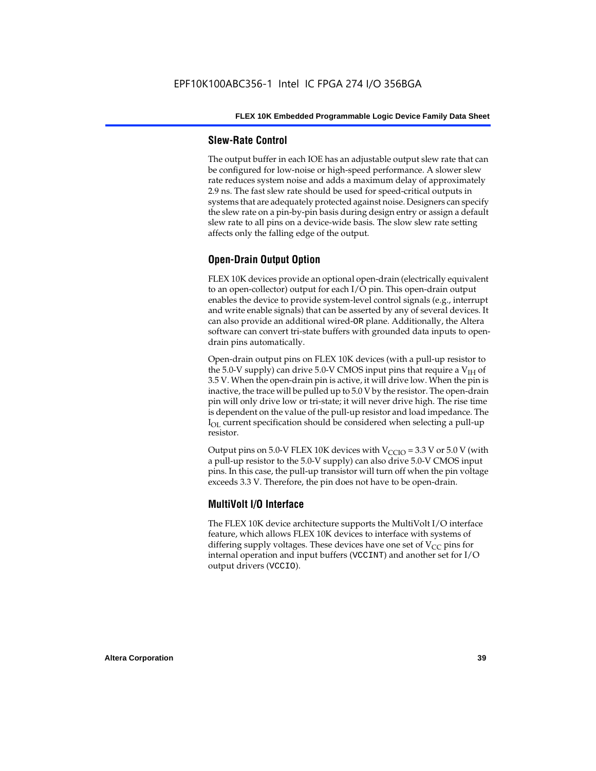## Slew-Rate Control

The output buffer in each IOE has an adjustable output slew rate that can be configured for low-noise or high-speed performance. A slower slew rate reduces system noise and adds a maximum delay of approximately 2.9 ns. The fast slew rate should be used for speed-critical outputs in systems that are adequately protected against noise. Designers can specify the slew rate on a pin-by-pin basis during design entry or assign a default slew rate to all pins on a device-wide basis. The slow slew rate setting affects only the falling edge of the output.

## Open-Drain Output Option

FLEX 10K devices provide an optional open-drain (electrically equivalent to an open-collector) output for each I/O pin. This open-drain output enables the device to provide system-level control signals (e.g., interrupt and write enable signals) that can be asserted by any of several devices. It can also provide an additional wired-`OR` plane. Additionally, the Altera software can convert tri-state buffers with grounded data inputs to open-drain pins automatically.

Open-drain output pins on FLEX 10K devices (with a pull-up resistor to the 5.0-V supply) can drive 5.0-V CMOS input pins that require a $V_{IH}$ of 3.5 V. When the open-drain pin is active, it will drive low. When the pin is inactive, the trace will be pulled up to 5.0 V by the resistor. The open-drain pin will only drive low or tri-state; it will never drive high. The rise time is dependent on the value of the pull-up resistor and load impedance. The $I_{OL}$ current specification should be considered when selecting a pull-up resistor.

Output pins on 5.0-V FLEX 10K devices with $V_{CCIO}$ = 3.3 V or 5.0 V (with a pull-up resistor to the 5.0-V supply) can also drive 5.0-V CMOS input pins. In this case, the pull-up transistor will turn off when the pin voltage exceeds 3.3 V. Therefore, the pin does not have to be open-drain.

## MultiVolt I/O Interface

The FLEX 10K device architecture supports the MultiVolt I/O interface feature, which allows FLEX 10K devices to interface with systems of differing supply voltages. These devices have one set of $V_{CC}$ pins for internal operation and input buffers (`VCCINT`) and another set for I/O output drivers (`VCCIO`).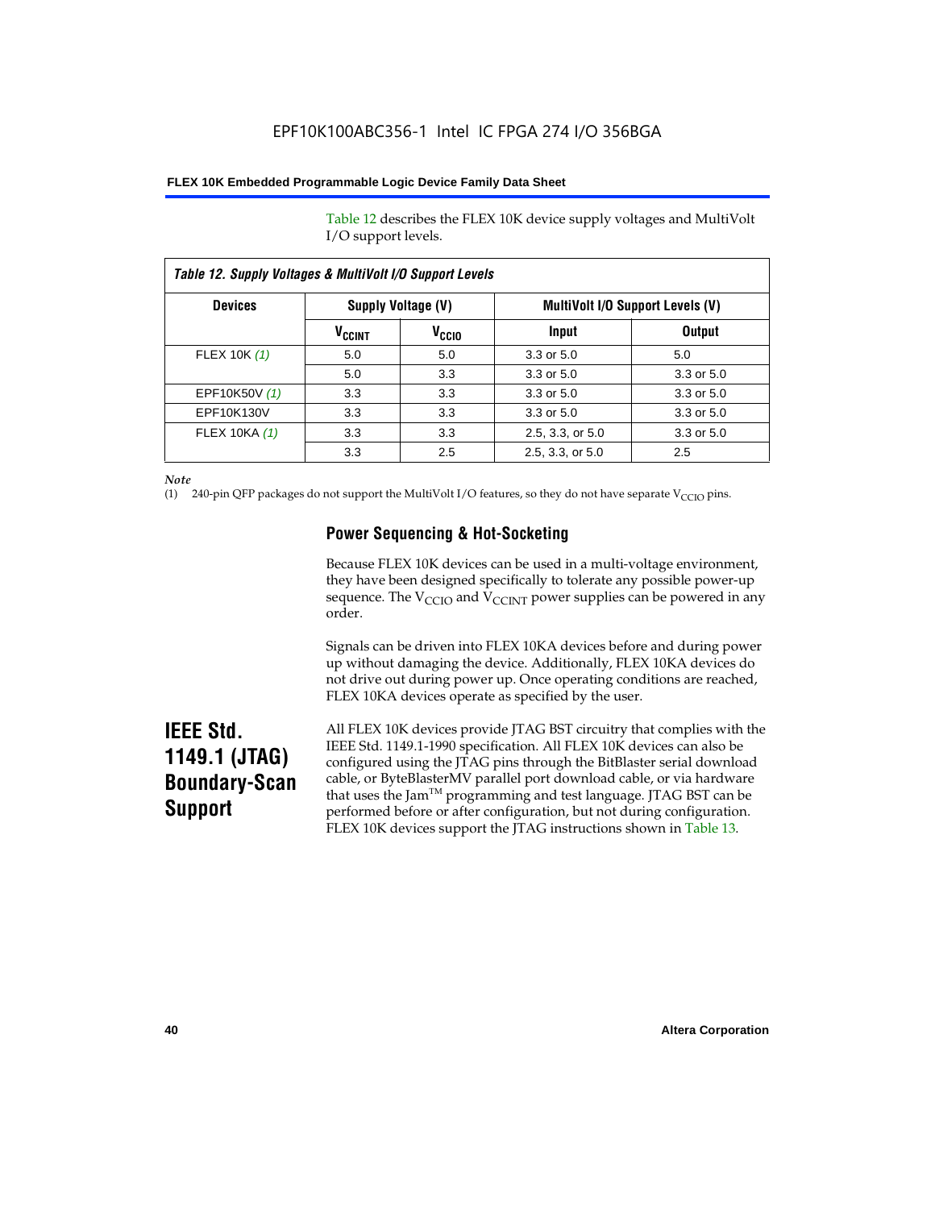Table 12 describes the FLEX 10K device supply voltages and MultiVolt I/O support levels.

*Table 12. Supply Voltages & MultiVolt I/O Support Levels*

| Devices | Supply Voltage (V) | | MultiVolt I/O Support Levels (V) | |
|---|---|---|---|---|
| | $V_{CCINT}$ | $V_{CCIO}$ | Input | Output |
| FLEX 10K *(1)* | 5.0 | 5.0 | 3.3 or 5.0 | 5.0 |
| | 5.0 | 3.3 | 3.3 or 5.0 | 3.3 or 5.0 |
| EPF10K50V *(1)* | 3.3 | 3.3 | 3.3 or 5.0 | 3.3 or 5.0 |
| EPF10K130V | 3.3 | 3.3 | 3.3 or 5.0 | 3.3 or 5.0 |
| FLEX 10KA *(1)* | 3.3 | 3.3 | 2.5, 3.3, or 5.0 | 3.3 or 5.0 |
| | 3.3 | 2.5 | 2.5, 3.3, or 5.0 | 2.5 |

*Note*

(1) 240-pin QFP packages do not support the MultiVolt I/O features, so they do not have separate $V_{CCIO}$ pins.

### Power Sequencing & Hot-Socketing

Because FLEX 10K devices can be used in a multi-voltage environment, they have been designed specifically to tolerate any possible power-up sequence. The $V_{CCIO}$ and $V_{CCINT}$ power supplies can be powered in any order.

Signals can be driven into FLEX 10KA devices before and during power up without damaging the device. Additionally, FLEX 10KA devices do not drive out during power up. Once operating conditions are reached, FLEX 10KA devices operate as specified by the user.

## IEEE Std. 1149.1 (JTAG) Boundary-Scan Support

All FLEX 10K devices provide JTAG BST circuitry that complies with the IEEE Std. 1149.1-1990 specification. All FLEX 10K devices can also be configured using the JTAG pins through the BitBlaster serial download cable, or ByteBlasterMV parallel port download cable, or via hardware that uses the Jam™ programming and test language. JTAG BST can be performed before or after configuration, but not during configuration. FLEX 10K devices support the JTAG instructions shown in Table 13.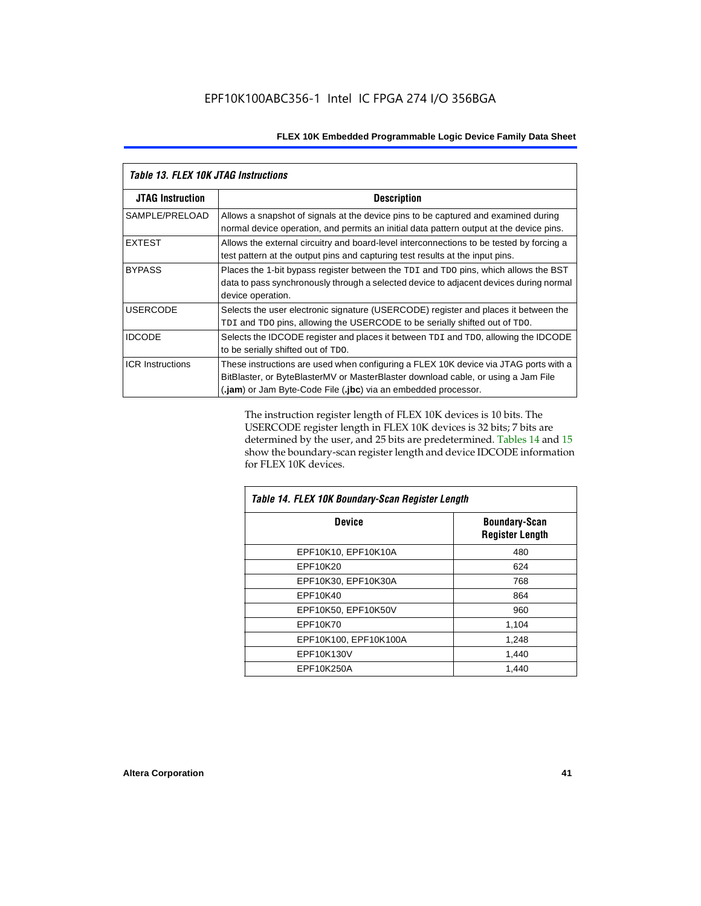*Table 13. FLEX 10K JTAG Instructions*

| JTAG Instruction | Description |
|---|---|
| SAMPLE/PRELOAD | Allows a snapshot of signals at the device pins to be captured and examined during normal device operation, and permits an initial data pattern output at the device pins. |
| EXTEST | Allows the external circuitry and board-level interconnections to be tested by forcing a test pattern at the output pins and capturing test results at the input pins. |
| BYPASS | Places the 1-bit bypass register between the TDI and TDO pins, which allows the BST data to pass synchronously through a selected device to adjacent devices during normal device operation. |
| USERCODE | Selects the user electronic signature (USERCODE) register and places it between the TDI and TDO pins, allowing the USERCODE to be serially shifted out of TDO. |
| IDCODE | Selects the IDCODE register and places it between TDI and TDO, allowing the IDCODE to be serially shifted out of TDO. |
| ICR Instructions | These instructions are used when configuring a FLEX 10K device via JTAG ports with a BitBlaster, or ByteBlasterMV or MasterBlaster download cable, or using a Jam File (**.jam**) or Jam Byte-Code File (**.jbc**) via an embedded processor. |

The instruction register length of FLEX 10K devices is 10 bits. The USERCODE register length in FLEX 10K devices is 32 bits; 7 bits are determined by the user, and 25 bits are predetermined. Tables 14 and 15 show the boundary-scan register length and device IDCODE information for FLEX 10K devices.

*Table 14. FLEX 10K Boundary-Scan Register Length*

| Device | Boundary-Scan Register Length |
|---|---|
| EPF10K10, EPF10K10A | 480 |
| EPF10K20 | 624 |
| EPF10K30, EPF10K30A | 768 |
| EPF10K40 | 864 |
| EPF10K50, EPF10K50V | 960 |
| EPF10K70 | 1,104 |
| EPF10K100, EPF10K100A | 1,248 |
| EPF10K130V | 1,440 |
| EPF10K250A | 1,440 |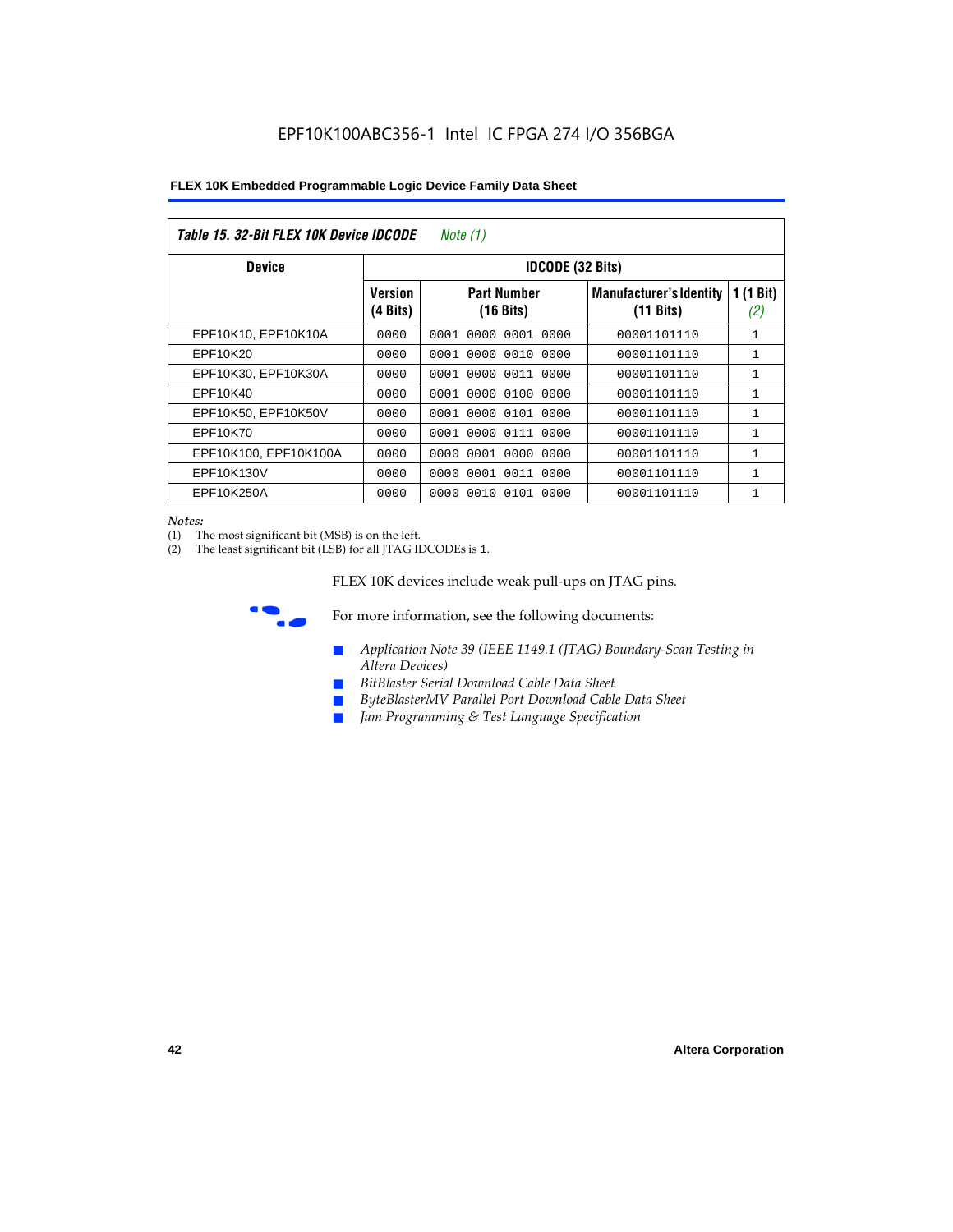**Table 15. 32-Bit FLEX 10K Device IDCODE** *Note (1)*

| Device | IDCODE (32 Bits) | | | |
|---|---|---|---|---|
| | Version (4 Bits) | Part Number (16 Bits) | Manufacturer's Identity (11 Bits) | 1 (1 Bit) *(2)* |
| EPF10K10, EPF10K10A | 0000 | 0001 0000 0001 0000 | 00001101110 | 1 |
| EPF10K20 | 0000 | 0001 0000 0010 0000 | 00001101110 | 1 |
| EPF10K30, EPF10K30A | 0000 | 0001 0000 0011 0000 | 00001101110 | 1 |
| EPF10K40 | 0000 | 0001 0000 0100 0000 | 00001101110 | 1 |
| EPF10K50, EPF10K50V | 0000 | 0001 0000 0101 0000 | 00001101110 | 1 |
| EPF10K70 | 0000 | 0001 0000 0111 0000 | 00001101110 | 1 |
| EPF10K100, EPF10K100A | 0000 | 0000 0001 0000 0000 | 00001101110 | 1 |
| EPF10K130V | 0000 | 0000 0001 0011 0000 | 00001101110 | 1 |
| EPF10K250A | 0000 | 0000 0010 0101 0000 | 00001101110 | 1 |

*Notes:*

(1) The most significant bit (MSB) is on the left.

(2) The least significant bit (LSB) for all JTAG IDCODEs is 1.

FLEX 10K devices include weak pull-ups on JTAG pins.

For more information, see the following documents:

- *Application Note 39 (IEEE 1149.1 (JTAG) Boundary-Scan Testing in Altera Devices)*
- *BitBlaster Serial Download Cable Data Sheet*
- *ByteBlasterMV Parallel Port Download Cable Data Sheet*
- *Jam Programming & Test Language Specification*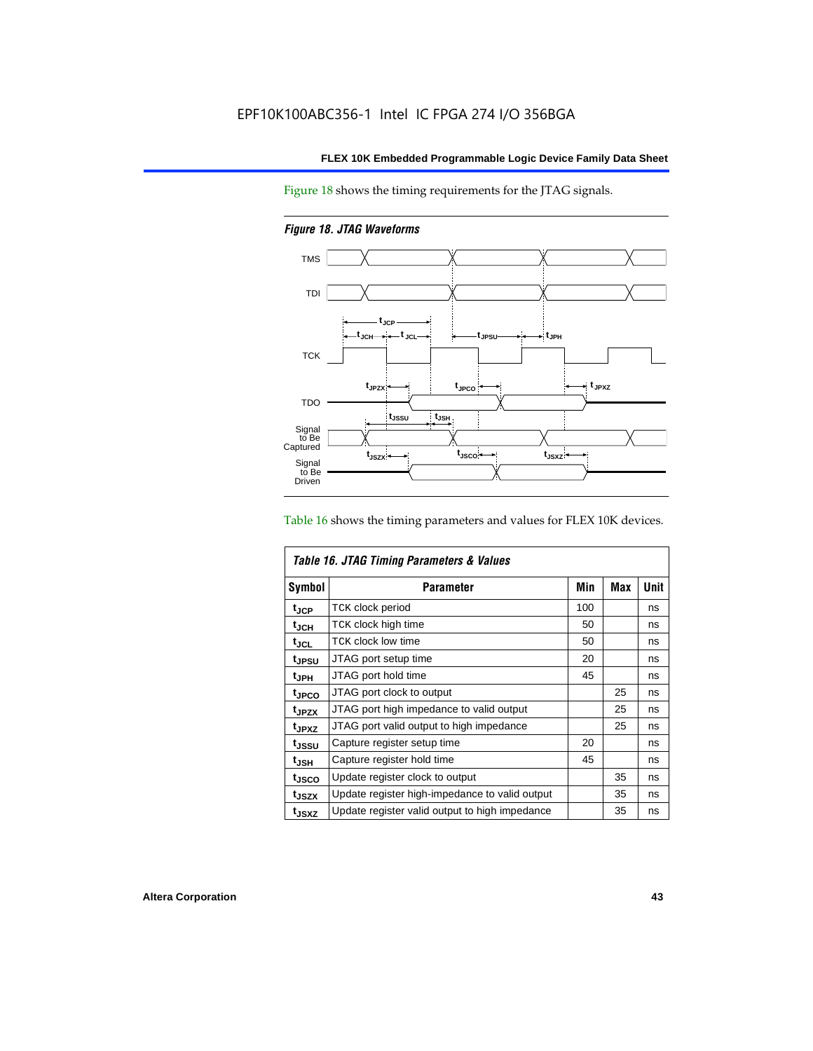Figure 18 shows the timing requirements for the JTAG signals.

*Figure 18. JTAG Waveforms*

Table 16 shows the timing parameters and values for FLEX 10K devices.

*Table 16. JTAG Timing Parameters & Values*

| Symbol | Parameter | Min | Max | Unit |
|---|---|---|---|---|
| $t_{JCP}$ | TCK clock period | 100 | | ns |
| $t_{JCH}$ | TCK clock high time | 50 | | ns |
| $t_{JCL}$ | TCK clock low time | 50 | | ns |
| $t_{JPSU}$ | JTAG port setup time | 20 | | ns |
| $t_{JPH}$ | JTAG port hold time | 45 | | ns |
| $t_{JPCO}$ | JTAG port clock to output | | 25 | ns |
| $t_{JPZX}$ | JTAG port high impedance to valid output | | 25 | ns |
| $t_{JPXZ}$ | JTAG port valid output to high impedance | | 25 | ns |
| $t_{JSSU}$ | Capture register setup time | 20 | | ns |
| $t_{JSH}$ | Capture register hold time | 45 | | ns |
| $t_{JSCO}$ | Update register clock to output | | 35 | ns |
| $t_{JSZX}$ | Update register high-impedance to valid output | | 35 | ns |
| $t_{JSXZ}$ | Update register valid output to high impedance | | 35 | ns |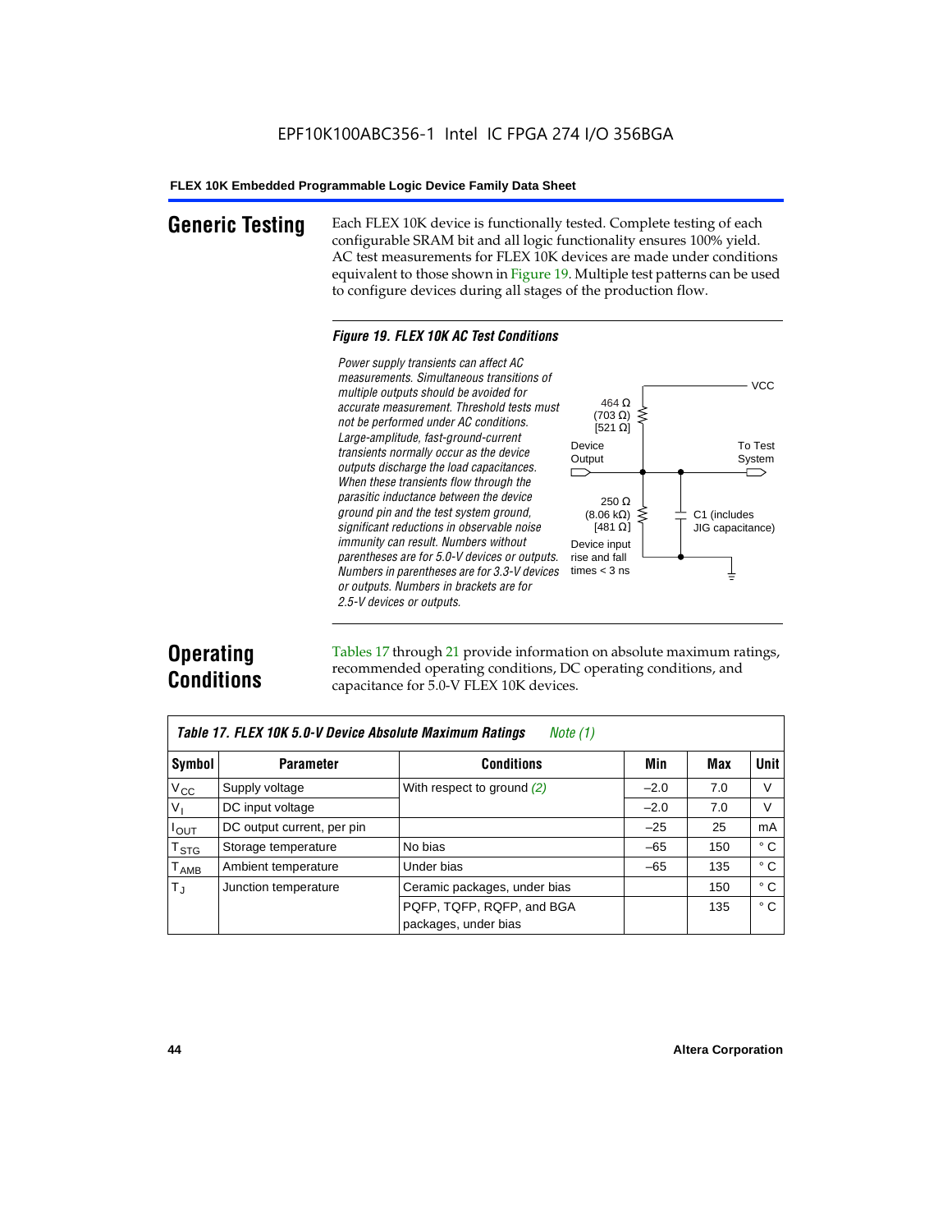EPF10K100ABC356-1 Intel IC FPGA 274 I/O 356BGA

## Generic Testing

Each FLEX 10K device is functionally tested. Complete testing of each configurable SRAM bit and all logic functionality ensures 100% yield. AC test measurements for FLEX 10K devices are made under conditions equivalent to those shown in Figure 19. Multiple test patterns can be used to configure devices during all stages of the production flow.

*Figure 19. FLEX 10K AC Test Conditions*

*Power supply transients can affect AC measurements. Simultaneous transitions of multiple outputs should be avoided for accurate measurement. Threshold tests must not be performed under AC conditions. Large-amplitude, fast-ground-current transients normally occur as the device outputs discharge the load capacitances. When these transients flow through the parasitic inductance between the device ground pin and the test system ground, significant reductions in observable noise immunity can result. Numbers without parentheses are for 5.0-V devices or outputs. Numbers in parentheses are for 3.3-V devices or outputs. Numbers in brackets are for 2.5-V devices or outputs.*

VCC

464 Ω (703 Ω) [521 Ω]

Device Output

To Test System

250 Ω (8.06 kΩ) [481 Ω]

C1 (includes JIG capacitance)

Device input rise and fall times < 3 ns

## Operating Conditions

Tables 17 through 21 provide information on absolute maximum ratings, recommended operating conditions, DC operating conditions, and capacitance for 5.0-V FLEX 10K devices.

*Table 17. FLEX 10K 5.0-V Device Absolute Maximum Ratings* *Note (1)*

| Symbol | Parameter | Conditions | Min | Max | Unit |
|---|---|---|---|---|---|
| $V_{CC}$ | Supply voltage | With respect to ground *(2)* | –2.0 | 7.0 | V |
| $V_I$ | DC input voltage | | –2.0 | 7.0 | V |
| $I_{OUT}$ | DC output current, per pin | | –25 | 25 | mA |
| $T_{STG}$ | Storage temperature | No bias | –65 | 150 | ° C |
| $T_{AMB}$ | Ambient temperature | Under bias | –65 | 135 | ° C |
| $T_J$ | Junction temperature | Ceramic packages, under bias | | 150 | ° C |
| | | PQFP, TQFP, RQFP, and BGA packages, under bias | | 135 | ° C |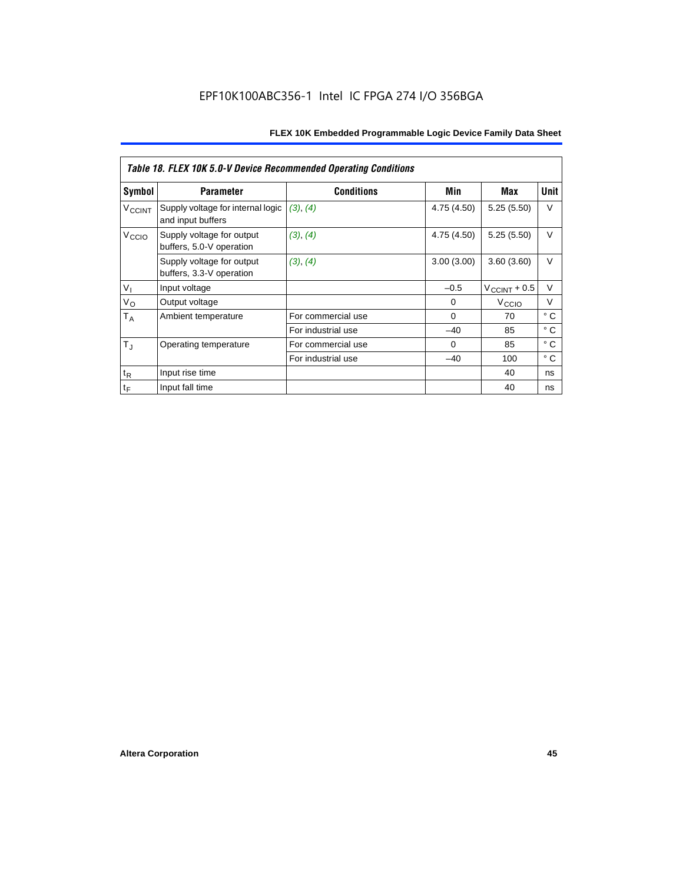| Table 18. FLEX 10K 5.0-V Device Recommended Operating Conditions | | | | | |
|---|---|---|---|---|---|
| **Symbol** | **Parameter** | **Conditions** | **Min** | **Max** | **Unit** |
| $V_{CCINT}$ | Supply voltage for internal logic and input buffers | *(3)*, *(4)* | 4.75 (4.50) | 5.25 (5.50) | V |
| $V_{CCIO}$ | Supply voltage for output buffers, 5.0-V operation | *(3)*, *(4)* | 4.75 (4.50) | 5.25 (5.50) | V |
| | Supply voltage for output buffers, 3.3-V operation | *(3)*, *(4)* | 3.00 (3.00) | 3.60 (3.60) | V |
| $V_I$ | Input voltage | | –0.5 | $V_{CCINT}$ + 0.5 | V |
| $V_O$ | Output voltage | | 0 | $V_{CCIO}$ | V |
| $T_A$ | Ambient temperature | For commercial use | 0 | 70 | ° C |
| | | For industrial use | –40 | 85 | ° C |
| $T_J$ | Operating temperature | For commercial use | 0 | 85 | ° C |
| | | For industrial use | –40 | 100 | ° C |
| $t_R$ | Input rise time | | | 40 | ns |
| $t_F$ | Input fall time | | | 40 | ns |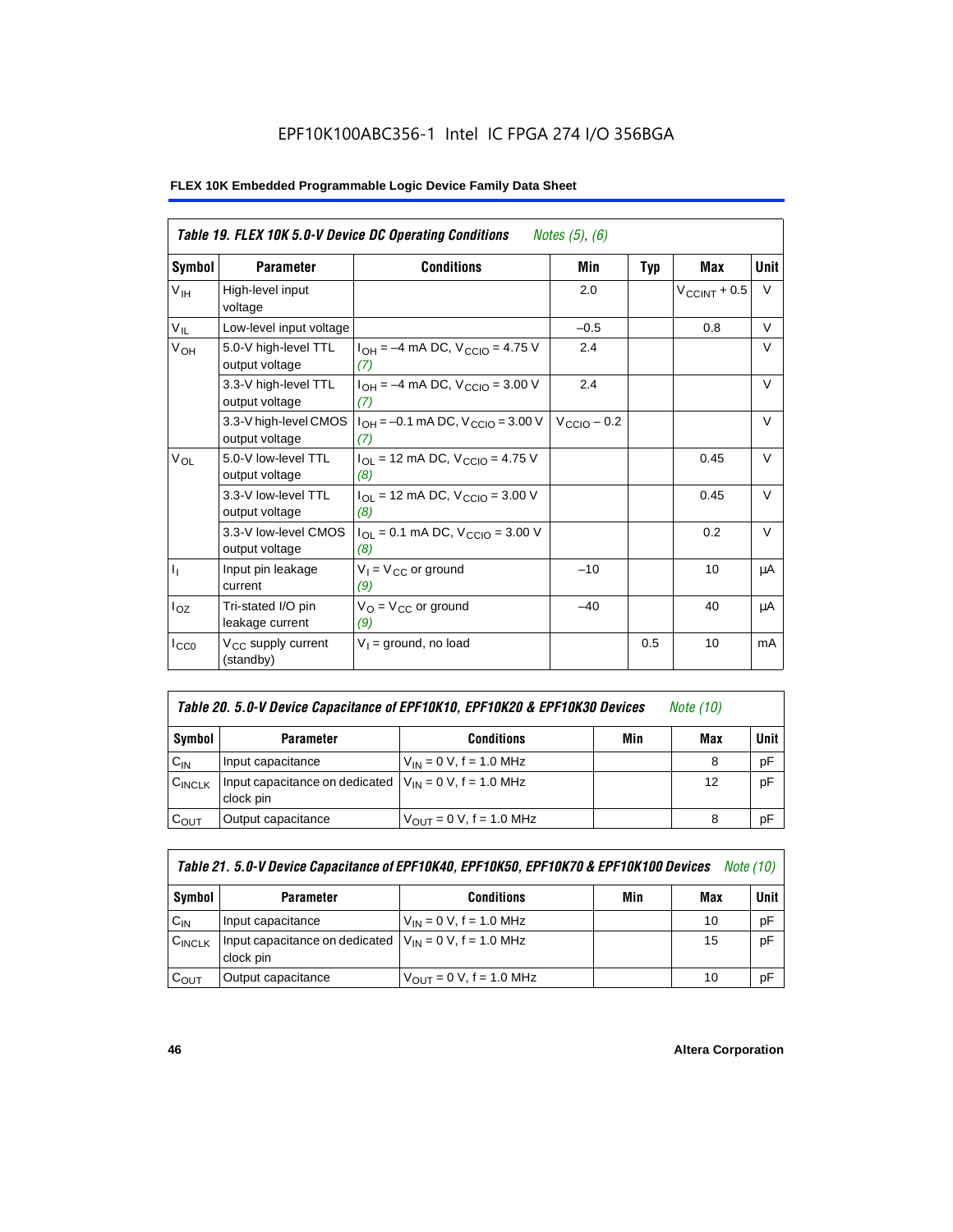**Table 19. FLEX 10K 5.0-V Device DC Operating Conditions** *Notes (5), (6)*

| Symbol | Parameter | Conditions | Min | Typ | Max | Unit |
|---|---|---|---|---|---|---|
| $V_{IH}$ | High-level input voltage | | 2.0 | | $V_{CCINT}$ + 0.5 | V |
| $V_{IL}$ | Low-level input voltage | | –0.5 | | 0.8 | V |
| $V_{OH}$ | 5.0-V high-level TTL output voltage | $I_{OH}$ = –4 mA DC, $V_{CCIO}$ = 4.75 V *(7)* | 2.4 | | | V |
| | 3.3-V high-level TTL output voltage | $I_{OH}$ = –4 mA DC, $V_{CCIO}$ = 3.00 V *(7)* | 2.4 | | | V |
| | 3.3-V high-level CMOS output voltage | $I_{OH}$ = –0.1 mA DC, $V_{CCIO}$ = 3.00 V *(7)* | $V_{CCIO}$ – 0.2 | | | V |
| $V_{OL}$ | 5.0-V low-level TTL output voltage | $I_{OL}$ = 12 mA DC, $V_{CCIO}$ = 4.75 V *(8)* | | | 0.45 | V |
| | 3.3-V low-level TTL output voltage | $I_{OL}$ = 12 mA DC, $V_{CCIO}$ = 3.00 V *(8)* | | | 0.45 | V |
| | 3.3-V low-level CMOS output voltage | $I_{OL}$ = 0.1 mA DC, $V_{CCIO}$ = 3.00 V *(8)* | | | 0.2 | V |
| $I_I$ | Input pin leakage current | $V_I$ = $V_{CC}$ or ground *(9)* | –10 | | 10 | μA |
| $I_{OZ}$ | Tri-stated I/O pin leakage current | $V_O$ = $V_{CC}$ or ground *(9)* | –40 | | 40 | μA |
| $I_{CC0}$ | $V_{CC}$ supply current (standby) | $V_I$ = ground, no load | | 0.5 | 10 | mA |

**Table 20. 5.0-V Device Capacitance of EPF10K10, EPF10K20 & EPF10K30 Devices** *Note (10)*

| Symbol | Parameter | Conditions | Min | Max | Unit |
|---|---|---|---|---|---|
| $C_{IN}$ | Input capacitance | $V_{IN}$ = 0 V, f = 1.0 MHz | | 8 | pF |
| $C_{INCLK}$ | Input capacitance on dedicated clock pin | $V_{IN}$ = 0 V, f = 1.0 MHz | | 12 | pF |
| $C_{OUT}$ | Output capacitance | $V_{OUT}$ = 0 V, f = 1.0 MHz | | 8 | pF |

**Table 21. 5.0-V Device Capacitance of EPF10K40, EPF10K50, EPF10K70 & EPF10K100 Devices** *Note (10)*

| Symbol | Parameter | Conditions | Min | Max | Unit |
|---|---|---|---|---|---|
| $C_{IN}$ | Input capacitance | $V_{IN}$ = 0 V, f = 1.0 MHz | | 10 | pF |
| $C_{INCLK}$ | Input capacitance on dedicated clock pin | $V_{IN}$ = 0 V, f = 1.0 MHz | | 15 | pF |
| $C_{OUT}$ | Output capacitance | $V_{OUT}$ = 0 V, f = 1.0 MHz | | 10 | pF |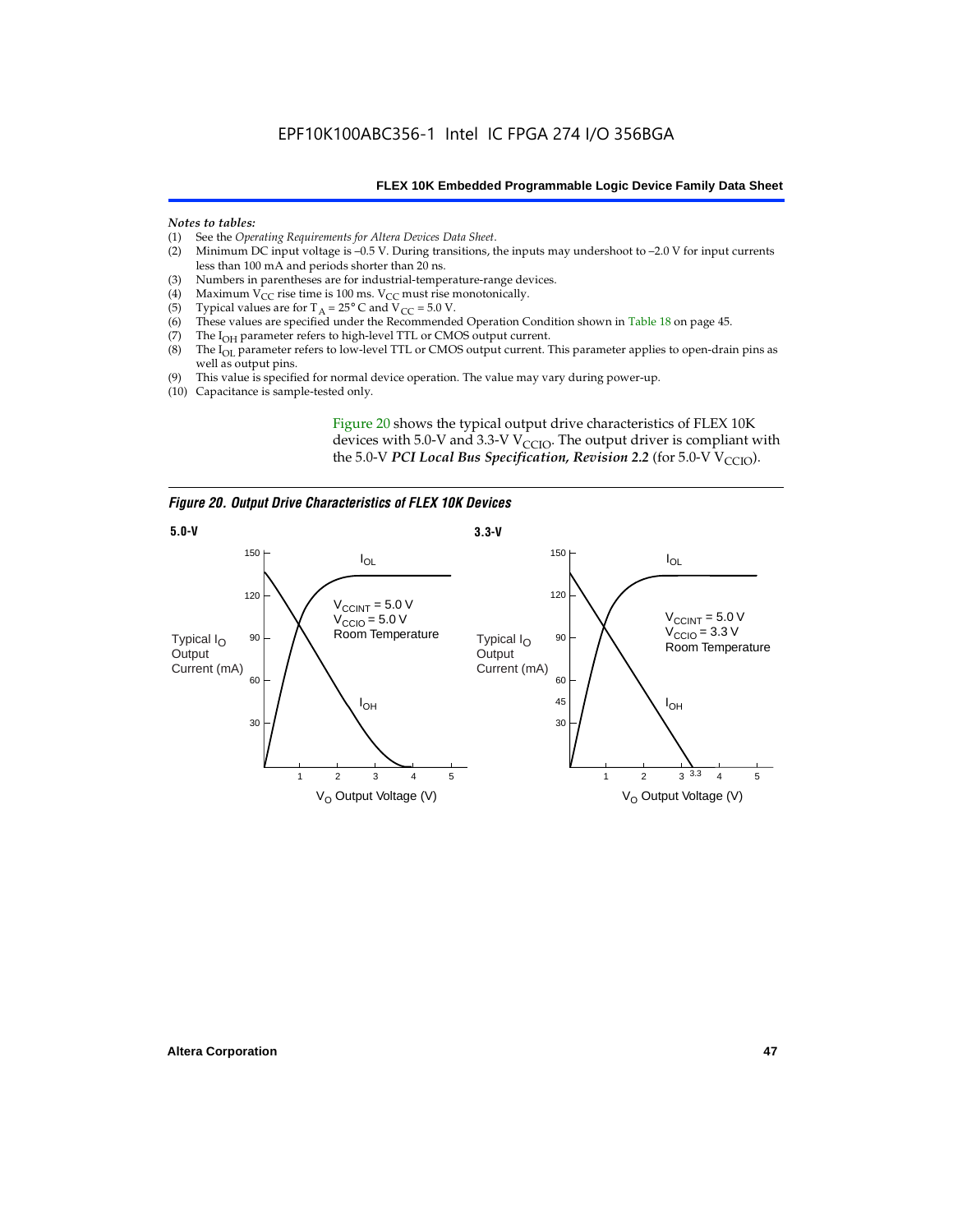*Notes to tables:*

(1) See the *Operating Requirements for Altera Devices Data Sheet*.
(2) Minimum DC input voltage is –0.5 V. During transitions, the inputs may undershoot to –2.0 V for input currents less than 100 mA and periods shorter than 20 ns.
(3) Numbers in parentheses are for industrial-temperature-range devices.
(4) Maximum $V_{CC}$ rise time is 100 ms. $V_{CC}$ must rise monotonically.
(5) Typical values are for $T_A = 25°$ C and $V_{CC} = 5.0$ V.
(6) These values are specified under the Recommended Operation Condition shown in Table 18 on page 45.
(7) The $I_{OH}$ parameter refers to high-level TTL or CMOS output current.
(8) The $I_{OL}$ parameter refers to low-level TTL or CMOS output current. This parameter applies to open-drain pins as well as output pins.
(9) This value is specified for normal device operation. The value may vary during power-up.
(10) Capacitance is sample-tested only.

Figure 20 shows the typical output drive characteristics of FLEX 10K devices with 5.0-V and 3.3-V $V_{CCIO}$. The output driver is compliant with the 5.0-V ***PCI Local Bus Specification, Revision 2.2*** (for 5.0-V $V_{CCIO}$).

***Figure 20. Output Drive Characteristics of FLEX 10K Devices***

**5.0-V**

$V_{CCINT} = 5.0$ V
$V_{CCIO} = 5.0$ V
Room Temperature

**3.3-V**

$V_{CCINT} = 5.0$ V
$V_{CCIO} = 3.3$ V
Room Temperature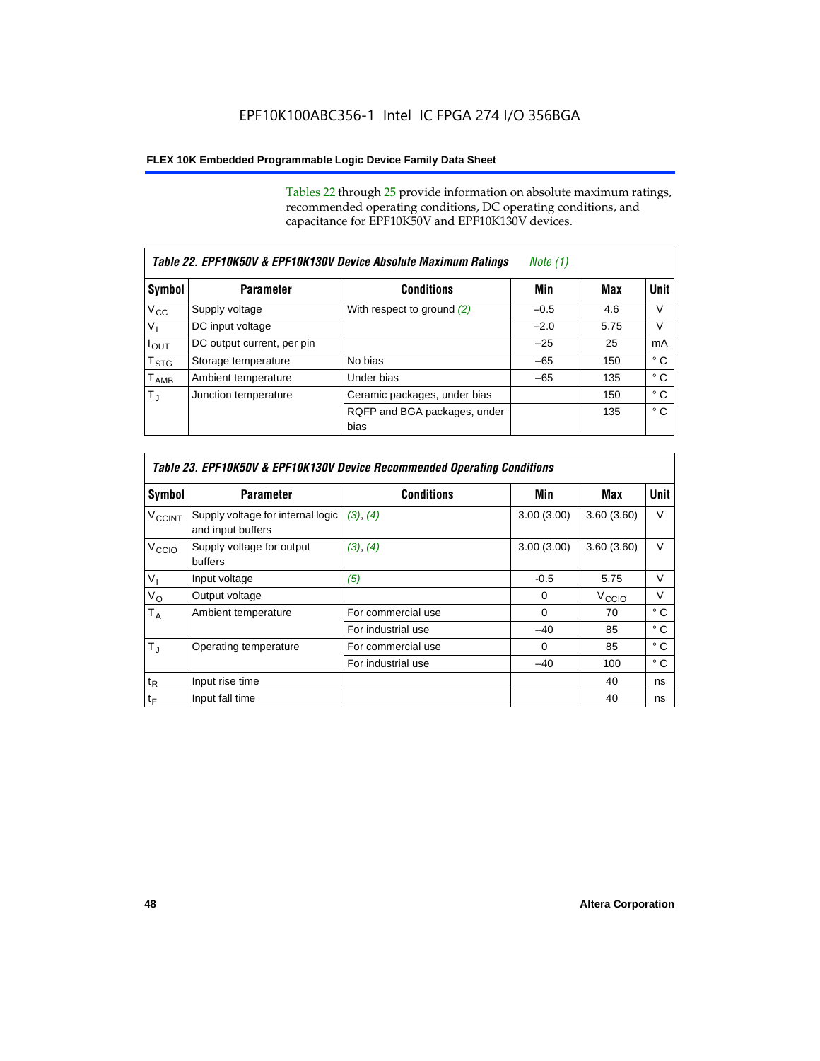Tables 22 through 25 provide information on absolute maximum ratings, recommended operating conditions, DC operating conditions, and capacitance for EPF10K50V and EPF10K130V devices.

**Table 22. EPF10K50V & EPF10K130V Device Absolute Maximum Ratings** *Note (1)*

| Symbol | Parameter | Conditions | Min | Max | Unit |
|---|---|---|---|---|---|
| $V_{CC}$ | Supply voltage | With respect to ground *(2)* | –0.5 | 4.6 | V |
| $V_I$ | DC input voltage | | –2.0 | 5.75 | V |
| $I_{OUT}$ | DC output current, per pin | | –25 | 25 | mA |
| $T_{STG}$ | Storage temperature | No bias | –65 | 150 | ° C |
| $T_{AMB}$ | Ambient temperature | Under bias | –65 | 135 | ° C |
| $T_J$ | Junction temperature | Ceramic packages, under bias | | 150 | ° C |
| | | RQFP and BGA packages, under bias | | 135 | ° C |

**Table 23. EPF10K50V & EPF10K130V Device Recommended Operating Conditions**

| Symbol | Parameter | Conditions | Min | Max | Unit |
|---|---|---|---|---|---|
| $V_{CCINT}$ | Supply voltage for internal logic and input buffers | *(3)*, *(4)* | 3.00 (3.00) | 3.60 (3.60) | V |
| $V_{CCIO}$ | Supply voltage for output buffers | *(3)*, *(4)* | 3.00 (3.00) | 3.60 (3.60) | V |
| $V_I$ | Input voltage | *(5)* | -0.5 | 5.75 | V |
| $V_O$ | Output voltage | | 0 | $V_{CCIO}$ | V |
| $T_A$ | Ambient temperature | For commercial use | 0 | 70 | ° C |
| | | For industrial use | –40 | 85 | ° C |
| $T_J$ | Operating temperature | For commercial use | 0 | 85 | ° C |
| | | For industrial use | –40 | 100 | ° C |
| $t_R$ | Input rise time | | | 40 | ns |
| $t_F$ | Input fall time | | | 40 | ns |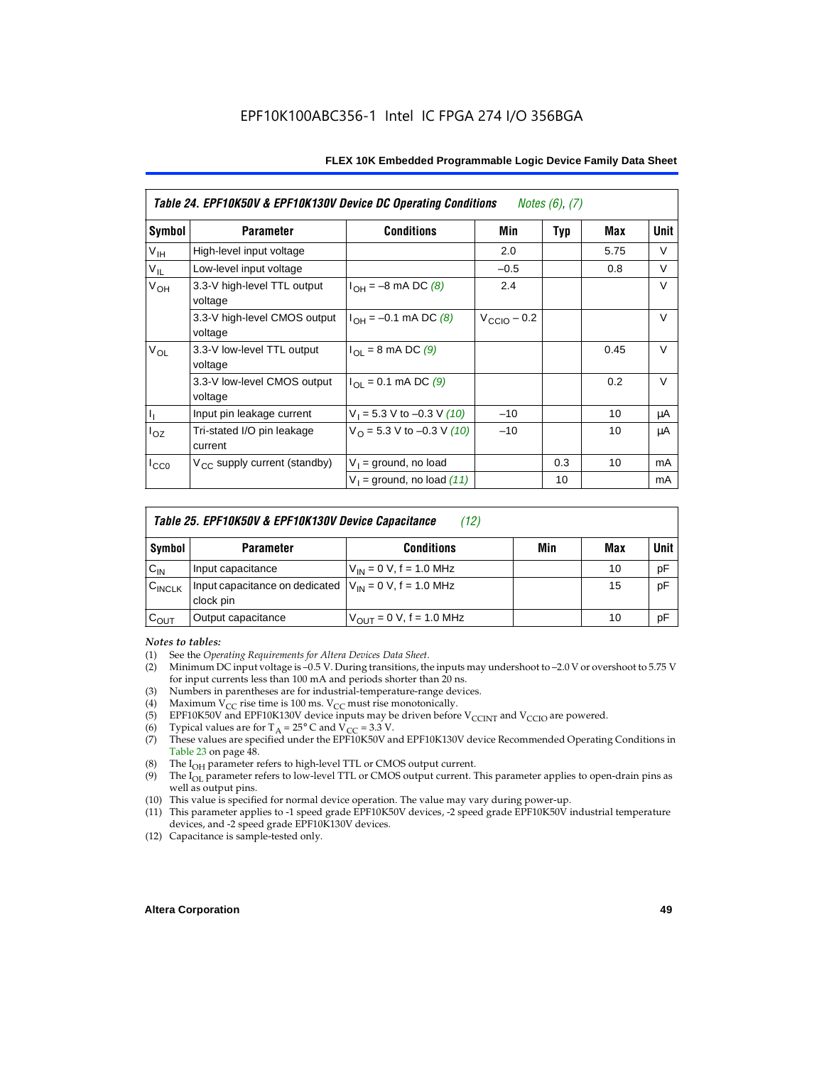**Table 24. EPF10K50V & EPF10K130V Device DC Operating Conditions** *Notes (6), (7)*

| Symbol | Parameter | Conditions | Min | Typ | Max | Unit |
|---|---|---|---|---|---|---|
| $V_{IH}$ | High-level input voltage | | 2.0 | | 5.75 | V |
| $V_{IL}$ | Low-level input voltage | | –0.5 | | 0.8 | V |
| $V_{OH}$ | 3.3-V high-level TTL output voltage | $I_{OH}$ = –8 mA DC *(8)* | 2.4 | | | V |
| | 3.3-V high-level CMOS output voltage | $I_{OH}$ = –0.1 mA DC *(8)* | $V_{CCIO}$ – 0.2 | | | V |
| $V_{OL}$ | 3.3-V low-level TTL output voltage | $I_{OL}$ = 8 mA DC *(9)* | | | 0.45 | V |
| | 3.3-V low-level CMOS output voltage | $I_{OL}$ = 0.1 mA DC *(9)* | | | 0.2 | V |
| $I_I$ | Input pin leakage current | $V_I$ = 5.3 V to –0.3 V *(10)* | –10 | | 10 | μA |
| $I_{OZ}$ | Tri-stated I/O pin leakage current | $V_O$ = 5.3 V to –0.3 V *(10)* | –10 | | 10 | μA |
| $I_{CC0}$ | $V_{CC}$ supply current (standby) | $V_I$ = ground, no load | | 0.3 | 10 | mA |
| | | $V_I$ = ground, no load *(11)* | | 10 | | mA |

**Table 25. EPF10K50V & EPF10K130V Device Capacitance** *(12)*

| Symbol | Parameter | Conditions | Min | Max | Unit |
|---|---|---|---|---|---|
| $C_{IN}$ | Input capacitance | $V_{IN}$ = 0 V, f = 1.0 MHz | | 10 | pF |
| $C_{INCLK}$ | Input capacitance on dedicated clock pin | $V_{IN}$ = 0 V, f = 1.0 MHz | | 15 | pF |
| $C_{OUT}$ | Output capacitance | $V_{OUT}$ = 0 V, f = 1.0 MHz | | 10 | pF |

*Notes to tables:*

(1) See the *Operating Requirements for Altera Devices Data Sheet*.
(2) Minimum DC input voltage is –0.5 V. During transitions, the inputs may undershoot to –2.0 V or overshoot to 5.75 V for input currents less than 100 mA and periods shorter than 20 ns.
(3) Numbers in parentheses are for industrial-temperature-range devices.
(4) Maximum $V_{CC}$ rise time is 100 ms. $V_{CC}$ must rise monotonically.
(5) EPF10K50V and EPF10K130V device inputs may be driven before $V_{CCINT}$ and $V_{CCIO}$ are powered.
(6) Typical values are for $T_A$ = 25° C and $V_{CC}$ = 3.3 V.
(7) These values are specified under the EPF10K50V and EPF10K130V device Recommended Operating Conditions in Table 23 on page 48.
(8) The $I_{OH}$ parameter refers to high-level TTL or CMOS output current.
(9) The $I_{OL}$ parameter refers to low-level TTL or CMOS output current. This parameter applies to open-drain pins as well as output pins.
(10) This value is specified for normal device operation. The value may vary during power-up.
(11) This parameter applies to -1 speed grade EPF10K50V devices, -2 speed grade EPF10K50V industrial temperature devices, and -2 speed grade EPF10K130V devices.
(12) Capacitance is sample-tested only.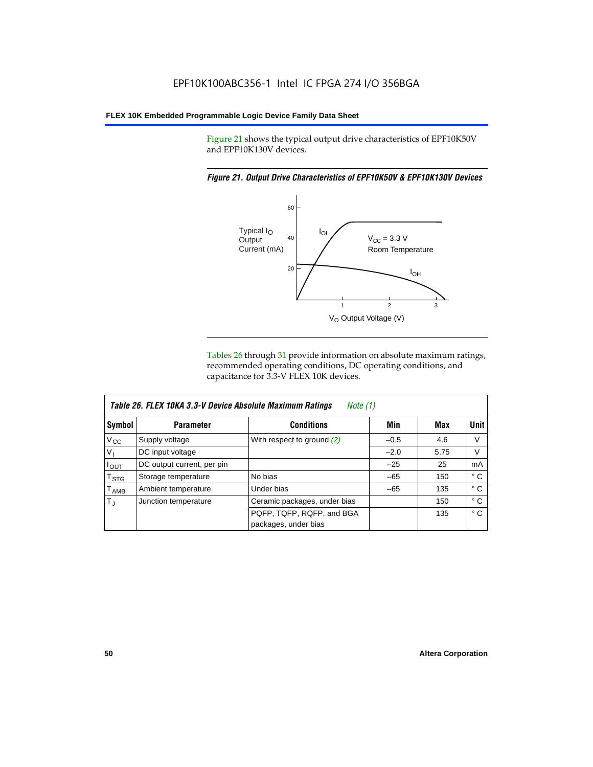Figure 21 shows the typical output drive characteristics of EPF10K50V and EPF10K130V devices.

*Figure 21. Output Drive Characteristics of EPF10K50V & EPF10K130V Devices*

Tables 26 through 31 provide information on absolute maximum ratings, recommended operating conditions, DC operating conditions, and capacitance for 3.3-V FLEX 10K devices.

| *Table 26. FLEX 10KA 3.3-V Device Absolute Maximum Ratings* *Note (1)* | | | | | |
|---|---|---|---|---|---|
| **Symbol** | **Parameter** | **Conditions** | **Min** | **Max** | **Unit** |
| $V_{CC}$ | Supply voltage | With respect to ground *(2)* | –0.5 | 4.6 | V |
| $V_I$ | DC input voltage | | –2.0 | 5.75 | V |
| $I_{OUT}$ | DC output current, per pin | | –25 | 25 | mA |
| $T_{STG}$ | Storage temperature | No bias | –65 | 150 | ° C |
| $T_{AMB}$ | Ambient temperature | Under bias | –65 | 135 | ° C |
| $T_J$ | Junction temperature | Ceramic packages, under bias | | 150 | ° C |
| | | PQFP, TQFP, RQFP, and BGA packages, under bias | | 135 | ° C |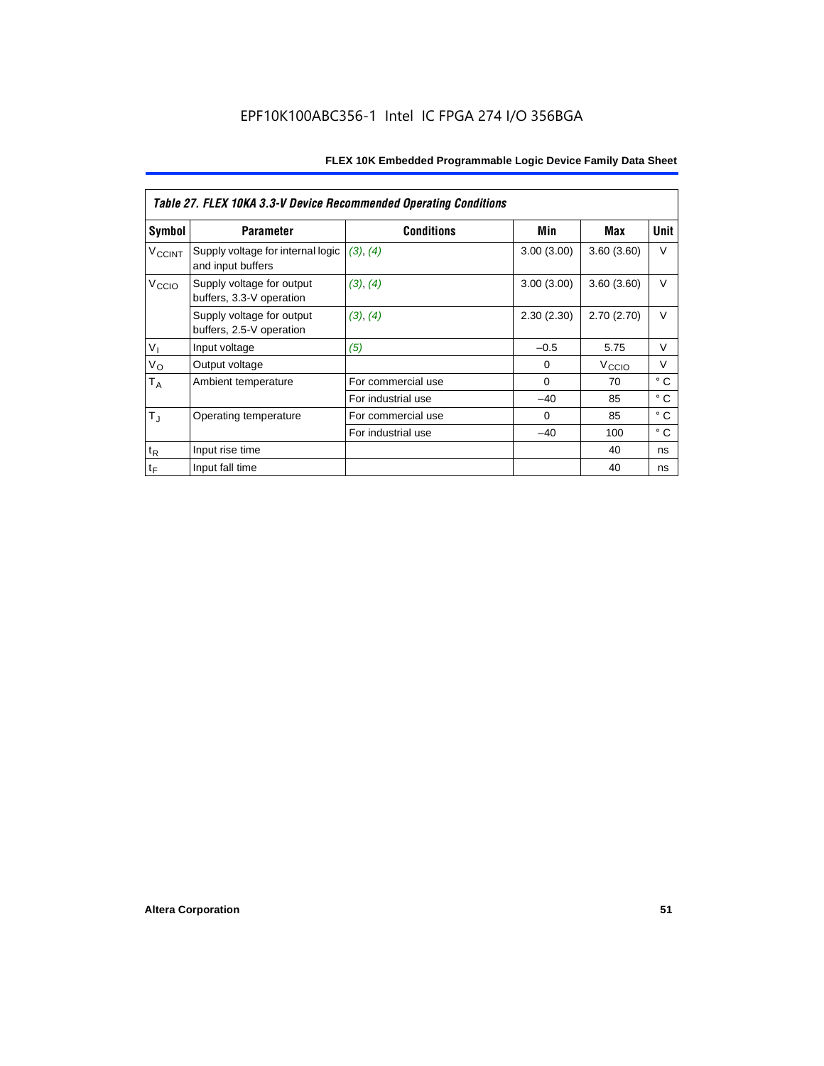*Table 27. FLEX 10KA 3.3-V Device Recommended Operating Conditions*

| Symbol | Parameter | Conditions | Min | Max | Unit |
|---|---|---|---|---|---|
| $V_{CCINT}$ | Supply voltage for internal logic and input buffers | (3), (4) | 3.00 (3.00) | 3.60 (3.60) | V |
| $V_{CCIO}$ | Supply voltage for output buffers, 3.3-V operation | (3), (4) | 3.00 (3.00) | 3.60 (3.60) | V |
| | Supply voltage for output buffers, 2.5-V operation | (3), (4) | 2.30 (2.30) | 2.70 (2.70) | V |
| $V_I$ | Input voltage | (5) | –0.5 | 5.75 | V |
| $V_O$ | Output voltage | | 0 | $V_{CCIO}$ | V |
| $T_A$ | Ambient temperature | For commercial use | 0 | 70 | ° C |
| | | For industrial use | –40 | 85 | ° C |
| $T_J$ | Operating temperature | For commercial use | 0 | 85 | ° C |
| | | For industrial use | –40 | 100 | ° C |
| $t_R$ | Input rise time | | | 40 | ns |
| $t_F$ | Input fall time | | | 40 | ns |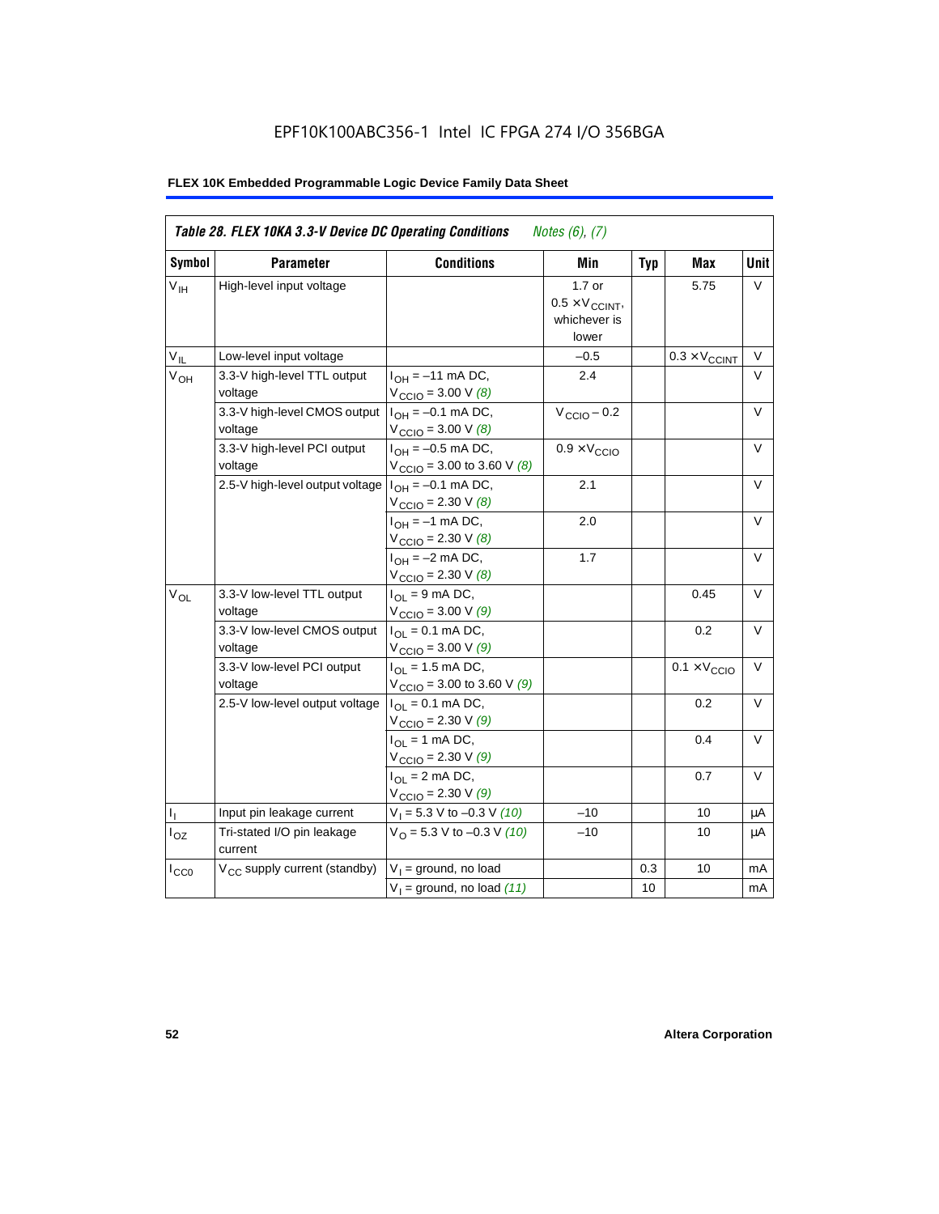EPF10K100ABC356-1 Intel IC FPGA 274 I/O 356BGA

**FLEX 10K Embedded Programmable Logic Device Family Data Sheet**

| *Table 28. FLEX 10KA 3.3-V Device DC Operating Conditions* *Notes (6), (7)* | | | | | | |
|---|---|---|---|---|---|---|
| **Symbol** | **Parameter** | **Conditions** | **Min** | **Typ** | **Max** | **Unit** |
| $V_{IH}$ | High-level input voltage | | 1.7 or $0.5 \times V_{CCINT}$, whichever is lower | | 5.75 | V |
| $V_{IL}$ | Low-level input voltage | | –0.5 | | $0.3 \times V_{CCINT}$ | V |
| $V_{OH}$ | 3.3-V high-level TTL output voltage | $I_{OH}$ = –11 mA DC, $V_{CCIO}$ = 3.00 V *(8)* | 2.4 | | | V |
| | 3.3-V high-level CMOS output voltage | $I_{OH}$ = –0.1 mA DC, $V_{CCIO}$ = 3.00 V *(8)* | $V_{CCIO}$ – 0.2 | | | V |
| | 3.3-V high-level PCI output voltage | $I_{OH}$ = –0.5 mA DC, $V_{CCIO}$ = 3.00 to 3.60 V *(8)* | $0.9 \times V_{CCIO}$ | | | V |
| | 2.5-V high-level output voltage | $I_{OH}$ = –0.1 mA DC, $V_{CCIO}$ = 2.30 V *(8)* | 2.1 | | | V |
| | | $I_{OH}$ = –1 mA DC, $V_{CCIO}$ = 2.30 V *(8)* | 2.0 | | | V |
| | | $I_{OH}$ = –2 mA DC, $V_{CCIO}$ = 2.30 V *(8)* | 1.7 | | | V |
| $V_{OL}$ | 3.3-V low-level TTL output voltage | $I_{OL}$ = 9 mA DC, $V_{CCIO}$ = 3.00 V *(9)* | | | 0.45 | V |
| | 3.3-V low-level CMOS output voltage | $I_{OL}$ = 0.1 mA DC, $V_{CCIO}$ = 3.00 V *(9)* | | | 0.2 | V |
| | 3.3-V low-level PCI output voltage | $I_{OL}$ = 1.5 mA DC, $V_{CCIO}$ = 3.00 to 3.60 V *(9)* | | | $0.1 \times V_{CCIO}$ | V |
| | 2.5-V low-level output voltage | $I_{OL}$ = 0.1 mA DC, $V_{CCIO}$ = 2.30 V *(9)* | | | 0.2 | V |
| | | $I_{OL}$ = 1 mA DC, $V_{CCIO}$ = 2.30 V *(9)* | | | 0.4 | V |
| | | $I_{OL}$ = 2 mA DC, $V_{CCIO}$ = 2.30 V *(9)* | | | 0.7 | V |
| $I_I$ | Input pin leakage current | $V_I$ = 5.3 V to –0.3 V *(10)* | –10 | | 10 | μA |
| $I_{OZ}$ | Tri-stated I/O pin leakage current | $V_O$ = 5.3 V to –0.3 V *(10)* | –10 | | 10 | μA |
| $I_{CC0}$ | $V_{CC}$ supply current (standby) | $V_I$ = ground, no load | | 0.3 | 10 | mA |
| | | $V_I$ = ground, no load *(11)* | | 10 | | mA |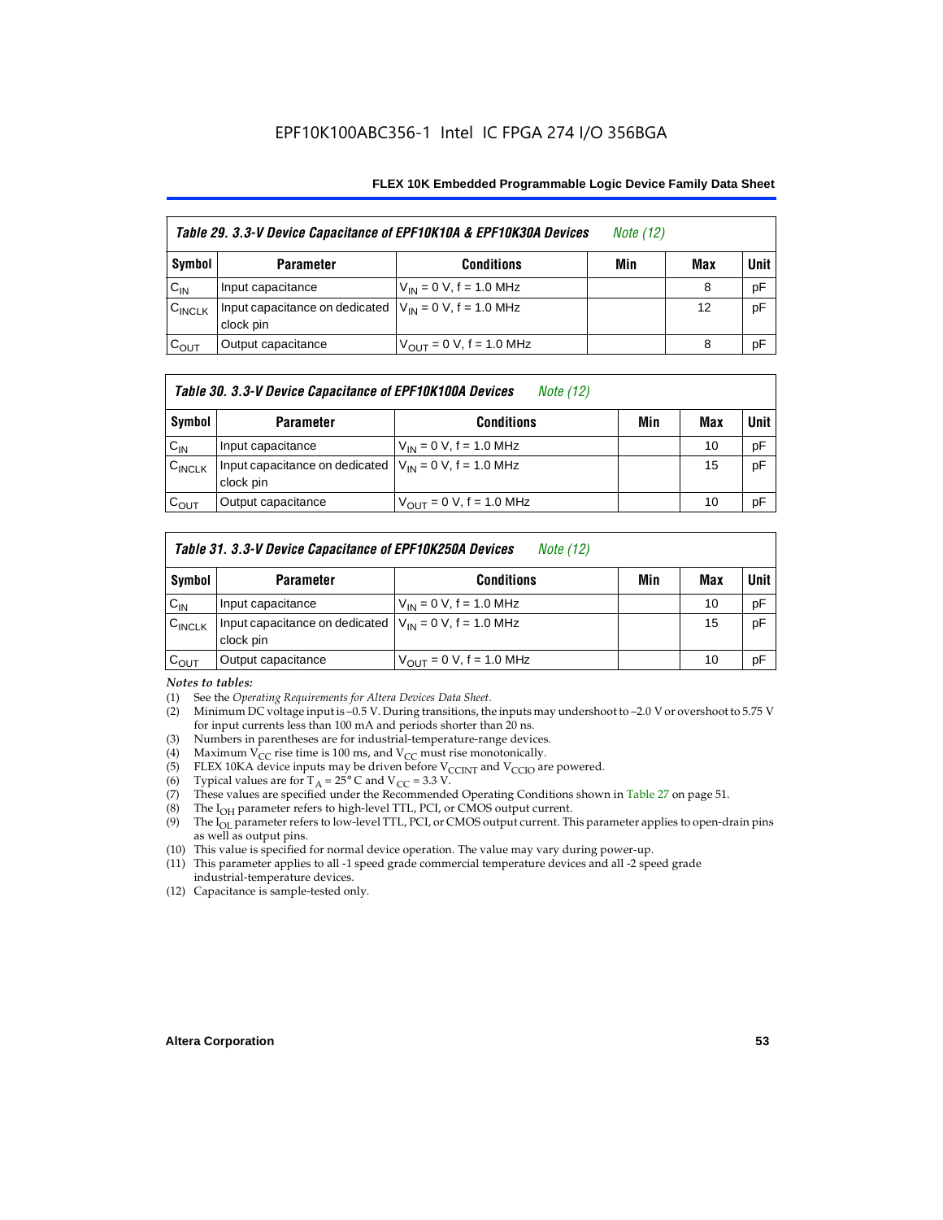*Table 29. 3.3-V Device Capacitance of EPF10K10A & EPF10K30A Devices* *Note (12)*

| Symbol | Parameter | Conditions | Min | Max | Unit |
|---|---|---|---|---|---|
| $C_{IN}$ | Input capacitance | $V_{IN}$ = 0 V, f = 1.0 MHz | | 8 | pF |
| $C_{INCLK}$ | Input capacitance on dedicated clock pin | $V_{IN}$ = 0 V, f = 1.0 MHz | | 12 | pF |
| $C_{OUT}$ | Output capacitance | $V_{OUT}$ = 0 V, f = 1.0 MHz | | 8 | pF |

*Table 30. 3.3-V Device Capacitance of EPF10K100A Devices* *Note (12)*

| Symbol | Parameter | Conditions | Min | Max | Unit |
|---|---|---|---|---|---|
| $C_{IN}$ | Input capacitance | $V_{IN}$ = 0 V, f = 1.0 MHz | | 10 | pF |
| $C_{INCLK}$ | Input capacitance on dedicated clock pin | $V_{IN}$ = 0 V, f = 1.0 MHz | | 15 | pF |
| $C_{OUT}$ | Output capacitance | $V_{OUT}$ = 0 V, f = 1.0 MHz | | 10 | pF |

*Table 31. 3.3-V Device Capacitance of EPF10K250A Devices* *Note (12)*

| Symbol | Parameter | Conditions | Min | Max | Unit |
|---|---|---|---|---|---|
| $C_{IN}$ | Input capacitance | $V_{IN}$ = 0 V, f = 1.0 MHz | | 10 | pF |
| $C_{INCLK}$ | Input capacitance on dedicated clock pin | $V_{IN}$ = 0 V, f = 1.0 MHz | | 15 | pF |
| $C_{OUT}$ | Output capacitance | $V_{OUT}$ = 0 V, f = 1.0 MHz | | 10 | pF |

*Notes to tables:*

(1) See the *Operating Requirements for Altera Devices Data Sheet*.
(2) Minimum DC voltage input is –0.5 V. During transitions, the inputs may undershoot to –2.0 V or overshoot to 5.75 V for input currents less than 100 mA and periods shorter than 20 ns.
(3) Numbers in parentheses are for industrial-temperature-range devices.
(4) Maximum $V_{CC}$ rise time is 100 ms, and $V_{CC}$ must rise monotonically.
(5) FLEX 10KA device inputs may be driven before $V_{CCINT}$ and $V_{CCIO}$ are powered.
(6) Typical values are for $T_A$ = 25° C and $V_{CC}$ = 3.3 V.
(7) These values are specified under the Recommended Operating Conditions shown in Table 27 on page 51.
(8) The $I_{OH}$ parameter refers to high-level TTL, PCI, or CMOS output current.
(9) The $I_{OL}$ parameter refers to low-level TTL, PCI, or CMOS output current. This parameter applies to open-drain pins as well as output pins.
(10) This value is specified for normal device operation. The value may vary during power-up.
(11) This parameter applies to all -1 speed grade commercial temperature devices and all -2 speed grade industrial-temperature devices.
(12) Capacitance is sample-tested only.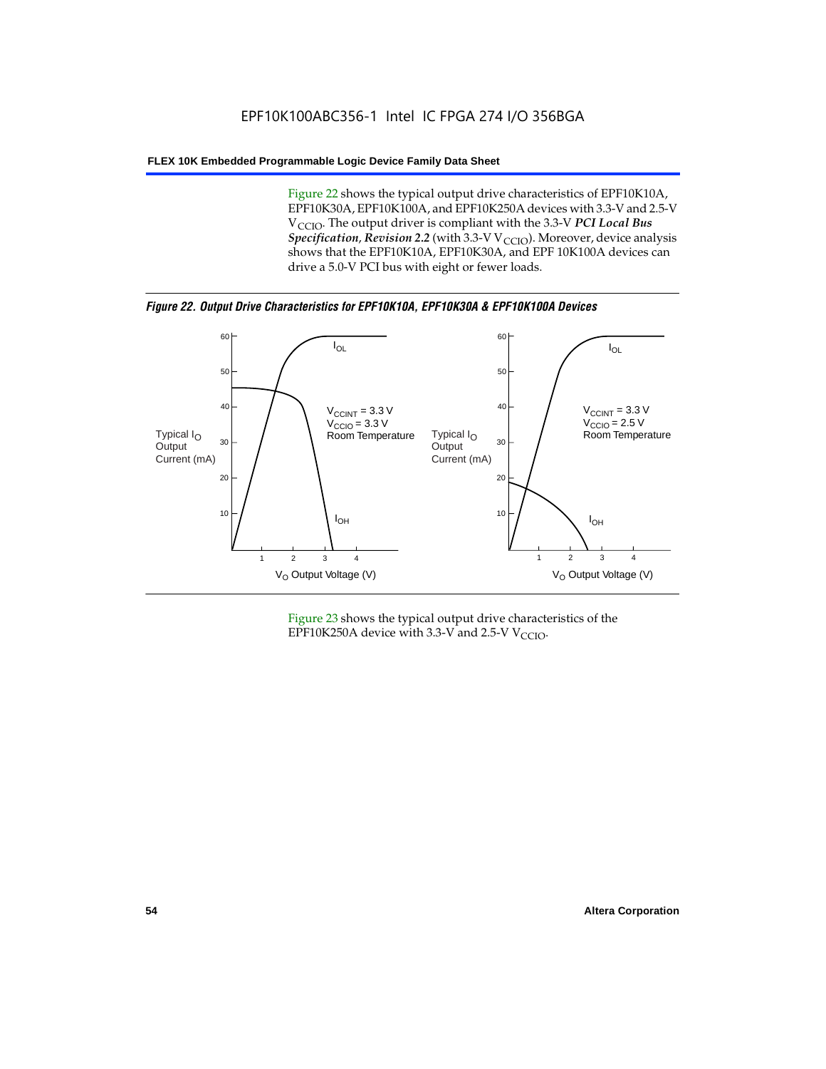Figure 22 shows the typical output drive characteristics of EPF10K10A, EPF10K30A, EPF10K100A, and EPF10K250A devices with 3.3-V and 2.5-V $V_{CCIO}$. The output driver is compliant with the 3.3-V ***PCI Local Bus Specification, Revision 2.2*** (with 3.3-V $V_{CCIO}$). Moreover, device analysis shows that the EPF10K10A, EPF10K30A, and EPF 10K100A devices can drive a 5.0-V PCI bus with eight or fewer loads.

***Figure 22. Output Drive Characteristics for EPF10K10A, EPF10K30A & EPF10K100A Devices***

Figure 23 shows the typical output drive characteristics of the EPF10K250A device with 3.3-V and 2.5-V $V_{CCIO}$.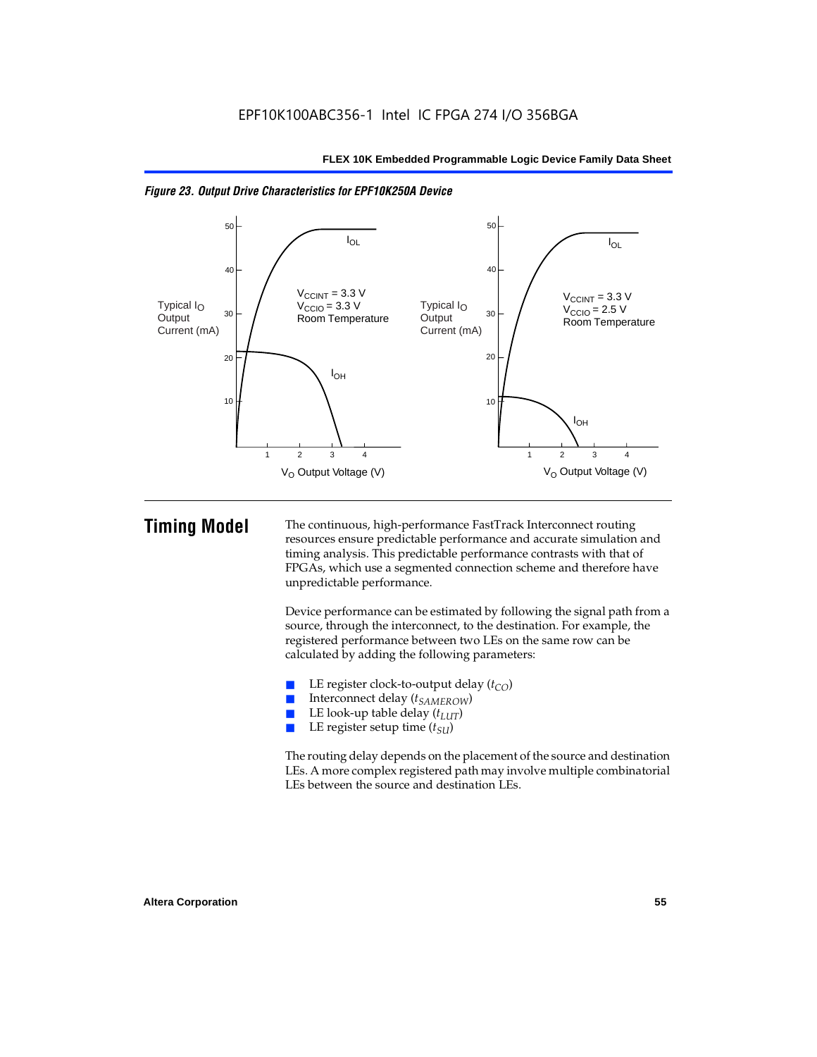*Figure 23. Output Drive Characteristics for EPF10K250A Device*

# Timing Model

The continuous, high-performance FastTrack Interconnect routing resources ensure predictable performance and accurate simulation and timing analysis. This predictable performance contrasts with that of FPGAs, which use a segmented connection scheme and therefore have unpredictable performance.

Device performance can be estimated by following the signal path from a source, through the interconnect, to the destination. For example, the registered performance between two LEs on the same row can be calculated by adding the following parameters:

- LE register clock-to-output delay ($t_{CO}$)
- Interconnect delay ($t_{SAMEROW}$)
- LE look-up table delay ($t_{LUT}$)
- LE register setup time ($t_{SU}$)

The routing delay depends on the placement of the source and destination LEs. A more complex registered path may involve multiple combinatorial LEs between the source and destination LEs.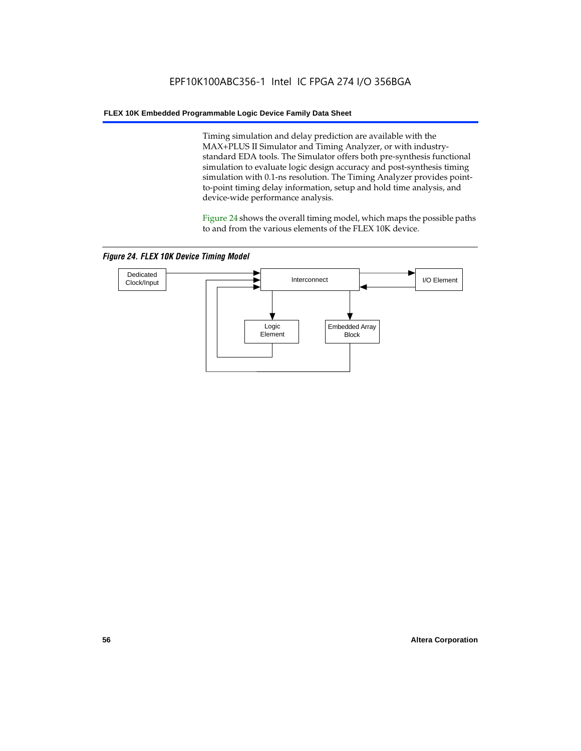Timing simulation and delay prediction are available with the MAX+PLUS II Simulator and Timing Analyzer, or with industry-standard EDA tools. The Simulator offers both pre-synthesis functional simulation to evaluate logic design accuracy and post-synthesis timing simulation with 0.1-ns resolution. The Timing Analyzer provides point-to-point timing delay information, setup and hold time analysis, and device-wide performance analysis.

Figure 24 shows the overall timing model, which maps the possible paths to and from the various elements of the FLEX 10K device.

*Figure 24. FLEX 10K Device Timing Model*

Dedicated Clock/Input

Interconnect

I/O Element

Logic Element

Embedded Array Block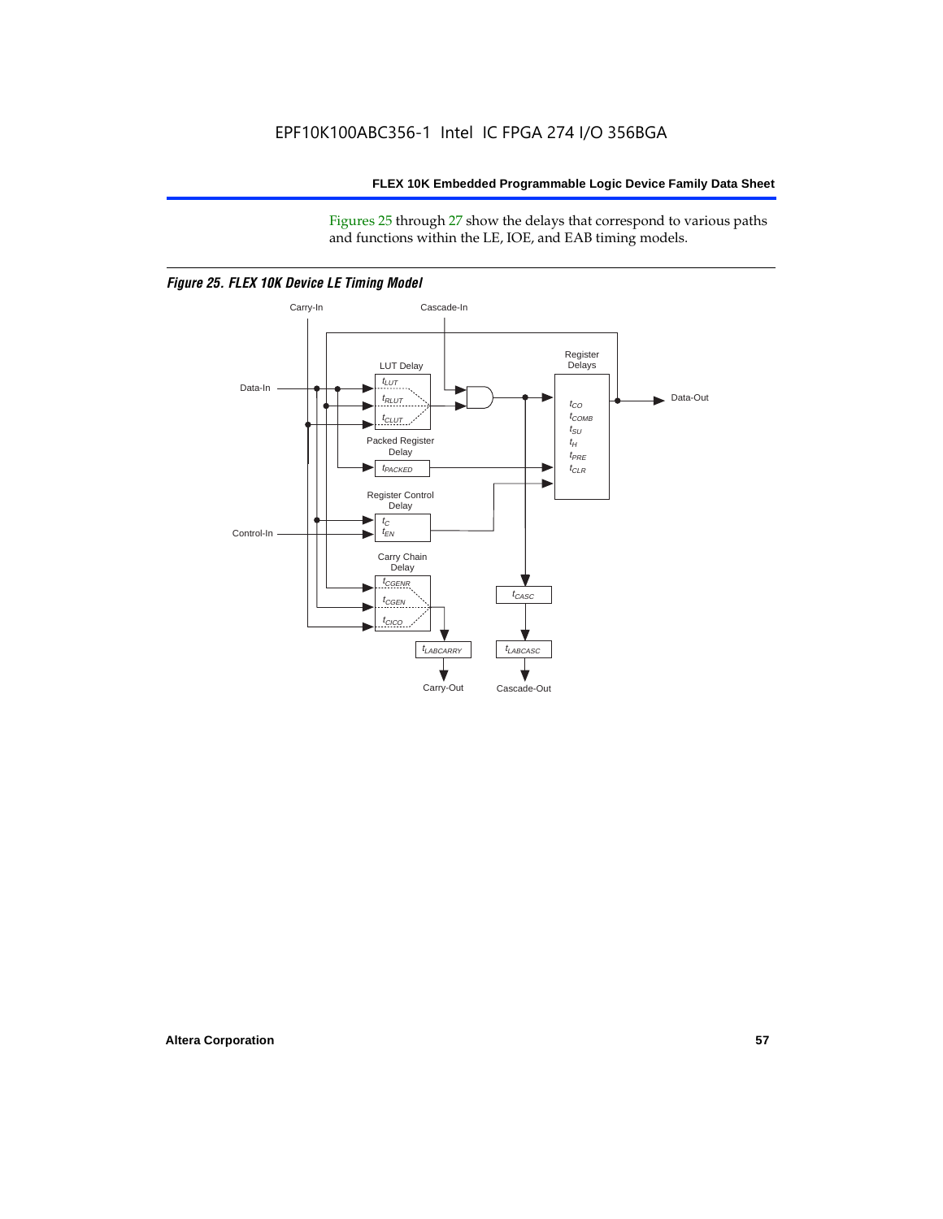Figures 25 through 27 show the delays that correspond to various paths and functions within the LE, IOE, and EAB timing models.

*Figure 25. FLEX 10K Device LE Timing Model*

Carry-In

Cascade-In

LUT Delay

$t_{LUT}$

$t_{RLUT}$

$t_{CLUT}$

Register Delays

$t_{CO}$

$t_{COMB}$

$t_{SU}$

$t_H$

$t_{PRE}$

$t_{CLR}$

Data-In

Data-Out

Packed Register Delay

$t_{PACKED}$

Register Control Delay

$t_C$

$t_{EN}$

Control-In

Carry Chain Delay

$t_{CGENR}$

$t_{CGEN}$

$t_{CICO}$

$t_{CASC}$

$t_{LABCARRY}$

$t_{LABCASC}$

Carry-Out

Cascade-Out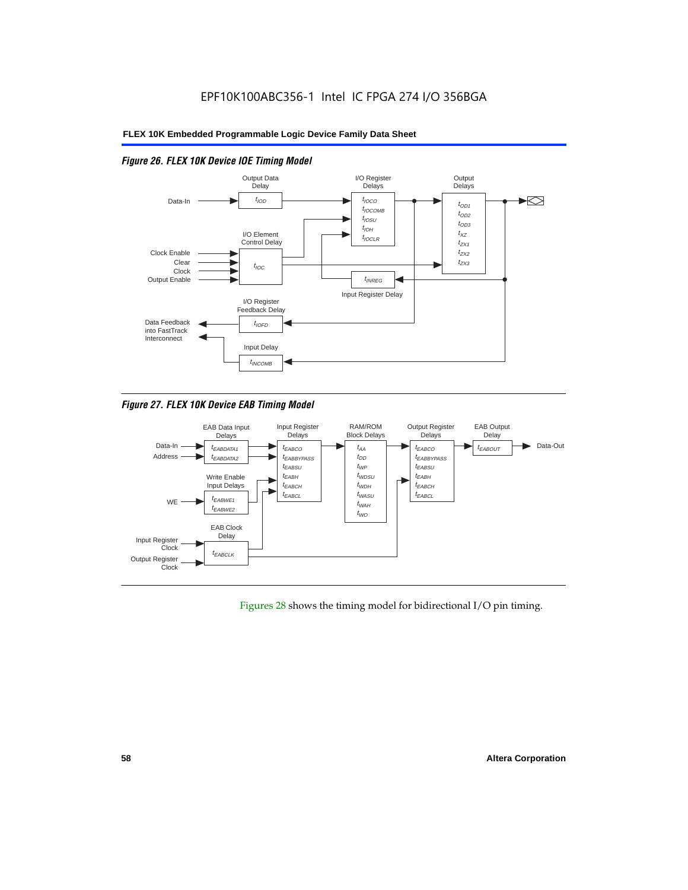EPF10K100ABC356-1 Intel IC FPGA 274 I/O 356BGA

*Figure 26. FLEX 10K Device IOE Timing Model*

Output Data Delay: $t_{IOD}$

I/O Register Delays: $t_{IOCO}$, $t_{IOCOMB}$, $t_{IOSU}$, $t_{IOH}$, $t_{IOCLR}$

Output Delays: $t_{OD1}$, $t_{OD2}$, $t_{OD3}$, $t_{XZ}$, $t_{ZX1}$, $t_{ZX2}$, $t_{ZX3}$

I/O Element Control Delay: $t_{IOC}$ (Clock Enable, Clear, Clock, Output Enable)

Input Register Delay: $t_{INREG}$

I/O Register Feedback Delay: $t_{IOFD}$

Input Delay: $t_{INCOMB}$

Data-In; Data Feedback into FastTrack Interconnect

*Figure 27. FLEX 10K Device EAB Timing Model*

EAB Data Input Delays: $t_{EABDATA1}$, $t_{EABDATA2}$ (Data-In, Address)

Write Enable Input Delays: $t_{EABWE1}$, $t_{EABWE2}$ (WE)

EAB Clock Delay: $t_{EABCLK}$ (Input Register Clock, Output Register Clock)

Input Register Delays: $t_{EABCO}$, $t_{EABBYPASS}$, $t_{EABSU}$, $t_{EABH}$, $t_{EABCH}$, $t_{EABCL}$

RAM/ROM Block Delays: $t_{AA}$, $t_{DD}$, $t_{WP}$, $t_{WDSU}$, $t_{WDH}$, $t_{WASU}$, $t_{WAH}$, $t_{WO}$

Output Register Delays: $t_{EABCO}$, $t_{EABBYPASS}$, $t_{EABSU}$, $t_{EABH}$, $t_{EABCH}$, $t_{EABCL}$

EAB Output Delay: $t_{EABOUT}$ (Data-Out)

Figures 28 shows the timing model for bidirectional I/O pin timing.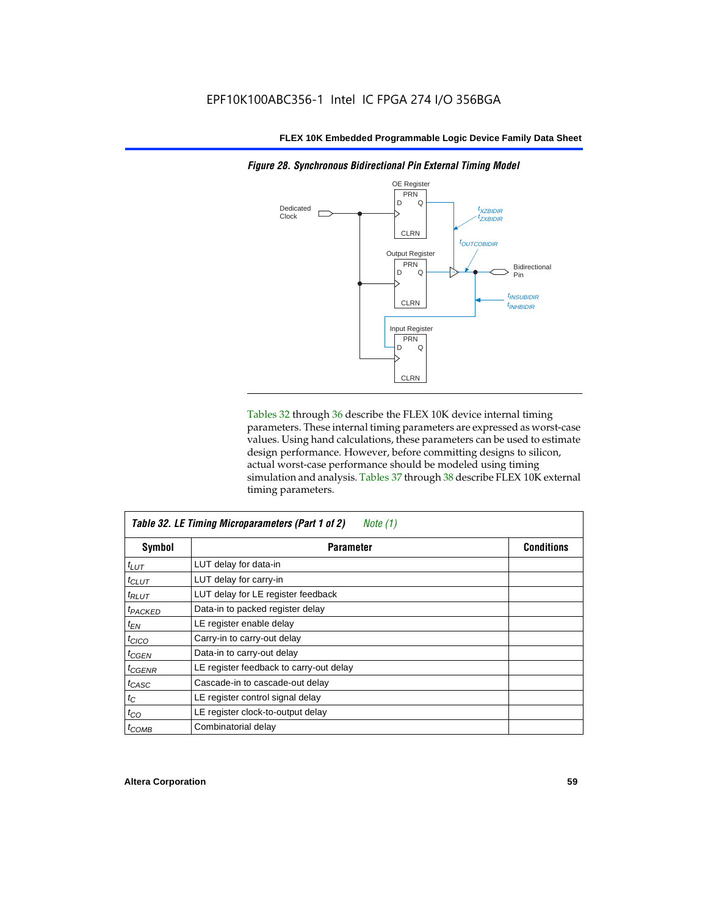*Figure 28. Synchronous Bidirectional Pin External Timing Model*

Tables 32 through 36 describe the FLEX 10K device internal timing parameters. These internal timing parameters are expressed as worst-case values. Using hand calculations, these parameters can be used to estimate design performance. However, before committing designs to silicon, actual worst-case performance should be modeled using timing simulation and analysis. Tables 37 through 38 describe FLEX 10K external timing parameters.

**Table 32. LE Timing Microparameters (Part 1 of 2)** *Note (1)*

| Symbol | Parameter | Conditions |
|---|---|---|
| $t_{LUT}$ | LUT delay for data-in | |
| $t_{CLUT}$ | LUT delay for carry-in | |
| $t_{RLUT}$ | LUT delay for LE register feedback | |
| $t_{PACKED}$ | Data-in to packed register delay | |
| $t_{EN}$ | LE register enable delay | |
| $t_{CICO}$ | Carry-in to carry-out delay | |
| $t_{CGEN}$ | Data-in to carry-out delay | |
| $t_{CGENR}$ | LE register feedback to carry-out delay | |
| $t_{CASC}$ | Cascade-in to cascade-out delay | |
| $t_C$ | LE register control signal delay | |
| $t_{CO}$ | LE register clock-to-output delay | |
| $t_{COMB}$ | Combinatorial delay | |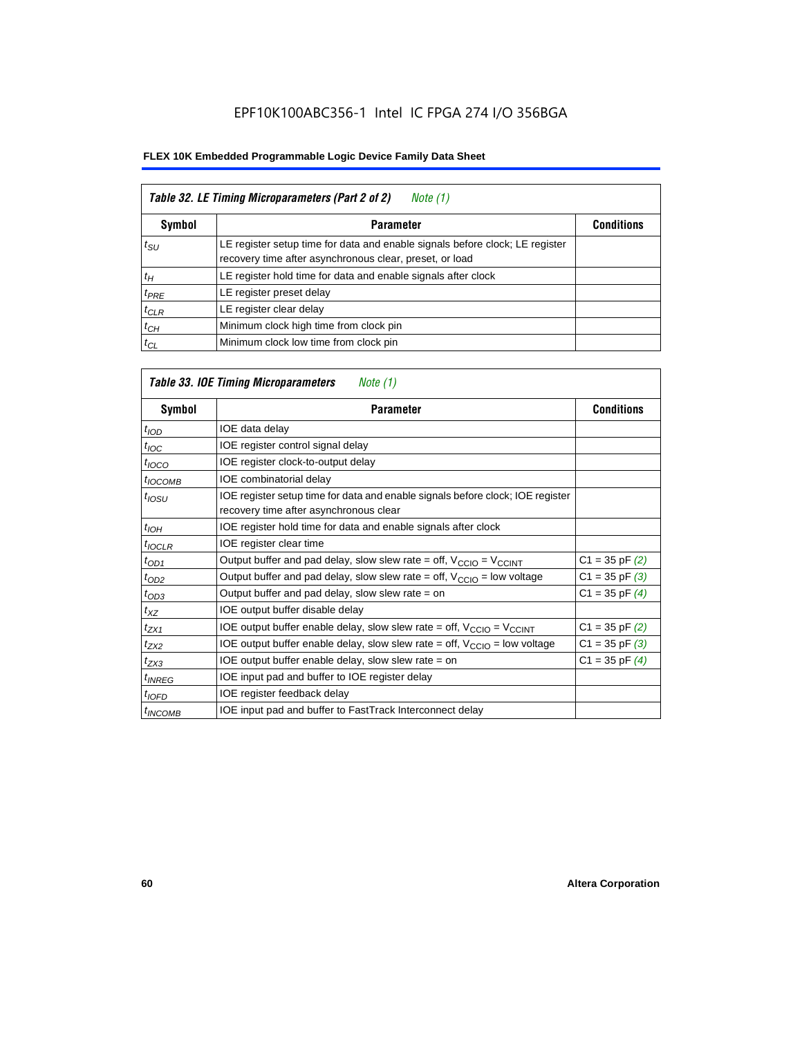| *Table 32. LE Timing Microparameters (Part 2 of 2)* *Note (1)* | | |
|---|---|---|
| **Symbol** | **Parameter** | **Conditions** |
| $t_{SU}$ | LE register setup time for data and enable signals before clock; LE register recovery time after asynchronous clear, preset, or load | |
| $t_H$ | LE register hold time for data and enable signals after clock | |
| $t_{PRE}$ | LE register preset delay | |
| $t_{CLR}$ | LE register clear delay | |
| $t_{CH}$ | Minimum clock high time from clock pin | |
| $t_{CL}$ | Minimum clock low time from clock pin | |

| *Table 33. IOE Timing Microparameters* *Note (1)* | | |
|---|---|---|
| **Symbol** | **Parameter** | **Conditions** |
| $t_{IOD}$ | IOE data delay | |
| $t_{IOC}$ | IOE register control signal delay | |
| $t_{IOCO}$ | IOE register clock-to-output delay | |
| $t_{IOCOMB}$ | IOE combinatorial delay | |
| $t_{IOSU}$ | IOE register setup time for data and enable signals before clock; IOE register recovery time after asynchronous clear | |
| $t_{IOH}$ | IOE register hold time for data and enable signals after clock | |
| $t_{IOCLR}$ | IOE register clear time | |
| $t_{OD1}$ | Output buffer and pad delay, slow slew rate = off, $V_{CCIO}$ = $V_{CCINT}$ | C1 = 35 pF *(2)* |
| $t_{OD2}$ | Output buffer and pad delay, slow slew rate = off, $V_{CCIO}$ = low voltage | C1 = 35 pF *(3)* |
| $t_{OD3}$ | Output buffer and pad delay, slow slew rate = on | C1 = 35 pF *(4)* |
| $t_{XZ}$ | IOE output buffer disable delay | |
| $t_{ZX1}$ | IOE output buffer enable delay, slow slew rate = off, $V_{CCIO}$ = $V_{CCINT}$ | C1 = 35 pF *(2)* |
| $t_{ZX2}$ | IOE output buffer enable delay, slow slew rate = off, $V_{CCIO}$ = low voltage | C1 = 35 pF *(3)* |
| $t_{ZX3}$ | IOE output buffer enable delay, slow slew rate = on | C1 = 35 pF *(4)* |
| $t_{INREG}$ | IOE input pad and buffer to IOE register delay | |
| $t_{IOFD}$ | IOE register feedback delay | |
| $t_{INCOMB}$ | IOE input pad and buffer to FastTrack Interconnect delay | |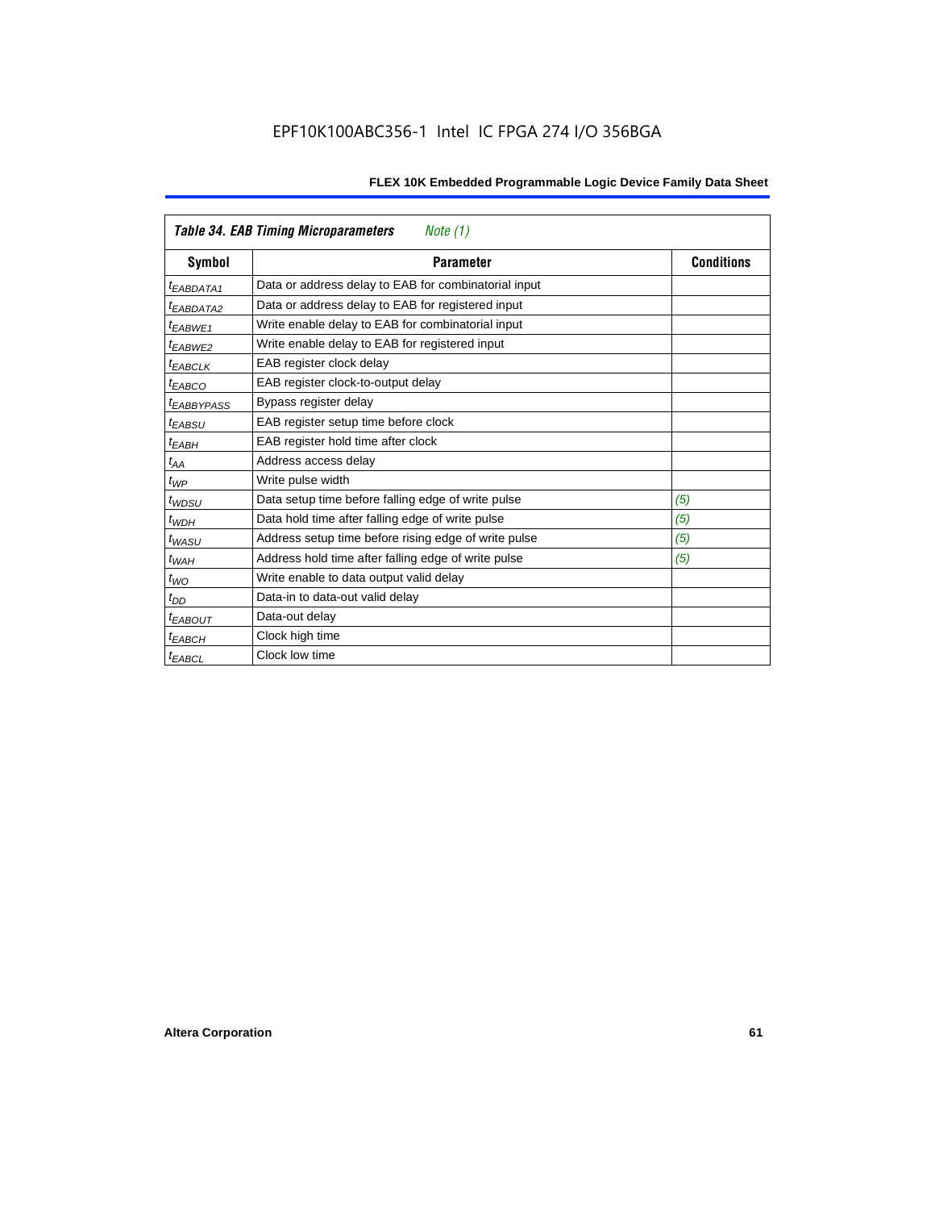| *Table 34. EAB Timing Microparameters* *Note (1)* | | |
|---|---|---|
| **Symbol** | **Parameter** | **Conditions** |
| $t_{EABDATA1}$ | Data or address delay to EAB for combinatorial input | |
| $t_{EABDATA2}$ | Data or address delay to EAB for registered input | |
| $t_{EABWE1}$ | Write enable delay to EAB for combinatorial input | |
| $t_{EABWE2}$ | Write enable delay to EAB for registered input | |
| $t_{EABCLK}$ | EAB register clock delay | |
| $t_{EABCO}$ | EAB register clock-to-output delay | |
| $t_{EABBYPASS}$ | Bypass register delay | |
| $t_{EABSU}$ | EAB register setup time before clock | |
| $t_{EABH}$ | EAB register hold time after clock | |
| $t_{AA}$ | Address access delay | |
| $t_{WP}$ | Write pulse width | |
| $t_{WDSU}$ | Data setup time before falling edge of write pulse | *(5)* |
| $t_{WDH}$ | Data hold time after falling edge of write pulse | *(5)* |
| $t_{WASU}$ | Address setup time before rising edge of write pulse | *(5)* |
| $t_{WAH}$ | Address hold time after falling edge of write pulse | *(5)* |
| $t_{WO}$ | Write enable to data output valid delay | |
| $t_{DD}$ | Data-in to data-out valid delay | |
| $t_{EABOUT}$ | Data-out delay | |
| $t_{EABCH}$ | Clock high time | |
| $t_{EABCL}$ | Clock low time | |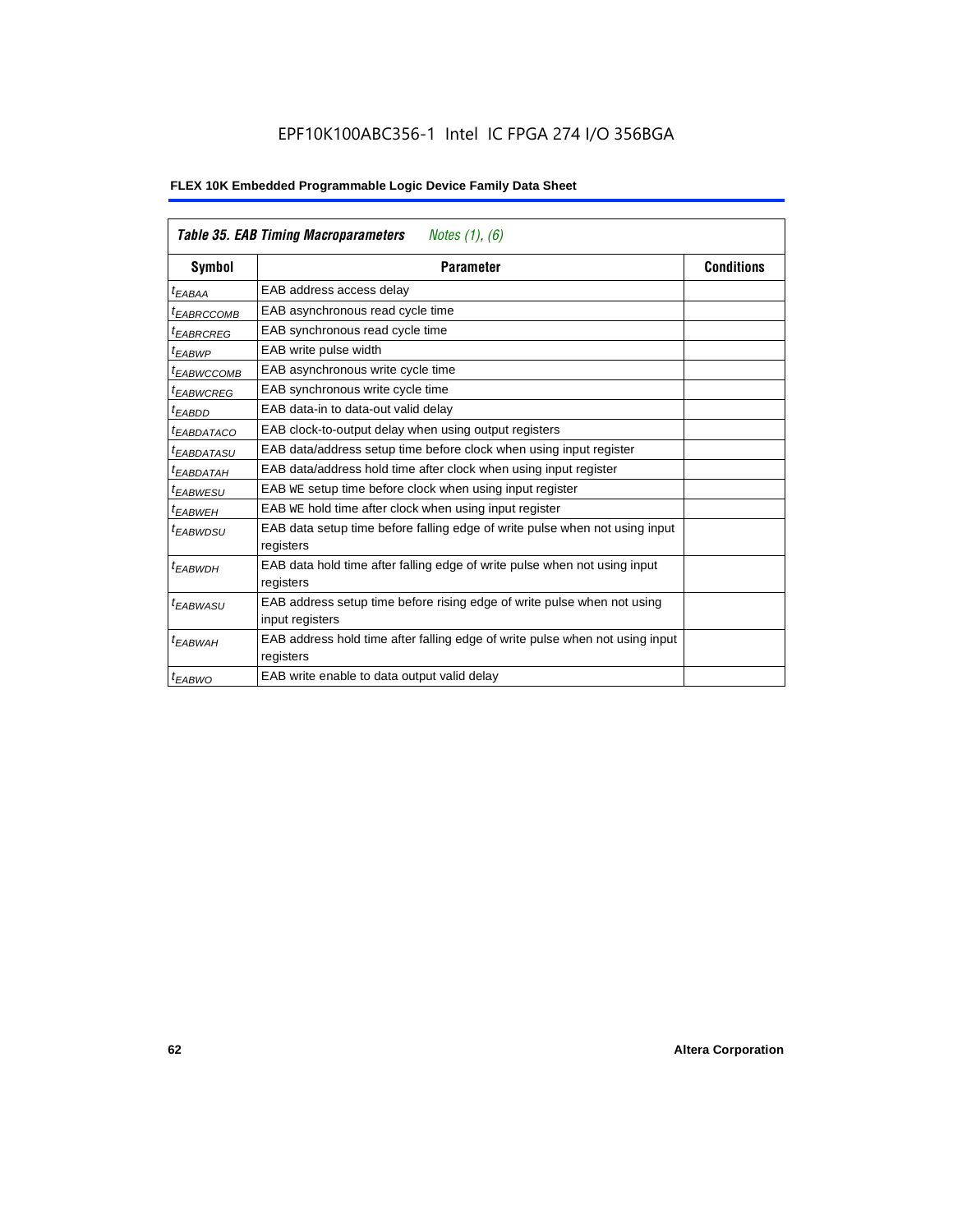| *Table 35. EAB Timing Macroparameters* *Notes (1), (6)* | | |
|---|---|---|
| **Symbol** | **Parameter** | **Conditions** |
| $t_{EABAA}$ | EAB address access delay | |
| $t_{EABRCCOMB}$ | EAB asynchronous read cycle time | |
| $t_{EABRCREG}$ | EAB synchronous read cycle time | |
| $t_{EABWP}$ | EAB write pulse width | |
| $t_{EABWCCOMB}$ | EAB asynchronous write cycle time | |
| $t_{EABWCREG}$ | EAB synchronous write cycle time | |
| $t_{EABDD}$ | EAB data-in to data-out valid delay | |
| $t_{EABDATACO}$ | EAB clock-to-output delay when using output registers | |
| $t_{EABDATASU}$ | EAB data/address setup time before clock when using input register | |
| $t_{EABDATAH}$ | EAB data/address hold time after clock when using input register | |
| $t_{EABWESU}$ | EAB WE setup time before clock when using input register | |
| $t_{EABWEH}$ | EAB WE hold time after clock when using input register | |
| $t_{EABWDSU}$ | EAB data setup time before falling edge of write pulse when not using input registers | |
| $t_{EABWDH}$ | EAB data hold time after falling edge of write pulse when not using input registers | |
| $t_{EABWASU}$ | EAB address setup time before rising edge of write pulse when not using input registers | |
| $t_{EABWAH}$ | EAB address hold time after falling edge of write pulse when not using input registers | |
| $t_{EABWO}$ | EAB write enable to data output valid delay | |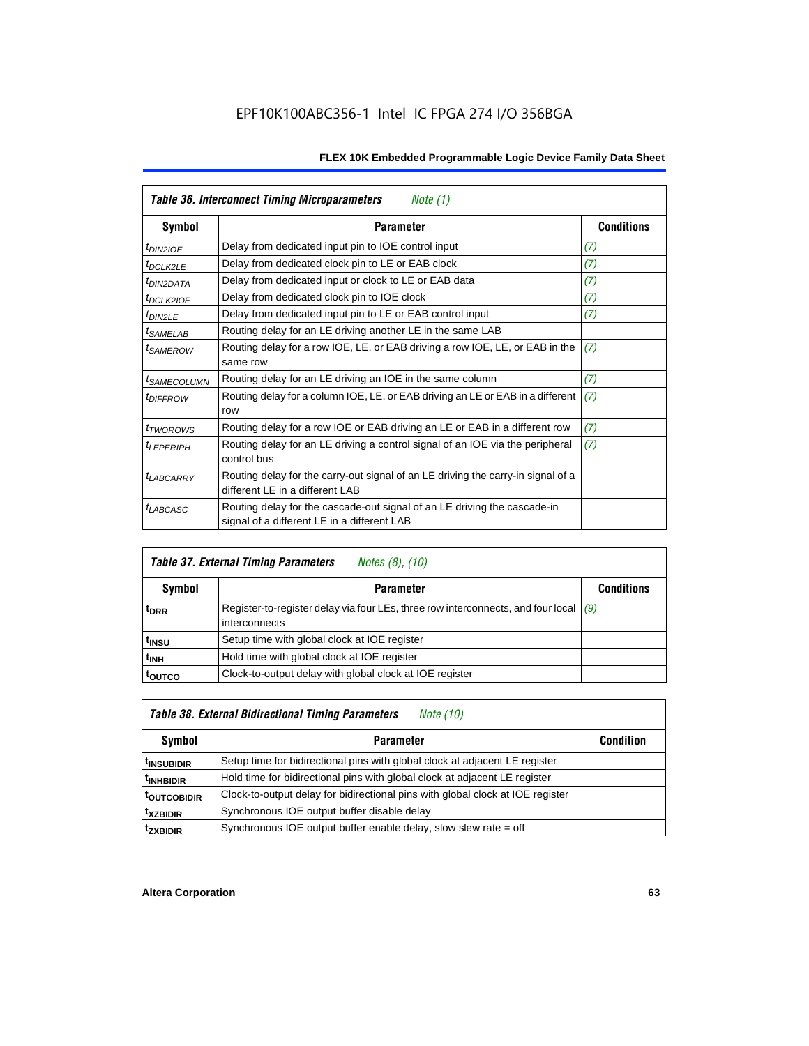EPF10K100ABC356-1 Intel IC FPGA 274 I/O 356BGA

| *Table 36. Interconnect Timing Microparameters* *Note (1)* | | |
|---|---|---|
| **Symbol** | **Parameter** | **Conditions** |
| $t_{DIN2IOE}$ | Delay from dedicated input pin to IOE control input | *(7)* |
| $t_{DCLK2LE}$ | Delay from dedicated clock pin to LE or EAB clock | *(7)* |
| $t_{DIN2DATA}$ | Delay from dedicated input or clock to LE or EAB data | *(7)* |
| $t_{DCLK2IOE}$ | Delay from dedicated clock pin to IOE clock | *(7)* |
| $t_{DIN2LE}$ | Delay from dedicated input pin to LE or EAB control input | *(7)* |
| $t_{SAMELAB}$ | Routing delay for an LE driving another LE in the same LAB | |
| $t_{SAMEROW}$ | Routing delay for a row IOE, LE, or EAB driving a row IOE, LE, or EAB in the same row | *(7)* |
| $t_{SAMECOLUMN}$ | Routing delay for an LE driving an IOE in the same column | *(7)* |
| $t_{DIFFROW}$ | Routing delay for a column IOE, LE, or EAB driving an LE or EAB in a different row | *(7)* |
| $t_{TWOROWS}$ | Routing delay for a row IOE or EAB driving an LE or EAB in a different row | *(7)* |
| $t_{LEPERIPH}$ | Routing delay for an LE driving a control signal of an IOE via the peripheral control bus | *(7)* |
| $t_{LABCARRY}$ | Routing delay for the carry-out signal of an LE driving the carry-in signal of a different LE in a different LAB | |
| $t_{LABCASC}$ | Routing delay for the cascade-out signal of an LE driving the cascade-in signal of a different LE in a different LAB | |

| *Table 37. External Timing Parameters* *Notes (8), (10)* | | |
|---|---|---|
| **Symbol** | **Parameter** | **Conditions** |
| $t_{DRR}$ | Register-to-register delay via four LEs, three row interconnects, and four local interconnects | *(9)* |
| $t_{INSU}$ | Setup time with global clock at IOE register | |
| $t_{INH}$ | Hold time with global clock at IOE register | |
| $t_{OUTCO}$ | Clock-to-output delay with global clock at IOE register | |

| *Table 38. External Bidirectional Timing Parameters* *Note (10)* | | |
|---|---|---|
| **Symbol** | **Parameter** | **Condition** |
| $t_{INSUBIDIR}$ | Setup time for bidirectional pins with global clock at adjacent LE register | |
| $t_{INHBIDIR}$ | Hold time for bidirectional pins with global clock at adjacent LE register | |
| $t_{OUTCOBIDIR}$ | Clock-to-output delay for bidirectional pins with global clock at IOE register | |
| $t_{XZBIDIR}$ | Synchronous IOE output buffer disable delay | |
| $t_{ZXBIDIR}$ | Synchronous IOE output buffer enable delay, slow slew rate = off | |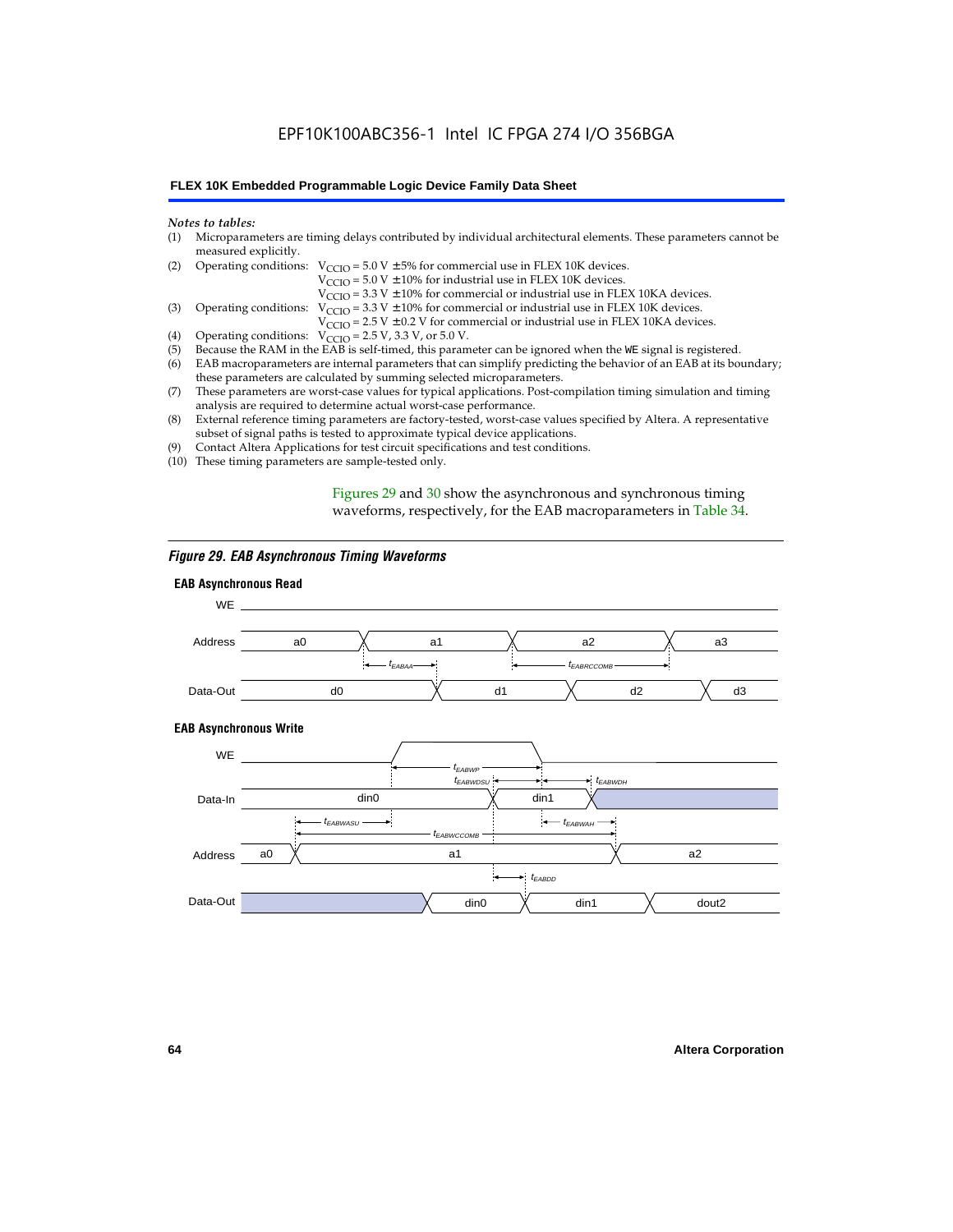*Notes to tables:*

(1) Microparameters are timing delays contributed by individual architectural elements. These parameters cannot be measured explicitly.

(2) Operating conditions: $V_{CCIO}$ = 5.0 V ± 5% for commercial use in FLEX 10K devices.
$V_{CCIO}$ = 5.0 V ± 10% for industrial use in FLEX 10K devices.
$V_{CCIO}$ = 3.3 V ± 10% for commercial or industrial use in FLEX 10KA devices.

(3) Operating conditions: $V_{CCIO}$ = 3.3 V ± 10% for commercial or industrial use in FLEX 10K devices.
$V_{CCIO}$ = 2.5 V ± 0.2 V for commercial or industrial use in FLEX 10KA devices.

(4) Operating conditions: $V_{CCIO}$ = 2.5 V, 3.3 V, or 5.0 V.

(5) Because the RAM in the EAB is self-timed, this parameter can be ignored when the WE signal is registered.

(6) EAB macroparameters are internal parameters that can simplify predicting the behavior of an EAB at its boundary; these parameters are calculated by summing selected microparameters.

(7) These parameters are worst-case values for typical applications. Post-compilation timing simulation and timing analysis are required to determine actual worst-case performance.

(8) External reference timing parameters are factory-tested, worst-case values specified by Altera. A representative subset of signal paths is tested to approximate typical device applications.

(9) Contact Altera Applications for test circuit specifications and test conditions.

(10) These timing parameters are sample-tested only.

Figures 29 and 30 show the asynchronous and synchronous timing waveforms, respectively, for the EAB macroparameters in Table 34.

*Figure 29. EAB Asynchronous Timing Waveforms*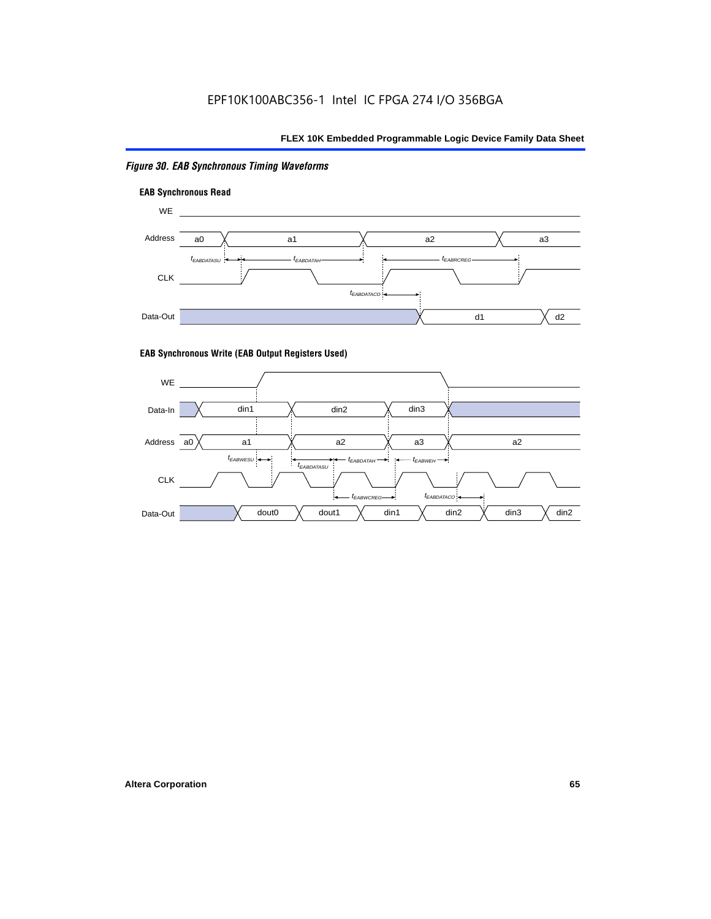*Figure 30. EAB Synchronous Timing Waveforms*

**EAB Synchronous Read**

WE

Address a0 a1 a2 a3

$t_{EABDATASU}$ $t_{EABDATAH}$ $t_{EABRCREG}$

CLK

$t_{EABDATACO}$

Data-Out d1 d2

**EAB Synchronous Write (EAB Output Registers Used)**

WE

Data-In din1 din2 din3

Address a0 a1 a2 a3 a2

$t_{EABWESU}$ $t_{EABDATASU}$ $t_{EABDATAH}$ $t_{EABWEH}$

CLK

$t_{EABWCREG}$ $t_{EABDATACO}$

Data-Out dout0 dout1 din1 din2 din3 din2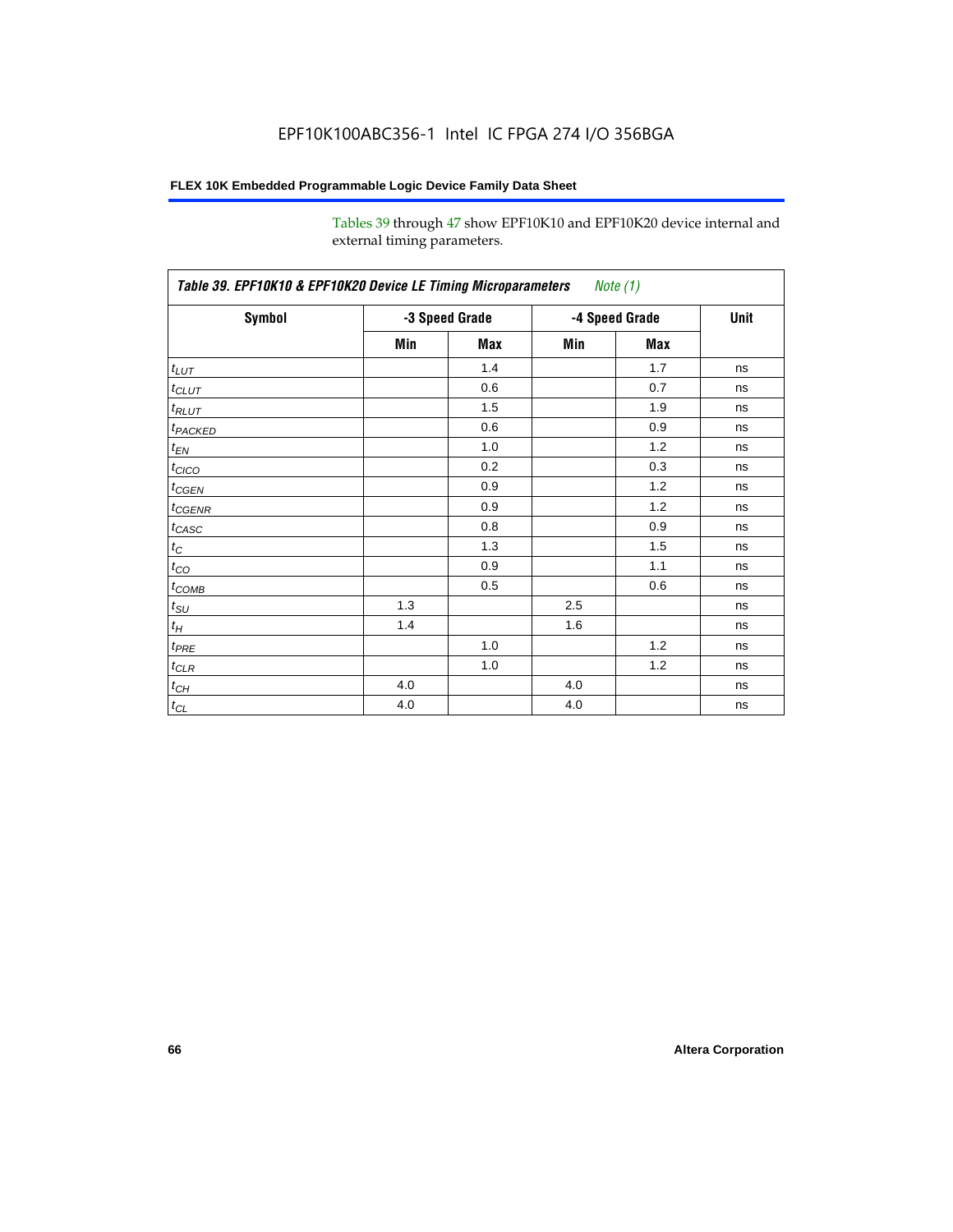Tables 39 through 47 show EPF10K10 and EPF10K20 device internal and external timing parameters.

| *Table 39. EPF10K10 & EPF10K20 Device LE Timing Microparameters* *Note (1)* | | | | | |
|---|---|---|---|---|---|
| **Symbol** | **-3 Speed Grade** | | **-4 Speed Grade** | | **Unit** |
| | **Min** | **Max** | **Min** | **Max** | |
| $t_{LUT}$ | | 1.4 | | 1.7 | ns |
| $t_{CLUT}$ | | 0.6 | | 0.7 | ns |
| $t_{RLUT}$ | | 1.5 | | 1.9 | ns |
| $t_{PACKED}$ | | 0.6 | | 0.9 | ns |
| $t_{EN}$ | | 1.0 | | 1.2 | ns |
| $t_{CICO}$ | | 0.2 | | 0.3 | ns |
| $t_{CGEN}$ | | 0.9 | | 1.2 | ns |
| $t_{CGENR}$ | | 0.9 | | 1.2 | ns |
| $t_{CASC}$ | | 0.8 | | 0.9 | ns |
| $t_{C}$ | | 1.3 | | 1.5 | ns |
| $t_{CO}$ | | 0.9 | | 1.1 | ns |
| $t_{COMB}$ | | 0.5 | | 0.6 | ns |
| $t_{SU}$ | 1.3 | | 2.5 | | ns |
| $t_{H}$ | 1.4 | | 1.6 | | ns |
| $t_{PRE}$ | | 1.0 | | 1.2 | ns |
| $t_{CLR}$ | | 1.0 | | 1.2 | ns |
| $t_{CH}$ | 4.0 | | 4.0 | | ns |
| $t_{CL}$ | 4.0 | | 4.0 | | ns |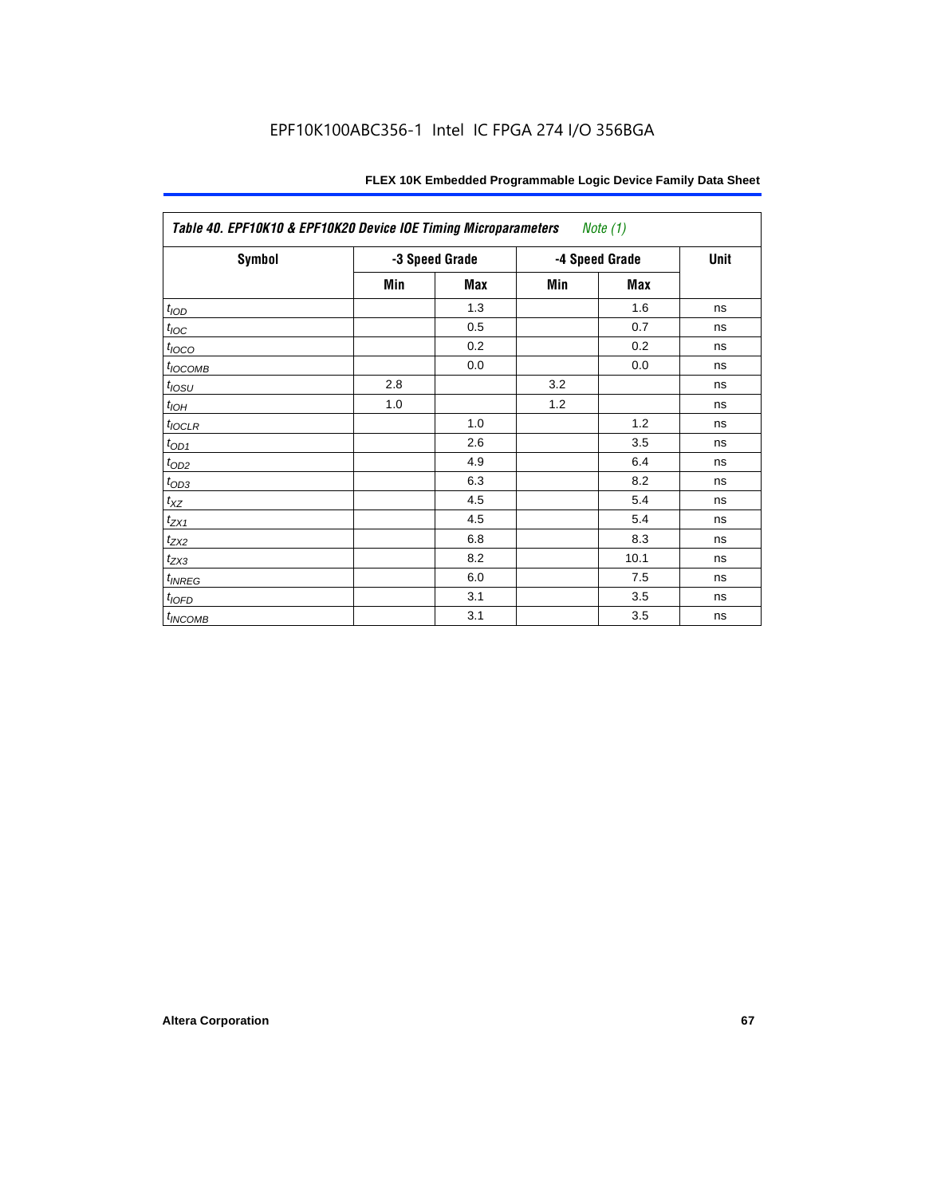**Table 40. EPF10K10 & EPF10K20 Device IOE Timing Microparameters** *Note (1)*

| Symbol | -3 Speed Grade | | -4 Speed Grade | | Unit |
|---|---|---|---|---|---|
| | Min | Max | Min | Max | |
| $t_{IOD}$ | | 1.3 | | 1.6 | ns |
| $t_{IOC}$ | | 0.5 | | 0.7 | ns |
| $t_{IOCO}$ | | 0.2 | | 0.2 | ns |
| $t_{IOCOMB}$ | | 0.0 | | 0.0 | ns |
| $t_{IOSU}$ | 2.8 | | 3.2 | | ns |
| $t_{IOH}$ | 1.0 | | 1.2 | | ns |
| $t_{IOCLR}$ | | 1.0 | | 1.2 | ns |
| $t_{OD1}$ | | 2.6 | | 3.5 | ns |
| $t_{OD2}$ | | 4.9 | | 6.4 | ns |
| $t_{OD3}$ | | 6.3 | | 8.2 | ns |
| $t_{XZ}$ | | 4.5 | | 5.4 | ns |
| $t_{ZX1}$ | | 4.5 | | 5.4 | ns |
| $t_{ZX2}$ | | 6.8 | | 8.3 | ns |
| $t_{ZX3}$ | | 8.2 | | 10.1 | ns |
| $t_{INREG}$ | | 6.0 | | 7.5 | ns |
| $t_{IOFD}$ | | 3.1 | | 3.5 | ns |
| $t_{INCOMB}$ | | 3.1 | | 3.5 | ns |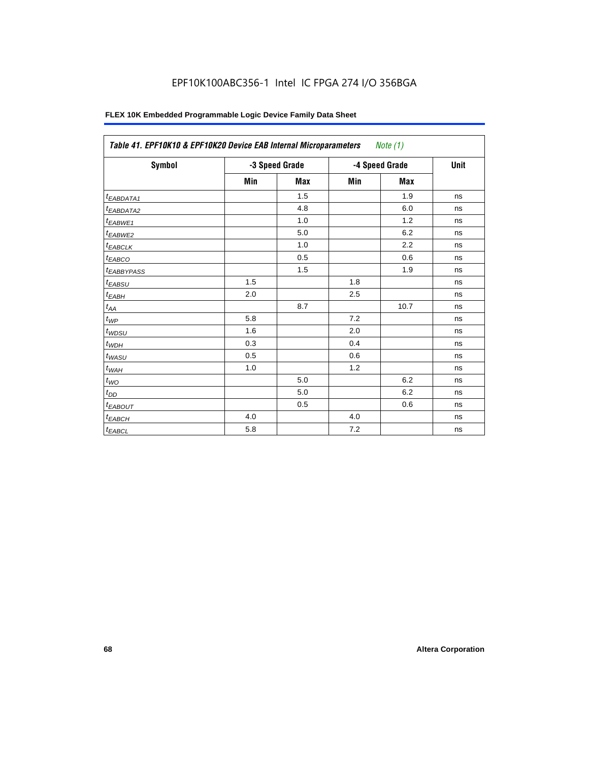EPF10K100ABC356-1 Intel IC FPGA 274 I/O 356BGA

**FLEX 10K Embedded Programmable Logic Device Family Data Sheet**

| *Table 41. EPF10K10 & EPF10K20 Device EAB Internal Microparameters Note (1)* | | | | | |
|---|---|---|---|---|---|
| **Symbol** | **-3 Speed Grade** | | **-4 Speed Grade** | | **Unit** |
| | **Min** | **Max** | **Min** | **Max** | |
| $t_{EABDATA1}$ | | 1.5 | | 1.9 | ns |
| $t_{EABDATA2}$ | | 4.8 | | 6.0 | ns |
| $t_{EABWE1}$ | | 1.0 | | 1.2 | ns |
| $t_{EABWE2}$ | | 5.0 | | 6.2 | ns |
| $t_{EABCLK}$ | | 1.0 | | 2.2 | ns |
| $t_{EABCO}$ | | 0.5 | | 0.6 | ns |
| $t_{EABBYPASS}$ | | 1.5 | | 1.9 | ns |
| $t_{EABSU}$ | 1.5 | | 1.8 | | ns |
| $t_{EABH}$ | 2.0 | | 2.5 | | ns |
| $t_{AA}$ | | 8.7 | | 10.7 | ns |
| $t_{WP}$ | 5.8 | | 7.2 | | ns |
| $t_{WDSU}$ | 1.6 | | 2.0 | | ns |
| $t_{WDH}$ | 0.3 | | 0.4 | | ns |
| $t_{WASU}$ | 0.5 | | 0.6 | | ns |
| $t_{WAH}$ | 1.0 | | 1.2 | | ns |
| $t_{WO}$ | | 5.0 | | 6.2 | ns |
| $t_{DD}$ | | 5.0 | | 6.2 | ns |
| $t_{EABOUT}$ | | 0.5 | | 0.6 | ns |
| $t_{EABCH}$ | 4.0 | | 4.0 | | ns |
| $t_{EABCL}$ | 5.8 | | 7.2 | | ns |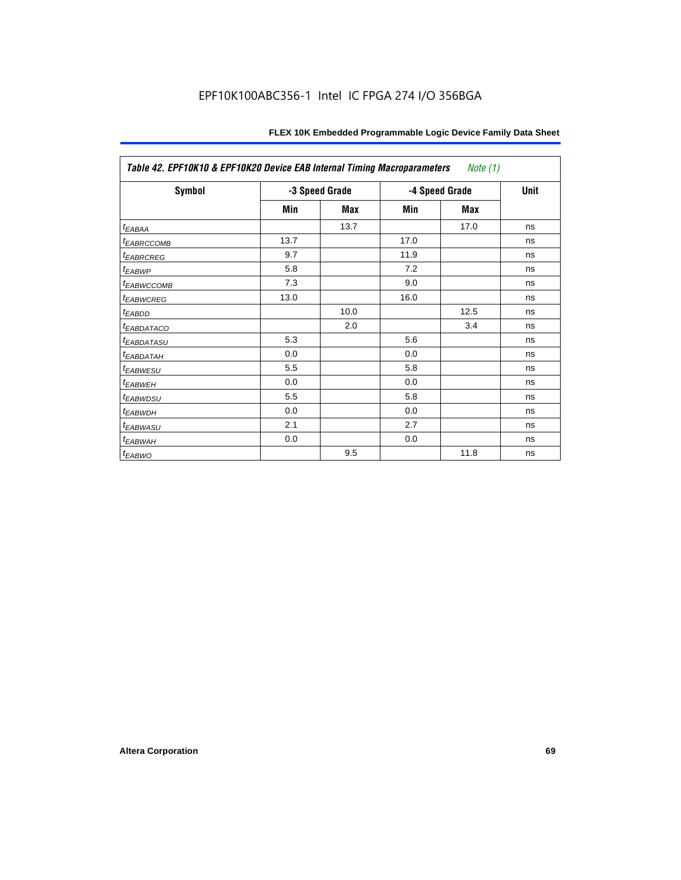| Table 42. EPF10K10 & EPF10K20 Device EAB Internal Timing Macroparameters *Note (1)* | | | | | |
|---|---|---|---|---|---|
| **Symbol** | **-3 Speed Grade** | | **-4 Speed Grade** | | **Unit** |
| | **Min** | **Max** | **Min** | **Max** | |
| $t_{EABAA}$ | | 13.7 | | 17.0 | ns |
| $t_{EABRCCOMB}$ | 13.7 | | 17.0 | | ns |
| $t_{EABRCREG}$ | 9.7 | | 11.9 | | ns |
| $t_{EABWP}$ | 5.8 | | 7.2 | | ns |
| $t_{EABWCCOMB}$ | 7.3 | | 9.0 | | ns |
| $t_{EABWCREG}$ | 13.0 | | 16.0 | | ns |
| $t_{EABDD}$ | | 10.0 | | 12.5 | ns |
| $t_{EABDATACO}$ | | 2.0 | | 3.4 | ns |
| $t_{EABDATASU}$ | 5.3 | | 5.6 | | ns |
| $t_{EABDATAH}$ | 0.0 | | 0.0 | | ns |
| $t_{EABWESU}$ | 5.5 | | 5.8 | | ns |
| $t_{EABWEH}$ | 0.0 | | 0.0 | | ns |
| $t_{EABWDSU}$ | 5.5 | | 5.8 | | ns |
| $t_{EABWDH}$ | 0.0 | | 0.0 | | ns |
| $t_{EABWASU}$ | 2.1 | | 2.7 | | ns |
| $t_{EABWAH}$ | 0.0 | | 0.0 | | ns |
| $t_{EABWO}$ | | 9.5 | | 11.8 | ns |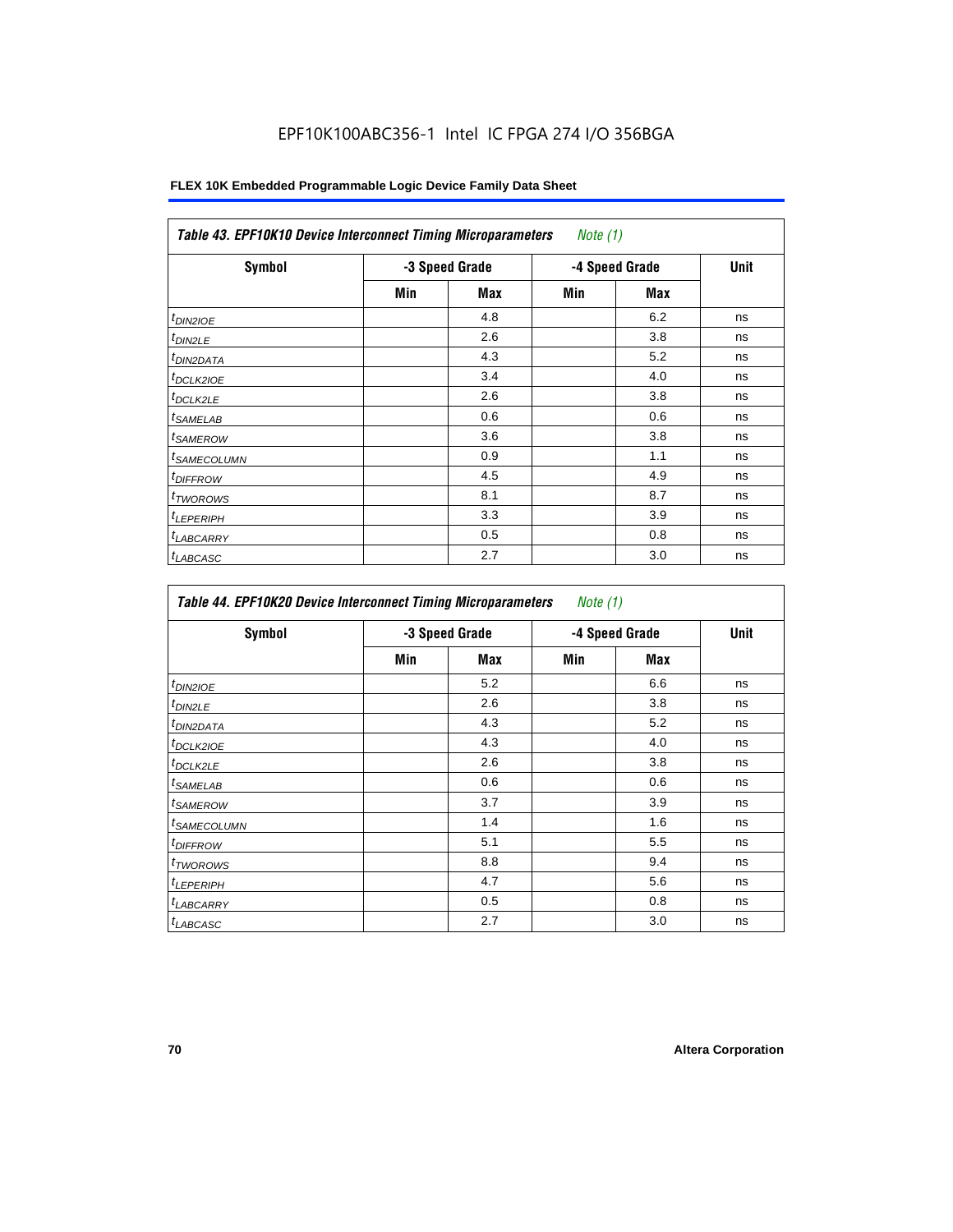EPF10K100ABC356-1 Intel IC FPGA 274 I/O 356BGA

**FLEX 10K Embedded Programmable Logic Device Family Data Sheet**

| *Table 43. EPF10K10 Device Interconnect Timing Microparameters Note (1)* | | | | | |
|---|---|---|---|---|---|
| **Symbol** | **-3 Speed Grade** | | **-4 Speed Grade** | | **Unit** |
| | **Min** | **Max** | **Min** | **Max** | |
| $t_{DIN2IOE}$ | | 4.8 | | 6.2 | ns |
| $t_{DIN2LE}$ | | 2.6 | | 3.8 | ns |
| $t_{DIN2DATA}$ | | 4.3 | | 5.2 | ns |
| $t_{DCLK2IOE}$ | | 3.4 | | 4.0 | ns |
| $t_{DCLK2LE}$ | | 2.6 | | 3.8 | ns |
| $t_{SAMELAB}$ | | 0.6 | | 0.6 | ns |
| $t_{SAMEROW}$ | | 3.6 | | 3.8 | ns |
| $t_{SAMECOLUMN}$ | | 0.9 | | 1.1 | ns |
| $t_{DIFFROW}$ | | 4.5 | | 4.9 | ns |
| $t_{TWOROWS}$ | | 8.1 | | 8.7 | ns |
| $t_{LEPERIPH}$ | | 3.3 | | 3.9 | ns |
| $t_{LABCARRY}$ | | 0.5 | | 0.8 | ns |
| $t_{LABCASC}$ | | 2.7 | | 3.0 | ns |

| *Table 44. EPF10K20 Device Interconnect Timing Microparameters Note (1)* | | | | | |
|---|---|---|---|---|---|
| **Symbol** | **-3 Speed Grade** | | **-4 Speed Grade** | | **Unit** |
| | **Min** | **Max** | **Min** | **Max** | |
| $t_{DIN2IOE}$ | | 5.2 | | 6.6 | ns |
| $t_{DIN2LE}$ | | 2.6 | | 3.8 | ns |
| $t_{DIN2DATA}$ | | 4.3 | | 5.2 | ns |
| $t_{DCLK2IOE}$ | | 4.3 | | 4.0 | ns |
| $t_{DCLK2LE}$ | | 2.6 | | 3.8 | ns |
| $t_{SAMELAB}$ | | 0.6 | | 0.6 | ns |
| $t_{SAMEROW}$ | | 3.7 | | 3.9 | ns |
| $t_{SAMECOLUMN}$ | | 1.4 | | 1.6 | ns |
| $t_{DIFFROW}$ | | 5.1 | | 5.5 | ns |
| $t_{TWOROWS}$ | | 8.8 | | 9.4 | ns |
| $t_{LEPERIPH}$ | | 4.7 | | 5.6 | ns |
| $t_{LABCARRY}$ | | 0.5 | | 0.8 | ns |
| $t_{LABCASC}$ | | 2.7 | | 3.0 | ns |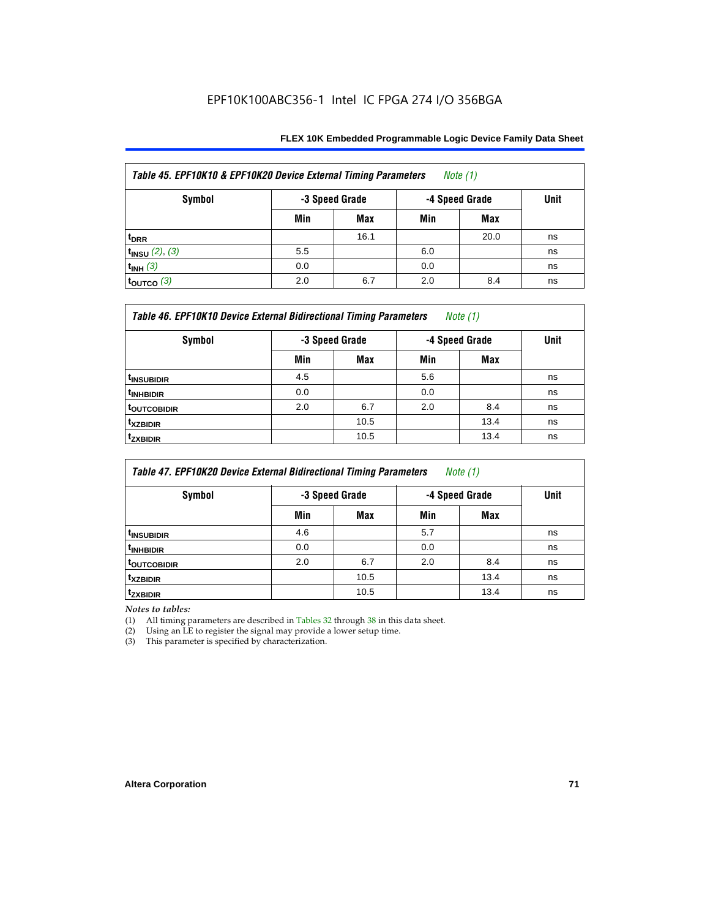**Table 45. EPF10K10 & EPF10K20 Device External Timing Parameters** *Note (1)*

| Symbol | -3 Speed Grade | | -4 Speed Grade | | Unit |
|---|---|---|---|---|---|
| | Min | Max | Min | Max | |
| $t_{DRR}$ | | 16.1 | | 20.0 | ns |
| $t_{INSU}$ *(2), (3)* | 5.5 | | 6.0 | | ns |
| $t_{INH}$ *(3)* | 0.0 | | 0.0 | | ns |
| $t_{OUTCO}$ *(3)* | 2.0 | 6.7 | 2.0 | 8.4 | ns |

**Table 46. EPF10K10 Device External Bidirectional Timing Parameters** *Note (1)*

| Symbol | -3 Speed Grade | | -4 Speed Grade | | Unit |
|---|---|---|---|---|---|
| | Min | Max | Min | Max | |
| $t_{INSUBIDIR}$ | 4.5 | | 5.6 | | ns |
| $t_{INHBIDIR}$ | 0.0 | | 0.0 | | ns |
| $t_{OUTCOBIDIR}$ | 2.0 | 6.7 | 2.0 | 8.4 | ns |
| $t_{XZBIDIR}$ | | 10.5 | | 13.4 | ns |
| $t_{ZXBIDIR}$ | | 10.5 | | 13.4 | ns |

**Table 47. EPF10K20 Device External Bidirectional Timing Parameters** *Note (1)*

| Symbol | -3 Speed Grade | | -4 Speed Grade | | Unit |
|---|---|---|---|---|---|
| | Min | Max | Min | Max | |
| $t_{INSUBIDIR}$ | 4.6 | | 5.7 | | ns |
| $t_{INHBIDIR}$ | 0.0 | | 0.0 | | ns |
| $t_{OUTCOBIDIR}$ | 2.0 | 6.7 | 2.0 | 8.4 | ns |
| $t_{XZBIDIR}$ | | 10.5 | | 13.4 | ns |
| $t_{ZXBIDIR}$ | | 10.5 | | 13.4 | ns |

*Notes to tables:*

(1) All timing parameters are described in Tables 32 through 38 in this data sheet.
(2) Using an LE to register the signal may provide a lower setup time.
(3) This parameter is specified by characterization.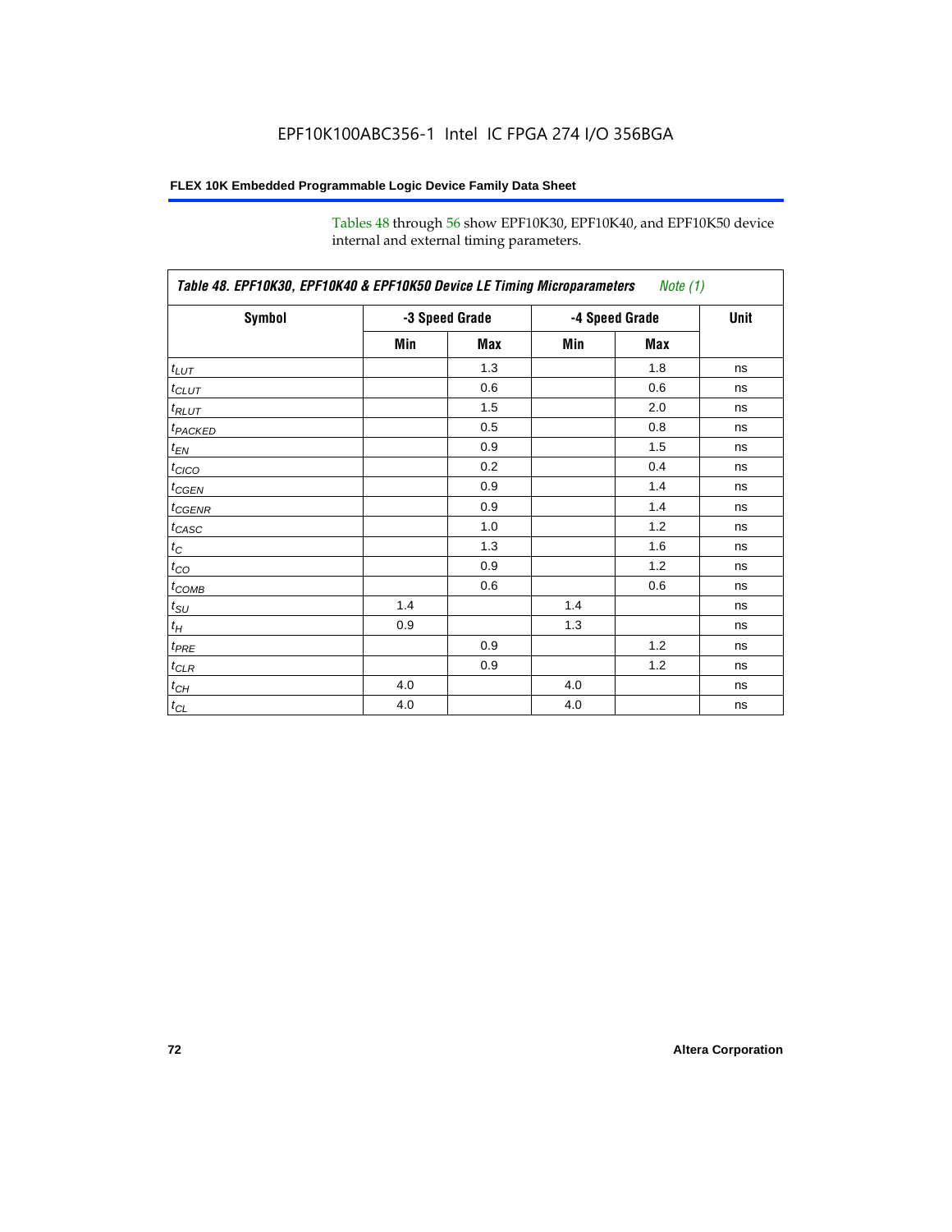Tables 48 through 56 show EPF10K30, EPF10K40, and EPF10K50 device internal and external timing parameters.

**Table 48. EPF10K30, EPF10K40 & EPF10K50 Device LE Timing Microparameters** *Note (1)*

| Symbol | -3 Speed Grade | | -4 Speed Grade | | Unit |
|---|---|---|---|---|---|
| | Min | Max | Min | Max | |
| $t_{LUT}$ | | 1.3 | | 1.8 | ns |
| $t_{CLUT}$ | | 0.6 | | 0.6 | ns |
| $t_{RLUT}$ | | 1.5 | | 2.0 | ns |
| $t_{PACKED}$ | | 0.5 | | 0.8 | ns |
| $t_{EN}$ | | 0.9 | | 1.5 | ns |
| $t_{CICO}$ | | 0.2 | | 0.4 | ns |
| $t_{CGEN}$ | | 0.9 | | 1.4 | ns |
| $t_{CGENR}$ | | 0.9 | | 1.4 | ns |
| $t_{CASC}$ | | 1.0 | | 1.2 | ns |
| $t_{C}$ | | 1.3 | | 1.6 | ns |
| $t_{CO}$ | | 0.9 | | 1.2 | ns |
| $t_{COMB}$ | | 0.6 | | 0.6 | ns |
| $t_{SU}$ | 1.4 | | 1.4 | | ns |
| $t_{H}$ | 0.9 | | 1.3 | | ns |
| $t_{PRE}$ | | 0.9 | | 1.2 | ns |
| $t_{CLR}$ | | 0.9 | | 1.2 | ns |
| $t_{CH}$ | 4.0 | | 4.0 | | ns |
| $t_{CL}$ | 4.0 | | 4.0 | | ns |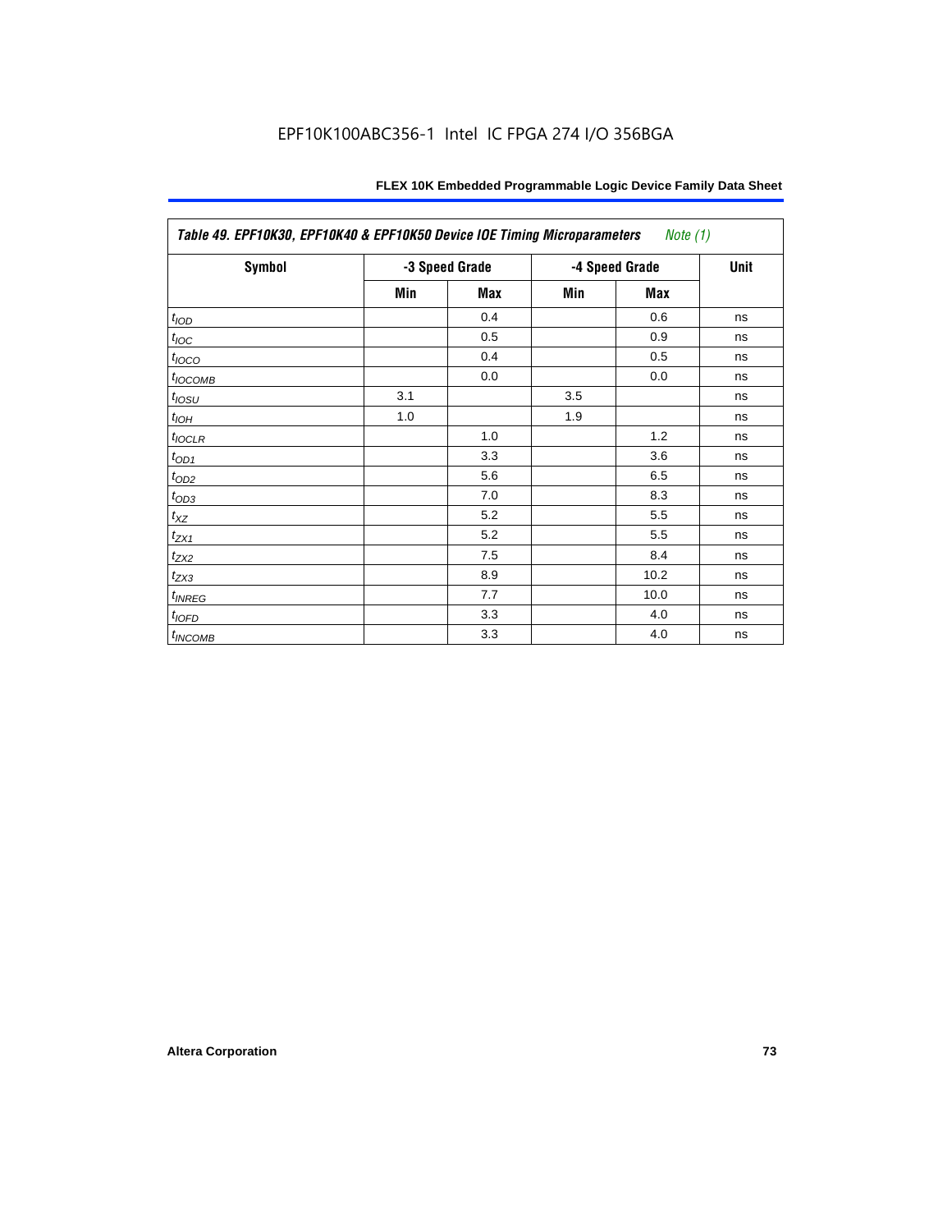| Table 49. EPF10K30, EPF10K40 & EPF10K50 Device IOE Timing Microparameters *Note (1)* | | | | | |
|---|---|---|---|---|---|
| Symbol | -3 Speed Grade | | -4 Speed Grade | | Unit |
| | Min | Max | Min | Max | |
| $t_{IOD}$ | | 0.4 | | 0.6 | ns |
| $t_{IOC}$ | | 0.5 | | 0.9 | ns |
| $t_{IOCO}$ | | 0.4 | | 0.5 | ns |
| $t_{IOCOMB}$ | | 0.0 | | 0.0 | ns |
| $t_{IOSU}$ | 3.1 | | 3.5 | | ns |
| $t_{IOH}$ | 1.0 | | 1.9 | | ns |
| $t_{IOCLR}$ | | 1.0 | | 1.2 | ns |
| $t_{OD1}$ | | 3.3 | | 3.6 | ns |
| $t_{OD2}$ | | 5.6 | | 6.5 | ns |
| $t_{OD3}$ | | 7.0 | | 8.3 | ns |
| $t_{XZ}$ | | 5.2 | | 5.5 | ns |
| $t_{ZX1}$ | | 5.2 | | 5.5 | ns |
| $t_{ZX2}$ | | 7.5 | | 8.4 | ns |
| $t_{ZX3}$ | | 8.9 | | 10.2 | ns |
| $t_{INREG}$ | | 7.7 | | 10.0 | ns |
| $t_{IOFD}$ | | 3.3 | | 4.0 | ns |
| $t_{INCOMB}$ | | 3.3 | | 4.0 | ns |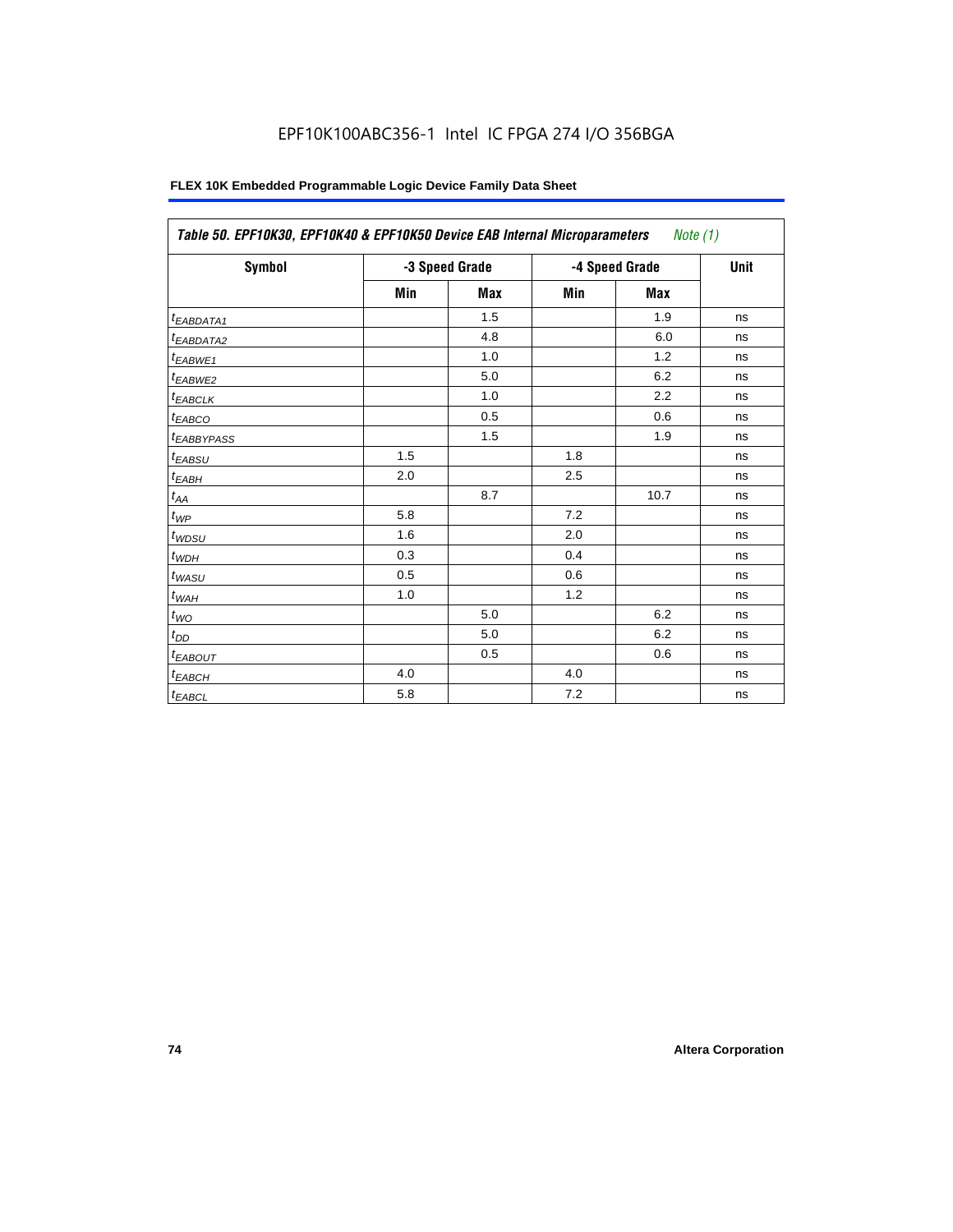EPF10K100ABC356-1 Intel IC FPGA 274 I/O 356BGA

**FLEX 10K Embedded Programmable Logic Device Family Data Sheet**

| *Table 50. EPF10K30, EPF10K40 & EPF10K50 Device EAB Internal Microparameters* *Note (1)* | | | | | |
|---|---|---|---|---|---|
| **Symbol** | **-3 Speed Grade** | | **-4 Speed Grade** | | **Unit** |
| | **Min** | **Max** | **Min** | **Max** | |
| $t_{EABDATA1}$ | | 1.5 | | 1.9 | ns |
| $t_{EABDATA2}$ | | 4.8 | | 6.0 | ns |
| $t_{EABWE1}$ | | 1.0 | | 1.2 | ns |
| $t_{EABWE2}$ | | 5.0 | | 6.2 | ns |
| $t_{EABCLK}$ | | 1.0 | | 2.2 | ns |
| $t_{EABCO}$ | | 0.5 | | 0.6 | ns |
| $t_{EABBYPASS}$ | | 1.5 | | 1.9 | ns |
| $t_{EABSU}$ | 1.5 | | 1.8 | | ns |
| $t_{EABH}$ | 2.0 | | 2.5 | | ns |
| $t_{AA}$ | | 8.7 | | 10.7 | ns |
| $t_{WP}$ | 5.8 | | 7.2 | | ns |
| $t_{WDSU}$ | 1.6 | | 2.0 | | ns |
| $t_{WDH}$ | 0.3 | | 0.4 | | ns |
| $t_{WASU}$ | 0.5 | | 0.6 | | ns |
| $t_{WAH}$ | 1.0 | | 1.2 | | ns |
| $t_{WO}$ | | 5.0 | | 6.2 | ns |
| $t_{DD}$ | | 5.0 | | 6.2 | ns |
| $t_{EABOUT}$ | | 0.5 | | 0.6 | ns |
| $t_{EABCH}$ | 4.0 | | 4.0 | | ns |
| $t_{EABCL}$ | 5.8 | | 7.2 | | ns |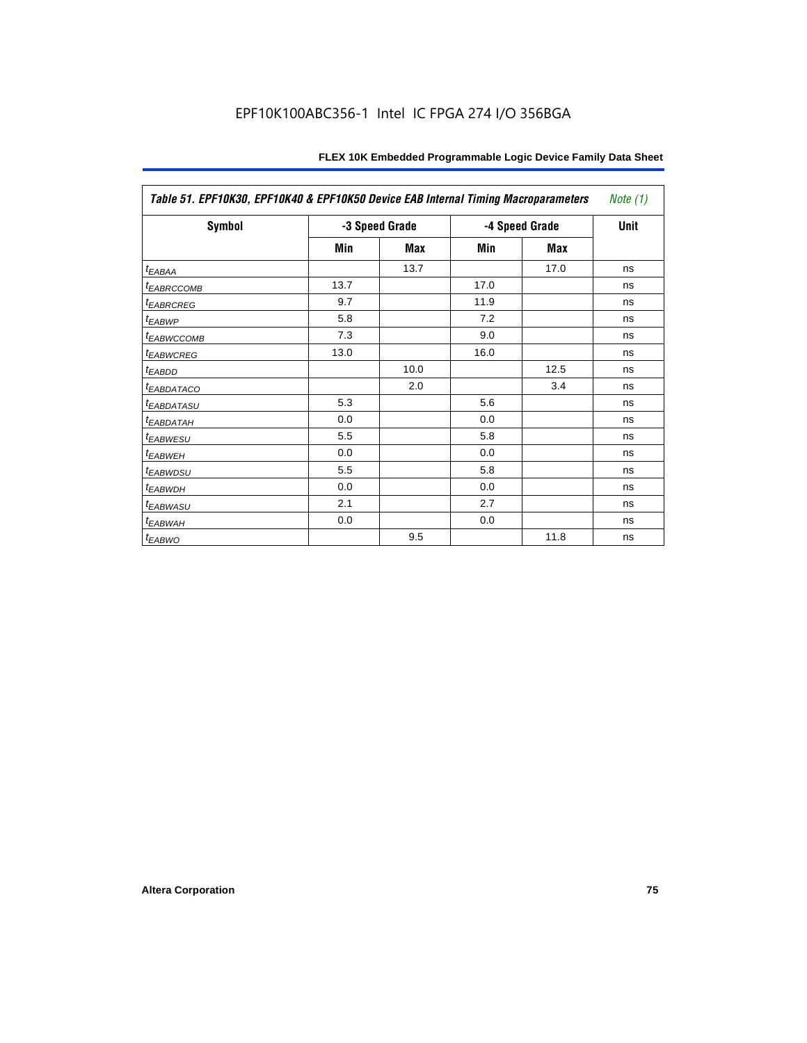**Table 51. EPF10K30, EPF10K40 & EPF10K50 Device EAB Internal Timing Macroparameters** *Note (1)*

| Symbol | -3 Speed Grade | | -4 Speed Grade | | Unit |
|---|---|---|---|---|---|
| | Min | Max | Min | Max | |
| $t_{EABAA}$ | | 13.7 | | 17.0 | ns |
| $t_{EABRCCOMB}$ | 13.7 | | 17.0 | | ns |
| $t_{EABRCREG}$ | 9.7 | | 11.9 | | ns |
| $t_{EABWP}$ | 5.8 | | 7.2 | | ns |
| $t_{EABWCCOMB}$ | 7.3 | | 9.0 | | ns |
| $t_{EABWCREG}$ | 13.0 | | 16.0 | | ns |
| $t_{EABDD}$ | | 10.0 | | 12.5 | ns |
| $t_{EABDATACO}$ | | 2.0 | | 3.4 | ns |
| $t_{EABDATASU}$ | 5.3 | | 5.6 | | ns |
| $t_{EABDATAH}$ | 0.0 | | 0.0 | | ns |
| $t_{EABWESU}$ | 5.5 | | 5.8 | | ns |
| $t_{EABWEH}$ | 0.0 | | 0.0 | | ns |
| $t_{EABWDSU}$ | 5.5 | | 5.8 | | ns |
| $t_{EABWDH}$ | 0.0 | | 0.0 | | ns |
| $t_{EABWASU}$ | 2.1 | | 2.7 | | ns |
| $t_{EABWAH}$ | 0.0 | | 0.0 | | ns |
| $t_{EABWO}$ | | 9.5 | | 11.8 | ns |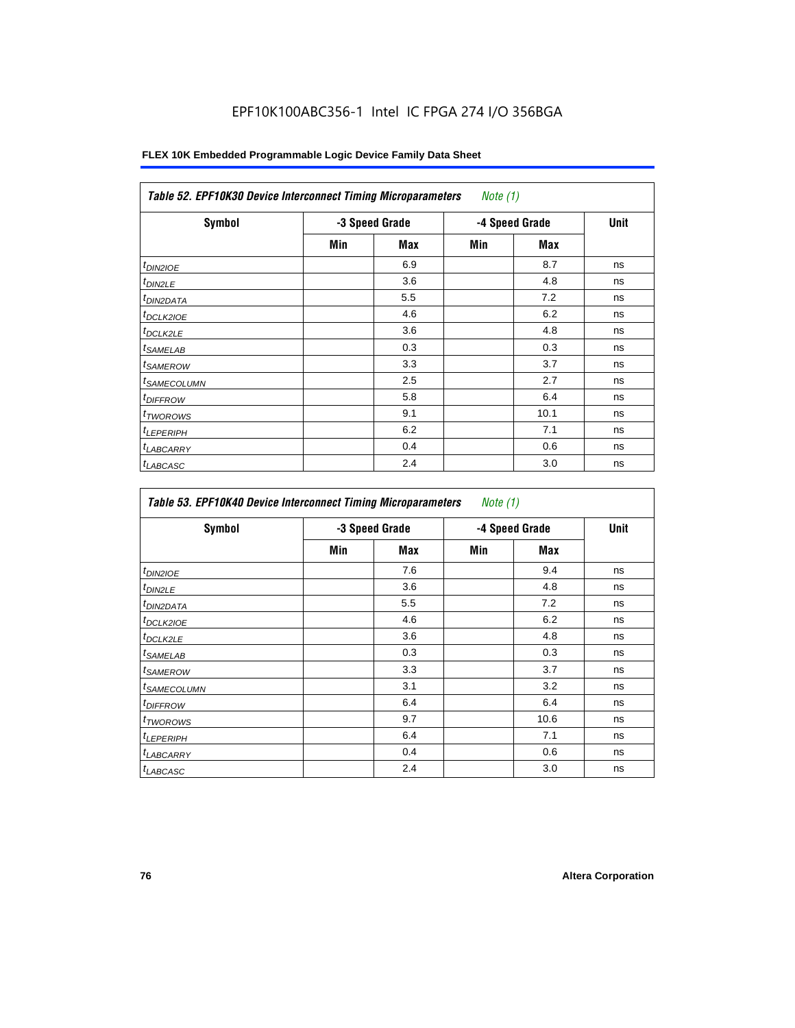EPF10K100ABC356-1 Intel IC FPGA 274 I/O 356BGA

| Table 52. EPF10K30 Device Interconnect Timing Microparameters *Note (1)* | | | | | |
|---|---|---|---|---|---|
| Symbol | -3 Speed Grade | | -4 Speed Grade | | Unit |
| | Min | Max | Min | Max | |
| $t_{DIN2IOE}$ | | 6.9 | | 8.7 | ns |
| $t_{DIN2LE}$ | | 3.6 | | 4.8 | ns |
| $t_{DIN2DATA}$ | | 5.5 | | 7.2 | ns |
| $t_{DCLK2IOE}$ | | 4.6 | | 6.2 | ns |
| $t_{DCLK2LE}$ | | 3.6 | | 4.8 | ns |
| $t_{SAMELAB}$ | | 0.3 | | 0.3 | ns |
| $t_{SAMEROW}$ | | 3.3 | | 3.7 | ns |
| $t_{SAMECOLUMN}$ | | 2.5 | | 2.7 | ns |
| $t_{DIFFROW}$ | | 5.8 | | 6.4 | ns |
| $t_{TWOROWS}$ | | 9.1 | | 10.1 | ns |
| $t_{LEPERIPH}$ | | 6.2 | | 7.1 | ns |
| $t_{LABCARRY}$ | | 0.4 | | 0.6 | ns |
| $t_{LABCASC}$ | | 2.4 | | 3.0 | ns |

| Table 53. EPF10K40 Device Interconnect Timing Microparameters *Note (1)* | | | | | |
|---|---|---|---|---|---|
| Symbol | -3 Speed Grade | | -4 Speed Grade | | Unit |
| | Min | Max | Min | Max | |
| $t_{DIN2IOE}$ | | 7.6 | | 9.4 | ns |
| $t_{DIN2LE}$ | | 3.6 | | 4.8 | ns |
| $t_{DIN2DATA}$ | | 5.5 | | 7.2 | ns |
| $t_{DCLK2IOE}$ | | 4.6 | | 6.2 | ns |
| $t_{DCLK2LE}$ | | 3.6 | | 4.8 | ns |
| $t_{SAMELAB}$ | | 0.3 | | 0.3 | ns |
| $t_{SAMEROW}$ | | 3.3 | | 3.7 | ns |
| $t_{SAMECOLUMN}$ | | 3.1 | | 3.2 | ns |
| $t_{DIFFROW}$ | | 6.4 | | 6.4 | ns |
| $t_{TWOROWS}$ | | 9.7 | | 10.6 | ns |
| $t_{LEPERIPH}$ | | 6.4 | | 7.1 | ns |
| $t_{LABCARRY}$ | | 0.4 | | 0.6 | ns |
| $t_{LABCASC}$ | | 2.4 | | 3.0 | ns |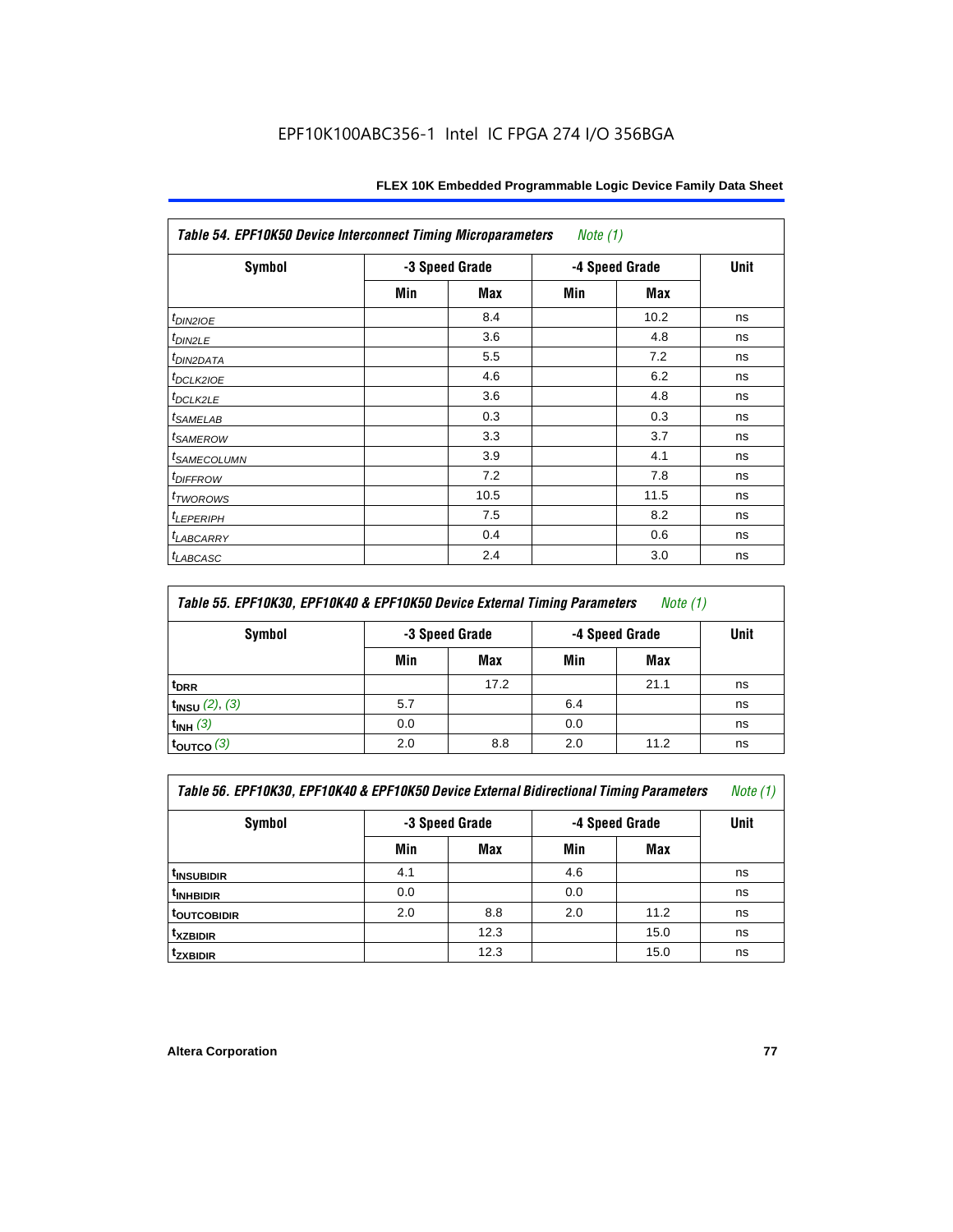EPF10K100ABC356-1 Intel IC FPGA 274 I/O 356BGA

| *Table 54. EPF10K50 Device Interconnect Timing Microparameters* *Note (1)* | | | | | |
|---|---|---|---|---|---|
| Symbol | -3 Speed Grade | | -4 Speed Grade | | Unit |
| | Min | Max | Min | Max | |
| $t_{DIN2IOE}$ | | 8.4 | | 10.2 | ns |
| $t_{DIN2LE}$ | | 3.6 | | 4.8 | ns |
| $t_{DIN2DATA}$ | | 5.5 | | 7.2 | ns |
| $t_{DCLK2IOE}$ | | 4.6 | | 6.2 | ns |
| $t_{DCLK2LE}$ | | 3.6 | | 4.8 | ns |
| $t_{SAMELAB}$ | | 0.3 | | 0.3 | ns |
| $t_{SAMEROW}$ | | 3.3 | | 3.7 | ns |
| $t_{SAMECOLUMN}$ | | 3.9 | | 4.1 | ns |
| $t_{DIFFROW}$ | | 7.2 | | 7.8 | ns |
| $t_{TWOROWS}$ | | 10.5 | | 11.5 | ns |
| $t_{LEPERIPH}$ | | 7.5 | | 8.2 | ns |
| $t_{LABCARRY}$ | | 0.4 | | 0.6 | ns |
| $t_{LABCASC}$ | | 2.4 | | 3.0 | ns |

| *Table 55. EPF10K30, EPF10K40 & EPF10K50 Device External Timing Parameters* *Note (1)* | | | | | |
|---|---|---|---|---|---|
| Symbol | -3 Speed Grade | | -4 Speed Grade | | Unit |
| | Min | Max | Min | Max | |
| $t_{DRR}$ | | 17.2 | | 21.1 | ns |
| $t_{INSU}$ *(2)*, *(3)* | 5.7 | | 6.4 | | ns |
| $t_{INH}$ *(3)* | 0.0 | | 0.0 | | ns |
| $t_{OUTCO}$ *(3)* | 2.0 | 8.8 | 2.0 | 11.2 | ns |

| *Table 56. EPF10K30, EPF10K40 & EPF10K50 Device External Bidirectional Timing Parameters* *Note (1)* | | | | | |
|---|---|---|---|---|---|
| Symbol | -3 Speed Grade | | -4 Speed Grade | | Unit |
| | Min | Max | Min | Max | |
| $t_{INSUBIDIR}$ | 4.1 | | 4.6 | | ns |
| $t_{INHBIDIR}$ | 0.0 | | 0.0 | | ns |
| $t_{OUTCOBIDIR}$ | 2.0 | 8.8 | 2.0 | 11.2 | ns |
| $t_{XZBIDIR}$ | | 12.3 | | 15.0 | ns |
| $t_{ZXBIDIR}$ | | 12.3 | | 15.0 | ns |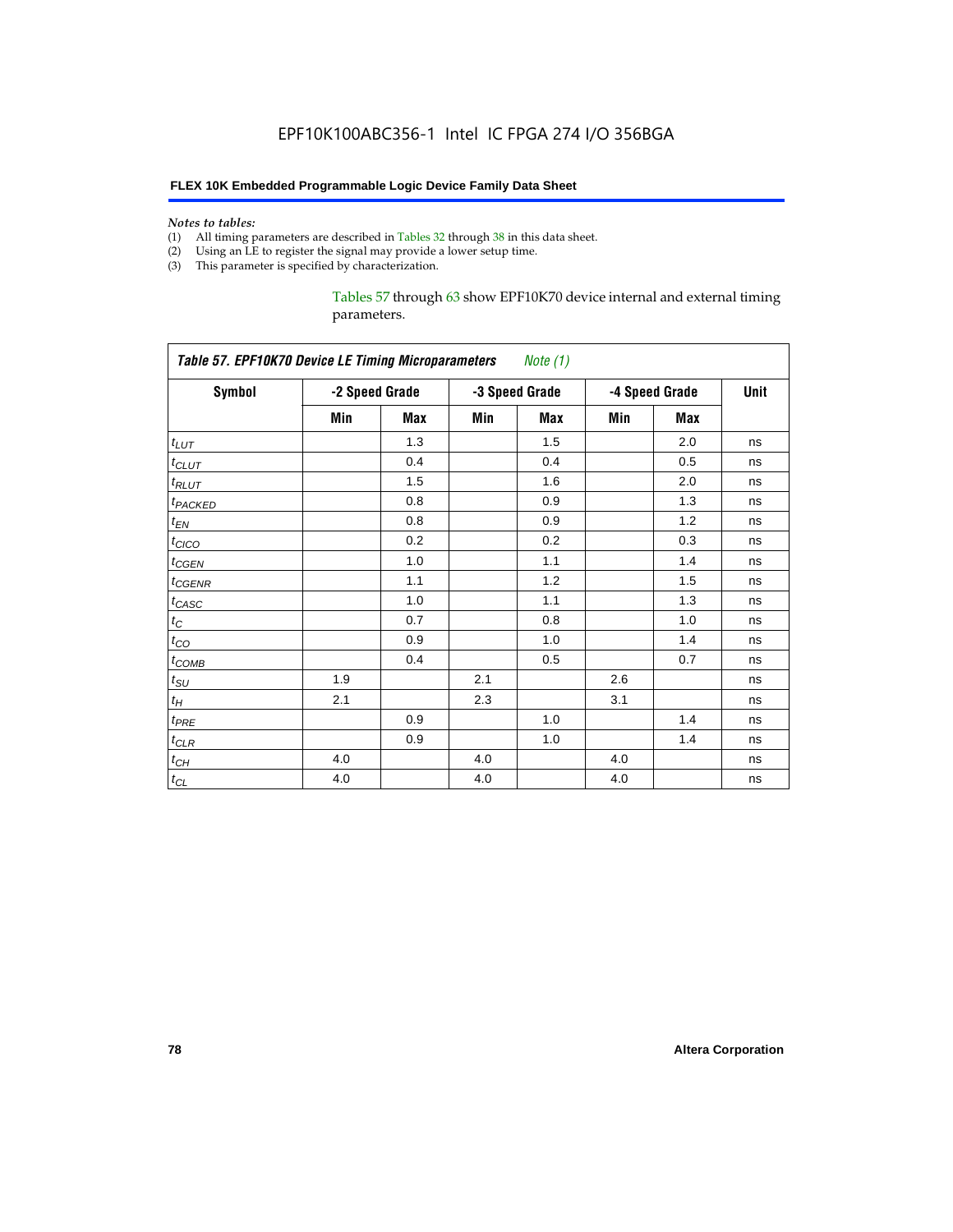*Notes to tables:*

(1) All timing parameters are described in Tables 32 through 38 in this data sheet.
(2) Using an LE to register the signal may provide a lower setup time.
(3) This parameter is specified by characterization.

Tables 57 through 63 show EPF10K70 device internal and external timing parameters.

**Table 57. EPF10K70 Device LE Timing Microparameters** *Note (1)*

| Symbol | -2 Speed Grade | | -3 Speed Grade | | -4 Speed Grade | | Unit |
|---|---|---|---|---|---|---|---|
| | Min | Max | Min | Max | Min | Max | |
| $t_{LUT}$ | | 1.3 | | 1.5 | | 2.0 | ns |
| $t_{CLUT}$ | | 0.4 | | 0.4 | | 0.5 | ns |
| $t_{RLUT}$ | | 1.5 | | 1.6 | | 2.0 | ns |
| $t_{PACKED}$ | | 0.8 | | 0.9 | | 1.3 | ns |
| $t_{EN}$ | | 0.8 | | 0.9 | | 1.2 | ns |
| $t_{CICO}$ | | 0.2 | | 0.2 | | 0.3 | ns |
| $t_{CGEN}$ | | 1.0 | | 1.1 | | 1.4 | ns |
| $t_{CGENR}$ | | 1.1 | | 1.2 | | 1.5 | ns |
| $t_{CASC}$ | | 1.0 | | 1.1 | | 1.3 | ns |
| $t_{C}$ | | 0.7 | | 0.8 | | 1.0 | ns |
| $t_{CO}$ | | 0.9 | | 1.0 | | 1.4 | ns |
| $t_{COMB}$ | | 0.4 | | 0.5 | | 0.7 | ns |
| $t_{SU}$ | 1.9 | | 2.1 | | 2.6 | | ns |
| $t_{H}$ | 2.1 | | 2.3 | | 3.1 | | ns |
| $t_{PRE}$ | | 0.9 | | 1.0 | | 1.4 | ns |
| $t_{CLR}$ | | 0.9 | | 1.0 | | 1.4 | ns |
| $t_{CH}$ | 4.0 | | 4.0 | | 4.0 | | ns |
| $t_{CL}$ | 4.0 | | 4.0 | | 4.0 | | ns |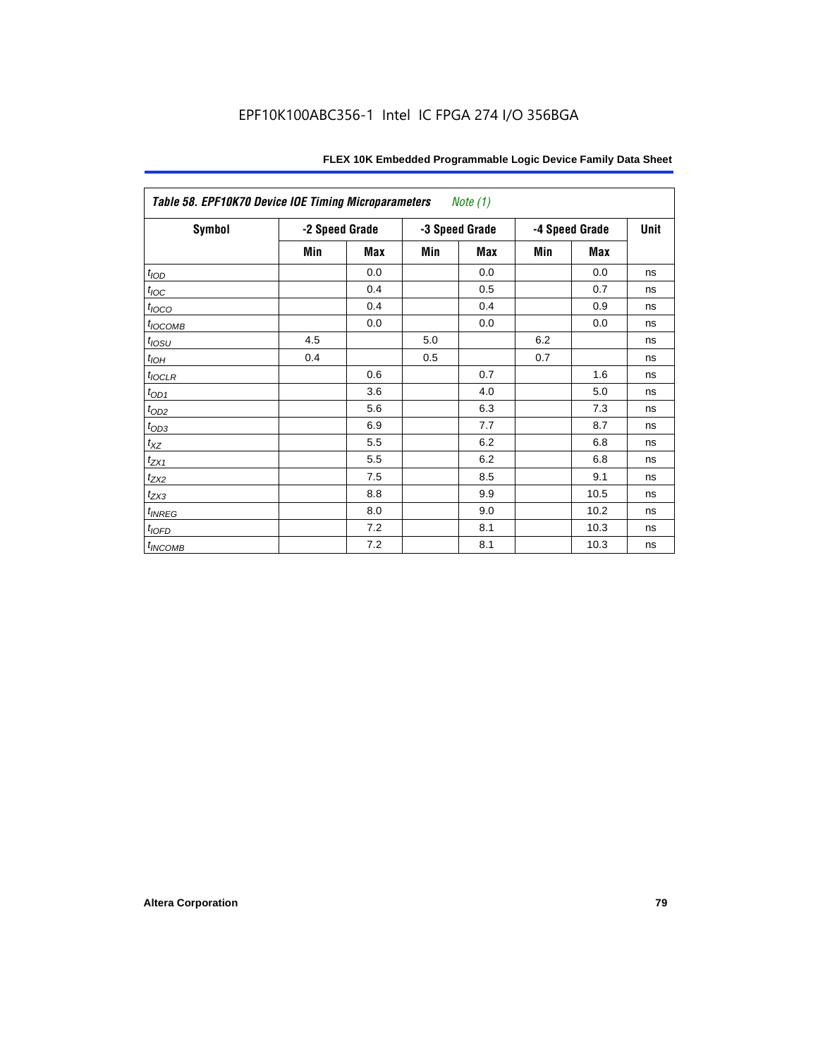EPF10K100ABC356-1 Intel IC FPGA 274 I/O 356BGA

| *Table 58. EPF10K70 Device IOE Timing Microparameters* *Note (1)* | | | | | | | |
|---|---|---|---|---|---|---|---|
| **Symbol** | **-2 Speed Grade** | | **-3 Speed Grade** | | **-4 Speed Grade** | | **Unit** |
| | **Min** | **Max** | **Min** | **Max** | **Min** | **Max** | |
| $t_{IOD}$ | | 0.0 | | 0.0 | | 0.0 | ns |
| $t_{IOC}$ | | 0.4 | | 0.5 | | 0.7 | ns |
| $t_{IOCO}$ | | 0.4 | | 0.4 | | 0.9 | ns |
| $t_{IOCOMB}$ | | 0.0 | | 0.0 | | 0.0 | ns |
| $t_{IOSU}$ | 4.5 | | 5.0 | | 6.2 | | ns |
| $t_{IOH}$ | 0.4 | | 0.5 | | 0.7 | | ns |
| $t_{IOCLR}$ | | 0.6 | | 0.7 | | 1.6 | ns |
| $t_{OD1}$ | | 3.6 | | 4.0 | | 5.0 | ns |
| $t_{OD2}$ | | 5.6 | | 6.3 | | 7.3 | ns |
| $t_{OD3}$ | | 6.9 | | 7.7 | | 8.7 | ns |
| $t_{XZ}$ | | 5.5 | | 6.2 | | 6.8 | ns |
| $t_{ZX1}$ | | 5.5 | | 6.2 | | 6.8 | ns |
| $t_{ZX2}$ | | 7.5 | | 8.5 | | 9.1 | ns |
| $t_{ZX3}$ | | 8.8 | | 9.9 | | 10.5 | ns |
| $t_{INREG}$ | | 8.0 | | 9.0 | | 10.2 | ns |
| $t_{IOFD}$ | | 7.2 | | 8.1 | | 10.3 | ns |
| $t_{INCOMB}$ | | 7.2 | | 8.1 | | 10.3 | ns |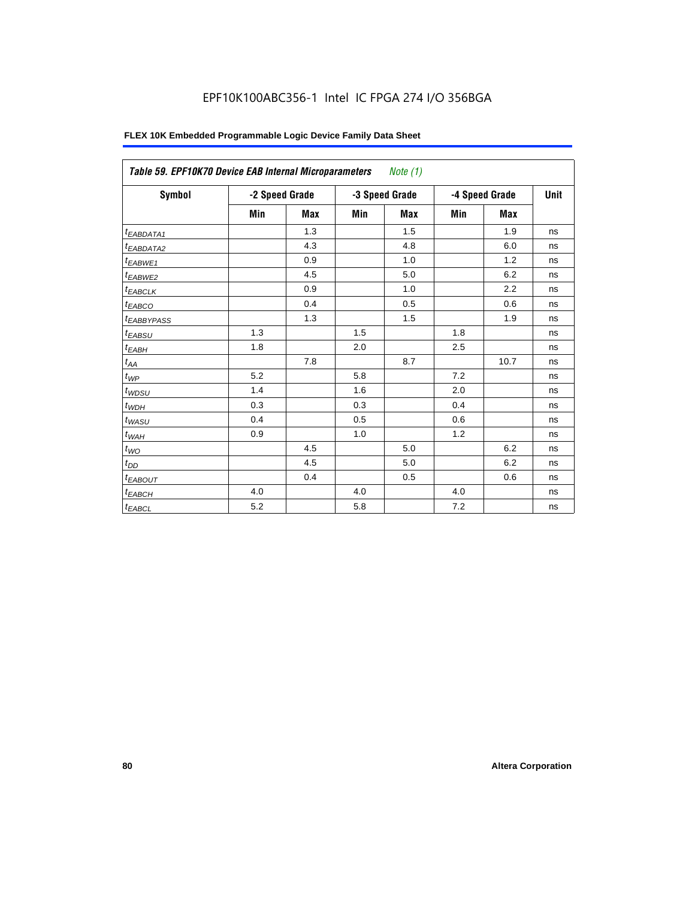EPF10K100ABC356-1 Intel IC FPGA 274 I/O 356BGA

**FLEX 10K Embedded Programmable Logic Device Family Data Sheet**

| *Table 59. EPF10K70 Device EAB Internal Microparameters* *Note (1)* | | | | | | | |
|---|---|---|---|---|---|---|---|
| **Symbol** | **-2 Speed Grade** | | **-3 Speed Grade** | | **-4 Speed Grade** | | **Unit** |
| | **Min** | **Max** | **Min** | **Max** | **Min** | **Max** | |
| $t_{EABDATA1}$ | | 1.3 | | 1.5 | | 1.9 | ns |
| $t_{EABDATA2}$ | | 4.3 | | 4.8 | | 6.0 | ns |
| $t_{EABWE1}$ | | 0.9 | | 1.0 | | 1.2 | ns |
| $t_{EABWE2}$ | | 4.5 | | 5.0 | | 6.2 | ns |
| $t_{EABCLK}$ | | 0.9 | | 1.0 | | 2.2 | ns |
| $t_{EABCO}$ | | 0.4 | | 0.5 | | 0.6 | ns |
| $t_{EABBYPASS}$ | | 1.3 | | 1.5 | | 1.9 | ns |
| $t_{EABSU}$ | 1.3 | | 1.5 | | 1.8 | | ns |
| $t_{EABH}$ | 1.8 | | 2.0 | | 2.5 | | ns |
| $t_{AA}$ | | 7.8 | | 8.7 | | 10.7 | ns |
| $t_{WP}$ | 5.2 | | 5.8 | | 7.2 | | ns |
| $t_{WDSU}$ | 1.4 | | 1.6 | | 2.0 | | ns |
| $t_{WDH}$ | 0.3 | | 0.3 | | 0.4 | | ns |
| $t_{WASU}$ | 0.4 | | 0.5 | | 0.6 | | ns |
| $t_{WAH}$ | 0.9 | | 1.0 | | 1.2 | | ns |
| $t_{WO}$ | | 4.5 | | 5.0 | | 6.2 | ns |
| $t_{DD}$ | | 4.5 | | 5.0 | | 6.2 | ns |
| $t_{EABOUT}$ | | 0.4 | | 0.5 | | 0.6 | ns |
| $t_{EABCH}$ | 4.0 | | 4.0 | | 4.0 | | ns |
| $t_{EABCL}$ | 5.2 | | 5.8 | | 7.2 | | ns |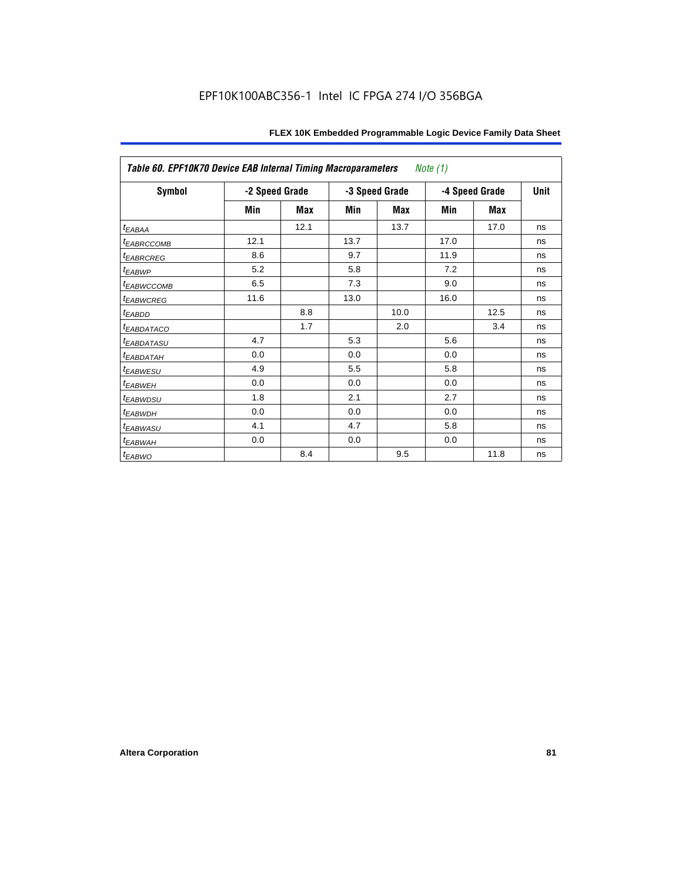Table 60. EPF10K70 Device EAB Internal Timing Macroparameters *Note (1)*

| Symbol | -2 Speed Grade | | -3 Speed Grade | | -4 Speed Grade | | Unit |
|---|---|---|---|---|---|---|---|
| | Min | Max | Min | Max | Min | Max | |
| $t_{EABAA}$ | | 12.1 | | 13.7 | | 17.0 | ns |
| $t_{EABRCCOMB}$ | 12.1 | | 13.7 | | 17.0 | | ns |
| $t_{EABRCREG}$ | 8.6 | | 9.7 | | 11.9 | | ns |
| $t_{EABWP}$ | 5.2 | | 5.8 | | 7.2 | | ns |
| $t_{EABWCCOMB}$ | 6.5 | | 7.3 | | 9.0 | | ns |
| $t_{EABWCREG}$ | 11.6 | | 13.0 | | 16.0 | | ns |
| $t_{EABDD}$ | | 8.8 | | 10.0 | | 12.5 | ns |
| $t_{EABDATACO}$ | | 1.7 | | 2.0 | | 3.4 | ns |
| $t_{EABDATASU}$ | 4.7 | | 5.3 | | 5.6 | | ns |
| $t_{EABDATAH}$ | 0.0 | | 0.0 | | 0.0 | | ns |
| $t_{EABWESU}$ | 4.9 | | 5.5 | | 5.8 | | ns |
| $t_{EABWEH}$ | 0.0 | | 0.0 | | 0.0 | | ns |
| $t_{EABWDSU}$ | 1.8 | | 2.1 | | 2.7 | | ns |
| $t_{EABWDH}$ | 0.0 | | 0.0 | | 0.0 | | ns |
| $t_{EABWASU}$ | 4.1 | | 4.7 | | 5.8 | | ns |
| $t_{EABWAH}$ | 0.0 | | 0.0 | | 0.0 | | ns |
| $t_{EABWO}$ | | 8.4 | | 9.5 | | 11.8 | ns |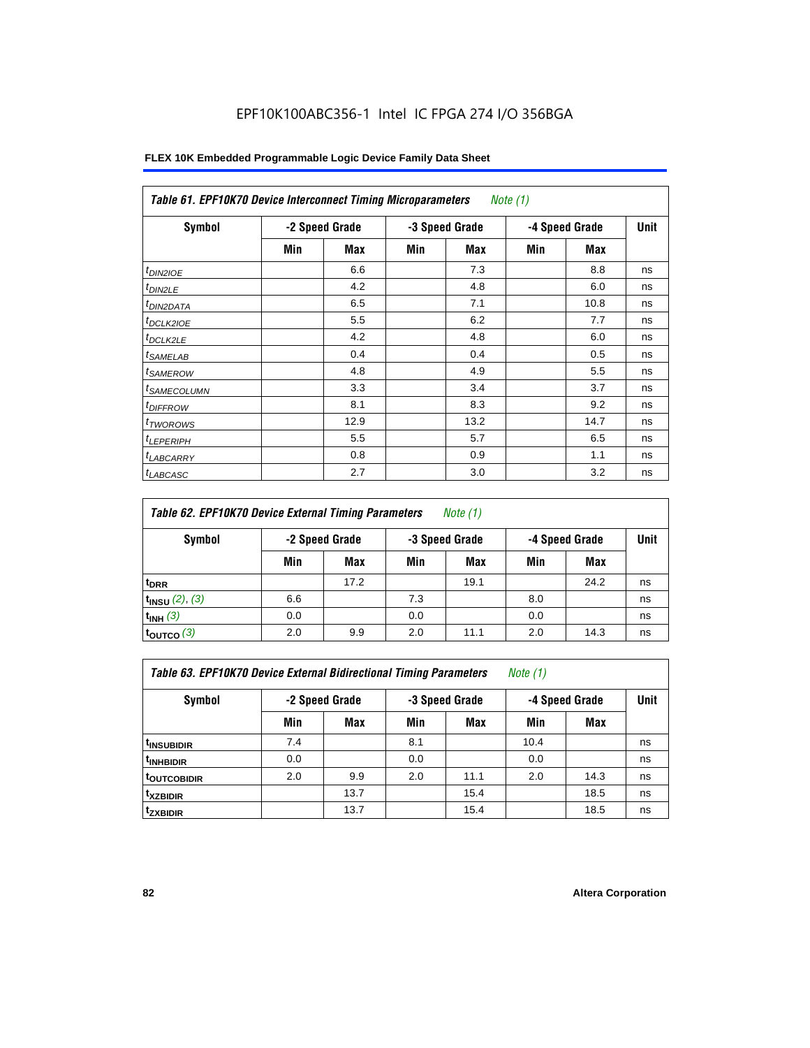EPF10K100ABC356-1 Intel IC FPGA 274 I/O 356BGA

**FLEX 10K Embedded Programmable Logic Device Family Data Sheet**

| *Table 61. EPF10K70 Device Interconnect Timing Microparameters* *Note (1)* | | | | | | | |
|---|---|---|---|---|---|---|---|
| **Symbol** | **-2 Speed Grade** | | **-3 Speed Grade** | | **-4 Speed Grade** | | **Unit** |
| | **Min** | **Max** | **Min** | **Max** | **Min** | **Max** | |
| $t_{DIN2IOE}$ | | 6.6 | | 7.3 | | 8.8 | ns |
| $t_{DIN2LE}$ | | 4.2 | | 4.8 | | 6.0 | ns |
| $t_{DIN2DATA}$ | | 6.5 | | 7.1 | | 10.8 | ns |
| $t_{DCLK2IOE}$ | | 5.5 | | 6.2 | | 7.7 | ns |
| $t_{DCLK2LE}$ | | 4.2 | | 4.8 | | 6.0 | ns |
| $t_{SAMELAB}$ | | 0.4 | | 0.4 | | 0.5 | ns |
| $t_{SAMEROW}$ | | 4.8 | | 4.9 | | 5.5 | ns |
| $t_{SAMECOLUMN}$ | | 3.3 | | 3.4 | | 3.7 | ns |
| $t_{DIFFROW}$ | | 8.1 | | 8.3 | | 9.2 | ns |
| $t_{TWOROWS}$ | | 12.9 | | 13.2 | | 14.7 | ns |
| $t_{LEPERIPH}$ | | 5.5 | | 5.7 | | 6.5 | ns |
| $t_{LABCARRY}$ | | 0.8 | | 0.9 | | 1.1 | ns |
| $t_{LABCASC}$ | | 2.7 | | 3.0 | | 3.2 | ns |

| *Table 62. EPF10K70 Device External Timing Parameters* *Note (1)* | | | | | | | |
|---|---|---|---|---|---|---|---|
| **Symbol** | **-2 Speed Grade** | | **-3 Speed Grade** | | **-4 Speed Grade** | | **Unit** |
| | **Min** | **Max** | **Min** | **Max** | **Min** | **Max** | |
| $t_{DRR}$ | | 17.2 | | 19.1 | | 24.2 | ns |
| $t_{INSU}$ *(2), (3)* | 6.6 | | 7.3 | | 8.0 | | ns |
| $t_{INH}$ *(3)* | 0.0 | | 0.0 | | 0.0 | | ns |
| $t_{OUTCO}$ *(3)* | 2.0 | 9.9 | 2.0 | 11.1 | 2.0 | 14.3 | ns |

| *Table 63. EPF10K70 Device External Bidirectional Timing Parameters* *Note (1)* | | | | | | | |
|---|---|---|---|---|---|---|---|
| **Symbol** | **-2 Speed Grade** | | **-3 Speed Grade** | | **-4 Speed Grade** | | **Unit** |
| | **Min** | **Max** | **Min** | **Max** | **Min** | **Max** | |
| $t_{INSUBIDIR}$ | 7.4 | | 8.1 | | 10.4 | | ns |
| $t_{INHBIDIR}$ | 0.0 | | 0.0 | | 0.0 | | ns |
| $t_{OUTCOBIDIR}$ | 2.0 | 9.9 | 2.0 | 11.1 | 2.0 | 14.3 | ns |
| $t_{XZBIDIR}$ | | 13.7 | | 15.4 | | 18.5 | ns |
| $t_{ZXBIDIR}$ | | 13.7 | | 15.4 | | 18.5 | ns |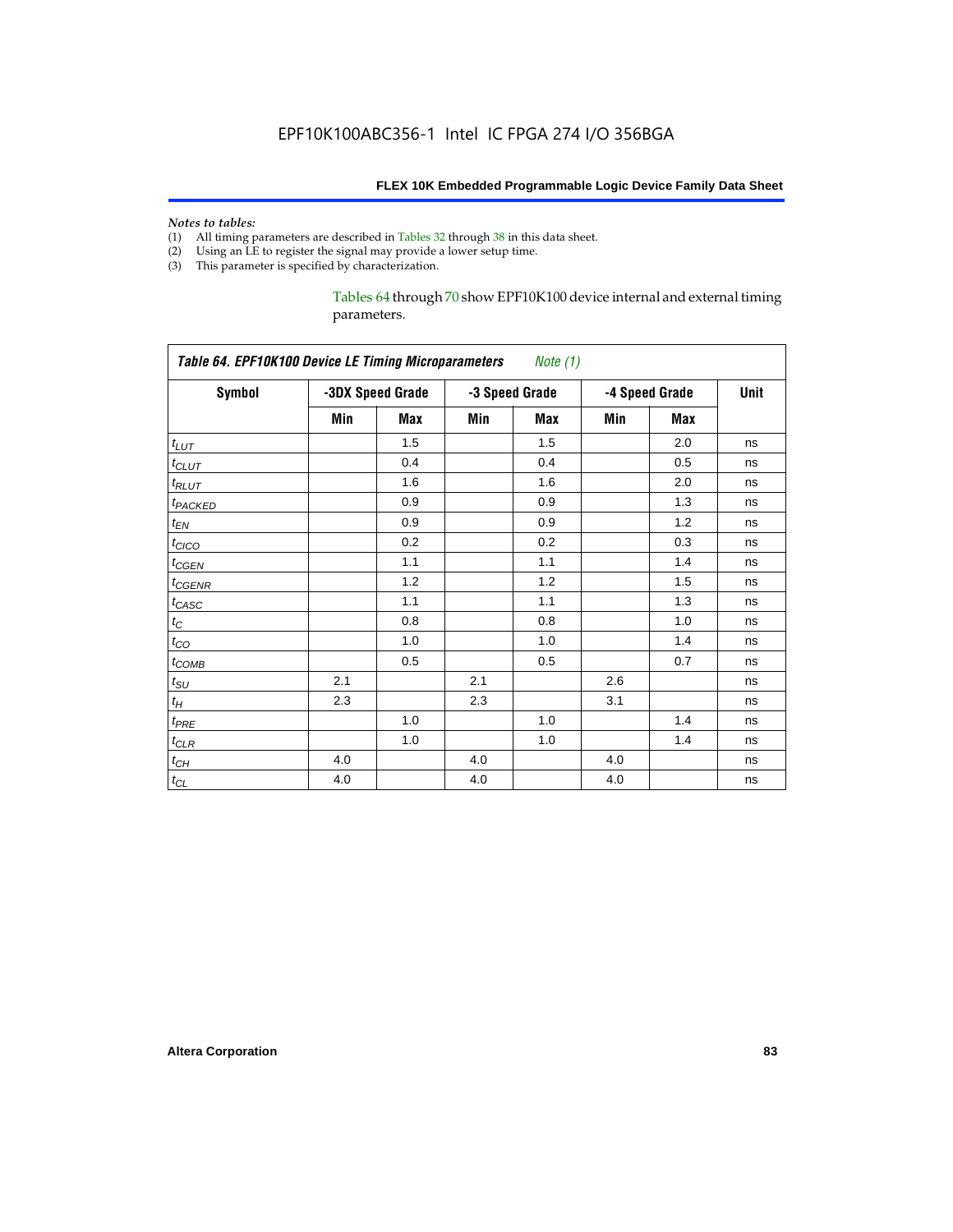*Notes to tables:*

(1) All timing parameters are described in Tables 32 through 38 in this data sheet.
(2) Using an LE to register the signal may provide a lower setup time.
(3) This parameter is specified by characterization.

Tables 64 through 70 show EPF10K100 device internal and external timing parameters.

**Table 64. EPF10K100 Device LE Timing Microparameters** *Note (1)*

| Symbol | -3DX Speed Grade | | -3 Speed Grade | | -4 Speed Grade | | Unit |
|---|---|---|---|---|---|---|---|
| | Min | Max | Min | Max | Min | Max | |
| $t_{LUT}$ | | 1.5 | | 1.5 | | 2.0 | ns |
| $t_{CLUT}$ | | 0.4 | | 0.4 | | 0.5 | ns |
| $t_{RLUT}$ | | 1.6 | | 1.6 | | 2.0 | ns |
| $t_{PACKED}$ | | 0.9 | | 0.9 | | 1.3 | ns |
| $t_{EN}$ | | 0.9 | | 0.9 | | 1.2 | ns |
| $t_{CICO}$ | | 0.2 | | 0.2 | | 0.3 | ns |
| $t_{CGEN}$ | | 1.1 | | 1.1 | | 1.4 | ns |
| $t_{CGENR}$ | | 1.2 | | 1.2 | | 1.5 | ns |
| $t_{CASC}$ | | 1.1 | | 1.1 | | 1.3 | ns |
| $t_{C}$ | | 0.8 | | 0.8 | | 1.0 | ns |
| $t_{CO}$ | | 1.0 | | 1.0 | | 1.4 | ns |
| $t_{COMB}$ | | 0.5 | | 0.5 | | 0.7 | ns |
| $t_{SU}$ | 2.1 | | 2.1 | | 2.6 | | ns |
| $t_{H}$ | 2.3 | | 2.3 | | 3.1 | | ns |
| $t_{PRE}$ | | 1.0 | | 1.0 | | 1.4 | ns |
| $t_{CLR}$ | | 1.0 | | 1.0 | | 1.4 | ns |
| $t_{CH}$ | 4.0 | | 4.0 | | 4.0 | | ns |
| $t_{CL}$ | 4.0 | | 4.0 | | 4.0 | | ns |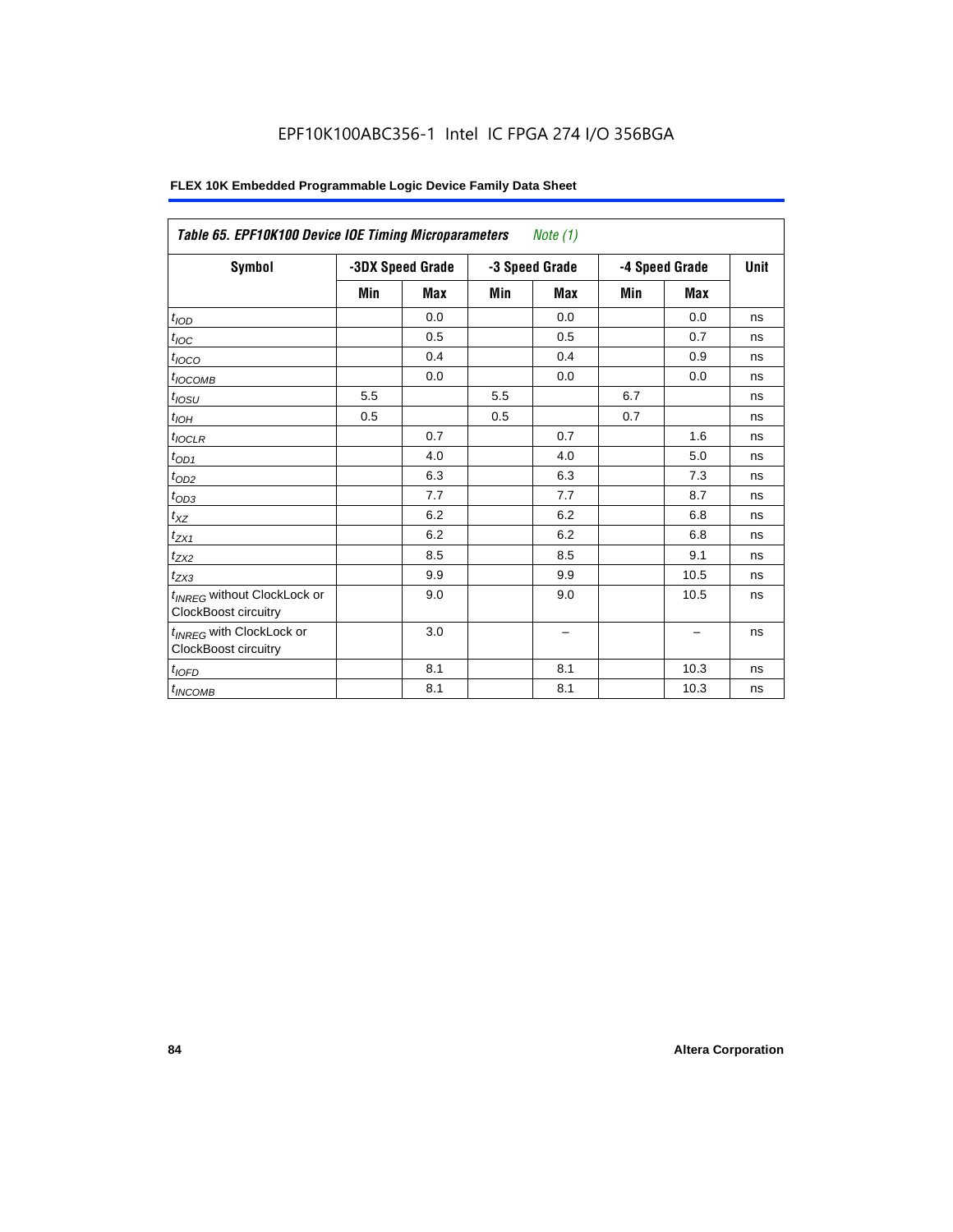EPF10K100ABC356-1 Intel IC FPGA 274 I/O 356BGA

| *Table 65. EPF10K100 Device IOE Timing Microparameters* *Note (1)* | | | | | | | |
|---|---|---|---|---|---|---|---|
| **Symbol** | **-3DX Speed Grade** | | **-3 Speed Grade** | | **-4 Speed Grade** | | **Unit** |
| | **Min** | **Max** | **Min** | **Max** | **Min** | **Max** | |
| $t_{IOD}$ | | 0.0 | | 0.0 | | 0.0 | ns |
| $t_{IOC}$ | | 0.5 | | 0.5 | | 0.7 | ns |
| $t_{IOCO}$ | | 0.4 | | 0.4 | | 0.9 | ns |
| $t_{IOCOMB}$ | | 0.0 | | 0.0 | | 0.0 | ns |
| $t_{IOSU}$ | 5.5 | | 5.5 | | 6.7 | | ns |
| $t_{IOH}$ | 0.5 | | 0.5 | | 0.7 | | ns |
| $t_{IOCLR}$ | | 0.7 | | 0.7 | | 1.6 | ns |
| $t_{OD1}$ | | 4.0 | | 4.0 | | 5.0 | ns |
| $t_{OD2}$ | | 6.3 | | 6.3 | | 7.3 | ns |
| $t_{OD3}$ | | 7.7 | | 7.7 | | 8.7 | ns |
| $t_{XZ}$ | | 6.2 | | 6.2 | | 6.8 | ns |
| $t_{ZX1}$ | | 6.2 | | 6.2 | | 6.8 | ns |
| $t_{ZX2}$ | | 8.5 | | 8.5 | | 9.1 | ns |
| $t_{ZX3}$ | | 9.9 | | 9.9 | | 10.5 | ns |
| $t_{INREG}$ without ClockLock or ClockBoost circuitry | | 9.0 | | 9.0 | | 10.5 | ns |
| $t_{INREG}$ with ClockLock or ClockBoost circuitry | | 3.0 | | – | | – | ns |
| $t_{IOFD}$ | | 8.1 | | 8.1 | | 10.3 | ns |
| $t_{INCOMB}$ | | 8.1 | | 8.1 | | 10.3 | ns |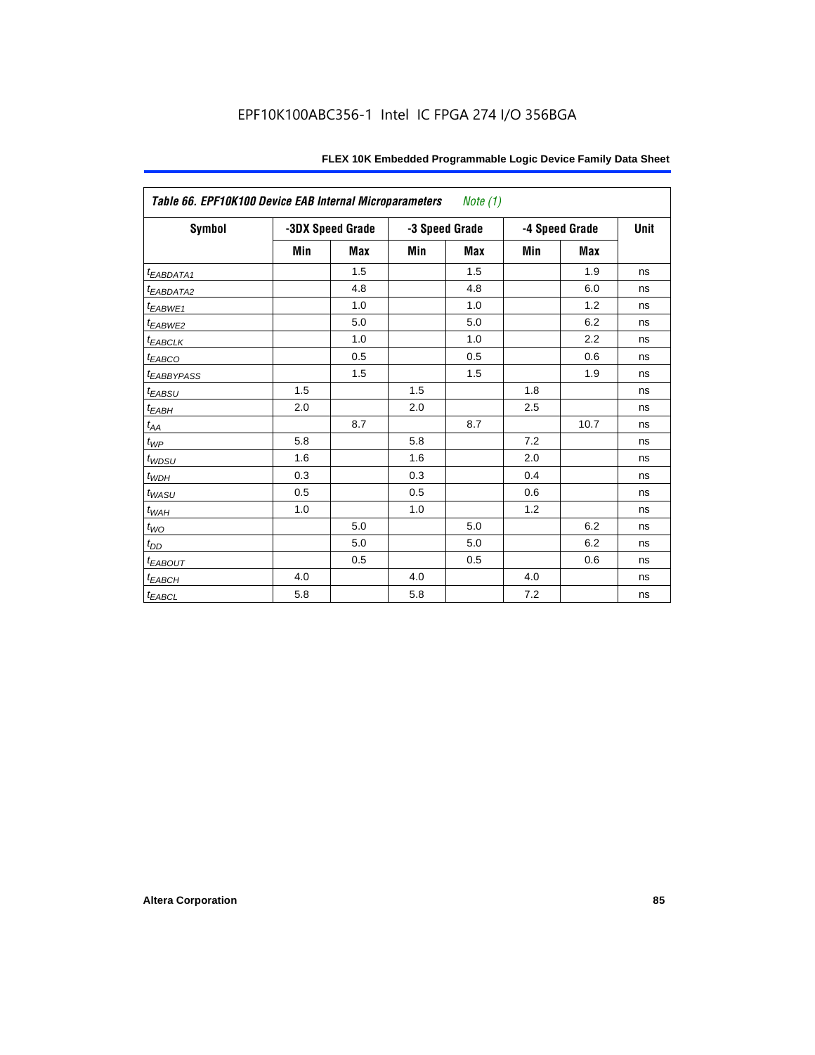Table 66. EPF10K100 Device EAB Internal Microparameters *Note (1)*

| Symbol | -3DX Speed Grade | | -3 Speed Grade | | -4 Speed Grade | | Unit |
|---|---|---|---|---|---|---|---|
| | Min | Max | Min | Max | Min | Max | |
| $t_{EABDATA1}$ | | 1.5 | | 1.5 | | 1.9 | ns |
| $t_{EABDATA2}$ | | 4.8 | | 4.8 | | 6.0 | ns |
| $t_{EABWE1}$ | | 1.0 | | 1.0 | | 1.2 | ns |
| $t_{EABWE2}$ | | 5.0 | | 5.0 | | 6.2 | ns |
| $t_{EABCLK}$ | | 1.0 | | 1.0 | | 2.2 | ns |
| $t_{EABCO}$ | | 0.5 | | 0.5 | | 0.6 | ns |
| $t_{EABBYPASS}$ | | 1.5 | | 1.5 | | 1.9 | ns |
| $t_{EABSU}$ | 1.5 | | 1.5 | | 1.8 | | ns |
| $t_{EABH}$ | 2.0 | | 2.0 | | 2.5 | | ns |
| $t_{AA}$ | | 8.7 | | 8.7 | | 10.7 | ns |
| $t_{WP}$ | 5.8 | | 5.8 | | 7.2 | | ns |
| $t_{WDSU}$ | 1.6 | | 1.6 | | 2.0 | | ns |
| $t_{WDH}$ | 0.3 | | 0.3 | | 0.4 | | ns |
| $t_{WASU}$ | 0.5 | | 0.5 | | 0.6 | | ns |
| $t_{WAH}$ | 1.0 | | 1.0 | | 1.2 | | ns |
| $t_{WO}$ | | 5.0 | | 5.0 | | 6.2 | ns |
| $t_{DD}$ | | 5.0 | | 5.0 | | 6.2 | ns |
| $t_{EABOUT}$ | | 0.5 | | 0.5 | | 0.6 | ns |
| $t_{EABCH}$ | 4.0 | | 4.0 | | 4.0 | | ns |
| $t_{EABCL}$ | 5.8 | | 5.8 | | 7.2 | | ns |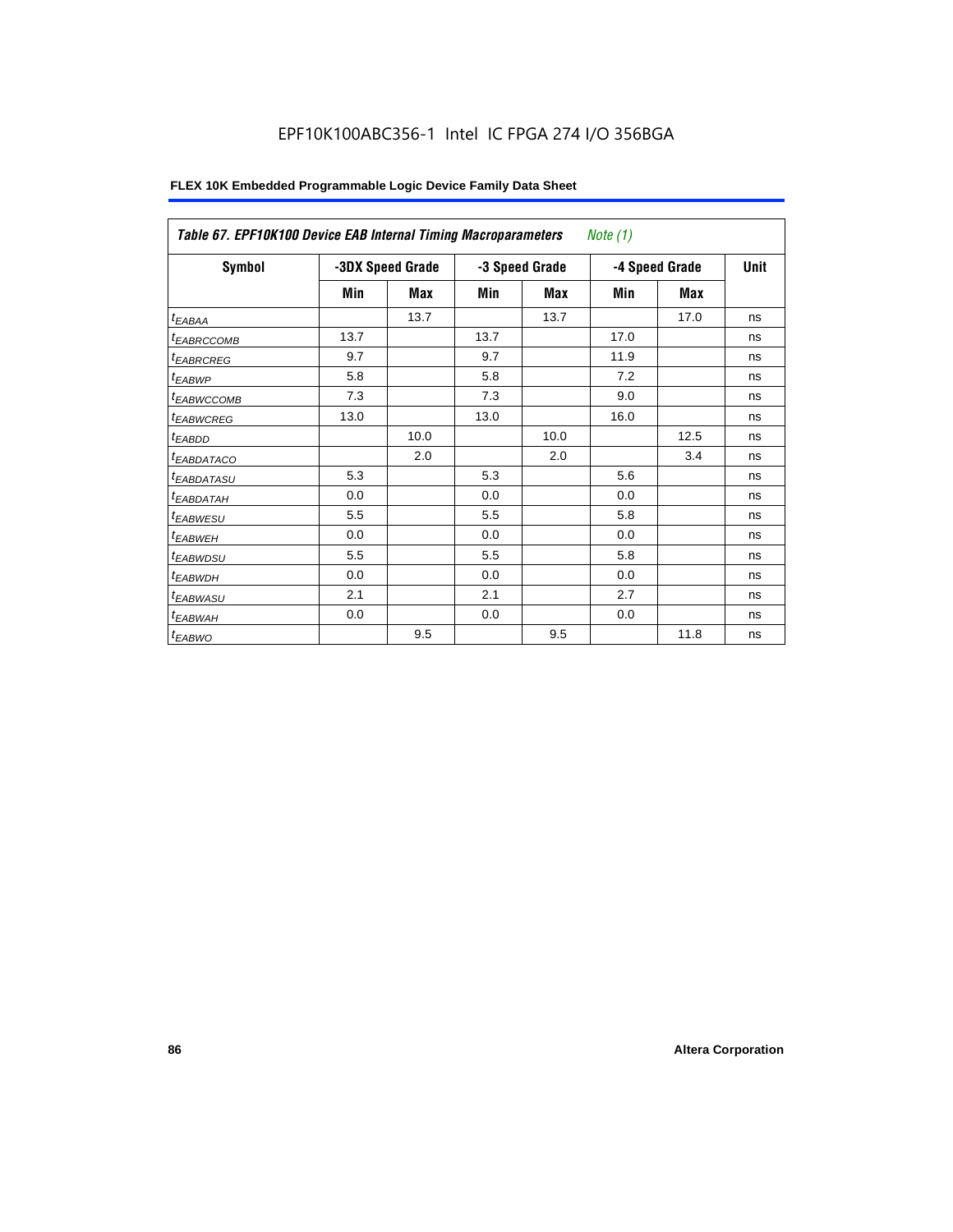EPF10K100ABC356-1 Intel IC FPGA 274 I/O 356BGA

**FLEX 10K Embedded Programmable Logic Device Family Data Sheet**

| *Table 67. EPF10K100 Device EAB Internal Timing Macroparameters* *Note (1)* | | | | | | | |
|---|---|---|---|---|---|---|---|
| **Symbol** | **-3DX Speed Grade** | | **-3 Speed Grade** | | **-4 Speed Grade** | | **Unit** |
| | **Min** | **Max** | **Min** | **Max** | **Min** | **Max** | |
| $t_{EABAA}$ | | 13.7 | | 13.7 | | 17.0 | ns |
| $t_{EABRCCOMB}$ | 13.7 | | 13.7 | | 17.0 | | ns |
| $t_{EABRCREG}$ | 9.7 | | 9.7 | | 11.9 | | ns |
| $t_{EABWP}$ | 5.8 | | 5.8 | | 7.2 | | ns |
| $t_{EABWCCOMB}$ | 7.3 | | 7.3 | | 9.0 | | ns |
| $t_{EABWCREG}$ | 13.0 | | 13.0 | | 16.0 | | ns |
| $t_{EABDD}$ | | 10.0 | | 10.0 | | 12.5 | ns |
| $t_{EABDATACO}$ | | 2.0 | | 2.0 | | 3.4 | ns |
| $t_{EABDATASU}$ | 5.3 | | 5.3 | | 5.6 | | ns |
| $t_{EABDATAH}$ | 0.0 | | 0.0 | | 0.0 | | ns |
| $t_{EABWESU}$ | 5.5 | | 5.5 | | 5.8 | | ns |
| $t_{EABWEH}$ | 0.0 | | 0.0 | | 0.0 | | ns |
| $t_{EABWDSU}$ | 5.5 | | 5.5 | | 5.8 | | ns |
| $t_{EABWDH}$ | 0.0 | | 0.0 | | 0.0 | | ns |
| $t_{EABWASU}$ | 2.1 | | 2.1 | | 2.7 | | ns |
| $t_{EABWAH}$ | 0.0 | | 0.0 | | 0.0 | | ns |
| $t_{EABWO}$ | | 9.5 | | 9.5 | | 11.8 | ns |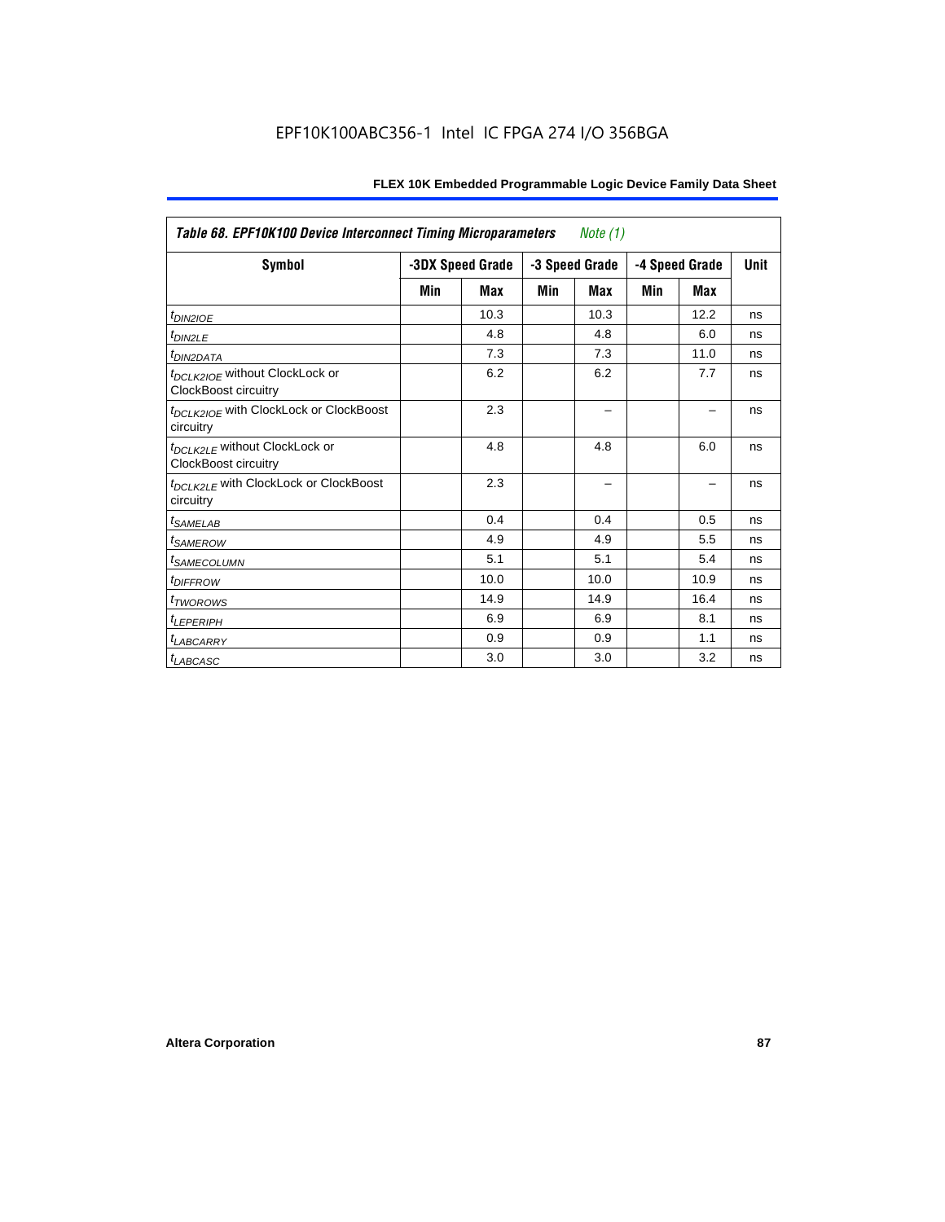*Table 68. EPF10K100 Device Interconnect Timing Microparameters    Note (1)*

| Symbol | -3DX Speed Grade | | -3 Speed Grade | | -4 Speed Grade | | Unit |
|---|---|---|---|---|---|---|---|
| | Min | Max | Min | Max | Min | Max | |
| $t_{DIN2IOE}$ | | 10.3 | | 10.3 | | 12.2 | ns |
| $t_{DIN2LE}$ | | 4.8 | | 4.8 | | 6.0 | ns |
| $t_{DIN2DATA}$ | | 7.3 | | 7.3 | | 11.0 | ns |
| $t_{DCLK2IOE}$ without ClockLock or ClockBoost circuitry | | 6.2 | | 6.2 | | 7.7 | ns |
| $t_{DCLK2IOE}$ with ClockLock or ClockBoost circuitry | | 2.3 | | – | | – | ns |
| $t_{DCLK2LE}$ without ClockLock or ClockBoost circuitry | | 4.8 | | 4.8 | | 6.0 | ns |
| $t_{DCLK2LE}$ with ClockLock or ClockBoost circuitry | | 2.3 | | – | | – | ns |
| $t_{SAMELAB}$ | | 0.4 | | 0.4 | | 0.5 | ns |
| $t_{SAMEROW}$ | | 4.9 | | 4.9 | | 5.5 | ns |
| $t_{SAMECOLUMN}$ | | 5.1 | | 5.1 | | 5.4 | ns |
| $t_{DIFFROW}$ | | 10.0 | | 10.0 | | 10.9 | ns |
| $t_{TWOROWS}$ | | 14.9 | | 14.9 | | 16.4 | ns |
| $t_{LEPERIPH}$ | | 6.9 | | 6.9 | | 8.1 | ns |
| $t_{LABCARRY}$ | | 0.9 | | 0.9 | | 1.1 | ns |
| $t_{LABCASC}$ | | 3.0 | | 3.0 | | 3.2 | ns |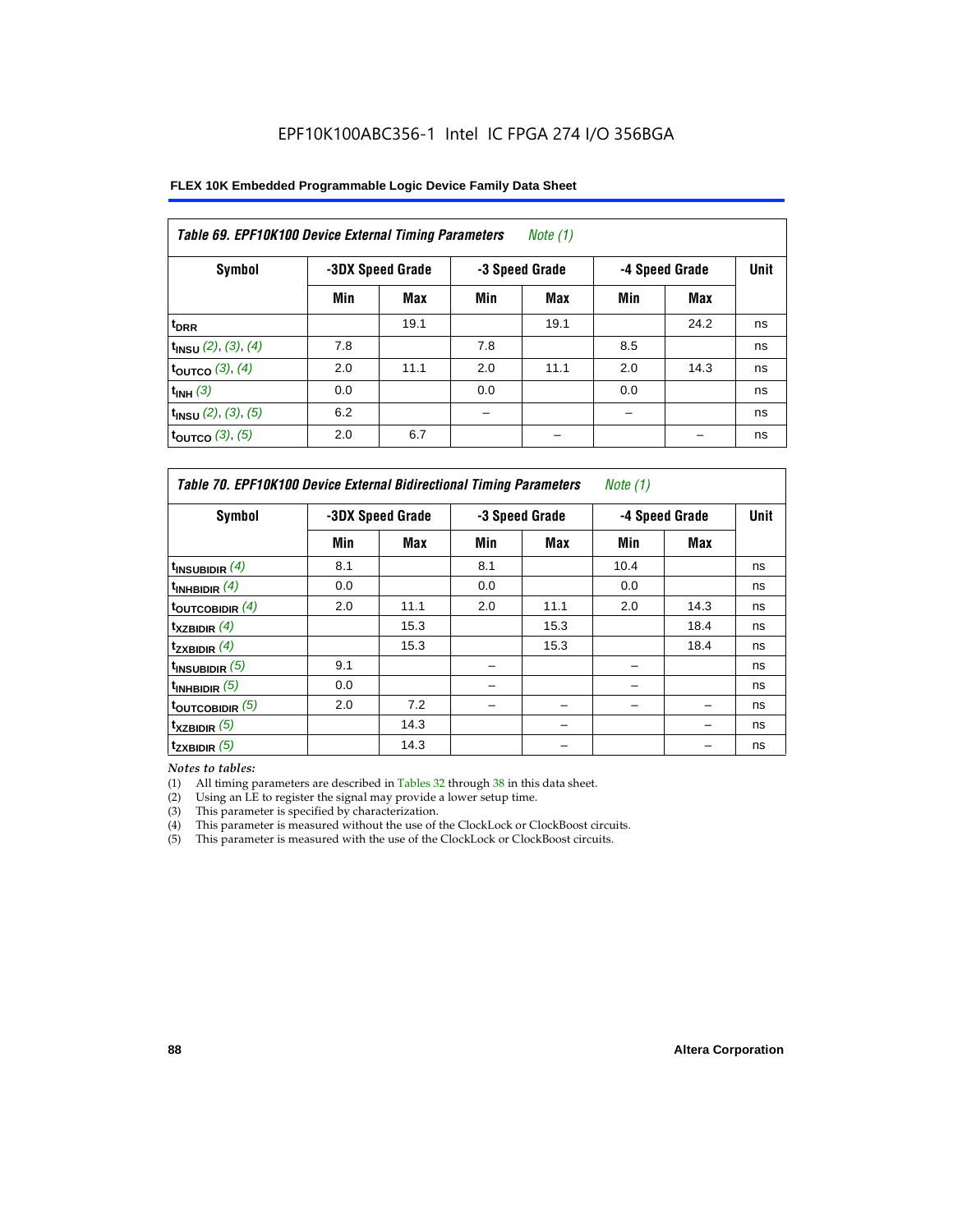EPF10K100ABC356-1 Intel IC FPGA 274 I/O 356BGA

| *Table 69. EPF10K100 Device External Timing Parameters* *Note (1)* | | | | | | | |
|---|---|---|---|---|---|---|---|
| **Symbol** | **-3DX Speed Grade** | | **-3 Speed Grade** | | **-4 Speed Grade** | | **Unit** |
| | **Min** | **Max** | **Min** | **Max** | **Min** | **Max** | |
| $t_{DRR}$ | | 19.1 | | 19.1 | | 24.2 | ns |
| $t_{INSU}$ *(2), (3), (4)* | 7.8 | | 7.8 | | 8.5 | | ns |
| $t_{OUTCO}$ *(3), (4)* | 2.0 | 11.1 | 2.0 | 11.1 | 2.0 | 14.3 | ns |
| $t_{INH}$ *(3)* | 0.0 | | 0.0 | | 0.0 | | ns |
| $t_{INSU}$ *(2), (3), (5)* | 6.2 | | – | | – | | ns |
| $t_{OUTCO}$ *(3), (5)* | 2.0 | 6.7 | | – | | – | ns |

| *Table 70. EPF10K100 Device External Bidirectional Timing Parameters* *Note (1)* | | | | | | | |
|---|---|---|---|---|---|---|---|
| **Symbol** | **-3DX Speed Grade** | | **-3 Speed Grade** | | **-4 Speed Grade** | | **Unit** |
| | **Min** | **Max** | **Min** | **Max** | **Min** | **Max** | |
| $t_{INSUBIDIR}$ *(4)* | 8.1 | | 8.1 | | 10.4 | | ns |
| $t_{INHBIDIR}$ *(4)* | 0.0 | | 0.0 | | 0.0 | | ns |
| $t_{OUTCOBIDIR}$ *(4)* | 2.0 | 11.1 | 2.0 | 11.1 | 2.0 | 14.3 | ns |
| $t_{XZBIDIR}$ *(4)* | | 15.3 | | 15.3 | | 18.4 | ns |
| $t_{ZXBIDIR}$ *(4)* | | 15.3 | | 15.3 | | 18.4 | ns |
| $t_{INSUBIDIR}$ *(5)* | 9.1 | | – | | – | | ns |
| $t_{INHBIDIR}$ *(5)* | 0.0 | | – | | – | | ns |
| $t_{OUTCOBIDIR}$ *(5)* | 2.0 | 7.2 | – | – | – | – | ns |
| $t_{XZBIDIR}$ *(5)* | | 14.3 | | – | | – | ns |
| $t_{ZXBIDIR}$ *(5)* | | 14.3 | | – | | – | ns |

*Notes to tables:*

(1) All timing parameters are described in Tables 32 through 38 in this data sheet.
(2) Using an LE to register the signal may provide a lower setup time.
(3) This parameter is specified by characterization.
(4) This parameter is measured without the use of the ClockLock or ClockBoost circuits.
(5) This parameter is measured with the use of the ClockLock or ClockBoost circuits.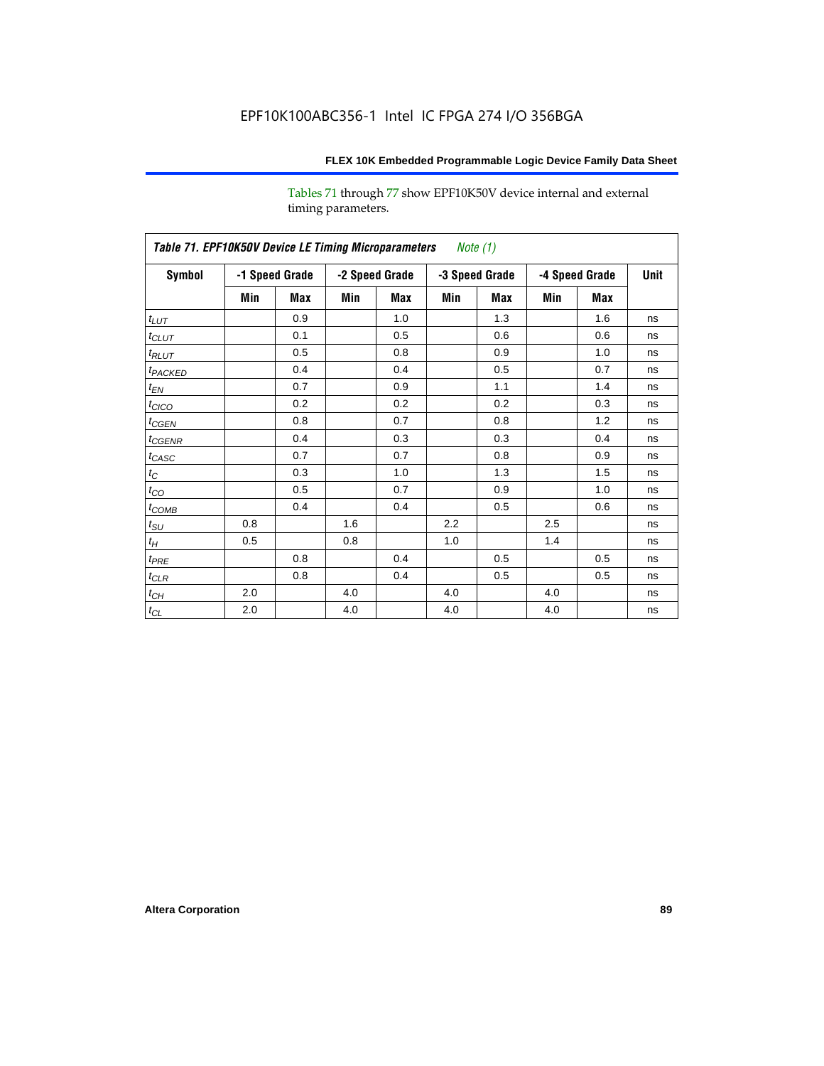Tables 71 through 77 show EPF10K50V device internal and external timing parameters.

| *Table 71. EPF10K50V Device LE Timing Microparameters* *Note (1)* | | | | | | | | | |
|---|---|---|---|---|---|---|---|---|---|
| **Symbol** | **-1 Speed Grade** | | **-2 Speed Grade** | | **-3 Speed Grade** | | **-4 Speed Grade** | | **Unit** |
| | **Min** | **Max** | **Min** | **Max** | **Min** | **Max** | **Min** | **Max** | |
| $t_{LUT}$ | | 0.9 | | 1.0 | | 1.3 | | 1.6 | ns |
| $t_{CLUT}$ | | 0.1 | | 0.5 | | 0.6 | | 0.6 | ns |
| $t_{RLUT}$ | | 0.5 | | 0.8 | | 0.9 | | 1.0 | ns |
| $t_{PACKED}$ | | 0.4 | | 0.4 | | 0.5 | | 0.7 | ns |
| $t_{EN}$ | | 0.7 | | 0.9 | | 1.1 | | 1.4 | ns |
| $t_{CICO}$ | | 0.2 | | 0.2 | | 0.2 | | 0.3 | ns |
| $t_{CGEN}$ | | 0.8 | | 0.7 | | 0.8 | | 1.2 | ns |
| $t_{CGENR}$ | | 0.4 | | 0.3 | | 0.3 | | 0.4 | ns |
| $t_{CASC}$ | | 0.7 | | 0.7 | | 0.8 | | 0.9 | ns |
| $t_{C}$ | | 0.3 | | 1.0 | | 1.3 | | 1.5 | ns |
| $t_{CO}$ | | 0.5 | | 0.7 | | 0.9 | | 1.0 | ns |
| $t_{COMB}$ | | 0.4 | | 0.4 | | 0.5 | | 0.6 | ns |
| $t_{SU}$ | 0.8 | | 1.6 | | 2.2 | | 2.5 | | ns |
| $t_{H}$ | 0.5 | | 0.8 | | 1.0 | | 1.4 | | ns |
| $t_{PRE}$ | | 0.8 | | 0.4 | | 0.5 | | 0.5 | ns |
| $t_{CLR}$ | | 0.8 | | 0.4 | | 0.5 | | 0.5 | ns |
| $t_{CH}$ | 2.0 | | 4.0 | | 4.0 | | 4.0 | | ns |
| $t_{CL}$ | 2.0 | | 4.0 | | 4.0 | | 4.0 | | ns |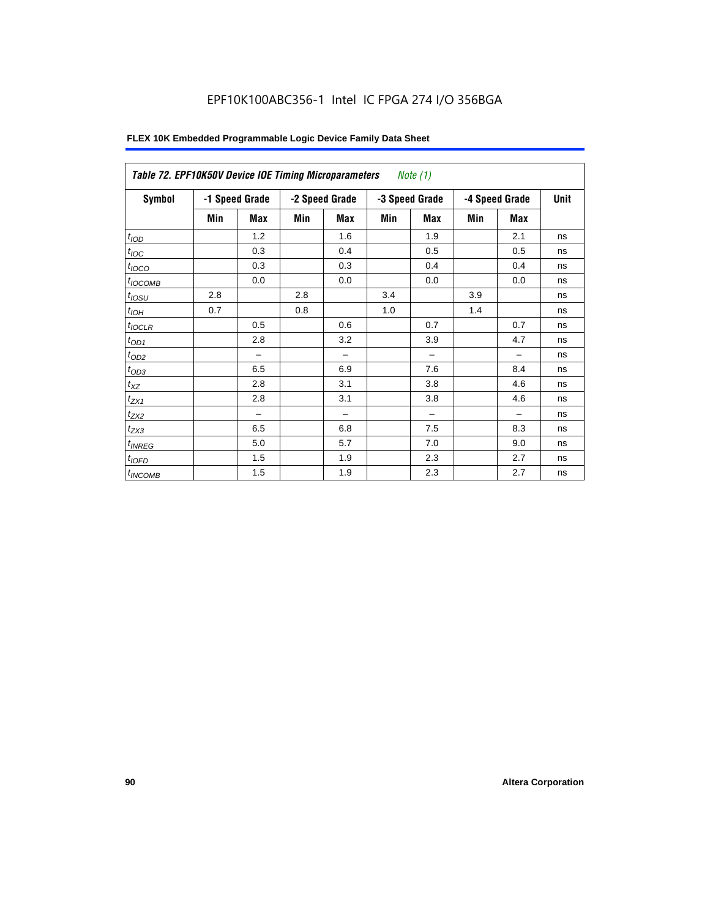| *Table 72. EPF10K50V Device IOE Timing Microparameters* | *Note (1)* | | | | | | | | |
|---|---|---|---|---|---|---|---|---|---|
| **Symbol** | **-1 Speed Grade** | | **-2 Speed Grade** | | **-3 Speed Grade** | | **-4 Speed Grade** | | **Unit** |
| | **Min** | **Max** | **Min** | **Max** | **Min** | **Max** | **Min** | **Max** | |
| $t_{IOD}$ | | 1.2 | | 1.6 | | 1.9 | | 2.1 | ns |
| $t_{IOC}$ | | 0.3 | | 0.4 | | 0.5 | | 0.5 | ns |
| $t_{IOCO}$ | | 0.3 | | 0.3 | | 0.4 | | 0.4 | ns |
| $t_{IOCOMB}$ | | 0.0 | | 0.0 | | 0.0 | | 0.0 | ns |
| $t_{IOSU}$ | 2.8 | | 2.8 | | 3.4 | | 3.9 | | ns |
| $t_{IOH}$ | 0.7 | | 0.8 | | 1.0 | | 1.4 | | ns |
| $t_{IOCLR}$ | | 0.5 | | 0.6 | | 0.7 | | 0.7 | ns |
| $t_{OD1}$ | | 2.8 | | 3.2 | | 3.9 | | 4.7 | ns |
| $t_{OD2}$ | | – | | – | | – | | – | ns |
| $t_{OD3}$ | | 6.5 | | 6.9 | | 7.6 | | 8.4 | ns |
| $t_{XZ}$ | | 2.8 | | 3.1 | | 3.8 | | 4.6 | ns |
| $t_{ZX1}$ | | 2.8 | | 3.1 | | 3.8 | | 4.6 | ns |
| $t_{ZX2}$ | | – | | – | | – | | – | ns |
| $t_{ZX3}$ | | 6.5 | | 6.8 | | 7.5 | | 8.3 | ns |
| $t_{INREG}$ | | 5.0 | | 5.7 | | 7.0 | | 9.0 | ns |
| $t_{IOFD}$ | | 1.5 | | 1.9 | | 2.3 | | 2.7 | ns |
| $t_{INCOMB}$ | | 1.5 | | 1.9 | | 2.3 | | 2.7 | ns |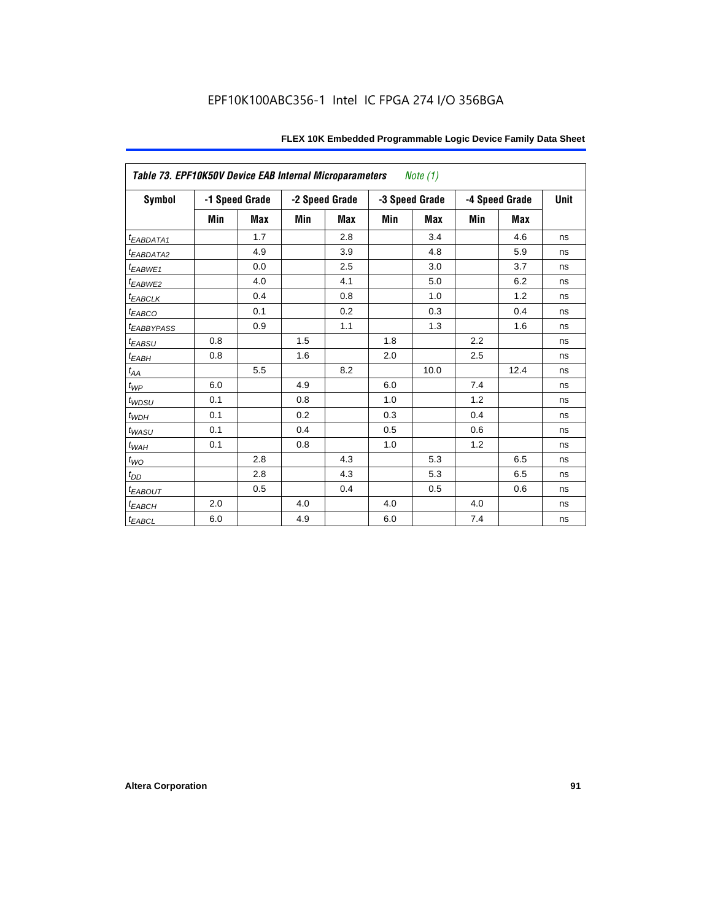*Table 73. EPF10K50V Device EAB Internal Microparameters* *Note (1)*

| Symbol | -1 Speed Grade | | -2 Speed Grade | | -3 Speed Grade | | -4 Speed Grade | | Unit |
|---|---|---|---|---|---|---|---|---|---|
| | Min | Max | Min | Max | Min | Max | Min | Max | |
| $t_{EABDATA1}$ | | 1.7 | | 2.8 | | 3.4 | | 4.6 | ns |
| $t_{EABDATA2}$ | | 4.9 | | 3.9 | | 4.8 | | 5.9 | ns |
| $t_{EABWE1}$ | | 0.0 | | 2.5 | | 3.0 | | 3.7 | ns |
| $t_{EABWE2}$ | | 4.0 | | 4.1 | | 5.0 | | 6.2 | ns |
| $t_{EABCLK}$ | | 0.4 | | 0.8 | | 1.0 | | 1.2 | ns |
| $t_{EABCO}$ | | 0.1 | | 0.2 | | 0.3 | | 0.4 | ns |
| $t_{EABBYPASS}$ | | 0.9 | | 1.1 | | 1.3 | | 1.6 | ns |
| $t_{EABSU}$ | 0.8 | | 1.5 | | 1.8 | | 2.2 | | ns |
| $t_{EABH}$ | 0.8 | | 1.6 | | 2.0 | | 2.5 | | ns |
| $t_{AA}$ | | 5.5 | | 8.2 | | 10.0 | | 12.4 | ns |
| $t_{WP}$ | 6.0 | | 4.9 | | 6.0 | | 7.4 | | ns |
| $t_{WDSU}$ | 0.1 | | 0.8 | | 1.0 | | 1.2 | | ns |
| $t_{WDH}$ | 0.1 | | 0.2 | | 0.3 | | 0.4 | | ns |
| $t_{WASU}$ | 0.1 | | 0.4 | | 0.5 | | 0.6 | | ns |
| $t_{WAH}$ | 0.1 | | 0.8 | | 1.0 | | 1.2 | | ns |
| $t_{WO}$ | | 2.8 | | 4.3 | | 5.3 | | 6.5 | ns |
| $t_{DD}$ | | 2.8 | | 4.3 | | 5.3 | | 6.5 | ns |
| $t_{EABOUT}$ | | 0.5 | | 0.4 | | 0.5 | | 0.6 | ns |
| $t_{EABCH}$ | 2.0 | | 4.0 | | 4.0 | | 4.0 | | ns |
| $t_{EABCL}$ | 6.0 | | 4.9 | | 6.0 | | 7.4 | | ns |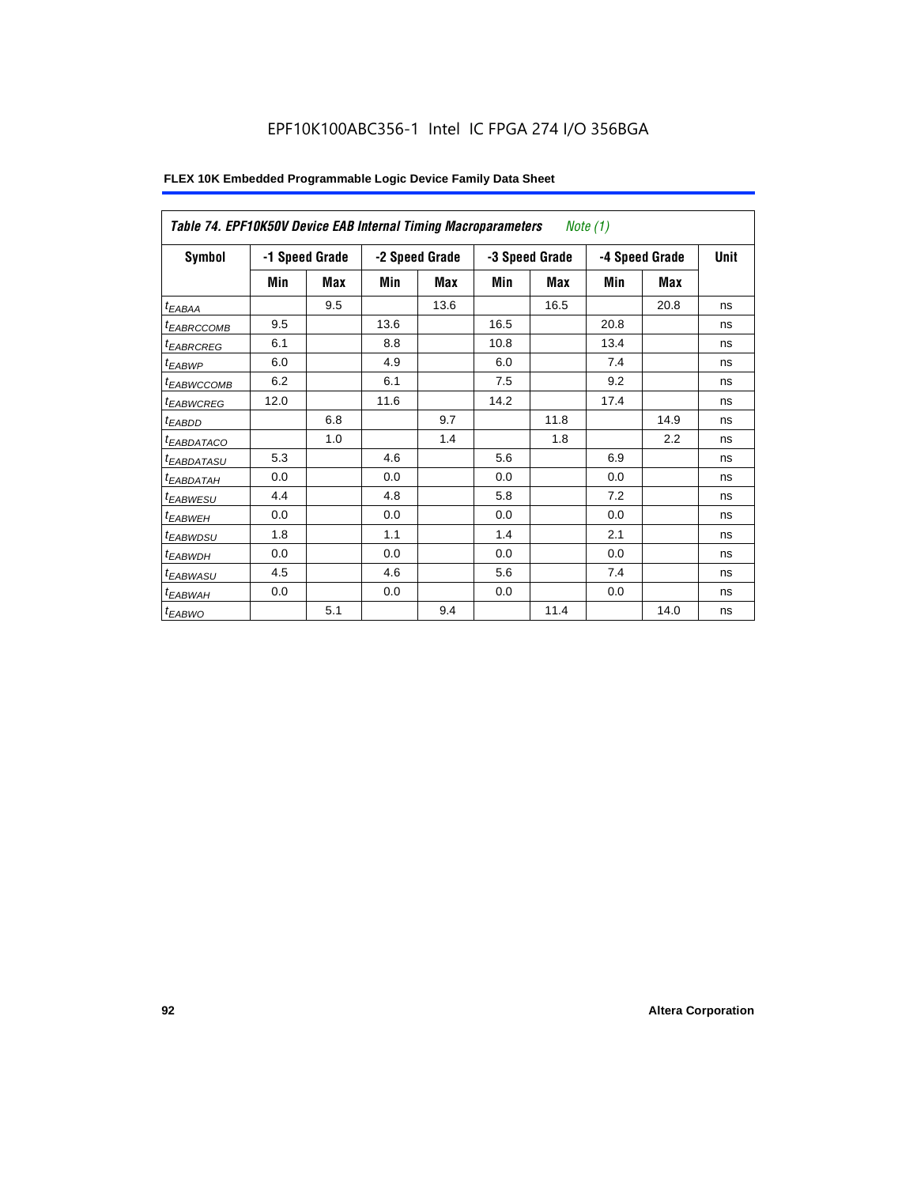EPF10K100ABC356-1 Intel IC FPGA 274 I/O 356BGA

| *Table 74. EPF10K50V Device EAB Internal Timing Macroparameters Note (1)* | | | | | | | | | |
|---|---|---|---|---|---|---|---|---|---|
| Symbol | -1 Speed Grade | | -2 Speed Grade | | -3 Speed Grade | | -4 Speed Grade | | Unit |
| | Min | Max | Min | Max | Min | Max | Min | Max | |
| $t_{EABAA}$ | | 9.5 | | 13.6 | | 16.5 | | 20.8 | ns |
| $t_{EABRCCOMB}$ | 9.5 | | 13.6 | | 16.5 | | 20.8 | | ns |
| $t_{EABRCREG}$ | 6.1 | | 8.8 | | 10.8 | | 13.4 | | ns |
| $t_{EABWP}$ | 6.0 | | 4.9 | | 6.0 | | 7.4 | | ns |
| $t_{EABWCCOMB}$ | 6.2 | | 6.1 | | 7.5 | | 9.2 | | ns |
| $t_{EABWCREG}$ | 12.0 | | 11.6 | | 14.2 | | 17.4 | | ns |
| $t_{EABDD}$ | | 6.8 | | 9.7 | | 11.8 | | 14.9 | ns |
| $t_{EABDATACO}$ | | 1.0 | | 1.4 | | 1.8 | | 2.2 | ns |
| $t_{EABDATASU}$ | 5.3 | | 4.6 | | 5.6 | | 6.9 | | ns |
| $t_{EABDATAH}$ | 0.0 | | 0.0 | | 0.0 | | 0.0 | | ns |
| $t_{EABWESU}$ | 4.4 | | 4.8 | | 5.8 | | 7.2 | | ns |
| $t_{EABWEH}$ | 0.0 | | 0.0 | | 0.0 | | 0.0 | | ns |
| $t_{EABWDSU}$ | 1.8 | | 1.1 | | 1.4 | | 2.1 | | ns |
| $t_{EABWDH}$ | 0.0 | | 0.0 | | 0.0 | | 0.0 | | ns |
| $t_{EABWASU}$ | 4.5 | | 4.6 | | 5.6 | | 7.4 | | ns |
| $t_{EABWAH}$ | 0.0 | | 0.0 | | 0.0 | | 0.0 | | ns |
| $t_{EABWO}$ | | 5.1 | | 9.4 | | 11.4 | | 14.0 | ns |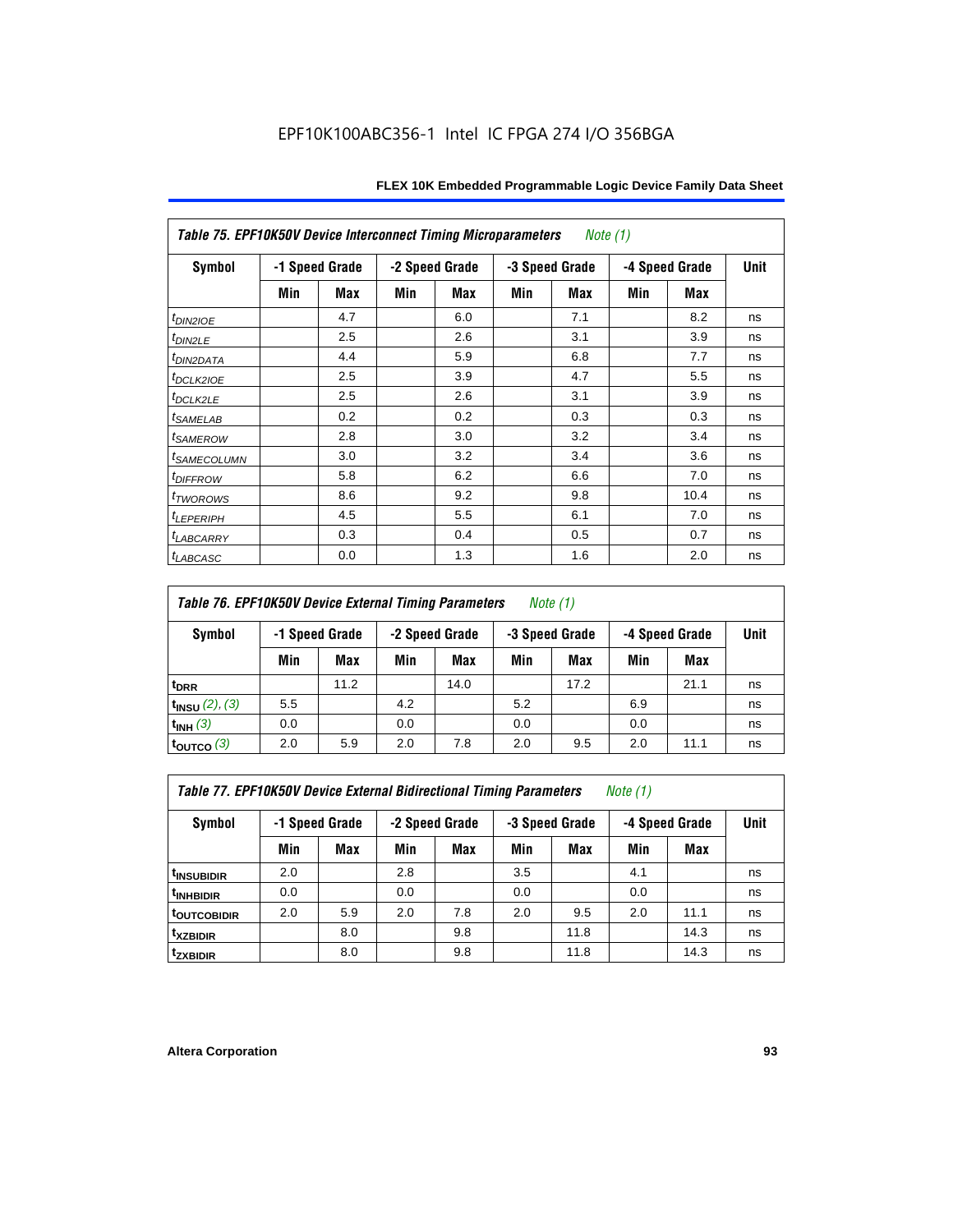EPF10K100ABC356-1 Intel IC FPGA 274 I/O 356BGA

| Table 75. EPF10K50V Device Interconnect Timing Microparameters Note (1) | | | | | | | | | |
|---|---|---|---|---|---|---|---|---|---|
| Symbol | -1 Speed Grade | | -2 Speed Grade | | -3 Speed Grade | | -4 Speed Grade | | Unit |
| | Min | Max | Min | Max | Min | Max | Min | Max | |
| $t_{DIN2IOE}$ | | 4.7 | | 6.0 | | 7.1 | | 8.2 | ns |
| $t_{DIN2LE}$ | | 2.5 | | 2.6 | | 3.1 | | 3.9 | ns |
| $t_{DIN2DATA}$ | | 4.4 | | 5.9 | | 6.8 | | 7.7 | ns |
| $t_{DCLK2IOE}$ | | 2.5 | | 3.9 | | 4.7 | | 5.5 | ns |
| $t_{DCLK2LE}$ | | 2.5 | | 2.6 | | 3.1 | | 3.9 | ns |
| $t_{SAMELAB}$ | | 0.2 | | 0.2 | | 0.3 | | 0.3 | ns |
| $t_{SAMEROW}$ | | 2.8 | | 3.0 | | 3.2 | | 3.4 | ns |
| $t_{SAMECOLUMN}$ | | 3.0 | | 3.2 | | 3.4 | | 3.6 | ns |
| $t_{DIFFROW}$ | | 5.8 | | 6.2 | | 6.6 | | 7.0 | ns |
| $t_{TWOROWS}$ | | 8.6 | | 9.2 | | 9.8 | | 10.4 | ns |
| $t_{LEPERIPH}$ | | 4.5 | | 5.5 | | 6.1 | | 7.0 | ns |
| $t_{LABCARRY}$ | | 0.3 | | 0.4 | | 0.5 | | 0.7 | ns |
| $t_{LABCASC}$ | | 0.0 | | 1.3 | | 1.6 | | 2.0 | ns |

| Table 76. EPF10K50V Device External Timing Parameters Note (1) | | | | | | | | | |
|---|---|---|---|---|---|---|---|---|---|
| Symbol | -1 Speed Grade | | -2 Speed Grade | | -3 Speed Grade | | -4 Speed Grade | | Unit |
| | Min | Max | Min | Max | Min | Max | Min | Max | |
| $t_{DRR}$ | | 11.2 | | 14.0 | | 17.2 | | 21.1 | ns |
| $t_{INSU}$ (2), (3) | 5.5 | | 4.2 | | 5.2 | | 6.9 | | ns |
| $t_{INH}$ (3) | 0.0 | | 0.0 | | 0.0 | | 0.0 | | ns |
| $t_{OUTCO}$ (3) | 2.0 | 5.9 | 2.0 | 7.8 | 2.0 | 9.5 | 2.0 | 11.1 | ns |

| Table 77. EPF10K50V Device External Bidirectional Timing Parameters Note (1) | | | | | | | | | |
|---|---|---|---|---|---|---|---|---|---|
| Symbol | -1 Speed Grade | | -2 Speed Grade | | -3 Speed Grade | | -4 Speed Grade | | Unit |
| | Min | Max | Min | Max | Min | Max | Min | Max | |
| $t_{INSUBIDIR}$ | 2.0 | | 2.8 | | 3.5 | | 4.1 | | ns |
| $t_{INHBIDIR}$ | 0.0 | | 0.0 | | 0.0 | | 0.0 | | ns |
| $t_{OUTCOBIDIR}$ | 2.0 | 5.9 | 2.0 | 7.8 | 2.0 | 9.5 | 2.0 | 11.1 | ns |
| $t_{XZBIDIR}$ | | 8.0 | | 9.8 | | 11.8 | | 14.3 | ns |
| $t_{ZXBIDIR}$ | | 8.0 | | 9.8 | | 11.8 | | 14.3 | ns |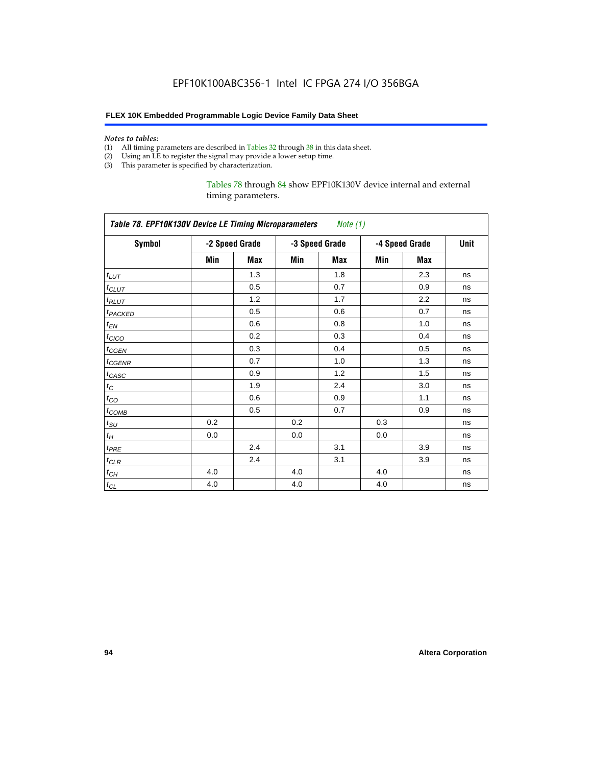EPF10K100ABC356-1 Intel IC FPGA 274 I/O 356BGA

*Notes to tables:*

(1) All timing parameters are described in Tables 32 through 38 in this data sheet.
(2) Using an LE to register the signal may provide a lower setup time.
(3) This parameter is specified by characterization.

Tables 78 through 84 show EPF10K130V device internal and external timing parameters.

| *Table 78. EPF10K130V Device LE Timing Microparameters* *Note (1)* | | | | | | | |
|---|---|---|---|---|---|---|---|
| **Symbol** | **-2 Speed Grade** | | **-3 Speed Grade** | | **-4 Speed Grade** | | **Unit** |
| | **Min** | **Max** | **Min** | **Max** | **Min** | **Max** | |
| $t_{LUT}$ | | 1.3 | | 1.8 | | 2.3 | ns |
| $t_{CLUT}$ | | 0.5 | | 0.7 | | 0.9 | ns |
| $t_{RLUT}$ | | 1.2 | | 1.7 | | 2.2 | ns |
| $t_{PACKED}$ | | 0.5 | | 0.6 | | 0.7 | ns |
| $t_{EN}$ | | 0.6 | | 0.8 | | 1.0 | ns |
| $t_{CICO}$ | | 0.2 | | 0.3 | | 0.4 | ns |
| $t_{CGEN}$ | | 0.3 | | 0.4 | | 0.5 | ns |
| $t_{CGENR}$ | | 0.7 | | 1.0 | | 1.3 | ns |
| $t_{CASC}$ | | 0.9 | | 1.2 | | 1.5 | ns |
| $t_{C}$ | | 1.9 | | 2.4 | | 3.0 | ns |
| $t_{CO}$ | | 0.6 | | 0.9 | | 1.1 | ns |
| $t_{COMB}$ | | 0.5 | | 0.7 | | 0.9 | ns |
| $t_{SU}$ | 0.2 | | 0.2 | | 0.3 | | ns |
| $t_{H}$ | 0.0 | | 0.0 | | 0.0 | | ns |
| $t_{PRE}$ | | 2.4 | | 3.1 | | 3.9 | ns |
| $t_{CLR}$ | | 2.4 | | 3.1 | | 3.9 | ns |
| $t_{CH}$ | 4.0 | | 4.0 | | 4.0 | | ns |
| $t_{CL}$ | 4.0 | | 4.0 | | 4.0 | | ns |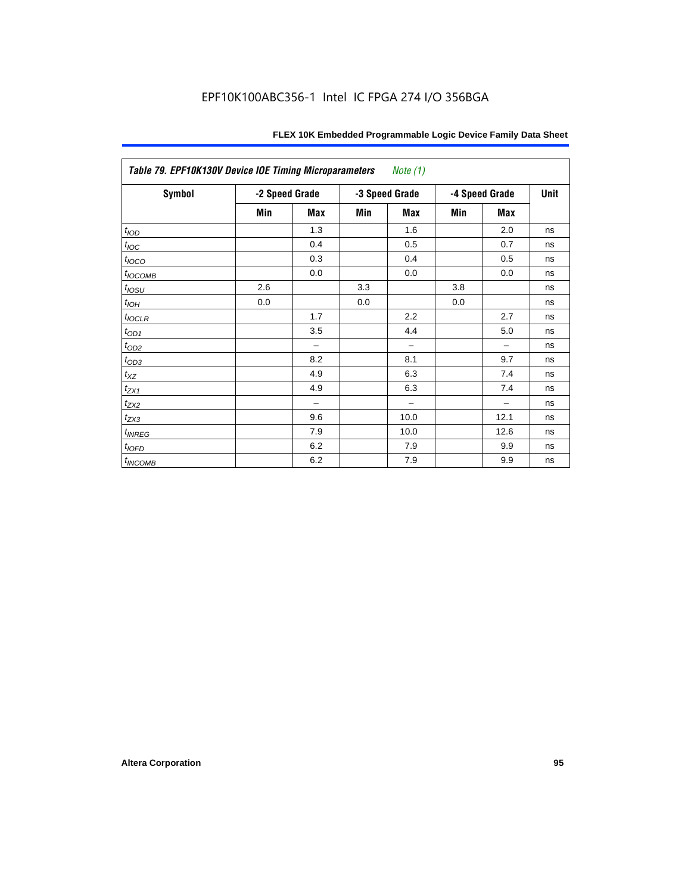| Table 79. EPF10K130V Device IOE Timing Microparameters *Note (1)* | | | | | | | |
|---|---|---|---|---|---|---|---|
| **Symbol** | **-2 Speed Grade** | | **-3 Speed Grade** | | **-4 Speed Grade** | | **Unit** |
| | **Min** | **Max** | **Min** | **Max** | **Min** | **Max** | |
| $t_{IOD}$ | | 1.3 | | 1.6 | | 2.0 | ns |
| $t_{IOC}$ | | 0.4 | | 0.5 | | 0.7 | ns |
| $t_{IOCO}$ | | 0.3 | | 0.4 | | 0.5 | ns |
| $t_{IOCOMB}$ | | 0.0 | | 0.0 | | 0.0 | ns |
| $t_{IOSU}$ | 2.6 | | 3.3 | | 3.8 | | ns |
| $t_{IOH}$ | 0.0 | | 0.0 | | 0.0 | | ns |
| $t_{IOCLR}$ | | 1.7 | | 2.2 | | 2.7 | ns |
| $t_{OD1}$ | | 3.5 | | 4.4 | | 5.0 | ns |
| $t_{OD2}$ | | – | | – | | – | ns |
| $t_{OD3}$ | | 8.2 | | 8.1 | | 9.7 | ns |
| $t_{XZ}$ | | 4.9 | | 6.3 | | 7.4 | ns |
| $t_{ZX1}$ | | 4.9 | | 6.3 | | 7.4 | ns |
| $t_{ZX2}$ | | – | | – | | – | ns |
| $t_{ZX3}$ | | 9.6 | | 10.0 | | 12.1 | ns |
| $t_{INREG}$ | | 7.9 | | 10.0 | | 12.6 | ns |
| $t_{IOFD}$ | | 6.2 | | 7.9 | | 9.9 | ns |
| $t_{INCOMB}$ | | 6.2 | | 7.9 | | 9.9 | ns |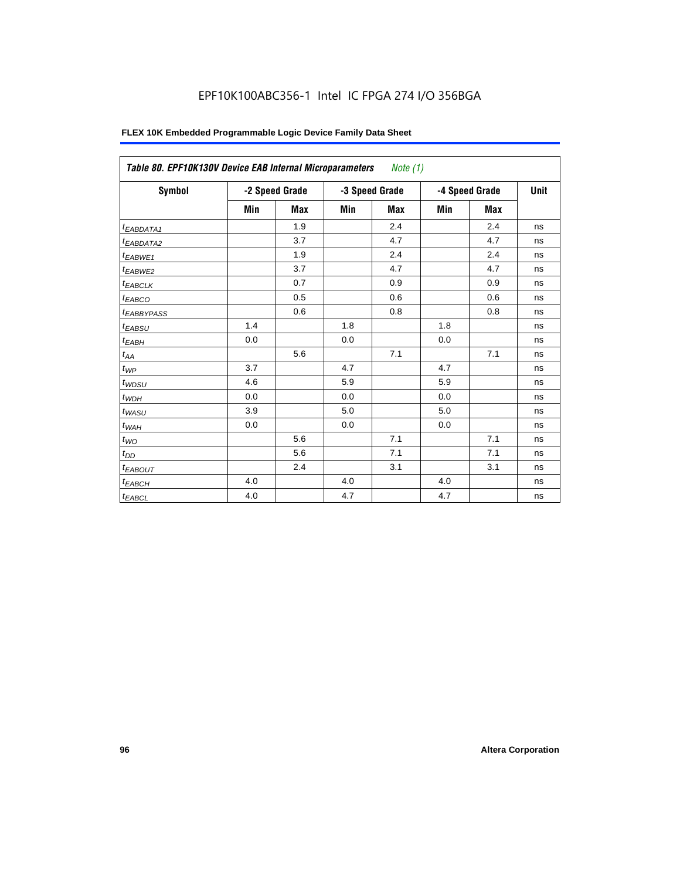EPF10K100ABC356-1 Intel IC FPGA 274 I/O 356BGA

| Table 80. EPF10K130V Device EAB Internal Microparameters *Note (1)* | | | | | | | |
|---|---|---|---|---|---|---|---|
| Symbol | -2 Speed Grade | | -3 Speed Grade | | -4 Speed Grade | | Unit |
| | Min | Max | Min | Max | Min | Max | |
| $t_{EABDATA1}$ | | 1.9 | | 2.4 | | 2.4 | ns |
| $t_{EABDATA2}$ | | 3.7 | | 4.7 | | 4.7 | ns |
| $t_{EABWE1}$ | | 1.9 | | 2.4 | | 2.4 | ns |
| $t_{EABWE2}$ | | 3.7 | | 4.7 | | 4.7 | ns |
| $t_{EABCLK}$ | | 0.7 | | 0.9 | | 0.9 | ns |
| $t_{EABCO}$ | | 0.5 | | 0.6 | | 0.6 | ns |
| $t_{EABBYPASS}$ | | 0.6 | | 0.8 | | 0.8 | ns |
| $t_{EABSU}$ | 1.4 | | 1.8 | | 1.8 | | ns |
| $t_{EABH}$ | 0.0 | | 0.0 | | 0.0 | | ns |
| $t_{AA}$ | | 5.6 | | 7.1 | | 7.1 | ns |
| $t_{WP}$ | 3.7 | | 4.7 | | 4.7 | | ns |
| $t_{WDSU}$ | 4.6 | | 5.9 | | 5.9 | | ns |
| $t_{WDH}$ | 0.0 | | 0.0 | | 0.0 | | ns |
| $t_{WASU}$ | 3.9 | | 5.0 | | 5.0 | | ns |
| $t_{WAH}$ | 0.0 | | 0.0 | | 0.0 | | ns |
| $t_{WO}$ | | 5.6 | | 7.1 | | 7.1 | ns |
| $t_{DD}$ | | 5.6 | | 7.1 | | 7.1 | ns |
| $t_{EABOUT}$ | | 2.4 | | 3.1 | | 3.1 | ns |
| $t_{EABCH}$ | 4.0 | | 4.0 | | 4.0 | | ns |
| $t_{EABCL}$ | 4.0 | | 4.7 | | 4.7 | | ns |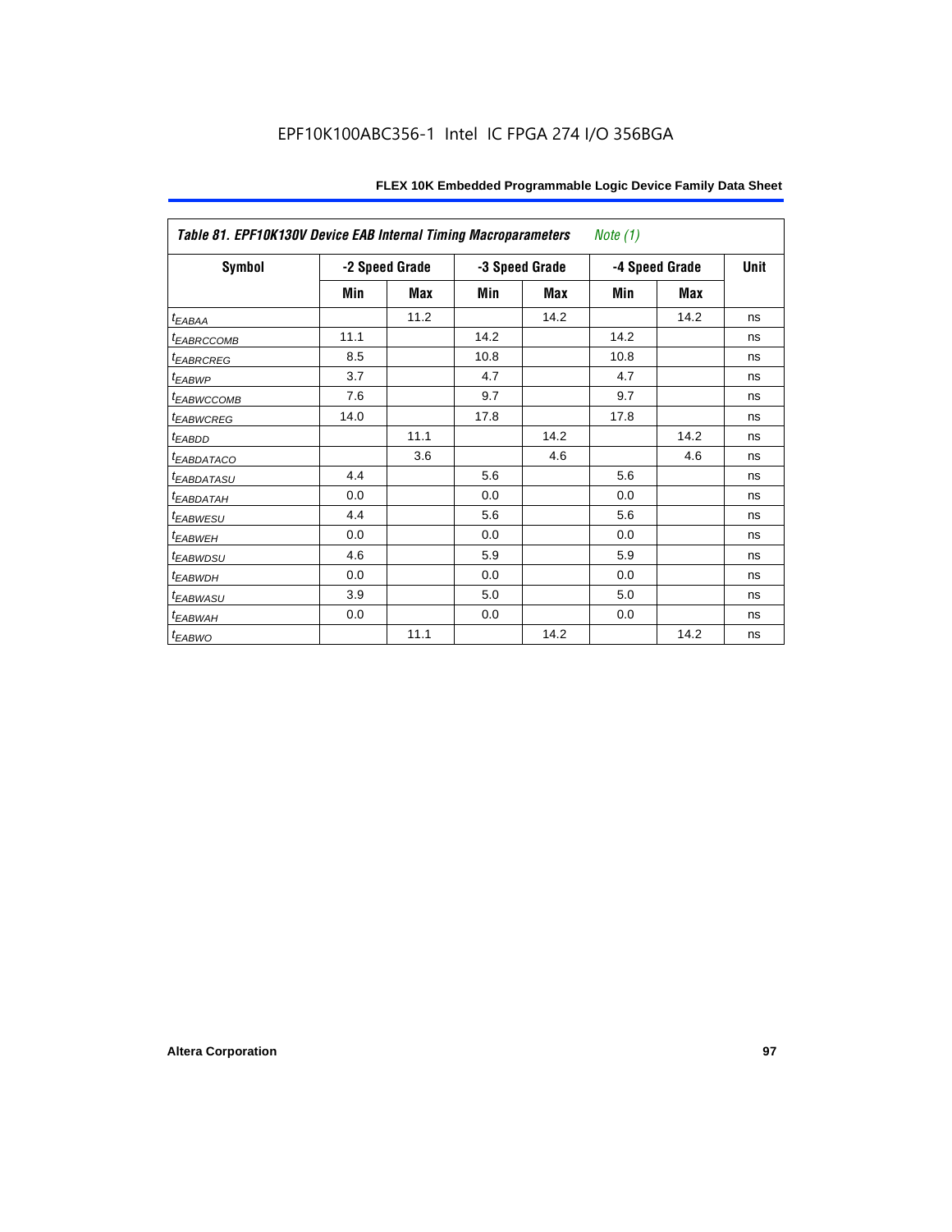EPF10K100ABC356-1 Intel IC FPGA 274 I/O 356BGA

| *Table 81. EPF10K130V Device EAB Internal Timing Macroparameters* *Note (1)* | | | | | | | |
|---|---|---|---|---|---|---|---|
| **Symbol** | **-2 Speed Grade** | | **-3 Speed Grade** | | **-4 Speed Grade** | | **Unit** |
| | **Min** | **Max** | **Min** | **Max** | **Min** | **Max** | |
| $t_{EABAA}$ | | 11.2 | | 14.2 | | 14.2 | ns |
| $t_{EABRCCOMB}$ | 11.1 | | 14.2 | | 14.2 | | ns |
| $t_{EABRCREG}$ | 8.5 | | 10.8 | | 10.8 | | ns |
| $t_{EABWP}$ | 3.7 | | 4.7 | | 4.7 | | ns |
| $t_{EABWCCOMB}$ | 7.6 | | 9.7 | | 9.7 | | ns |
| $t_{EABWCREG}$ | 14.0 | | 17.8 | | 17.8 | | ns |
| $t_{EABDD}$ | | 11.1 | | 14.2 | | 14.2 | ns |
| $t_{EABDATACO}$ | | 3.6 | | 4.6 | | 4.6 | ns |
| $t_{EABDATASU}$ | 4.4 | | 5.6 | | 5.6 | | ns |
| $t_{EABDATAH}$ | 0.0 | | 0.0 | | 0.0 | | ns |
| $t_{EABWESU}$ | 4.4 | | 5.6 | | 5.6 | | ns |
| $t_{EABWEH}$ | 0.0 | | 0.0 | | 0.0 | | ns |
| $t_{EABWDSU}$ | 4.6 | | 5.9 | | 5.9 | | ns |
| $t_{EABWDH}$ | 0.0 | | 0.0 | | 0.0 | | ns |
| $t_{EABWASU}$ | 3.9 | | 5.0 | | 5.0 | | ns |
| $t_{EABWAH}$ | 0.0 | | 0.0 | | 0.0 | | ns |
| $t_{EABWO}$ | | 11.1 | | 14.2 | | 14.2 | ns |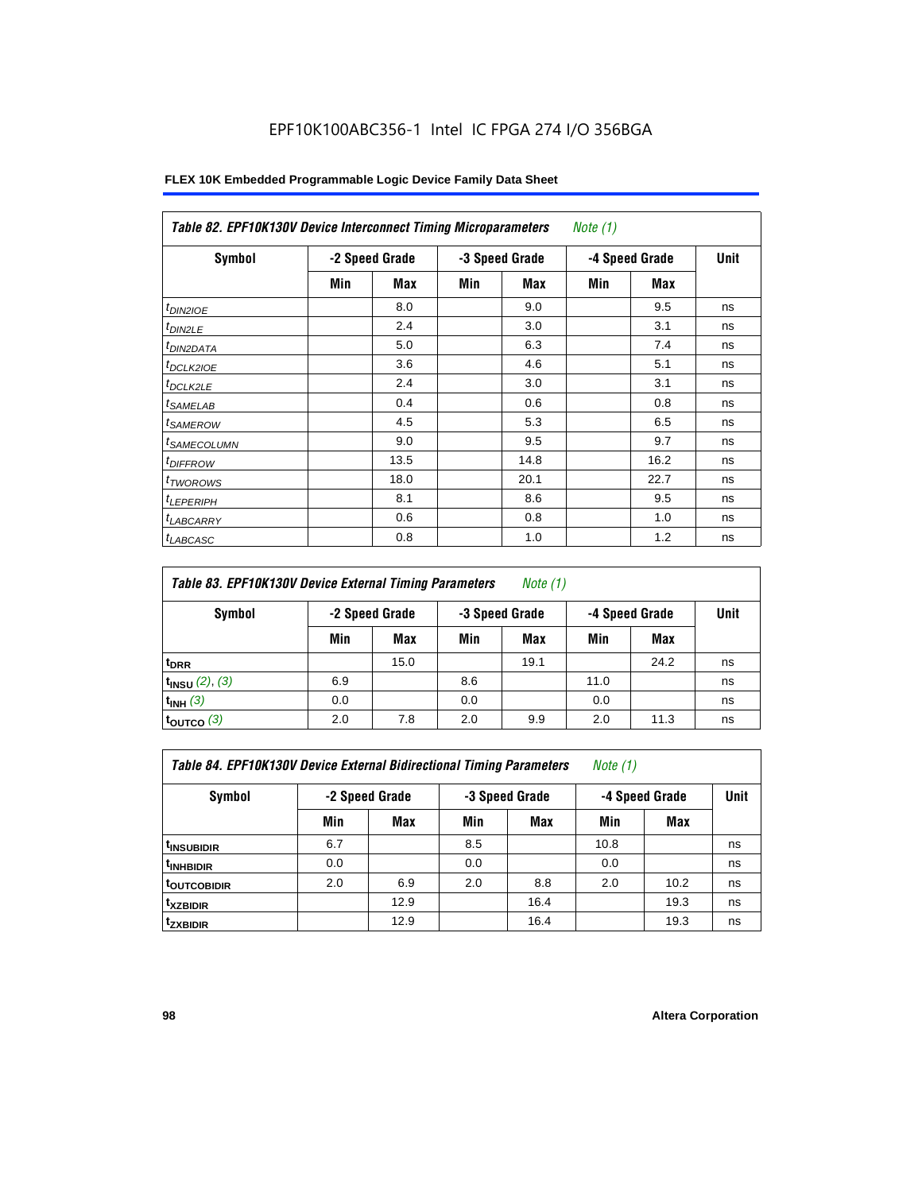EPF10K100ABC356-1 Intel IC FPGA 274 I/O 356BGA

**Table 82. EPF10K130V Device Interconnect Timing Microparameters** *Note (1)*

| Symbol | -2 Speed Grade | | -3 Speed Grade | | -4 Speed Grade | | Unit |
|---|---|---|---|---|---|---|---|
| | Min | Max | Min | Max | Min | Max | |
| $t_{DIN2IOE}$ | | 8.0 | | 9.0 | | 9.5 | ns |
| $t_{DIN2LE}$ | | 2.4 | | 3.0 | | 3.1 | ns |
| $t_{DIN2DATA}$ | | 5.0 | | 6.3 | | 7.4 | ns |
| $t_{DCLK2IOE}$ | | 3.6 | | 4.6 | | 5.1 | ns |
| $t_{DCLK2LE}$ | | 2.4 | | 3.0 | | 3.1 | ns |
| $t_{SAMELAB}$ | | 0.4 | | 0.6 | | 0.8 | ns |
| $t_{SAMEROW}$ | | 4.5 | | 5.3 | | 6.5 | ns |
| $t_{SAMECOLUMN}$ | | 9.0 | | 9.5 | | 9.7 | ns |
| $t_{DIFFROW}$ | | 13.5 | | 14.8 | | 16.2 | ns |
| $t_{TWOROWS}$ | | 18.0 | | 20.1 | | 22.7 | ns |
| $t_{LEPERIPH}$ | | 8.1 | | 8.6 | | 9.5 | ns |
| $t_{LABCARRY}$ | | 0.6 | | 0.8 | | 1.0 | ns |
| $t_{LABCASC}$ | | 0.8 | | 1.0 | | 1.2 | ns |

**Table 83. EPF10K130V Device External Timing Parameters** *Note (1)*

| Symbol | -2 Speed Grade | | -3 Speed Grade | | -4 Speed Grade | | Unit |
|---|---|---|---|---|---|---|---|
| | Min | Max | Min | Max | Min | Max | |
| $t_{DRR}$ | | 15.0 | | 19.1 | | 24.2 | ns |
| $t_{INSU}$ *(2), (3)* | 6.9 | | 8.6 | | 11.0 | | ns |
| $t_{INH}$ *(3)* | 0.0 | | 0.0 | | 0.0 | | ns |
| $t_{OUTCO}$ *(3)* | 2.0 | 7.8 | 2.0 | 9.9 | 2.0 | 11.3 | ns |

**Table 84. EPF10K130V Device External Bidirectional Timing Parameters** *Note (1)*

| Symbol | -2 Speed Grade | | -3 Speed Grade | | -4 Speed Grade | | Unit |
|---|---|---|---|---|---|---|---|
| | Min | Max | Min | Max | Min | Max | |
| $t_{INSUBIDIR}$ | 6.7 | | 8.5 | | 10.8 | | ns |
| $t_{INHBIDIR}$ | 0.0 | | 0.0 | | 0.0 | | ns |
| $t_{OUTCOBIDIR}$ | 2.0 | 6.9 | 2.0 | 8.8 | 2.0 | 10.2 | ns |
| $t_{XZBIDIR}$ | | 12.9 | | 16.4 | | 19.3 | ns |
| $t_{ZXBIDIR}$ | | 12.9 | | 16.4 | | 19.3 | ns |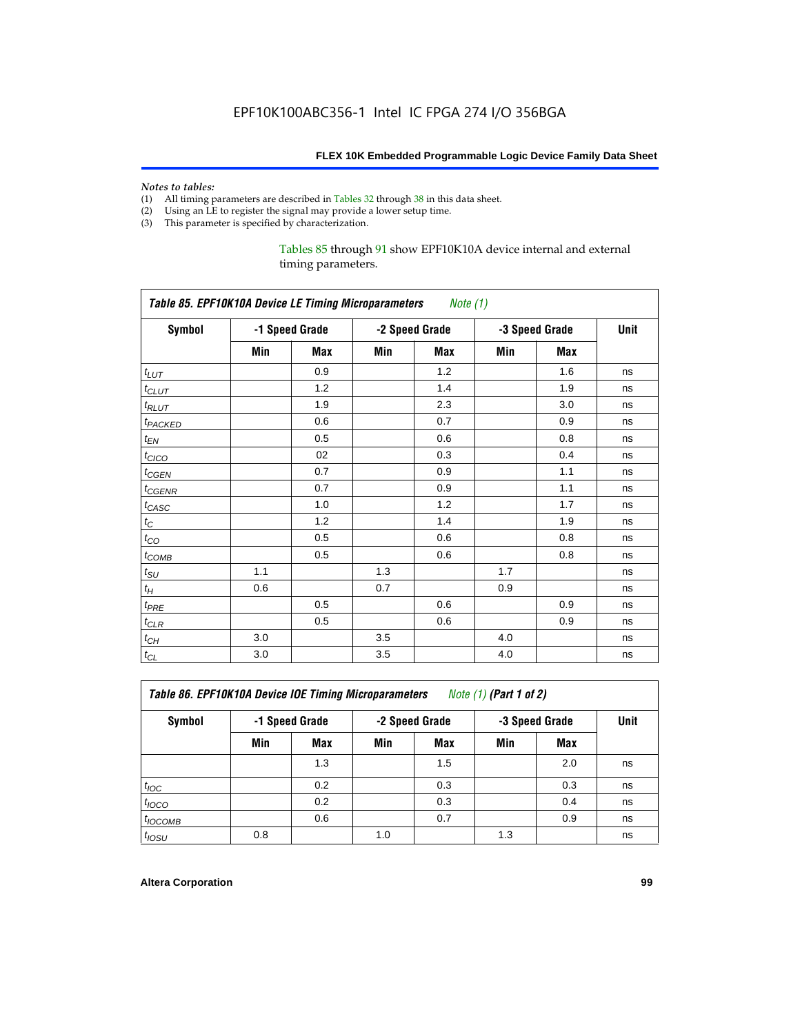*Notes to tables:*

(1) All timing parameters are described in Tables 32 through 38 in this data sheet.
(2) Using an LE to register the signal may provide a lower setup time.
(3) This parameter is specified by characterization.

Tables 85 through 91 show EPF10K10A device internal and external timing parameters.

**Table 85. EPF10K10A Device LE Timing Microparameters** *Note (1)*

| Symbol | -1 Speed Grade | | -2 Speed Grade | | -3 Speed Grade | | Unit |
|---|---|---|---|---|---|---|---|
| | Min | Max | Min | Max | Min | Max | |
| $t_{LUT}$ | | 0.9 | | 1.2 | | 1.6 | ns |
| $t_{CLUT}$ | | 1.2 | | 1.4 | | 1.9 | ns |
| $t_{RLUT}$ | | 1.9 | | 2.3 | | 3.0 | ns |
| $t_{PACKED}$ | | 0.6 | | 0.7 | | 0.9 | ns |
| $t_{EN}$ | | 0.5 | | 0.6 | | 0.8 | ns |
| $t_{CICO}$ | | 02 | | 0.3 | | 0.4 | ns |
| $t_{CGEN}$ | | 0.7 | | 0.9 | | 1.1 | ns |
| $t_{CGENR}$ | | 0.7 | | 0.9 | | 1.1 | ns |
| $t_{CASC}$ | | 1.0 | | 1.2 | | 1.7 | ns |
| $t_{C}$ | | 1.2 | | 1.4 | | 1.9 | ns |
| $t_{CO}$ | | 0.5 | | 0.6 | | 0.8 | ns |
| $t_{COMB}$ | | 0.5 | | 0.6 | | 0.8 | ns |
| $t_{SU}$ | 1.1 | | 1.3 | | 1.7 | | ns |
| $t_{H}$ | 0.6 | | 0.7 | | 0.9 | | ns |
| $t_{PRE}$ | | 0.5 | | 0.6 | | 0.9 | ns |
| $t_{CLR}$ | | 0.5 | | 0.6 | | 0.9 | ns |
| $t_{CH}$ | 3.0 | | 3.5 | | 4.0 | | ns |
| $t_{CL}$ | 3.0 | | 3.5 | | 4.0 | | ns |

**Table 86. EPF10K10A Device IOE Timing Microparameters** *Note (1)* **(Part 1 of 2)**

| Symbol | -1 Speed Grade | | -2 Speed Grade | | -3 Speed Grade | | Unit |
|---|---|---|---|---|---|---|---|
| | Min | Max | Min | Max | Min | Max | |
| | | 1.3 | | 1.5 | | 2.0 | ns |
| $t_{IOC}$ | | 0.2 | | 0.3 | | 0.3 | ns |
| $t_{IOCO}$ | | 0.2 | | 0.3 | | 0.4 | ns |
| $t_{IOCOMB}$ | | 0.6 | | 0.7 | | 0.9 | ns |
| $t_{IOSU}$ | 0.8 | | 1.0 | | 1.3 | | ns |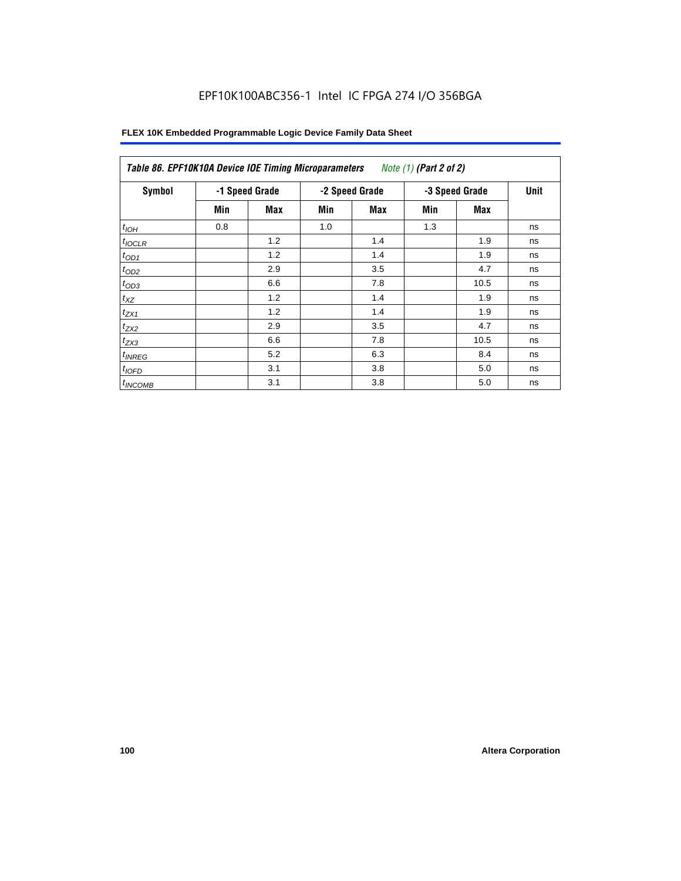EPF10K100ABC356-1 Intel IC FPGA 274 I/O 356BGA

**FLEX 10K Embedded Programmable Logic Device Family Data Sheet**

| *Table 86. EPF10K10A Device IOE Timing Microparameters* *Note (1)* ***(Part 2 of 2)*** | | | | | | | |
|---|---|---|---|---|---|---|---|
| **Symbol** | **-1 Speed Grade** | | **-2 Speed Grade** | | **-3 Speed Grade** | | **Unit** |
| | **Min** | **Max** | **Min** | **Max** | **Min** | **Max** | |
| $t_{IOH}$ | 0.8 | | 1.0 | | 1.3 | | ns |
| $t_{IOCLR}$ | | 1.2 | | 1.4 | | 1.9 | ns |
| $t_{OD1}$ | | 1.2 | | 1.4 | | 1.9 | ns |
| $t_{OD2}$ | | 2.9 | | 3.5 | | 4.7 | ns |
| $t_{OD3}$ | | 6.6 | | 7.8 | | 10.5 | ns |
| $t_{XZ}$ | | 1.2 | | 1.4 | | 1.9 | ns |
| $t_{ZX1}$ | | 1.2 | | 1.4 | | 1.9 | ns |
| $t_{ZX2}$ | | 2.9 | | 3.5 | | 4.7 | ns |
| $t_{ZX3}$ | | 6.6 | | 7.8 | | 10.5 | ns |
| $t_{INREG}$ | | 5.2 | | 6.3 | | 8.4 | ns |
| $t_{IOFD}$ | | 3.1 | | 3.8 | | 5.0 | ns |
| $t_{INCOMB}$ | | 3.1 | | 3.8 | | 5.0 | ns |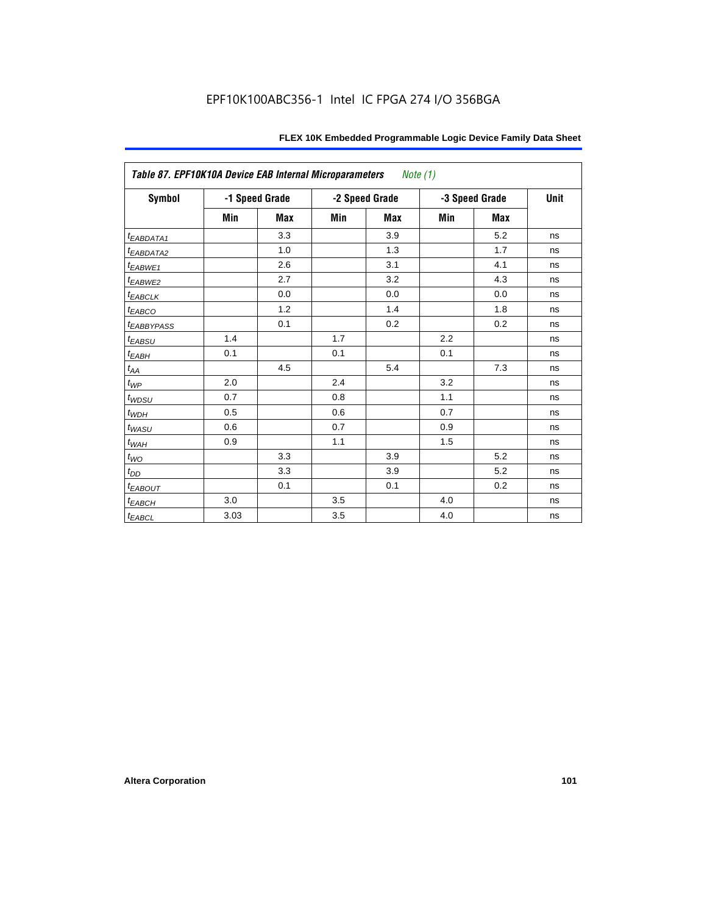EPF10K100ABC356-1 Intel IC FPGA 274 I/O 356BGA

| *Table 87. EPF10K10A Device EAB Internal Microparameters Note (1)* | | | | | | | |
|---|---|---|---|---|---|---|---|
| **Symbol** | **-1 Speed Grade** | | **-2 Speed Grade** | | **-3 Speed Grade** | | **Unit** |
| | **Min** | **Max** | **Min** | **Max** | **Min** | **Max** | |
| $t_{EABDATA1}$ | | 3.3 | | 3.9 | | 5.2 | ns |
| $t_{EABDATA2}$ | | 1.0 | | 1.3 | | 1.7 | ns |
| $t_{EABWE1}$ | | 2.6 | | 3.1 | | 4.1 | ns |
| $t_{EABWE2}$ | | 2.7 | | 3.2 | | 4.3 | ns |
| $t_{EABCLK}$ | | 0.0 | | 0.0 | | 0.0 | ns |
| $t_{EABCO}$ | | 1.2 | | 1.4 | | 1.8 | ns |
| $t_{EABBYPASS}$ | | 0.1 | | 0.2 | | 0.2 | ns |
| $t_{EABSU}$ | 1.4 | | 1.7 | | 2.2 | | ns |
| $t_{EABH}$ | 0.1 | | 0.1 | | 0.1 | | ns |
| $t_{AA}$ | | 4.5 | | 5.4 | | 7.3 | ns |
| $t_{WP}$ | 2.0 | | 2.4 | | 3.2 | | ns |
| $t_{WDSU}$ | 0.7 | | 0.8 | | 1.1 | | ns |
| $t_{WDH}$ | 0.5 | | 0.6 | | 0.7 | | ns |
| $t_{WASU}$ | 0.6 | | 0.7 | | 0.9 | | ns |
| $t_{WAH}$ | 0.9 | | 1.1 | | 1.5 | | ns |
| $t_{WO}$ | | 3.3 | | 3.9 | | 5.2 | ns |
| $t_{DD}$ | | 3.3 | | 3.9 | | 5.2 | ns |
| $t_{EABOUT}$ | | 0.1 | | 0.1 | | 0.2 | ns |
| $t_{EABCH}$ | 3.0 | | 3.5 | | 4.0 | | ns |
| $t_{EABCL}$ | 3.03 | | 3.5 | | 4.0 | | ns |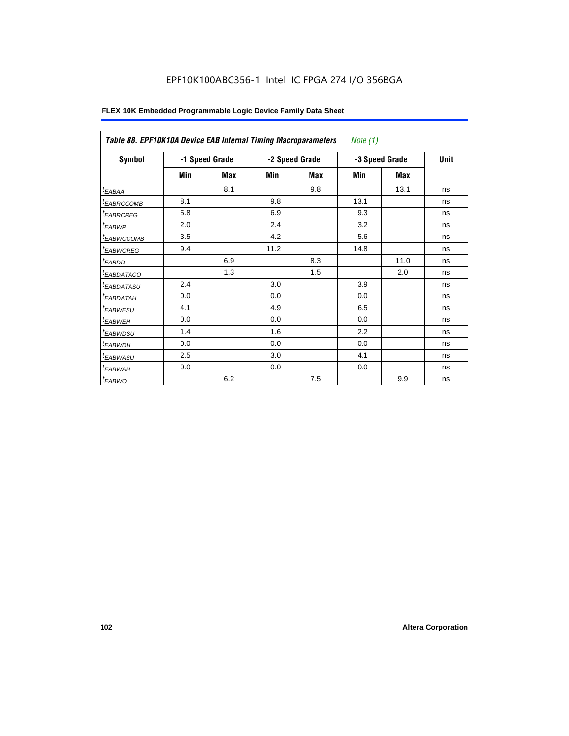EPF10K100ABC356-1 Intel IC FPGA 274 I/O 356BGA

**FLEX 10K Embedded Programmable Logic Device Family Data Sheet**

| *Table 88. EPF10K10A Device EAB Internal Timing Macroparameters* *Note (1)* | | | | | | | |
|---|---|---|---|---|---|---|---|
| **Symbol** | **-1 Speed Grade** | | **-2 Speed Grade** | | **-3 Speed Grade** | | **Unit** |
| | **Min** | **Max** | **Min** | **Max** | **Min** | **Max** | |
| $t_{EABAA}$ | | 8.1 | | 9.8 | | 13.1 | ns |
| $t_{EABRCCOMB}$ | 8.1 | | 9.8 | | 13.1 | | ns |
| $t_{EABRCREG}$ | 5.8 | | 6.9 | | 9.3 | | ns |
| $t_{EABWP}$ | 2.0 | | 2.4 | | 3.2 | | ns |
| $t_{EABWCCOMB}$ | 3.5 | | 4.2 | | 5.6 | | ns |
| $t_{EABWCREG}$ | 9.4 | | 11.2 | | 14.8 | | ns |
| $t_{EABDD}$ | | 6.9 | | 8.3 | | 11.0 | ns |
| $t_{EABDATACO}$ | | 1.3 | | 1.5 | | 2.0 | ns |
| $t_{EABDATASU}$ | 2.4 | | 3.0 | | 3.9 | | ns |
| $t_{EABDATAH}$ | 0.0 | | 0.0 | | 0.0 | | ns |
| $t_{EABWESU}$ | 4.1 | | 4.9 | | 6.5 | | ns |
| $t_{EABWEH}$ | 0.0 | | 0.0 | | 0.0 | | ns |
| $t_{EABWDSU}$ | 1.4 | | 1.6 | | 2.2 | | ns |
| $t_{EABWDH}$ | 0.0 | | 0.0 | | 0.0 | | ns |
| $t_{EABWASU}$ | 2.5 | | 3.0 | | 4.1 | | ns |
| $t_{EABWAH}$ | 0.0 | | 0.0 | | 0.0 | | ns |
| $t_{EABWO}$ | | 6.2 | | 7.5 | | 9.9 | ns |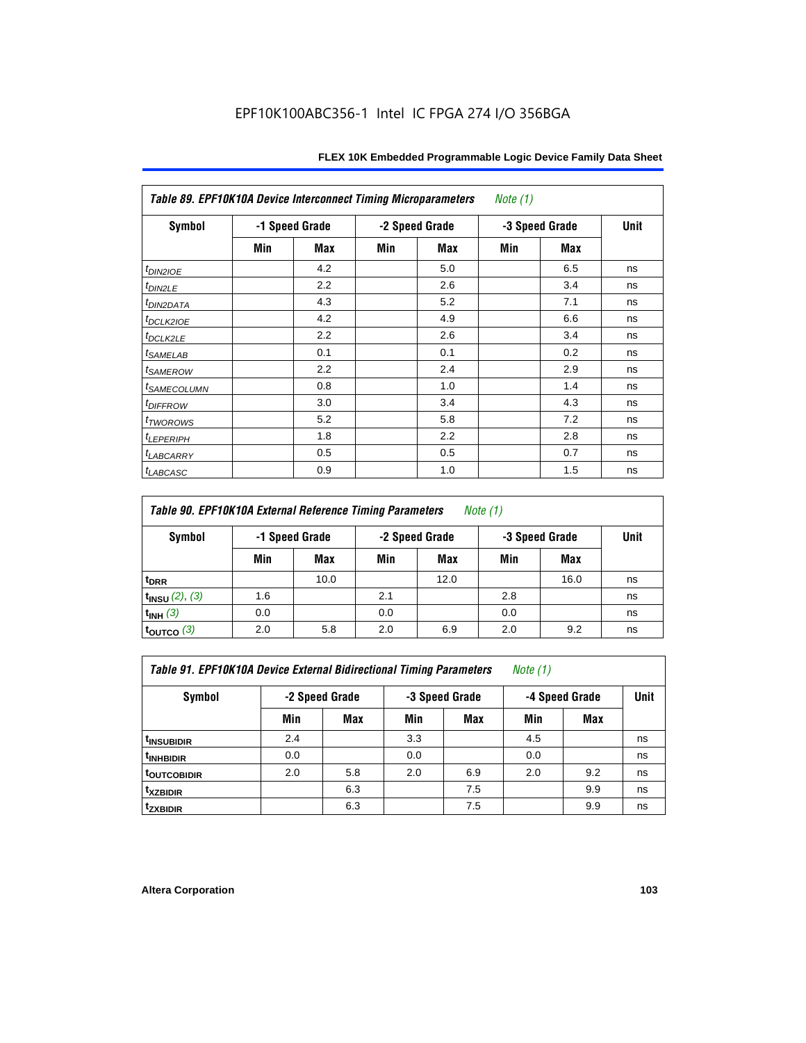EPF10K100ABC356-1 Intel IC FPGA 274 I/O 356BGA

| Table 89. EPF10K10A Device Interconnect Timing Microparameters *Note (1)* | | | | | | | |
|---|---|---|---|---|---|---|---|
| Symbol | -1 Speed Grade | | -2 Speed Grade | | -3 Speed Grade | | Unit |
| | Min | Max | Min | Max | Min | Max | |
| $t_{DIN2IOE}$ | | 4.2 | | 5.0 | | 6.5 | ns |
| $t_{DIN2LE}$ | | 2.2 | | 2.6 | | 3.4 | ns |
| $t_{DIN2DATA}$ | | 4.3 | | 5.2 | | 7.1 | ns |
| $t_{DCLK2IOE}$ | | 4.2 | | 4.9 | | 6.6 | ns |
| $t_{DCLK2LE}$ | | 2.2 | | 2.6 | | 3.4 | ns |
| $t_{SAMELAB}$ | | 0.1 | | 0.1 | | 0.2 | ns |
| $t_{SAMEROW}$ | | 2.2 | | 2.4 | | 2.9 | ns |
| $t_{SAMECOLUMN}$ | | 0.8 | | 1.0 | | 1.4 | ns |
| $t_{DIFFROW}$ | | 3.0 | | 3.4 | | 4.3 | ns |
| $t_{TWOROWS}$ | | 5.2 | | 5.8 | | 7.2 | ns |
| $t_{LEPERIPH}$ | | 1.8 | | 2.2 | | 2.8 | ns |
| $t_{LABCARRY}$ | | 0.5 | | 0.5 | | 0.7 | ns |
| $t_{LABCASC}$ | | 0.9 | | 1.0 | | 1.5 | ns |

| Table 90. EPF10K10A External Reference Timing Parameters *Note (1)* | | | | | | | |
|---|---|---|---|---|---|---|---|
| Symbol | -1 Speed Grade | | -2 Speed Grade | | -3 Speed Grade | | Unit |
| | Min | Max | Min | Max | Min | Max | |
| $t_{DRR}$ | | 10.0 | | 12.0 | | 16.0 | ns |
| $t_{INSU}$ *(2), (3)* | 1.6 | | 2.1 | | 2.8 | | ns |
| $t_{INH}$ *(3)* | 0.0 | | 0.0 | | 0.0 | | ns |
| $t_{OUTCO}$ *(3)* | 2.0 | 5.8 | 2.0 | 6.9 | 2.0 | 9.2 | ns |

| Table 91. EPF10K10A Device External Bidirectional Timing Parameters *Note (1)* | | | | | | | |
|---|---|---|---|---|---|---|---|
| Symbol | -2 Speed Grade | | -3 Speed Grade | | -4 Speed Grade | | Unit |
| | Min | Max | Min | Max | Min | Max | |
| $t_{INSUBIDIR}$ | 2.4 | | 3.3 | | 4.5 | | ns |
| $t_{INHBIDIR}$ | 0.0 | | 0.0 | | 0.0 | | ns |
| $t_{OUTCOBIDIR}$ | 2.0 | 5.8 | 2.0 | 6.9 | 2.0 | 9.2 | ns |
| $t_{XZBIDIR}$ | | 6.3 | | 7.5 | | 9.9 | ns |
| $t_{ZXBIDIR}$ | | 6.3 | | 7.5 | | 9.9 | ns |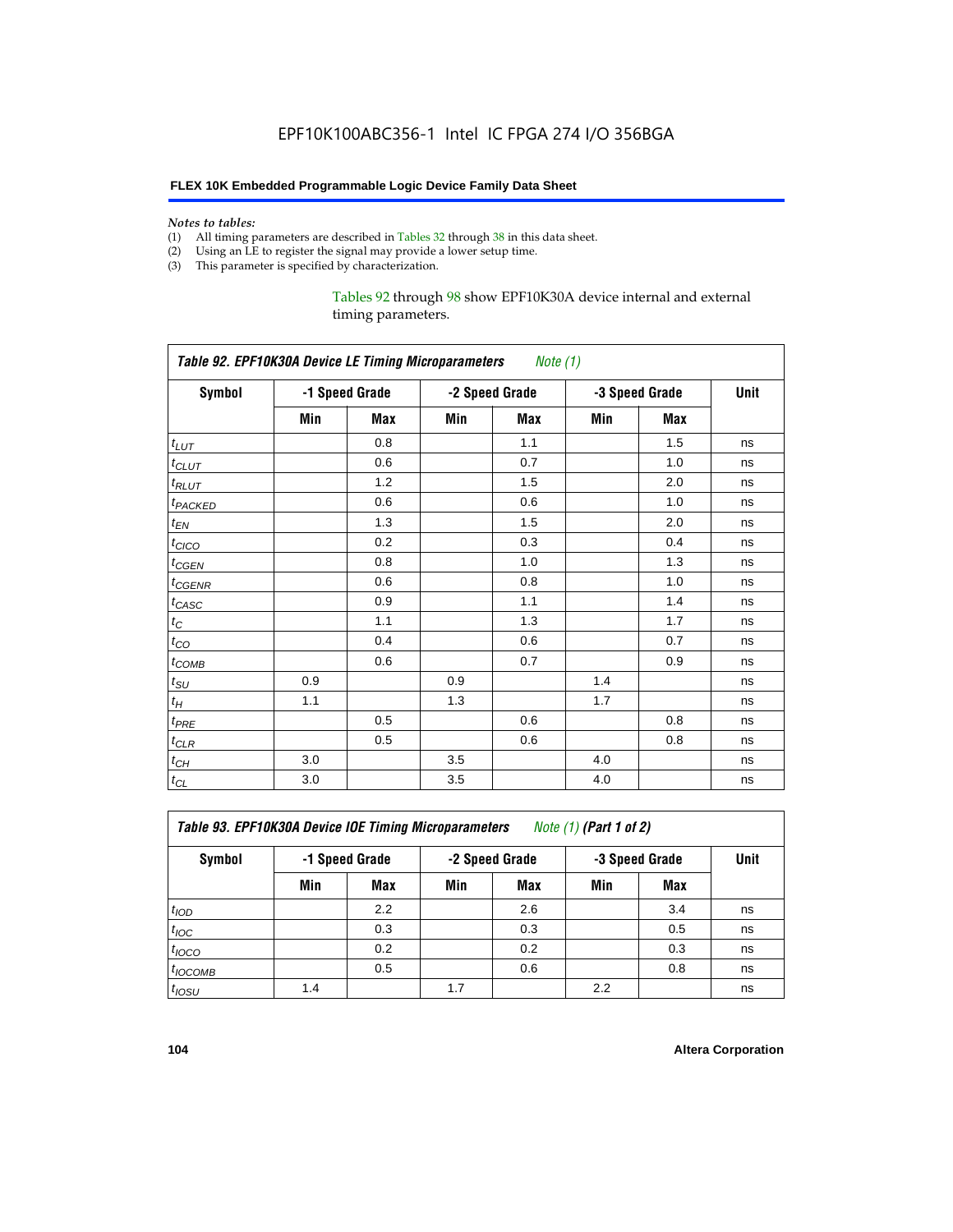*Notes to tables:*

(1) All timing parameters are described in Tables 32 through 38 in this data sheet.
(2) Using an LE to register the signal may provide a lower setup time.
(3) This parameter is specified by characterization.

Tables 92 through 98 show EPF10K30A device internal and external timing parameters.

**Table 92. EPF10K30A Device LE Timing Microparameters** *Note (1)*

| Symbol | -1 Speed Grade | | -2 Speed Grade | | -3 Speed Grade | | Unit |
|---|---|---|---|---|---|---|---|
| | Min | Max | Min | Max | Min | Max | |
| $t_{LUT}$ | | 0.8 | | 1.1 | | 1.5 | ns |
| $t_{CLUT}$ | | 0.6 | | 0.7 | | 1.0 | ns |
| $t_{RLUT}$ | | 1.2 | | 1.5 | | 2.0 | ns |
| $t_{PACKED}$ | | 0.6 | | 0.6 | | 1.0 | ns |
| $t_{EN}$ | | 1.3 | | 1.5 | | 2.0 | ns |
| $t_{CICO}$ | | 0.2 | | 0.3 | | 0.4 | ns |
| $t_{CGEN}$ | | 0.8 | | 1.0 | | 1.3 | ns |
| $t_{CGENR}$ | | 0.6 | | 0.8 | | 1.0 | ns |
| $t_{CASC}$ | | 0.9 | | 1.1 | | 1.4 | ns |
| $t_{C}$ | | 1.1 | | 1.3 | | 1.7 | ns |
| $t_{CO}$ | | 0.4 | | 0.6 | | 0.7 | ns |
| $t_{COMB}$ | | 0.6 | | 0.7 | | 0.9 | ns |
| $t_{SU}$ | 0.9 | | 0.9 | | 1.4 | | ns |
| $t_{H}$ | 1.1 | | 1.3 | | 1.7 | | ns |
| $t_{PRE}$ | | 0.5 | | 0.6 | | 0.8 | ns |
| $t_{CLR}$ | | 0.5 | | 0.6 | | 0.8 | ns |
| $t_{CH}$ | 3.0 | | 3.5 | | 4.0 | | ns |
| $t_{CL}$ | 3.0 | | 3.5 | | 4.0 | | ns |

**Table 93. EPF10K30A Device IOE Timing Microparameters** *Note (1)* **(Part 1 of 2)**

| Symbol | -1 Speed Grade | | -2 Speed Grade | | -3 Speed Grade | | Unit |
|---|---|---|---|---|---|---|---|
| | Min | Max | Min | Max | Min | Max | |
| $t_{IOD}$ | | 2.2 | | 2.6 | | 3.4 | ns |
| $t_{IOC}$ | | 0.3 | | 0.3 | | 0.5 | ns |
| $t_{IOCO}$ | | 0.2 | | 0.2 | | 0.3 | ns |
| $t_{IOCOMB}$ | | 0.5 | | 0.6 | | 0.8 | ns |
| $t_{IOSU}$ | 1.4 | | 1.7 | | 2.2 | | ns |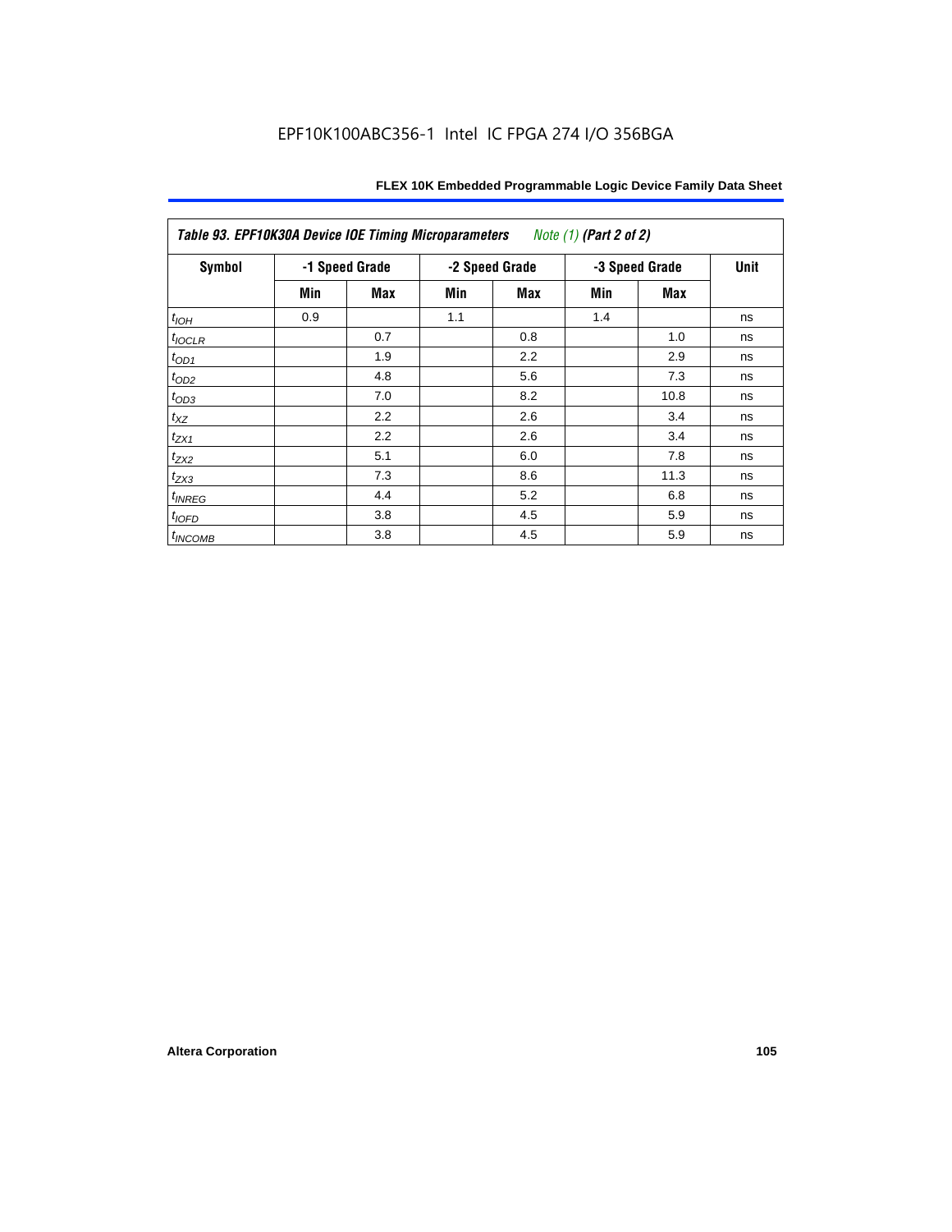**Table 93. EPF10K30A Device IOE Timing Microparameters** *Note (1)* **(Part 2 of 2)**

| Symbol | -1 Speed Grade | | -2 Speed Grade | | -3 Speed Grade | | Unit |
|---|---|---|---|---|---|---|---|
| | Min | Max | Min | Max | Min | Max | |
| $t_{IOH}$ | 0.9 | | 1.1 | | 1.4 | | ns |
| $t_{IOCLR}$ | | 0.7 | | 0.8 | | 1.0 | ns |
| $t_{OD1}$ | | 1.9 | | 2.2 | | 2.9 | ns |
| $t_{OD2}$ | | 4.8 | | 5.6 | | 7.3 | ns |
| $t_{OD3}$ | | 7.0 | | 8.2 | | 10.8 | ns |
| $t_{XZ}$ | | 2.2 | | 2.6 | | 3.4 | ns |
| $t_{ZX1}$ | | 2.2 | | 2.6 | | 3.4 | ns |
| $t_{ZX2}$ | | 5.1 | | 6.0 | | 7.8 | ns |
| $t_{ZX3}$ | | 7.3 | | 8.6 | | 11.3 | ns |
| $t_{INREG}$ | | 4.4 | | 5.2 | | 6.8 | ns |
| $t_{IOFD}$ | | 3.8 | | 4.5 | | 5.9 | ns |
| $t_{INCOMB}$ | | 3.8 | | 4.5 | | 5.9 | ns |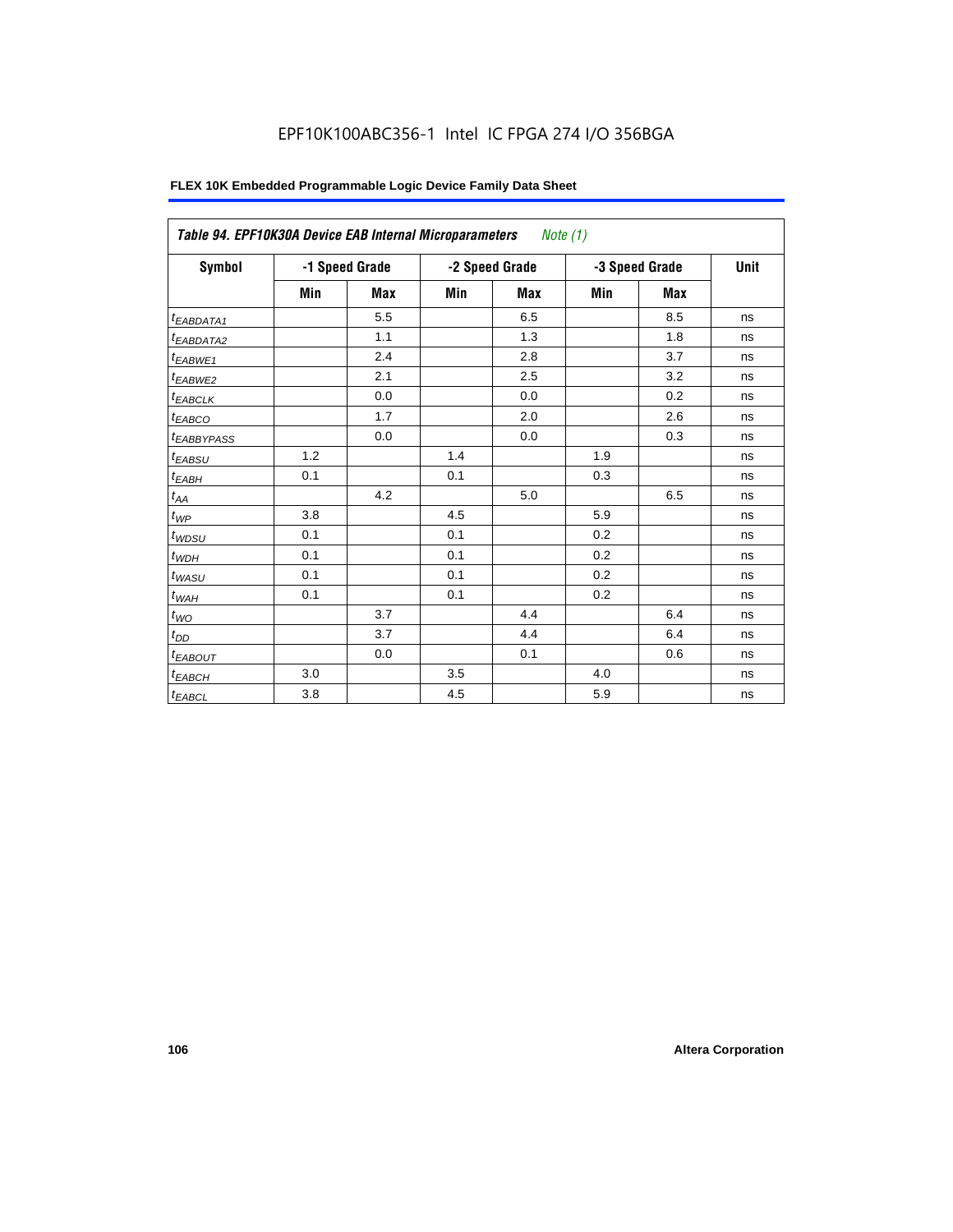**Table 94. EPF10K30A Device EAB Internal Microparameters** *Note (1)*

| Symbol | -1 Speed Grade | | -2 Speed Grade | | -3 Speed Grade | | Unit |
|---|---|---|---|---|---|---|---|
| | Min | Max | Min | Max | Min | Max | |
| $t_{EABDATA1}$ | | 5.5 | | 6.5 | | 8.5 | ns |
| $t_{EABDATA2}$ | | 1.1 | | 1.3 | | 1.8 | ns |
| $t_{EABWE1}$ | | 2.4 | | 2.8 | | 3.7 | ns |
| $t_{EABWE2}$ | | 2.1 | | 2.5 | | 3.2 | ns |
| $t_{EABCLK}$ | | 0.0 | | 0.0 | | 0.2 | ns |
| $t_{EABCO}$ | | 1.7 | | 2.0 | | 2.6 | ns |
| $t_{EABBYPASS}$ | | 0.0 | | 0.0 | | 0.3 | ns |
| $t_{EABSU}$ | 1.2 | | 1.4 | | 1.9 | | ns |
| $t_{EABH}$ | 0.1 | | 0.1 | | 0.3 | | ns |
| $t_{AA}$ | | 4.2 | | 5.0 | | 6.5 | ns |
| $t_{WP}$ | 3.8 | | 4.5 | | 5.9 | | ns |
| $t_{WDSU}$ | 0.1 | | 0.1 | | 0.2 | | ns |
| $t_{WDH}$ | 0.1 | | 0.1 | | 0.2 | | ns |
| $t_{WASU}$ | 0.1 | | 0.1 | | 0.2 | | ns |
| $t_{WAH}$ | 0.1 | | 0.1 | | 0.2 | | ns |
| $t_{WO}$ | | 3.7 | | 4.4 | | 6.4 | ns |
| $t_{DD}$ | | 3.7 | | 4.4 | | 6.4 | ns |
| $t_{EABOUT}$ | | 0.0 | | 0.1 | | 0.6 | ns |
| $t_{EABCH}$ | 3.0 | | 3.5 | | 4.0 | | ns |
| $t_{EABCL}$ | 3.8 | | 4.5 | | 5.9 | | ns |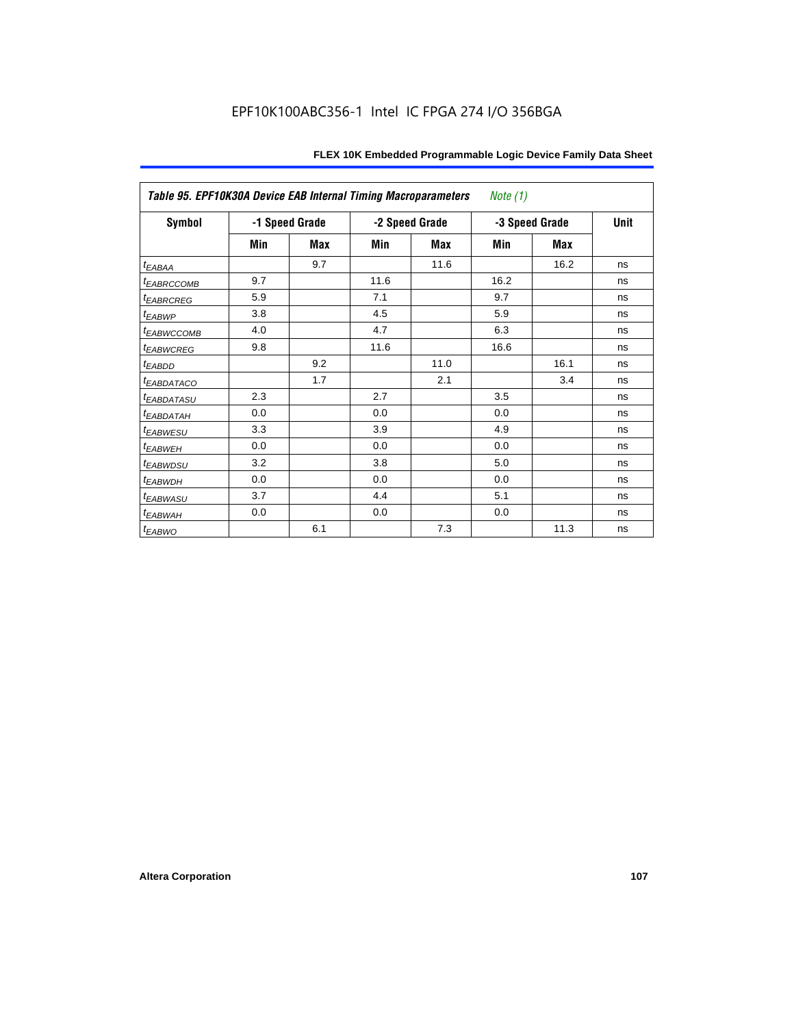EPF10K100ABC356-1 Intel IC FPGA 274 I/O 356BGA

| *Table 95. EPF10K30A Device EAB Internal Timing Macroparameters* *Note (1)* | | | | | | | |
|---|---|---|---|---|---|---|---|
| **Symbol** | **-1 Speed Grade** | | **-2 Speed Grade** | | **-3 Speed Grade** | | **Unit** |
| | **Min** | **Max** | **Min** | **Max** | **Min** | **Max** | |
| $t_{EABAA}$ | | 9.7 | | 11.6 | | 16.2 | ns |
| $t_{EABRCCOMB}$ | 9.7 | | 11.6 | | 16.2 | | ns |
| $t_{EABRCREG}$ | 5.9 | | 7.1 | | 9.7 | | ns |
| $t_{EABWP}$ | 3.8 | | 4.5 | | 5.9 | | ns |
| $t_{EABWCCOMB}$ | 4.0 | | 4.7 | | 6.3 | | ns |
| $t_{EABWCREG}$ | 9.8 | | 11.6 | | 16.6 | | ns |
| $t_{EABDD}$ | | 9.2 | | 11.0 | | 16.1 | ns |
| $t_{EABDATACO}$ | | 1.7 | | 2.1 | | 3.4 | ns |
| $t_{EABDATASU}$ | 2.3 | | 2.7 | | 3.5 | | ns |
| $t_{EABDATAH}$ | 0.0 | | 0.0 | | 0.0 | | ns |
| $t_{EABWESU}$ | 3.3 | | 3.9 | | 4.9 | | ns |
| $t_{EABWEH}$ | 0.0 | | 0.0 | | 0.0 | | ns |
| $t_{EABWDSU}$ | 3.2 | | 3.8 | | 5.0 | | ns |
| $t_{EABWDH}$ | 0.0 | | 0.0 | | 0.0 | | ns |
| $t_{EABWASU}$ | 3.7 | | 4.4 | | 5.1 | | ns |
| $t_{EABWAH}$ | 0.0 | | 0.0 | | 0.0 | | ns |
| $t_{EABWO}$ | | 6.1 | | 7.3 | | 11.3 | ns |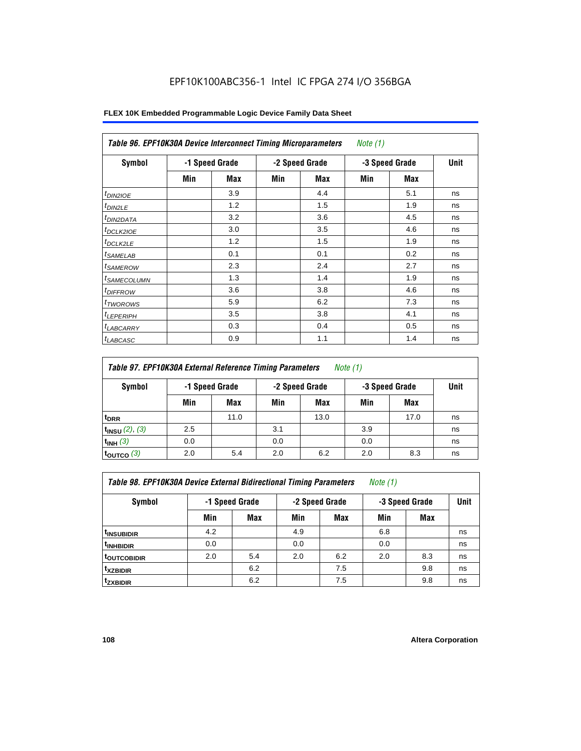## Table 96. EPF10K30A Device Interconnect Timing Microparameters *Note (1)*

| Symbol | -1 Speed Grade | | -2 Speed Grade | | -3 Speed Grade | | Unit |
|---|---|---|---|---|---|---|---|
| | Min | Max | Min | Max | Min | Max | |
| $t_{DIN2IOE}$ | | 3.9 | | 4.4 | | 5.1 | ns |
| $t_{DIN2LE}$ | | 1.2 | | 1.5 | | 1.9 | ns |
| $t_{DIN2DATA}$ | | 3.2 | | 3.6 | | 4.5 | ns |
| $t_{DCLK2IOE}$ | | 3.0 | | 3.5 | | 4.6 | ns |
| $t_{DCLK2LE}$ | | 1.2 | | 1.5 | | 1.9 | ns |
| $t_{SAMELAB}$ | | 0.1 | | 0.1 | | 0.2 | ns |
| $t_{SAMEROW}$ | | 2.3 | | 2.4 | | 2.7 | ns |
| $t_{SAMECOLUMN}$ | | 1.3 | | 1.4 | | 1.9 | ns |
| $t_{DIFFROW}$ | | 3.6 | | 3.8 | | 4.6 | ns |
| $t_{TWOROWS}$ | | 5.9 | | 6.2 | | 7.3 | ns |
| $t_{LEPERIPH}$ | | 3.5 | | 3.8 | | 4.1 | ns |
| $t_{LABCARRY}$ | | 0.3 | | 0.4 | | 0.5 | ns |
| $t_{LABCASC}$ | | 0.9 | | 1.1 | | 1.4 | ns |

## Table 97. EPF10K30A External Reference Timing Parameters *Note (1)*

| Symbol | -1 Speed Grade | | -2 Speed Grade | | -3 Speed Grade | | Unit |
|---|---|---|---|---|---|---|---|
| | Min | Max | Min | Max | Min | Max | |
| $t_{DRR}$ | | 11.0 | | 13.0 | | 17.0 | ns |
| $t_{INSU}$ *(2), (3)* | 2.5 | | 3.1 | | 3.9 | | ns |
| $t_{INH}$ *(3)* | 0.0 | | 0.0 | | 0.0 | | ns |
| $t_{OUTCO}$ *(3)* | 2.0 | 5.4 | 2.0 | 6.2 | 2.0 | 8.3 | ns |

## Table 98. EPF10K30A Device External Bidirectional Timing Parameters *Note (1)*

| Symbol | -1 Speed Grade | | -2 Speed Grade | | -3 Speed Grade | | Unit |
|---|---|---|---|---|---|---|---|
| | Min | Max | Min | Max | Min | Max | |
| $t_{INSUBIDIR}$ | 4.2 | | 4.9 | | 6.8 | | ns |
| $t_{INHBIDIR}$ | 0.0 | | 0.0 | | 0.0 | | ns |
| $t_{OUTCOBIDIR}$ | 2.0 | 5.4 | 2.0 | 6.2 | 2.0 | 8.3 | ns |
| $t_{XZBIDIR}$ | | 6.2 | | 7.5 | | 9.8 | ns |
| $t_{ZXBIDIR}$ | | 6.2 | | 7.5 | | 9.8 | ns |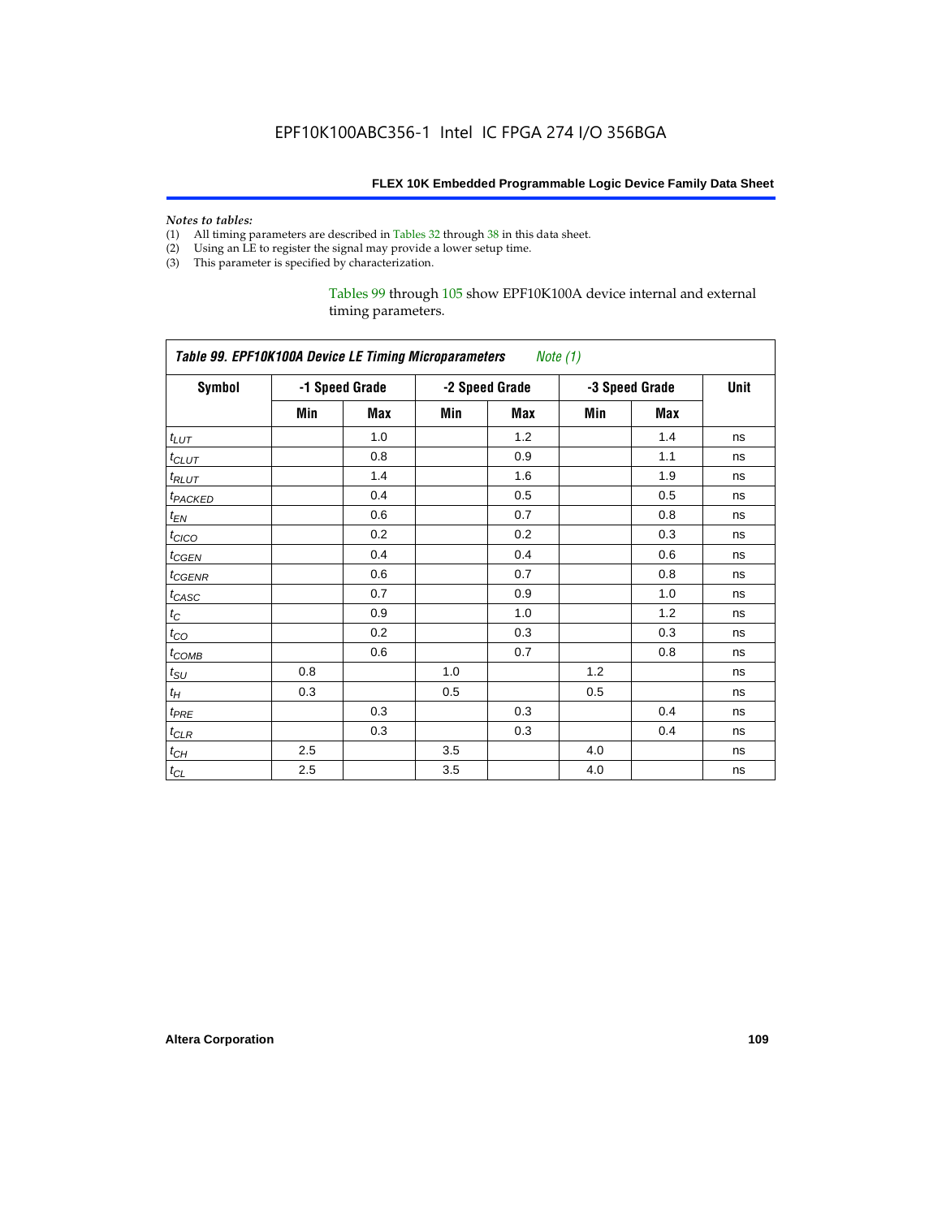*Notes to tables:*

(1) All timing parameters are described in Tables 32 through 38 in this data sheet.
(2) Using an LE to register the signal may provide a lower setup time.
(3) This parameter is specified by characterization.

Tables 99 through 105 show EPF10K100A device internal and external timing parameters.

| *Table 99. EPF10K100A Device LE Timing Microparameters* *Note (1)* | | | | | | | |
|---|---|---|---|---|---|---|---|
| **Symbol** | **-1 Speed Grade** | | **-2 Speed Grade** | | **-3 Speed Grade** | | **Unit** |
| | **Min** | **Max** | **Min** | **Max** | **Min** | **Max** | |
| $t_{LUT}$ | | 1.0 | | 1.2 | | 1.4 | ns |
| $t_{CLUT}$ | | 0.8 | | 0.9 | | 1.1 | ns |
| $t_{RLUT}$ | | 1.4 | | 1.6 | | 1.9 | ns |
| $t_{PACKED}$ | | 0.4 | | 0.5 | | 0.5 | ns |
| $t_{EN}$ | | 0.6 | | 0.7 | | 0.8 | ns |
| $t_{CICO}$ | | 0.2 | | 0.2 | | 0.3 | ns |
| $t_{CGEN}$ | | 0.4 | | 0.4 | | 0.6 | ns |
| $t_{CGENR}$ | | 0.6 | | 0.7 | | 0.8 | ns |
| $t_{CASC}$ | | 0.7 | | 0.9 | | 1.0 | ns |
| $t_{C}$ | | 0.9 | | 1.0 | | 1.2 | ns |
| $t_{CO}$ | | 0.2 | | 0.3 | | 0.3 | ns |
| $t_{COMB}$ | | 0.6 | | 0.7 | | 0.8 | ns |
| $t_{SU}$ | 0.8 | | 1.0 | | 1.2 | | ns |
| $t_{H}$ | 0.3 | | 0.5 | | 0.5 | | ns |
| $t_{PRE}$ | | 0.3 | | 0.3 | | 0.4 | ns |
| $t_{CLR}$ | | 0.3 | | 0.3 | | 0.4 | ns |
| $t_{CH}$ | 2.5 | | 3.5 | | 4.0 | | ns |
| $t_{CL}$ | 2.5 | | 3.5 | | 4.0 | | ns |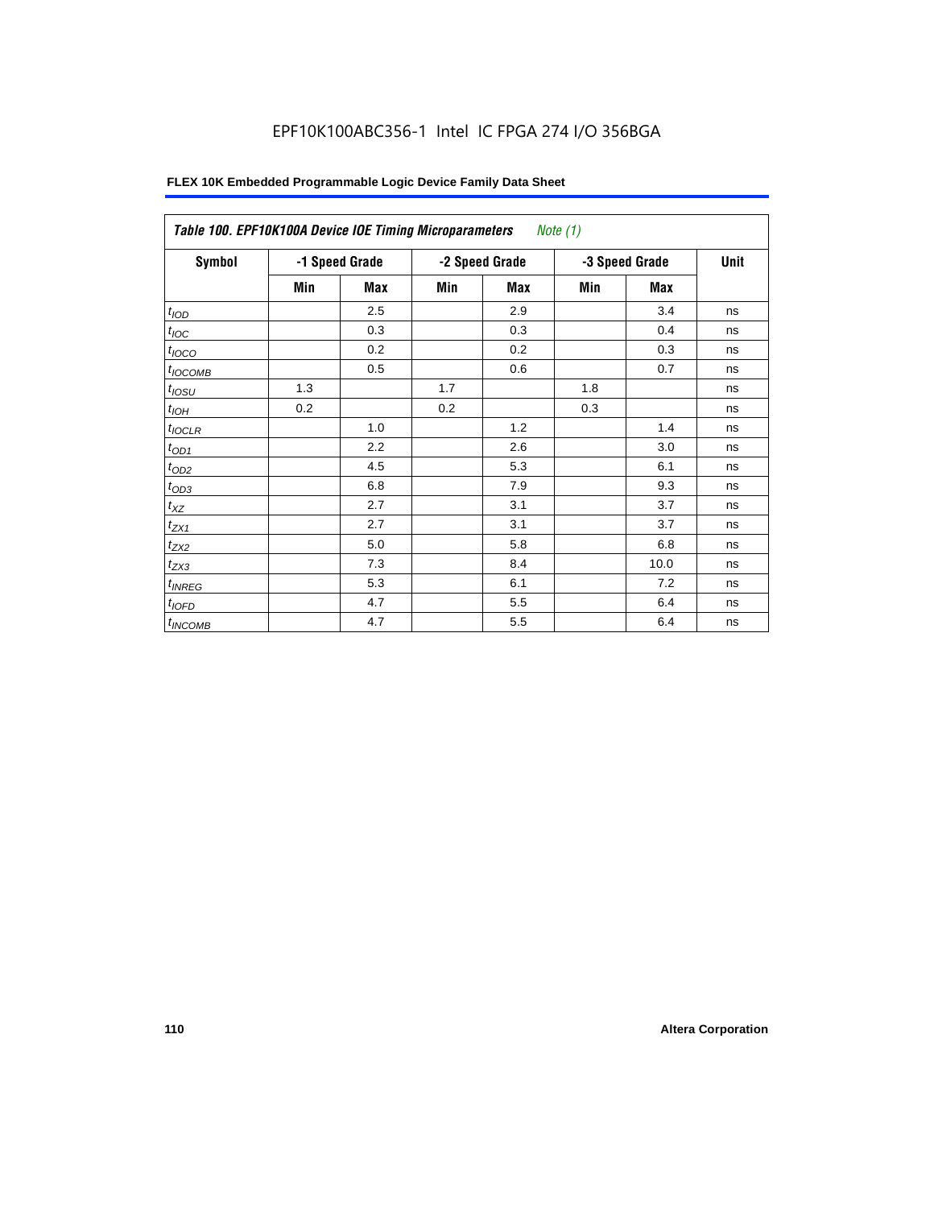EPF10K100ABC356-1 Intel IC FPGA 274 I/O 356BGA

**FLEX 10K Embedded Programmable Logic Device Family Data Sheet**

| *Table 100. EPF10K100A Device IOE Timing Microparameters* *Note (1)* | | | | | | | |
|---|---|---|---|---|---|---|---|
| **Symbol** | **-1 Speed Grade** | | **-2 Speed Grade** | | **-3 Speed Grade** | | **Unit** |
| | **Min** | **Max** | **Min** | **Max** | **Min** | **Max** | |
| $t_{IOD}$ | | 2.5 | | 2.9 | | 3.4 | ns |
| $t_{IOC}$ | | 0.3 | | 0.3 | | 0.4 | ns |
| $t_{IOCO}$ | | 0.2 | | 0.2 | | 0.3 | ns |
| $t_{IOCOMB}$ | | 0.5 | | 0.6 | | 0.7 | ns |
| $t_{IOSU}$ | 1.3 | | 1.7 | | 1.8 | | ns |
| $t_{IOH}$ | 0.2 | | 0.2 | | 0.3 | | ns |
| $t_{IOCLR}$ | | 1.0 | | 1.2 | | 1.4 | ns |
| $t_{OD1}$ | | 2.2 | | 2.6 | | 3.0 | ns |
| $t_{OD2}$ | | 4.5 | | 5.3 | | 6.1 | ns |
| $t_{OD3}$ | | 6.8 | | 7.9 | | 9.3 | ns |
| $t_{XZ}$ | | 2.7 | | 3.1 | | 3.7 | ns |
| $t_{ZX1}$ | | 2.7 | | 3.1 | | 3.7 | ns |
| $t_{ZX2}$ | | 5.0 | | 5.8 | | 6.8 | ns |
| $t_{ZX3}$ | | 7.3 | | 8.4 | | 10.0 | ns |
| $t_{INREG}$ | | 5.3 | | 6.1 | | 7.2 | ns |
| $t_{IOFD}$ | | 4.7 | | 5.5 | | 6.4 | ns |
| $t_{INCOMB}$ | | 4.7 | | 5.5 | | 6.4 | ns |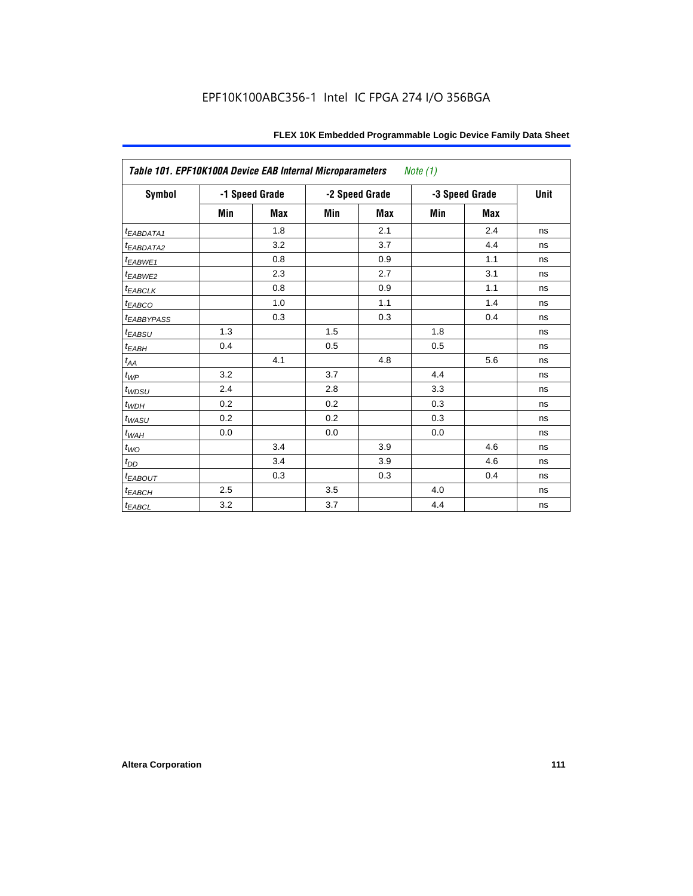EPF10K100ABC356-1 Intel IC FPGA 274 I/O 356BGA

| *Table 101. EPF10K100A Device EAB Internal Microparameters* *Note (1)* | | | | | | | |
|---|---|---|---|---|---|---|---|
| **Symbol** | **-1 Speed Grade** | | **-2 Speed Grade** | | **-3 Speed Grade** | | **Unit** |
| | **Min** | **Max** | **Min** | **Max** | **Min** | **Max** | |
| $t_{EABDATA1}$ | | 1.8 | | 2.1 | | 2.4 | ns |
| $t_{EABDATA2}$ | | 3.2 | | 3.7 | | 4.4 | ns |
| $t_{EABWE1}$ | | 0.8 | | 0.9 | | 1.1 | ns |
| $t_{EABWE2}$ | | 2.3 | | 2.7 | | 3.1 | ns |
| $t_{EABCLK}$ | | 0.8 | | 0.9 | | 1.1 | ns |
| $t_{EABCO}$ | | 1.0 | | 1.1 | | 1.4 | ns |
| $t_{EABBYPASS}$ | | 0.3 | | 0.3 | | 0.4 | ns |
| $t_{EABSU}$ | 1.3 | | 1.5 | | 1.8 | | ns |
| $t_{EABH}$ | 0.4 | | 0.5 | | 0.5 | | ns |
| $t_{AA}$ | | 4.1 | | 4.8 | | 5.6 | ns |
| $t_{WP}$ | 3.2 | | 3.7 | | 4.4 | | ns |
| $t_{WDSU}$ | 2.4 | | 2.8 | | 3.3 | | ns |
| $t_{WDH}$ | 0.2 | | 0.2 | | 0.3 | | ns |
| $t_{WASU}$ | 0.2 | | 0.2 | | 0.3 | | ns |
| $t_{WAH}$ | 0.0 | | 0.0 | | 0.0 | | ns |
| $t_{WO}$ | | 3.4 | | 3.9 | | 4.6 | ns |
| $t_{DD}$ | | 3.4 | | 3.9 | | 4.6 | ns |
| $t_{EABOUT}$ | | 0.3 | | 0.3 | | 0.4 | ns |
| $t_{EABCH}$ | 2.5 | | 3.5 | | 4.0 | | ns |
| $t_{EABCL}$ | 3.2 | | 3.7 | | 4.4 | | ns |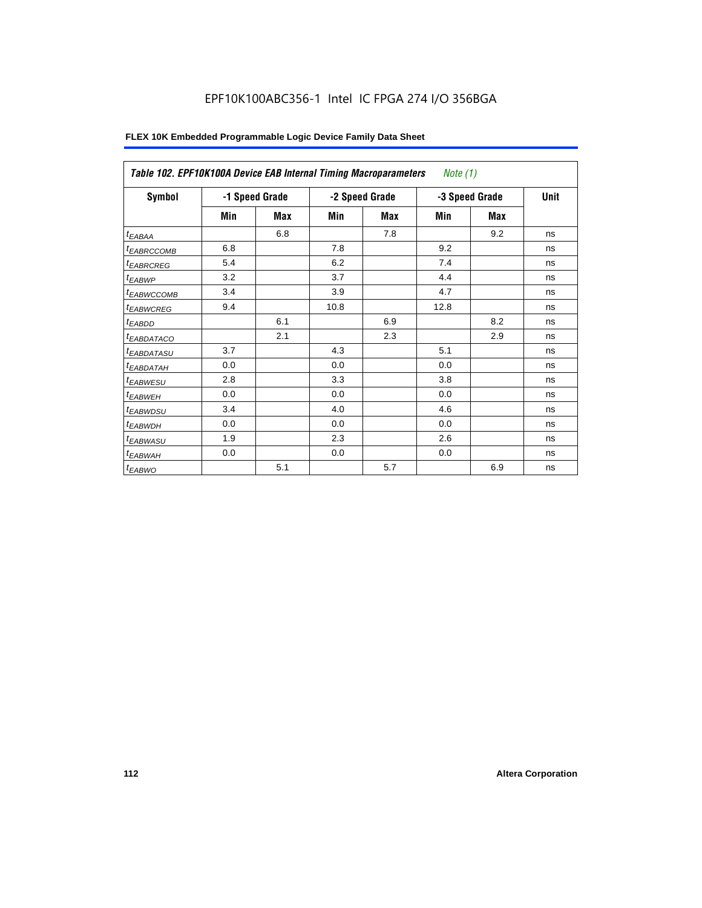EPF10K100ABC356-1 Intel IC FPGA 274 I/O 356BGA

**FLEX 10K Embedded Programmable Logic Device Family Data Sheet**

| *Table 102. EPF10K100A Device EAB Internal Timing Macroparameters Note (1)* | | | | | | | |
|---|---|---|---|---|---|---|---|
| **Symbol** | **-1 Speed Grade** | | **-2 Speed Grade** | | **-3 Speed Grade** | | **Unit** |
| | **Min** | **Max** | **Min** | **Max** | **Min** | **Max** | |
| $t_{EABAA}$ | | 6.8 | | 7.8 | | 9.2 | ns |
| $t_{EABRCCOMB}$ | 6.8 | | 7.8 | | 9.2 | | ns |
| $t_{EABRCREG}$ | 5.4 | | 6.2 | | 7.4 | | ns |
| $t_{EABWP}$ | 3.2 | | 3.7 | | 4.4 | | ns |
| $t_{EABWCCOMB}$ | 3.4 | | 3.9 | | 4.7 | | ns |
| $t_{EABWCREG}$ | 9.4 | | 10.8 | | 12.8 | | ns |
| $t_{EABDD}$ | | 6.1 | | 6.9 | | 8.2 | ns |
| $t_{EABDATACO}$ | | 2.1 | | 2.3 | | 2.9 | ns |
| $t_{EABDATASU}$ | 3.7 | | 4.3 | | 5.1 | | ns |
| $t_{EABDATAH}$ | 0.0 | | 0.0 | | 0.0 | | ns |
| $t_{EABWESU}$ | 2.8 | | 3.3 | | 3.8 | | ns |
| $t_{EABWEH}$ | 0.0 | | 0.0 | | 0.0 | | ns |
| $t_{EABWDSU}$ | 3.4 | | 4.0 | | 4.6 | | ns |
| $t_{EABWDH}$ | 0.0 | | 0.0 | | 0.0 | | ns |
| $t_{EABWASU}$ | 1.9 | | 2.3 | | 2.6 | | ns |
| $t_{EABWAH}$ | 0.0 | | 0.0 | | 0.0 | | ns |
| $t_{EABWO}$ | | 5.1 | | 5.7 | | 6.9 | ns |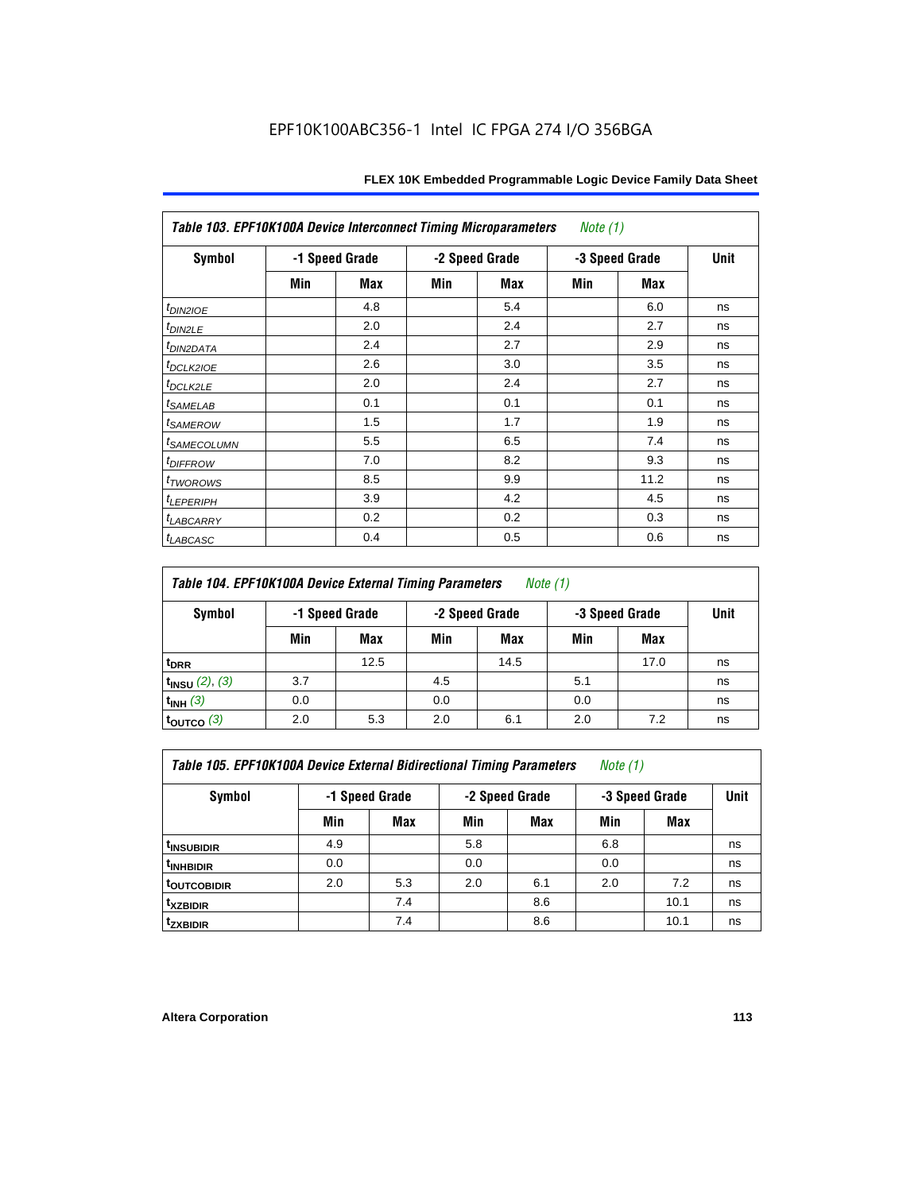EPF10K100ABC356-1 Intel IC FPGA 274 I/O 356BGA

| *Table 103. EPF10K100A Device Interconnect Timing Microparameters* *Note (1)* | | | | | | | |
|---|---|---|---|---|---|---|---|
| Symbol | -1 Speed Grade | | -2 Speed Grade | | -3 Speed Grade | | Unit |
| | Min | Max | Min | Max | Min | Max | |
| $t_{DIN2IOE}$ | | 4.8 | | 5.4 | | 6.0 | ns |
| $t_{DIN2LE}$ | | 2.0 | | 2.4 | | 2.7 | ns |
| $t_{DIN2DATA}$ | | 2.4 | | 2.7 | | 2.9 | ns |
| $t_{DCLK2IOE}$ | | 2.6 | | 3.0 | | 3.5 | ns |
| $t_{DCLK2LE}$ | | 2.0 | | 2.4 | | 2.7 | ns |
| $t_{SAMELAB}$ | | 0.1 | | 0.1 | | 0.1 | ns |
| $t_{SAMEROW}$ | | 1.5 | | 1.7 | | 1.9 | ns |
| $t_{SAMECOLUMN}$ | | 5.5 | | 6.5 | | 7.4 | ns |
| $t_{DIFFROW}$ | | 7.0 | | 8.2 | | 9.3 | ns |
| $t_{TWOROWS}$ | | 8.5 | | 9.9 | | 11.2 | ns |
| $t_{LEPERIPH}$ | | 3.9 | | 4.2 | | 4.5 | ns |
| $t_{LABCARRY}$ | | 0.2 | | 0.2 | | 0.3 | ns |
| $t_{LABCASC}$ | | 0.4 | | 0.5 | | 0.6 | ns |

| *Table 104. EPF10K100A Device External Timing Parameters* *Note (1)* | | | | | | | |
|---|---|---|---|---|---|---|---|
| Symbol | -1 Speed Grade | | -2 Speed Grade | | -3 Speed Grade | | Unit |
| | Min | Max | Min | Max | Min | Max | |
| $t_{DRR}$ | | 12.5 | | 14.5 | | 17.0 | ns |
| $t_{INSU}$ (2), (3) | 3.7 | | 4.5 | | 5.1 | | ns |
| $t_{INH}$ (3) | 0.0 | | 0.0 | | 0.0 | | ns |
| $t_{OUTCO}$ (3) | 2.0 | 5.3 | 2.0 | 6.1 | 2.0 | 7.2 | ns |

| *Table 105. EPF10K100A Device External Bidirectional Timing Parameters* *Note (1)* | | | | | | | |
|---|---|---|---|---|---|---|---|
| Symbol | -1 Speed Grade | | -2 Speed Grade | | -3 Speed Grade | | Unit |
| | Min | Max | Min | Max | Min | Max | |
| $t_{INSUBIDIR}$ | 4.9 | | 5.8 | | 6.8 | | ns |
| $t_{INHBIDIR}$ | 0.0 | | 0.0 | | 0.0 | | ns |
| $t_{OUTCOBIDIR}$ | 2.0 | 5.3 | 2.0 | 6.1 | 2.0 | 7.2 | ns |
| $t_{XZBIDIR}$ | | 7.4 | | 8.6 | | 10.1 | ns |
| $t_{ZXBIDIR}$ | | 7.4 | | 8.6 | | 10.1 | ns |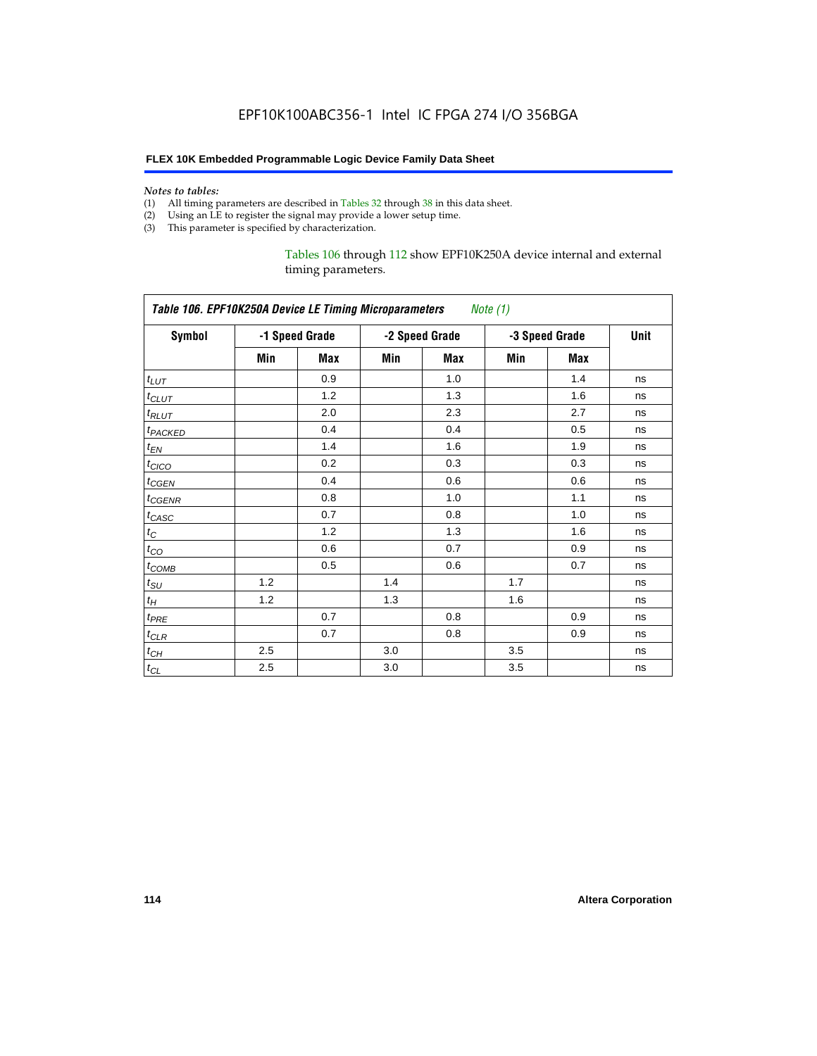*Notes to tables:*

(1) All timing parameters are described in Tables 32 through 38 in this data sheet.
(2) Using an LE to register the signal may provide a lower setup time.
(3) This parameter is specified by characterization.

Tables 106 through 112 show EPF10K250A device internal and external timing parameters.

**Table 106. EPF10K250A Device LE Timing Microparameters** *Note (1)*

| Symbol | -1 Speed Grade | | -2 Speed Grade | | -3 Speed Grade | | Unit |
|---|---|---|---|---|---|---|---|
| | Min | Max | Min | Max | Min | Max | |
| $t_{LUT}$ | | 0.9 | | 1.0 | | 1.4 | ns |
| $t_{CLUT}$ | | 1.2 | | 1.3 | | 1.6 | ns |
| $t_{RLUT}$ | | 2.0 | | 2.3 | | 2.7 | ns |
| $t_{PACKED}$ | | 0.4 | | 0.4 | | 0.5 | ns |
| $t_{EN}$ | | 1.4 | | 1.6 | | 1.9 | ns |
| $t_{CICO}$ | | 0.2 | | 0.3 | | 0.3 | ns |
| $t_{CGEN}$ | | 0.4 | | 0.6 | | 0.6 | ns |
| $t_{CGENR}$ | | 0.8 | | 1.0 | | 1.1 | ns |
| $t_{CASC}$ | | 0.7 | | 0.8 | | 1.0 | ns |
| $t_{C}$ | | 1.2 | | 1.3 | | 1.6 | ns |
| $t_{CO}$ | | 0.6 | | 0.7 | | 0.9 | ns |
| $t_{COMB}$ | | 0.5 | | 0.6 | | 0.7 | ns |
| $t_{SU}$ | 1.2 | | 1.4 | | 1.7 | | ns |
| $t_{H}$ | 1.2 | | 1.3 | | 1.6 | | ns |
| $t_{PRE}$ | | 0.7 | | 0.8 | | 0.9 | ns |
| $t_{CLR}$ | | 0.7 | | 0.8 | | 0.9 | ns |
| $t_{CH}$ | 2.5 | | 3.0 | | 3.5 | | ns |
| $t_{CL}$ | 2.5 | | 3.0 | | 3.5 | | ns |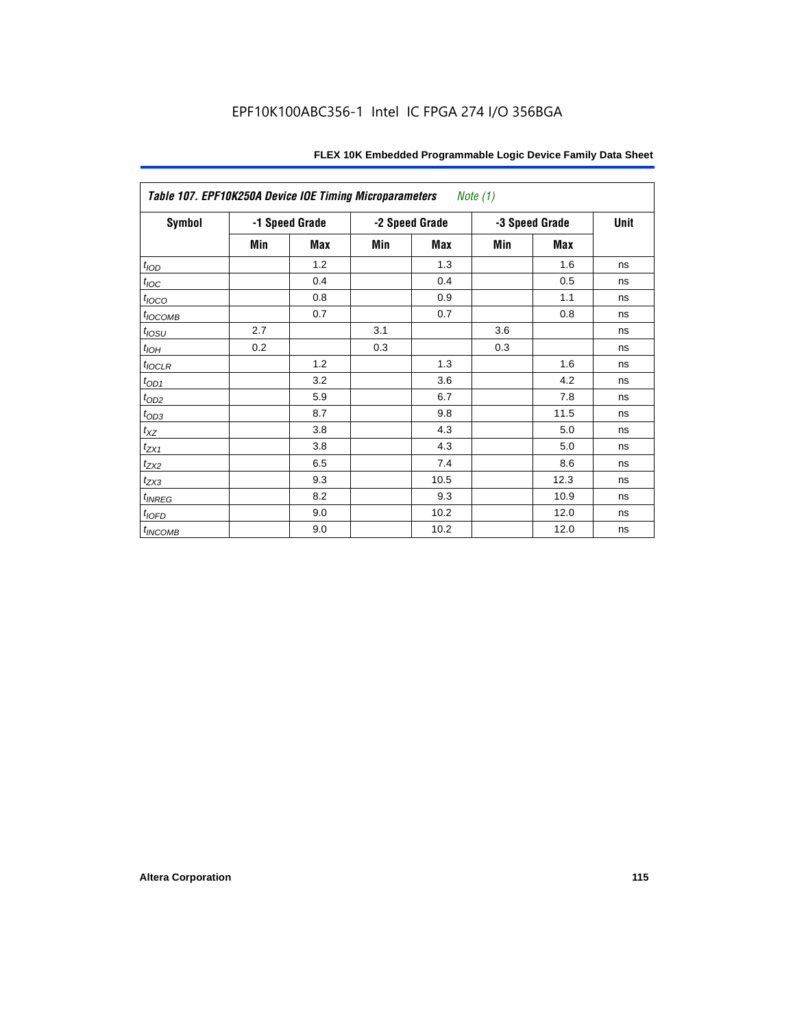EPF10K100ABC356-1 Intel IC FPGA 274 I/O 356BGA

| Table 107. EPF10K250A Device IOE Timing Microparameters *Note (1)* | | | | | | | |
|---|---|---|---|---|---|---|---|
| Symbol | -1 Speed Grade | | -2 Speed Grade | | -3 Speed Grade | | Unit |
| | Min | Max | Min | Max | Min | Max | |
| $t_{IOD}$ | | 1.2 | | 1.3 | | 1.6 | ns |
| $t_{IOC}$ | | 0.4 | | 0.4 | | 0.5 | ns |
| $t_{IOCO}$ | | 0.8 | | 0.9 | | 1.1 | ns |
| $t_{IOCOMB}$ | | 0.7 | | 0.7 | | 0.8 | ns |
| $t_{IOSU}$ | 2.7 | | 3.1 | | 3.6 | | ns |
| $t_{IOH}$ | 0.2 | | 0.3 | | 0.3 | | ns |
| $t_{IOCLR}$ | | 1.2 | | 1.3 | | 1.6 | ns |
| $t_{OD1}$ | | 3.2 | | 3.6 | | 4.2 | ns |
| $t_{OD2}$ | | 5.9 | | 6.7 | | 7.8 | ns |
| $t_{OD3}$ | | 8.7 | | 9.8 | | 11.5 | ns |
| $t_{XZ}$ | | 3.8 | | 4.3 | | 5.0 | ns |
| $t_{ZX1}$ | | 3.8 | | 4.3 | | 5.0 | ns |
| $t_{ZX2}$ | | 6.5 | | 7.4 | | 8.6 | ns |
| $t_{ZX3}$ | | 9.3 | | 10.5 | | 12.3 | ns |
| $t_{INREG}$ | | 8.2 | | 9.3 | | 10.9 | ns |
| $t_{IOFD}$ | | 9.0 | | 10.2 | | 12.0 | ns |
| $t_{INCOMB}$ | | 9.0 | | 10.2 | | 12.0 | ns |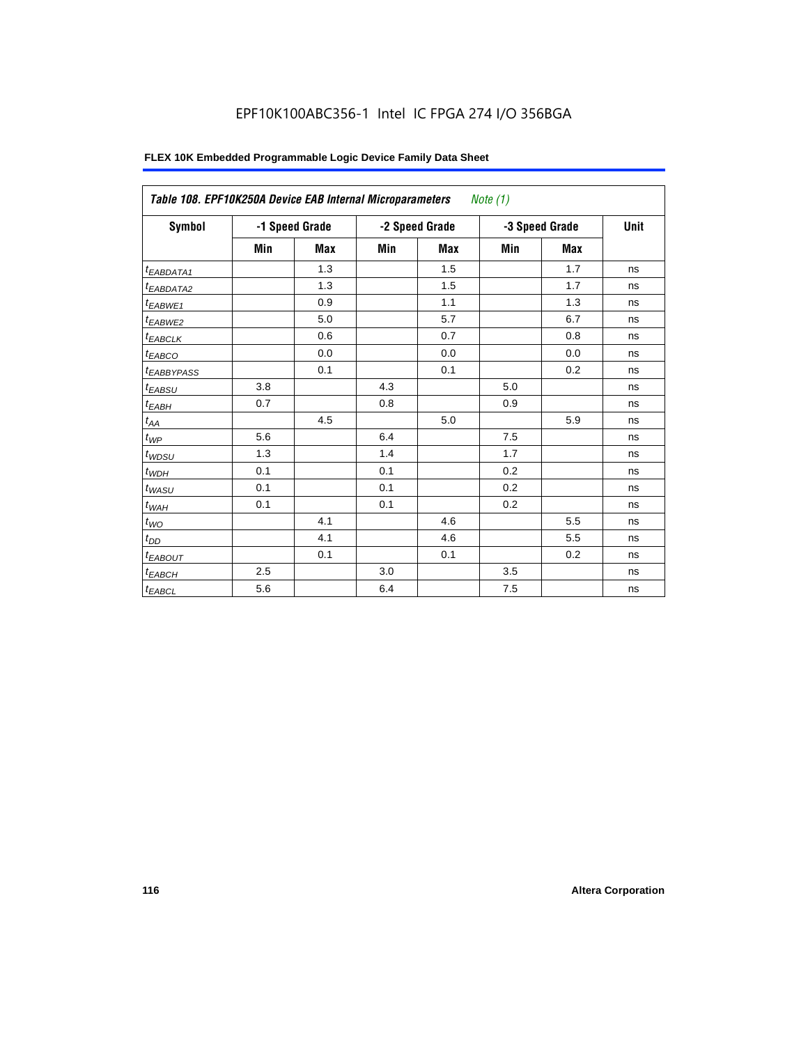EPF10K100ABC356-1 Intel IC FPGA 274 I/O 356BGA

**FLEX 10K Embedded Programmable Logic Device Family Data Sheet**

| *Table 108. EPF10K250A Device EAB Internal Microparameters* *Note (1)* | | | | | | | |
|---|---|---|---|---|---|---|---|
| **Symbol** | **-1 Speed Grade** | | **-2 Speed Grade** | | **-3 Speed Grade** | | **Unit** |
| | **Min** | **Max** | **Min** | **Max** | **Min** | **Max** | |
| $t_{EABDATA1}$ | | 1.3 | | 1.5 | | 1.7 | ns |
| $t_{EABDATA2}$ | | 1.3 | | 1.5 | | 1.7 | ns |
| $t_{EABWE1}$ | | 0.9 | | 1.1 | | 1.3 | ns |
| $t_{EABWE2}$ | | 5.0 | | 5.7 | | 6.7 | ns |
| $t_{EABCLK}$ | | 0.6 | | 0.7 | | 0.8 | ns |
| $t_{EABCO}$ | | 0.0 | | 0.0 | | 0.0 | ns |
| $t_{EABBYPASS}$ | | 0.1 | | 0.1 | | 0.2 | ns |
| $t_{EABSU}$ | 3.8 | | 4.3 | | 5.0 | | ns |
| $t_{EABH}$ | 0.7 | | 0.8 | | 0.9 | | ns |
| $t_{AA}$ | | 4.5 | | 5.0 | | 5.9 | ns |
| $t_{WP}$ | 5.6 | | 6.4 | | 7.5 | | ns |
| $t_{WDSU}$ | 1.3 | | 1.4 | | 1.7 | | ns |
| $t_{WDH}$ | 0.1 | | 0.1 | | 0.2 | | ns |
| $t_{WASU}$ | 0.1 | | 0.1 | | 0.2 | | ns |
| $t_{WAH}$ | 0.1 | | 0.1 | | 0.2 | | ns |
| $t_{WO}$ | | 4.1 | | 4.6 | | 5.5 | ns |
| $t_{DD}$ | | 4.1 | | 4.6 | | 5.5 | ns |
| $t_{EABOUT}$ | | 0.1 | | 0.1 | | 0.2 | ns |
| $t_{EABCH}$ | 2.5 | | 3.0 | | 3.5 | | ns |
| $t_{EABCL}$ | 5.6 | | 6.4 | | 7.5 | | ns |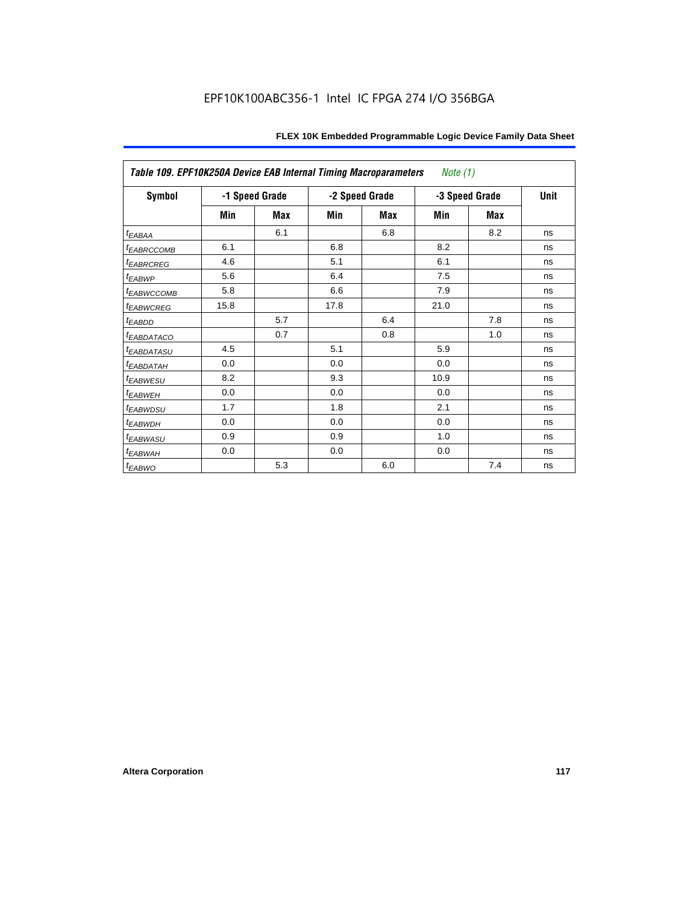EPF10K100ABC356-1 Intel IC FPGA 274 I/O 356BGA

| *Table 109. EPF10K250A Device EAB Internal Timing Macroparameters* *Note (1)* | | | | | | | |
|---|---|---|---|---|---|---|---|
| **Symbol** | **-1 Speed Grade** | | **-2 Speed Grade** | | **-3 Speed Grade** | | **Unit** |
| | **Min** | **Max** | **Min** | **Max** | **Min** | **Max** | |
| $t_{EABAA}$ | | 6.1 | | 6.8 | | 8.2 | ns |
| $t_{EABRCCOMB}$ | 6.1 | | 6.8 | | 8.2 | | ns |
| $t_{EABRCREG}$ | 4.6 | | 5.1 | | 6.1 | | ns |
| $t_{EABWP}$ | 5.6 | | 6.4 | | 7.5 | | ns |
| $t_{EABWCCOMB}$ | 5.8 | | 6.6 | | 7.9 | | ns |
| $t_{EABWCREG}$ | 15.8 | | 17.8 | | 21.0 | | ns |
| $t_{EABDD}$ | | 5.7 | | 6.4 | | 7.8 | ns |
| $t_{EABDATACO}$ | | 0.7 | | 0.8 | | 1.0 | ns |
| $t_{EABDATASU}$ | 4.5 | | 5.1 | | 5.9 | | ns |
| $t_{EABDATAH}$ | 0.0 | | 0.0 | | 0.0 | | ns |
| $t_{EABWESU}$ | 8.2 | | 9.3 | | 10.9 | | ns |
| $t_{EABWEH}$ | 0.0 | | 0.0 | | 0.0 | | ns |
| $t_{EABWDSU}$ | 1.7 | | 1.8 | | 2.1 | | ns |
| $t_{EABWDH}$ | 0.0 | | 0.0 | | 0.0 | | ns |
| $t_{EABWASU}$ | 0.9 | | 0.9 | | 1.0 | | ns |
| $t_{EABWAH}$ | 0.0 | | 0.0 | | 0.0 | | ns |
| $t_{EABWO}$ | | 5.3 | | 6.0 | | 7.4 | ns |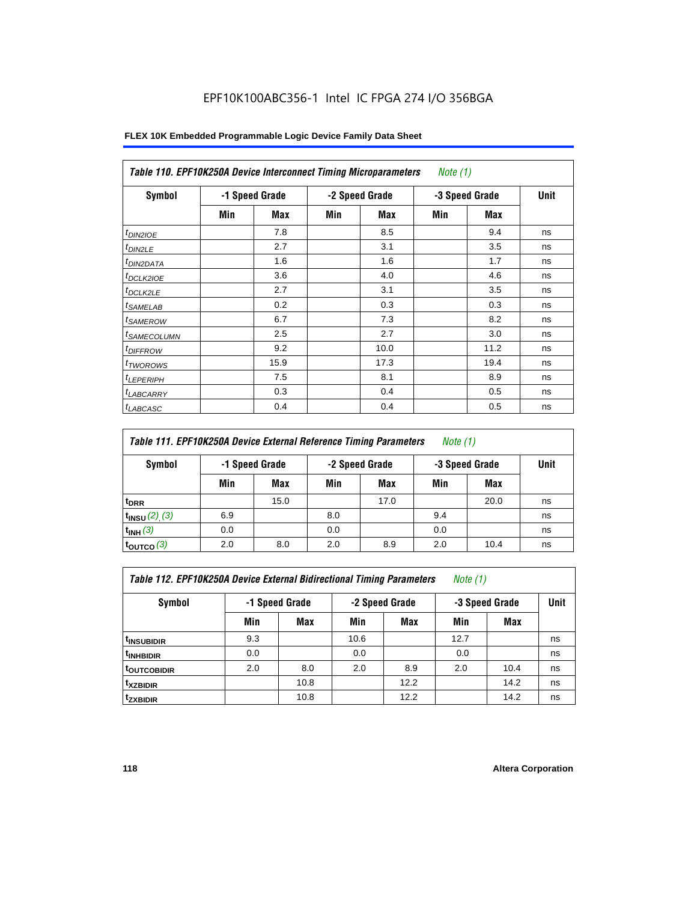EPF10K100ABC356-1 Intel IC FPGA 274 I/O 356BGA

| Table 110. EPF10K250A Device Interconnect Timing Microparameters *Note (1)* | | | | | | | |
|---|---|---|---|---|---|---|---|
| Symbol | -1 Speed Grade | | -2 Speed Grade | | -3 Speed Grade | | Unit |
| | Min | Max | Min | Max | Min | Max | |
| $t_{DIN2IOE}$ | | 7.8 | | 8.5 | | 9.4 | ns |
| $t_{DIN2LE}$ | | 2.7 | | 3.1 | | 3.5 | ns |
| $t_{DIN2DATA}$ | | 1.6 | | 1.6 | | 1.7 | ns |
| $t_{DCLK2IOE}$ | | 3.6 | | 4.0 | | 4.6 | ns |
| $t_{DCLK2LE}$ | | 2.7 | | 3.1 | | 3.5 | ns |
| $t_{SAMELAB}$ | | 0.2 | | 0.3 | | 0.3 | ns |
| $t_{SAMEROW}$ | | 6.7 | | 7.3 | | 8.2 | ns |
| $t_{SAMECOLUMN}$ | | 2.5 | | 2.7 | | 3.0 | ns |
| $t_{DIFFROW}$ | | 9.2 | | 10.0 | | 11.2 | ns |
| $t_{TWOROWS}$ | | 15.9 | | 17.3 | | 19.4 | ns |
| $t_{LEPERIPH}$ | | 7.5 | | 8.1 | | 8.9 | ns |
| $t_{LABCARRY}$ | | 0.3 | | 0.4 | | 0.5 | ns |
| $t_{LABCASC}$ | | 0.4 | | 0.4 | | 0.5 | ns |

| Table 111. EPF10K250A Device External Reference Timing Parameters *Note (1)* | | | | | | | |
|---|---|---|---|---|---|---|---|
| Symbol | -1 Speed Grade | | -2 Speed Grade | | -3 Speed Grade | | Unit |
| | Min | Max | Min | Max | Min | Max | |
| $t_{DRR}$ | | 15.0 | | 17.0 | | 20.0 | ns |
| $t_{INSU}$ *(2), (3)* | 6.9 | | 8.0 | | 9.4 | | ns |
| $t_{INH}$ *(3)* | 0.0 | | 0.0 | | 0.0 | | ns |
| $t_{OUTCO}$ *(3)* | 2.0 | 8.0 | 2.0 | 8.9 | 2.0 | 10.4 | ns |

| Table 112. EPF10K250A Device External Bidirectional Timing Parameters *Note (1)* | | | | | | | |
|---|---|---|---|---|---|---|---|
| Symbol | -1 Speed Grade | | -2 Speed Grade | | -3 Speed Grade | | Unit |
| | Min | Max | Min | Max | Min | Max | |
| $t_{INSUBIDIR}$ | 9.3 | | 10.6 | | 12.7 | | ns |
| $t_{INHBIDIR}$ | 0.0 | | 0.0 | | 0.0 | | ns |
| $t_{OUTCOBIDIR}$ | 2.0 | 8.0 | 2.0 | 8.9 | 2.0 | 10.4 | ns |
| $t_{XZBIDIR}$ | | 10.8 | | 12.2 | | 14.2 | ns |
| $t_{ZXBIDIR}$ | | 10.8 | | 12.2 | | 14.2 | ns |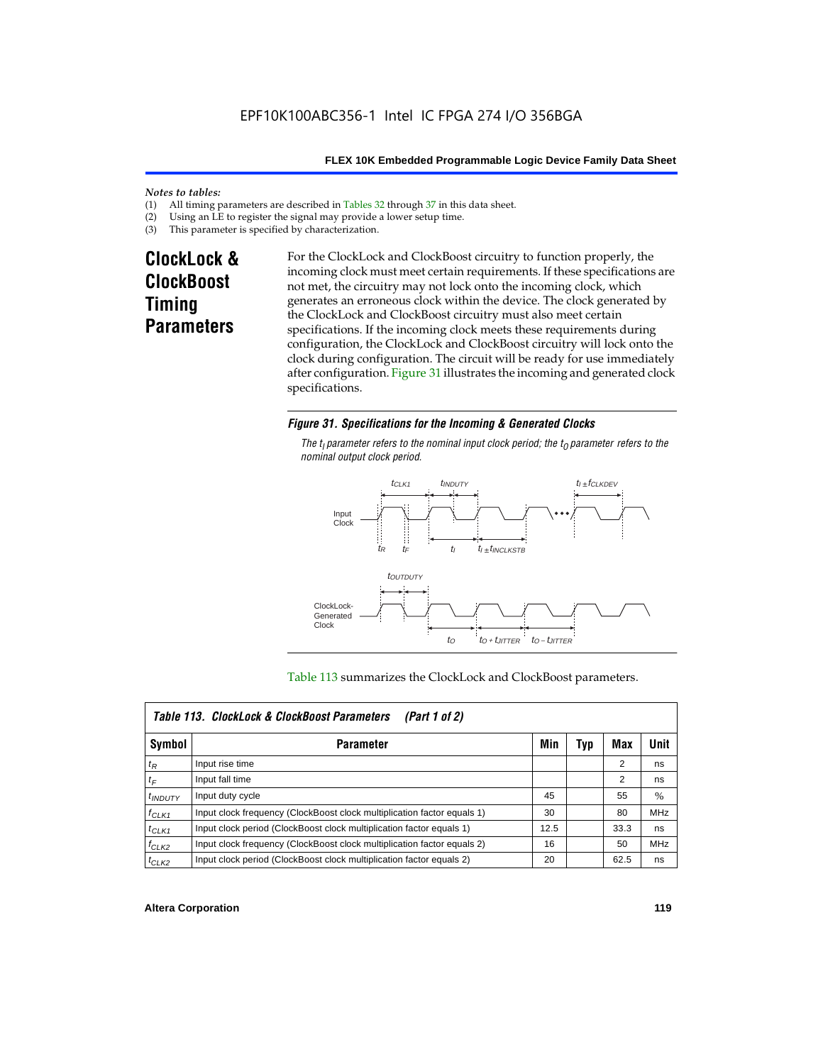*Notes to tables:*

(1) All timing parameters are described in Tables 32 through 37 in this data sheet.
(2) Using an LE to register the signal may provide a lower setup time.
(3) This parameter is specified by characterization.

## ClockLock & ClockBoost Timing Parameters

For the ClockLock and ClockBoost circuitry to function properly, the incoming clock must meet certain requirements. If these specifications are not met, the circuitry may not lock onto the incoming clock, which generates an erroneous clock within the device. The clock generated by the ClockLock and ClockBoost circuitry must also meet certain specifications. If the incoming clock meets these requirements during configuration, the ClockLock and ClockBoost circuitry will lock onto the clock during configuration. The circuit will be ready for use immediately after configuration. Figure 31 illustrates the incoming and generated clock specifications.

***Figure 31. Specifications for the Incoming & Generated Clocks***

*The $t_I$ parameter refers to the nominal input clock period; the $t_O$ parameter refers to the nominal output clock period.*

Table 113 summarizes the ClockLock and ClockBoost parameters.

| ***Table 113. ClockLock & ClockBoost Parameters (Part 1 of 2)*** | | | | | |
|---|---|---|---|---|---|
| **Symbol** | **Parameter** | **Min** | **Typ** | **Max** | **Unit** |
| $t_R$ | Input rise time | | | 2 | ns |
| $t_F$ | Input fall time | | | 2 | ns |
| $t_{INDUTY}$ | Input duty cycle | 45 | | 55 | % |
| $f_{CLK1}$ | Input clock frequency (ClockBoost clock multiplication factor equals 1) | 30 | | 80 | MHz |
| $t_{CLK1}$ | Input clock period (ClockBoost clock multiplication factor equals 1) | 12.5 | | 33.3 | ns |
| $f_{CLK2}$ | Input clock frequency (ClockBoost clock multiplication factor equals 2) | 16 | | 50 | MHz |
| $t_{CLK2}$ | Input clock period (ClockBoost clock multiplication factor equals 2) | 20 | | 62.5 | ns |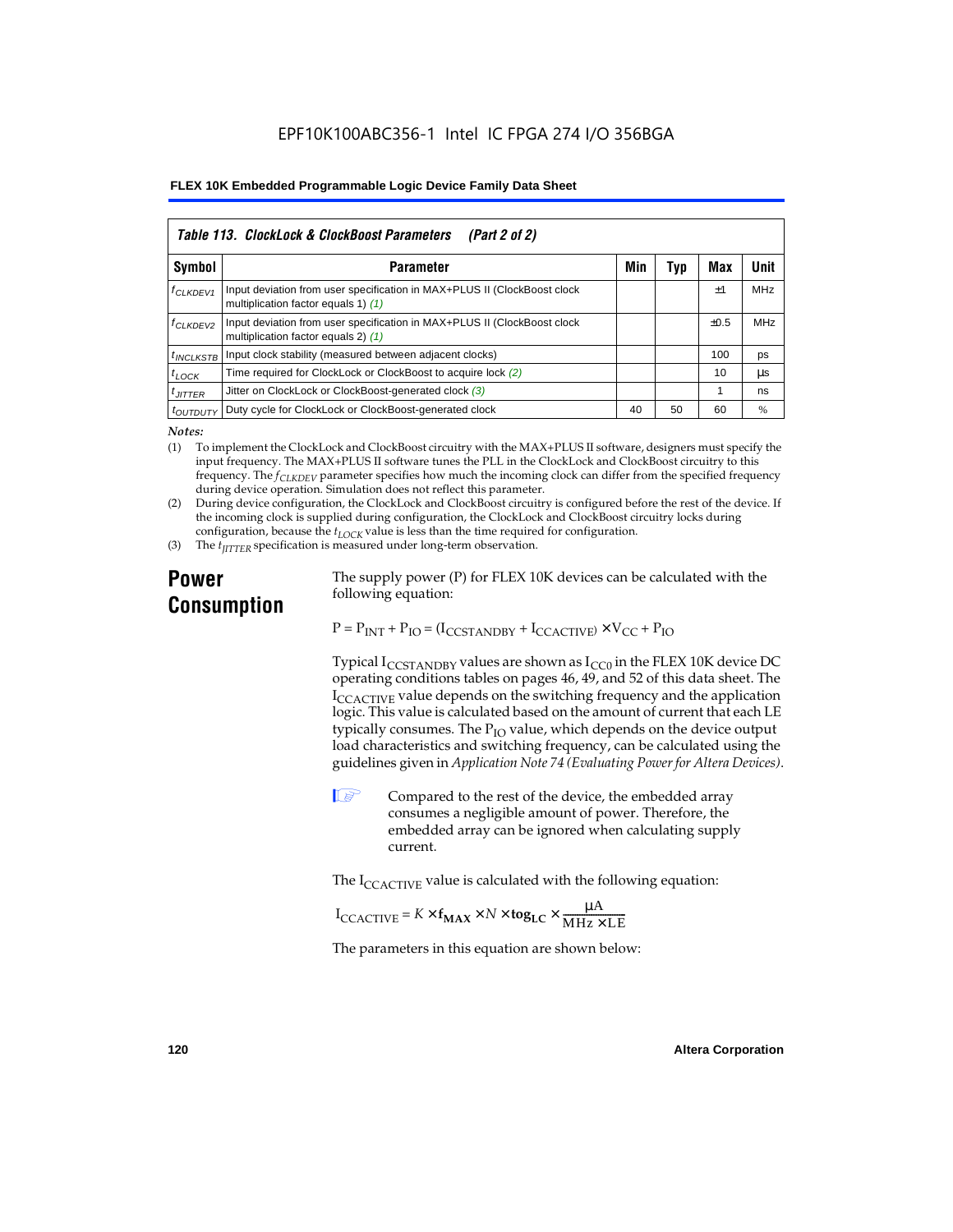| Table 113. ClockLock & ClockBoost Parameters (Part 2 of 2) | | | | | |
|---|---|---|---|---|---|
| **Symbol** | **Parameter** | **Min** | **Typ** | **Max** | **Unit** |
| $f_{CLKDEV1}$ | Input deviation from user specification in MAX+PLUS II (ClockBoost clock multiplication factor equals 1) *(1)* | | | ±1 | MHz |
| $f_{CLKDEV2}$ | Input deviation from user specification in MAX+PLUS II (ClockBoost clock multiplication factor equals 2) *(1)* | | | ±0.5 | MHz |
| $t_{INCLKSTB}$ | Input clock stability (measured between adjacent clocks) | | | 100 | ps |
| $t_{LOCK}$ | Time required for ClockLock or ClockBoost to acquire lock *(2)* | | | 10 | µs |
| $t_{JITTER}$ | Jitter on ClockLock or ClockBoost-generated clock *(3)* | | | 1 | ns |
| $t_{OUTDUTY}$ | Duty cycle for ClockLock or ClockBoost-generated clock | 40 | 50 | 60 | % |

*Notes:*

(1) To implement the ClockLock and ClockBoost circuitry with the MAX+PLUS II software, designers must specify the input frequency. The MAX+PLUS II software tunes the PLL in the ClockLock and ClockBoost circuitry to this frequency. The $f_{CLKDEV}$ parameter specifies how much the incoming clock can differ from the specified frequency during device operation. Simulation does not reflect this parameter.

(2) During device configuration, the ClockLock and ClockBoost circuitry is configured before the rest of the device. If the incoming clock is supplied during configuration, the ClockLock and ClockBoost circuitry locks during configuration, because the $t_{LOCK}$ value is less than the time required for configuration.

(3) The $t_{JITTER}$ specification is measured under long-term observation.

## Power Consumption

The supply power (P) for FLEX 10K devices can be calculated with the following equation:

$$P = P_{INT} + P_{IO} = (I_{CCSTANDBY} + I_{CCACTIVE}) \times V_{CC} + P_{IO}$$

Typical $I_{CCSTANDBY}$ values are shown as $I_{CC0}$ in the FLEX 10K device DC operating conditions tables on pages 46, 49, and 52 of this data sheet. The $I_{CCACTIVE}$ value depends on the switching frequency and the application logic. This value is calculated based on the amount of current that each LE typically consumes. The $P_{IO}$ value, which depends on the device output load characteristics and switching frequency, can be calculated using the guidelines given in *Application Note 74 (Evaluating Power for Altera Devices)*.

Compared to the rest of the device, the embedded array consumes a negligible amount of power. Therefore, the embedded array can be ignored when calculating supply current.

The $I_{CCACTIVE}$ value is calculated with the following equation:

$$I_{CCACTIVE} = K \times \mathbf{f_{MAX}} \times N \times \mathbf{tog_{LC}} \times \frac{\mu A}{MHz \times LE}$$

The parameters in this equation are shown below: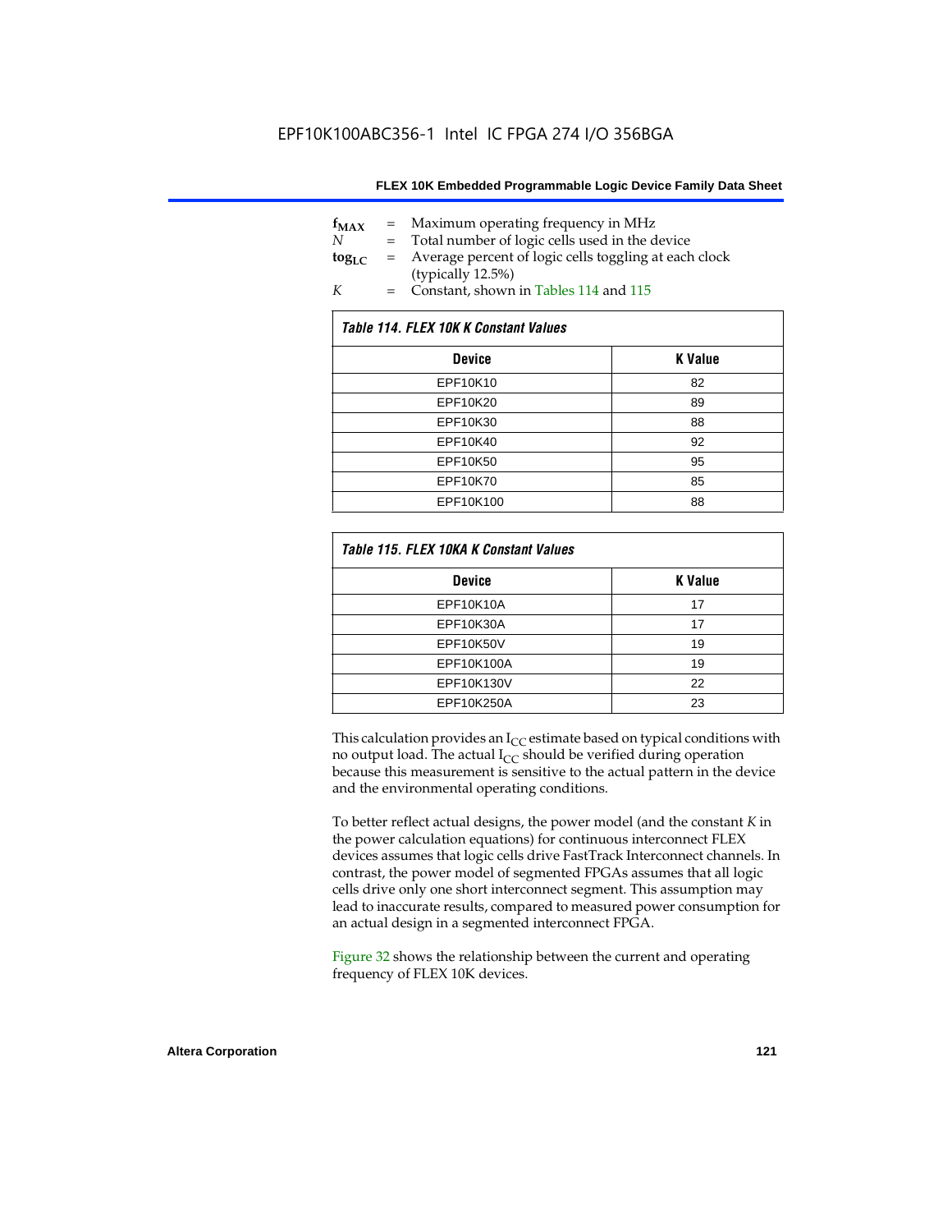EPF10K100ABC356-1 Intel IC FPGA 274 I/O 356BGA

$f_{MAX}$ = Maximum operating frequency in MHz
$N$ = Total number of logic cells used in the device
$tog_{LC}$ = Average percent of logic cells toggling at each clock (typically 12.5%)
$K$ = Constant, shown in Tables 114 and 115

*Table 114. FLEX 10K K Constant Values*

| Device | K Value |
|---|---|
| EPF10K10 | 82 |
| EPF10K20 | 89 |
| EPF10K30 | 88 |
| EPF10K40 | 92 |
| EPF10K50 | 95 |
| EPF10K70 | 85 |
| EPF10K100 | 88 |

*Table 115. FLEX 10KA K Constant Values*

| Device | K Value |
|---|---|
| EPF10K10A | 17 |
| EPF10K30A | 17 |
| EPF10K50V | 19 |
| EPF10K100A | 19 |
| EPF10K130V | 22 |
| EPF10K250A | 23 |

This calculation provides an $I_{CC}$ estimate based on typical conditions with no output load. The actual $I_{CC}$ should be verified during operation because this measurement is sensitive to the actual pattern in the device and the environmental operating conditions.

To better reflect actual designs, the power model (and the constant $K$ in the power calculation equations) for continuous interconnect FLEX devices assumes that logic cells drive FastTrack Interconnect channels. In contrast, the power model of segmented FPGAs assumes that all logic cells drive only one short interconnect segment. This assumption may lead to inaccurate results, compared to measured power consumption for an actual design in a segmented interconnect FPGA.

Figure 32 shows the relationship between the current and operating frequency of FLEX 10K devices.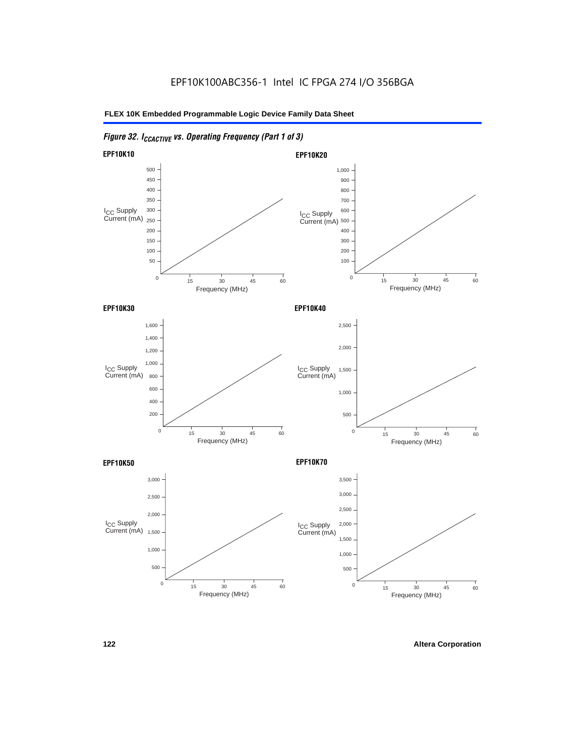EPF10K100ABC356-1 Intel IC FPGA 274 I/O 356BGA

*Figure 32. $I_{CCACTIVE}$ vs. Operating Frequency (Part 1 of 3)*

**EPF10K10**

$I_{CC}$ Supply Current (mA): 0, 50, 100, 150, 200, 250, 300, 350, 400, 450, 500

Frequency (MHz): 0, 15, 30, 45, 60

**EPF10K20**

$I_{CC}$ Supply Current (mA): 0, 100, 200, 300, 400, 500, 600, 700, 800, 900, 1,000

Frequency (MHz): 0, 15, 30, 45, 60

**EPF10K30**

$I_{CC}$ Supply Current (mA): 0, 200, 400, 600, 800, 1,000, 1,200, 1,400, 1,600

Frequency (MHz): 0, 15, 30, 45, 60

**EPF10K40**

$I_{CC}$ Supply Current (mA): 0, 500, 1,000, 1,500, 2,000, 2,500

Frequency (MHz): 0, 15, 30, 45, 60

**EPF10K50**

$I_{CC}$ Supply Current (mA): 0, 500, 1,000, 1,500, 2,000, 2,500, 3,000

Frequency (MHz): 0, 15, 30, 45, 60

**EPF10K70**

$I_{CC}$ Supply Current (mA): 0, 500, 1,000, 1,500, 2,000, 2,500, 3,000, 3,500

Frequency (MHz): 0, 15, 30, 45, 60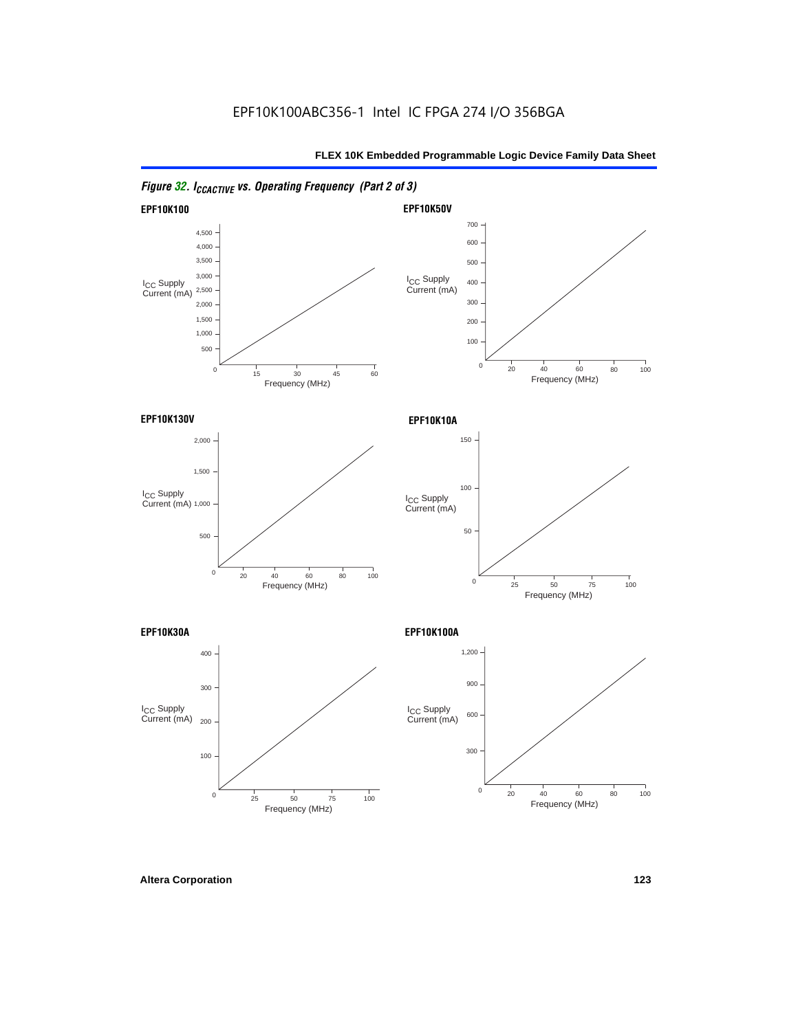EPF10K100ABC356-1 Intel IC FPGA 274 I/O 356BGA

*Figure 32. $I_{CCACTIVE}$ vs. Operating Frequency (Part 2 of 3)*

**EPF10K100**

$I_{CC}$ Supply Current (mA)

4,500
4,000
3,500
3,000
2,500
2,000
1,500
1,000
500
0

0 15 30 45 60

Frequency (MHz)

**EPF10K50V**

$I_{CC}$ Supply Current (mA)

700
600
500
400
300
200
100
0

0 20 40 60 80 100

Frequency (MHz)

**EPF10K130V**

$I_{CC}$ Supply Current (mA)

2,000
1,500
1,000
500
0

0 20 40 60 80 100

Frequency (MHz)

**EPF10K10A**

$I_{CC}$ Supply Current (mA)

150
100
50
0

0 25 50 75 100

Frequency (MHz)

**EPF10K30A**

$I_{CC}$ Supply Current (mA)

400
300
200
100
0

0 25 50 75 100

Frequency (MHz)

**EPF10K100A**

$I_{CC}$ Supply Current (mA)

1,200
900
600
300
0

0 20 40 60 80 100

Frequency (MHz)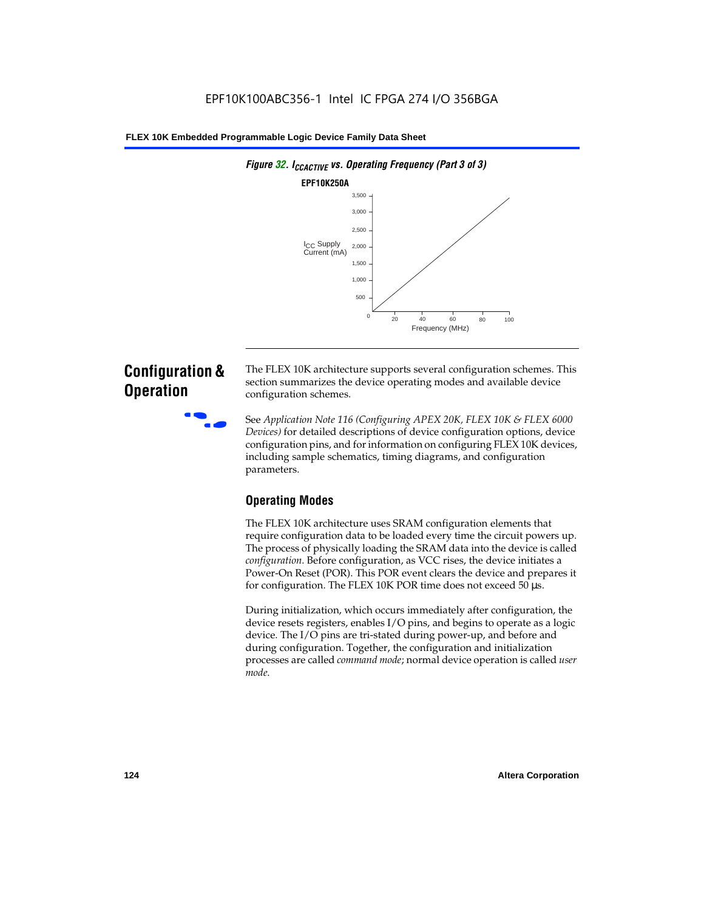*Figure 32. $I_{CCACTIVE}$ vs. Operating Frequency (Part 3 of 3)*

**EPF10K250A**

## Configuration & Operation

The FLEX 10K architecture supports several configuration schemes. This section summarizes the device operating modes and available device configuration schemes.

See *Application Note 116 (Configuring APEX 20K, FLEX 10K & FLEX 6000 Devices)* for detailed descriptions of device configuration options, device configuration pins, and for information on configuring FLEX 10K devices, including sample schematics, timing diagrams, and configuration parameters.

### Operating Modes

The FLEX 10K architecture uses SRAM configuration elements that require configuration data to be loaded every time the circuit powers up. The process of physically loading the SRAM data into the device is called *configuration*. Before configuration, as VCC rises, the device initiates a Power-On Reset (POR). This POR event clears the device and prepares it for configuration. The FLEX 10K POR time does not exceed 50 µs.

During initialization, which occurs immediately after configuration, the device resets registers, enables I/O pins, and begins to operate as a logic device. The I/O pins are tri-stated during power-up, and before and during configuration. Together, the configuration and initialization processes are called *command mode*; normal device operation is called *user mode*.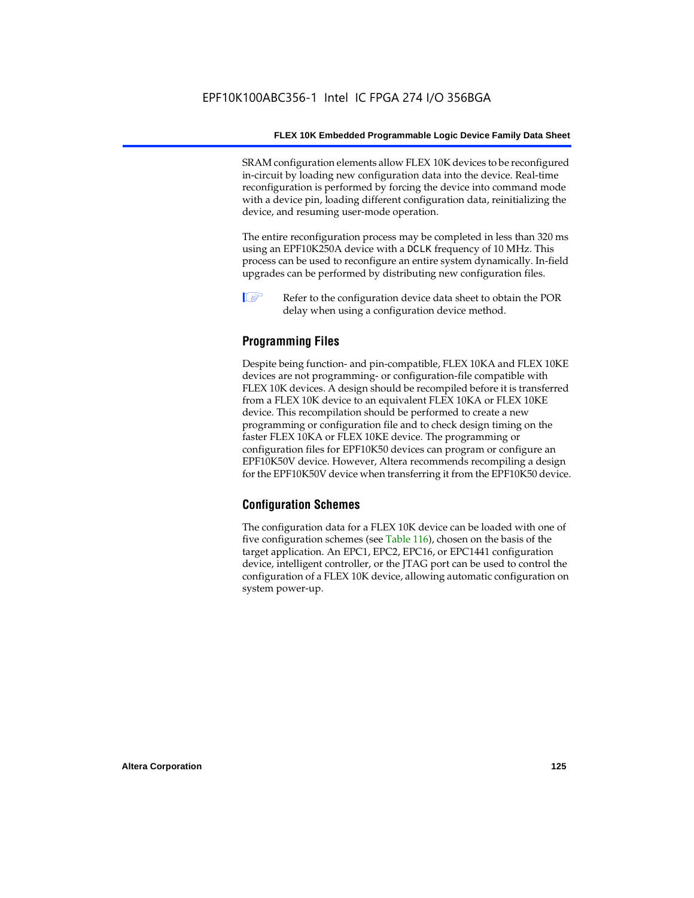SRAM configuration elements allow FLEX 10K devices to be reconfigured in-circuit by loading new configuration data into the device. Real-time reconfiguration is performed by forcing the device into command mode with a device pin, loading different configuration data, reinitializing the device, and resuming user-mode operation.

The entire reconfiguration process may be completed in less than 320 ms using an EPF10K250A device with a DCLK frequency of 10 MHz. This process can be used to reconfigure an entire system dynamically. In-field upgrades can be performed by distributing new configuration files.

Refer to the configuration device data sheet to obtain the POR delay when using a configuration device method.

## Programming Files

Despite being function- and pin-compatible, FLEX 10KA and FLEX 10KE devices are not programming- or configuration-file compatible with FLEX 10K devices. A design should be recompiled before it is transferred from a FLEX 10K device to an equivalent FLEX 10KA or FLEX 10KE device. This recompilation should be performed to create a new programming or configuration file and to check design timing on the faster FLEX 10KA or FLEX 10KE device. The programming or configuration files for EPF10K50 devices can program or configure an EPF10K50V device. However, Altera recommends recompiling a design for the EPF10K50V device when transferring it from the EPF10K50 device.

## Configuration Schemes

The configuration data for a FLEX 10K device can be loaded with one of five configuration schemes (see Table 116), chosen on the basis of the target application. An EPC1, EPC2, EPC16, or EPC1441 configuration device, intelligent controller, or the JTAG port can be used to control the configuration of a FLEX 10K device, allowing automatic configuration on system power-up.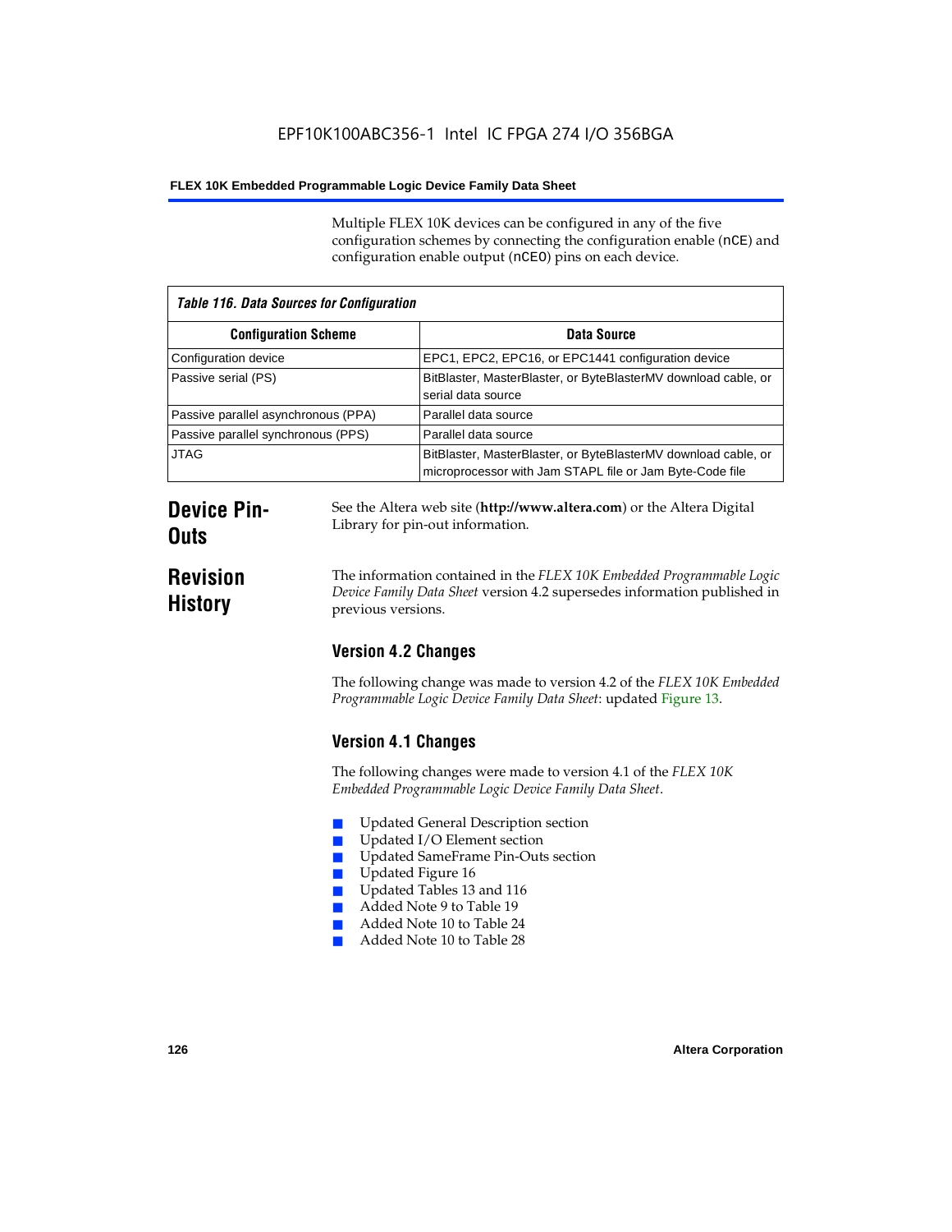Multiple FLEX 10K devices can be configured in any of the five configuration schemes by connecting the configuration enable (nCE) and configuration enable output (nCEO) pins on each device.

| *Table 116. Data Sources for Configuration* | |
|---|---|
| **Configuration Scheme** | **Data Source** |
| Configuration device | EPC1, EPC2, EPC16, or EPC1441 configuration device |
| Passive serial (PS) | BitBlaster, MasterBlaster, or ByteBlasterMV download cable, or serial data source |
| Passive parallel asynchronous (PPA) | Parallel data source |
| Passive parallel synchronous (PPS) | Parallel data source |
| JTAG | BitBlaster, MasterBlaster, or ByteBlasterMV download cable, or microprocessor with Jam STAPL file or Jam Byte-Code file |

# Device Pin-Outs

See the Altera web site (**http://www.altera.com**) or the Altera Digital Library for pin-out information.

# Revision History

The information contained in the *FLEX 10K Embedded Programmable Logic Device Family Data Sheet* version 4.2 supersedes information published in previous versions.

## Version 4.2 Changes

The following change was made to version 4.2 of the *FLEX 10K Embedded Programmable Logic Device Family Data Sheet*: updated Figure 13.

## Version 4.1 Changes

The following changes were made to version 4.1 of the *FLEX 10K Embedded Programmable Logic Device Family Data Sheet*.

- Updated General Description section
- Updated I/O Element section
- Updated SameFrame Pin-Outs section
- Updated Figure 16
- Updated Tables 13 and 116
- Added Note 9 to Table 19
- Added Note 10 to Table 24
- Added Note 10 to Table 28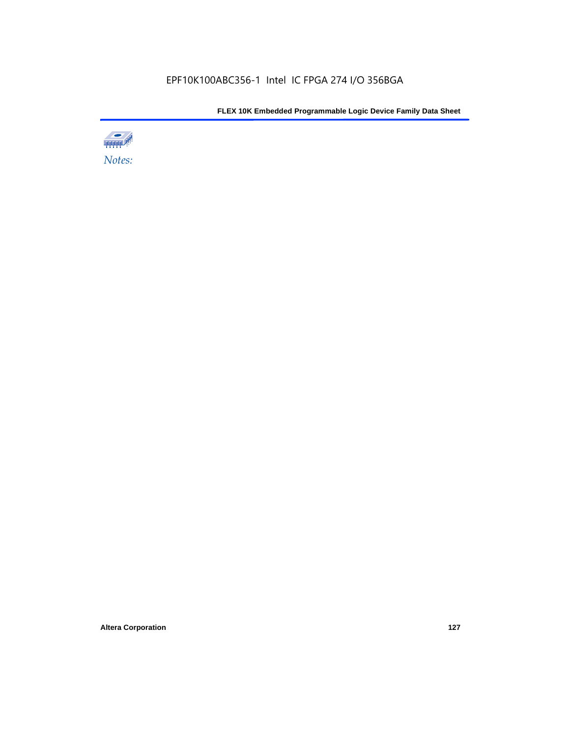*Notes:*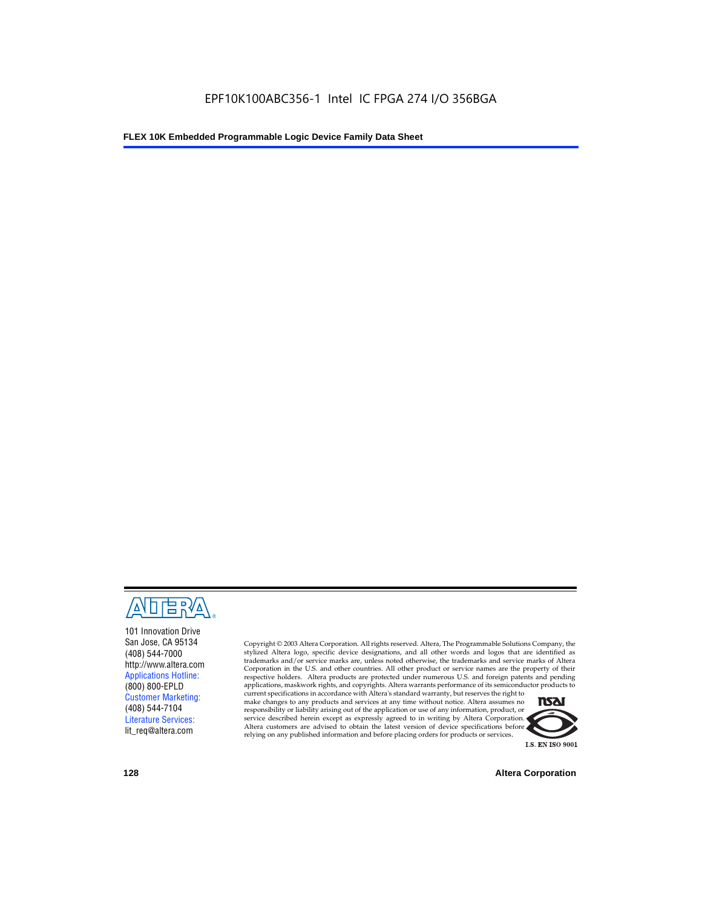101 Innovation Drive
San Jose, CA 95134
(408) 544-7000
http://www.altera.com
Applications Hotline:
(800) 800-EPLD
Customer Marketing:
(408) 544-7104
Literature Services:
lit_req@altera.com

Copyright © 2003 Altera Corporation. All rights reserved. Altera, The Programmable Solutions Company, the stylized Altera logo, specific device designations, and all other words and logos that are identified as trademarks and/or service marks are, unless noted otherwise, the trademarks and service marks of Altera Corporation in the U.S. and other countries. All other product or service names are the property of their respective holders. Altera products are protected under numerous U.S. and foreign patents and pending applications, maskwork rights, and copyrights. Altera warrants performance of its semiconductor products to current specifications in accordance with Altera's standard warranty, but reserves the right to make changes to any products and services at any time without notice. Altera assumes no responsibility or liability arising out of the application or use of any information, product, or service described herein except as expressly agreed to in writing by Altera Corporation. Altera customers are advised to obtain the latest version of device specifications before relying on any published information and before placing orders for products or services.

I.S. EN ISO 9001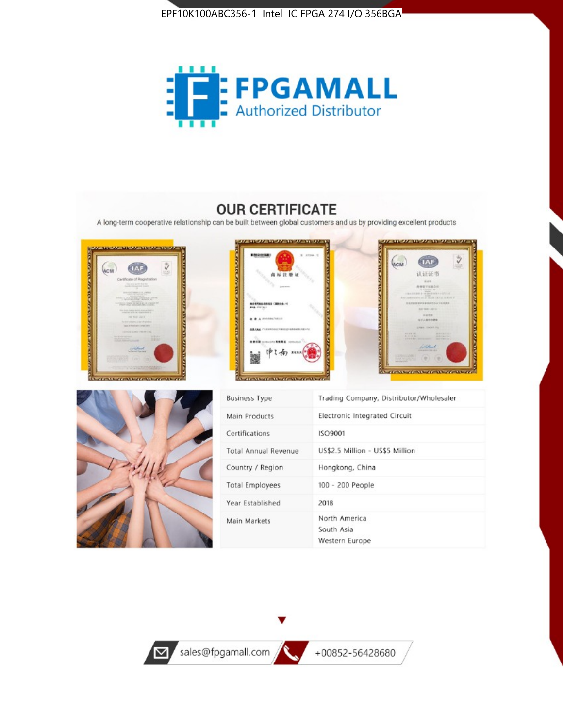FPGAMALL

Authorized Distributor

## OUR CERTIFICATE

A long-term cooperative relationship can be built between global customers and us by providing excellent products

| | |
|---|---|
| Business Type | Trading Company, Distributor/Wholesaler |
| Main Products | Electronic Integrated Circuit |
| Certifications | ISO9001 |
| Total Annual Revenue | US$2.5 Million - US$5 Million |
| Country / Region | Hongkong, China |
| Total Employees | 100 - 200 People |
| Year Established | 2018 |
| Main Markets | North America<br>South Asia<br>Western Europe |

sales@fpgamall.com

+00852-56428680